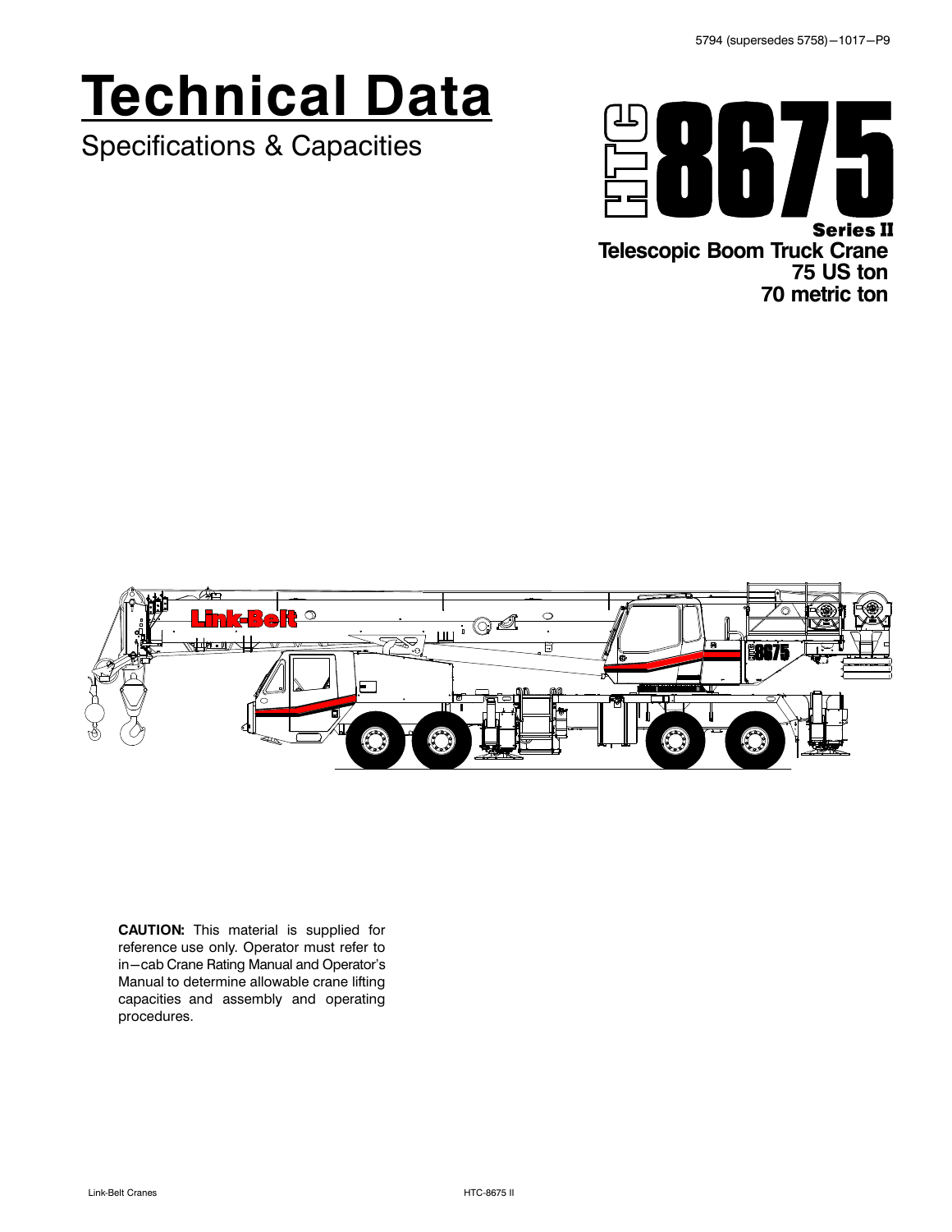5794 (supersedes 5758)—1017—P9

# Technical Data

## Specifications & Capacities

# HTC 8675

**Series II**

**Telescopic Boom Truck Crane**
**75 US ton**
**70 metric ton**

**CAUTION:** This material is supplied for reference use only. Operator must refer to in—cab Crane Rating Manual and Operator's Manual to determine allowable crane lifting capacities and assembly and operating procedures.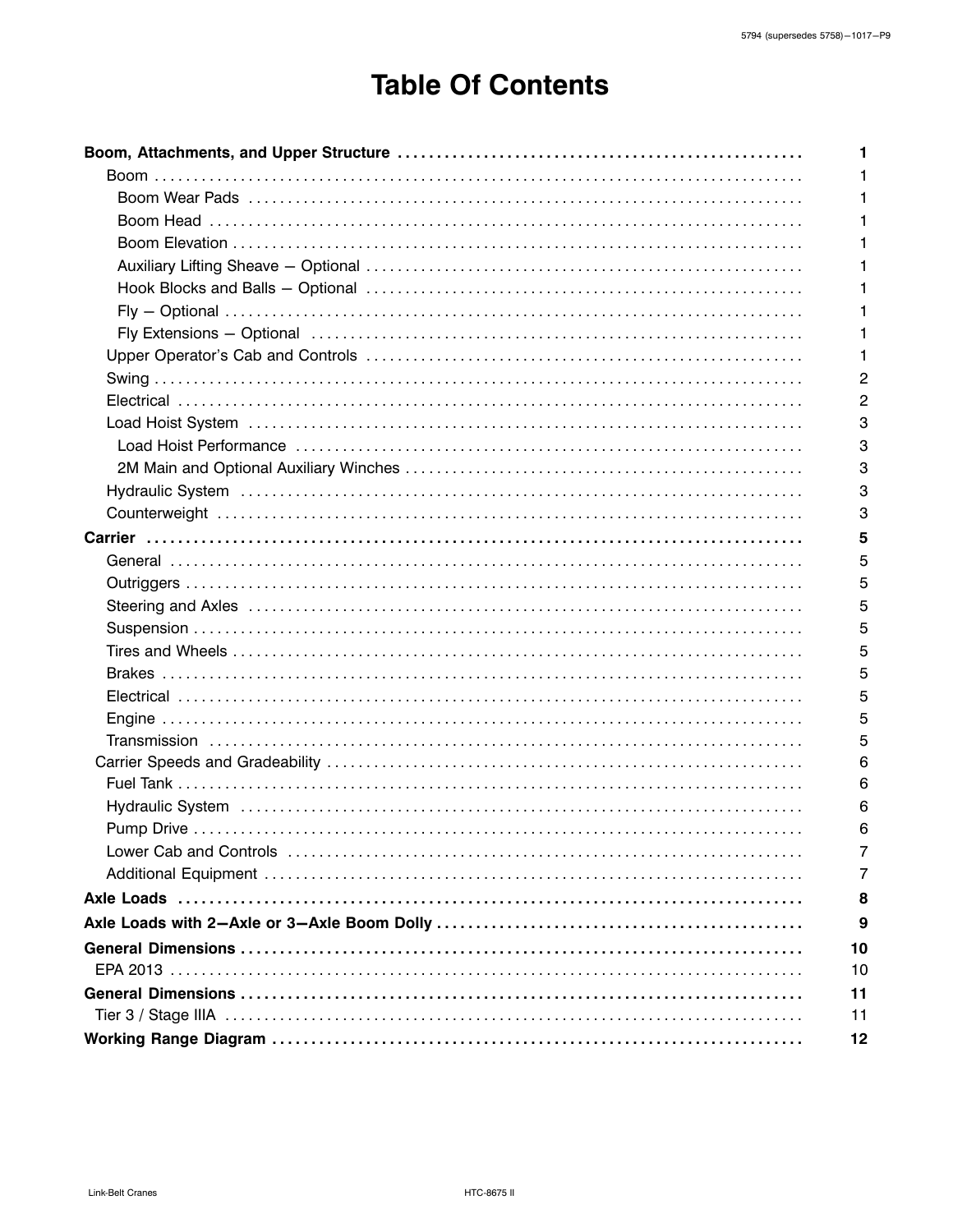# Table Of Contents

| Section | Page |
|---|---|
| **Boom, Attachments, and Upper Structure** | **1** |
| Boom | 1 |
| Boom Wear Pads | 1 |
| Boom Head | 1 |
| Boom Elevation | 1 |
| Auxiliary Lifting Sheave – Optional | 1 |
| Hook Blocks and Balls – Optional | 1 |
| Fly – Optional | 1 |
| Fly Extensions – Optional | 1 |
| Upper Operator's Cab and Controls | 1 |
| Swing | 2 |
| Electrical | 2 |
| Load Hoist System | 3 |
| Load Hoist Performance | 3 |
| 2M Main and Optional Auxiliary Winches | 3 |
| Hydraulic System | 3 |
| Counterweight | 3 |
| **Carrier** | **5** |
| General | 5 |
| Outriggers | 5 |
| Steering and Axles | 5 |
| Suspension | 5 |
| Tires and Wheels | 5 |
| Brakes | 5 |
| Electrical | 5 |
| Engine | 5 |
| Transmission | 5 |
| Carrier Speeds and Gradeability | 6 |
| Fuel Tank | 6 |
| Hydraulic System | 6 |
| Pump Drive | 6 |
| Lower Cab and Controls | 7 |
| Additional Equipment | 7 |
| **Axle Loads** | **8** |
| **Axle Loads with 2–Axle or 3–Axle Boom Dolly** | **9** |
| **General Dimensions** | **10** |
| EPA 2013 | 10 |
| **General Dimensions** | **11** |
| Tier 3 / Stage IIIA | 11 |
| **Working Range Diagram** | **12** |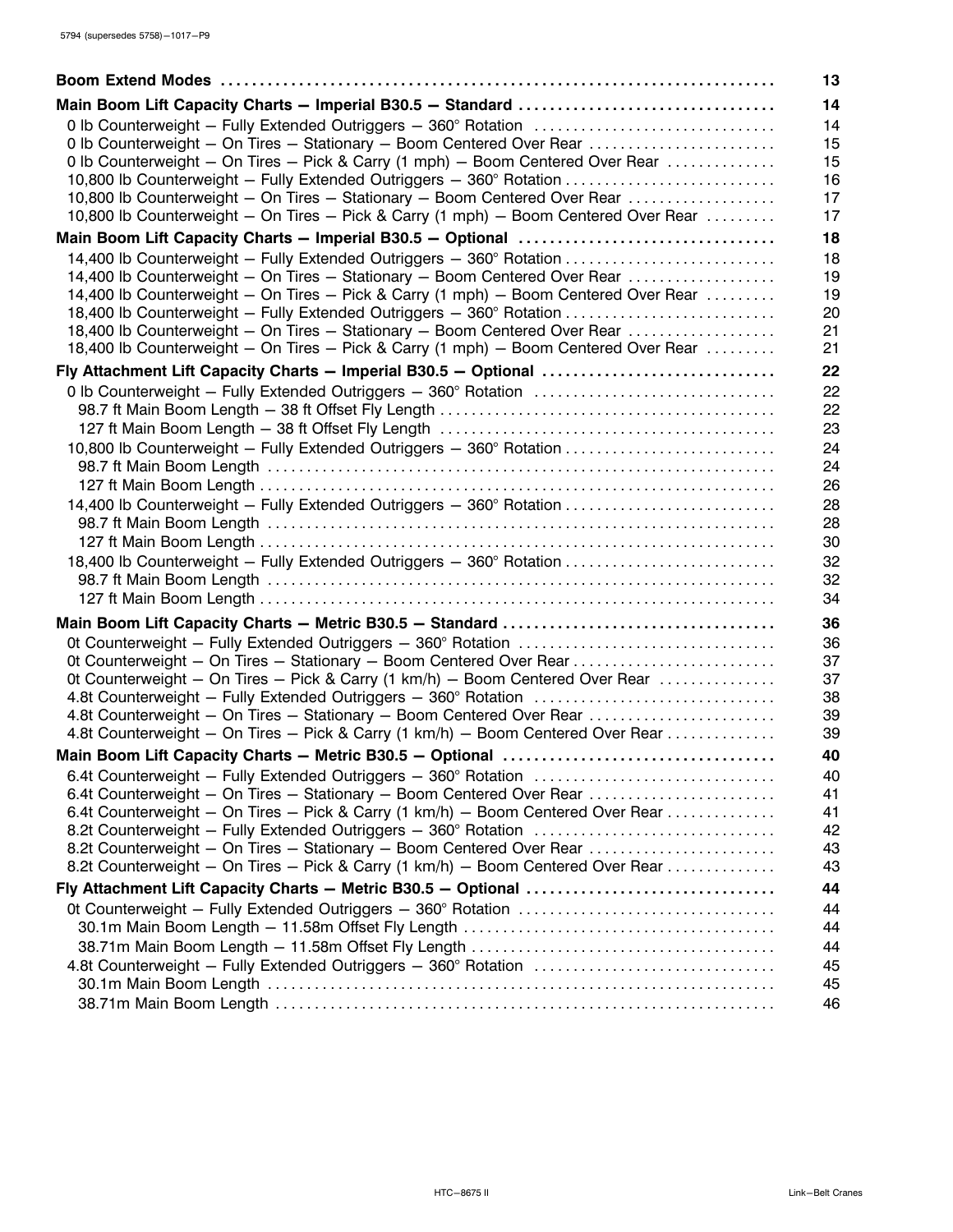| | |
|---|---|
| **Boom Extend Modes** | **13** |
| **Main Boom Lift Capacity Charts — Imperial B30.5 — Standard** | **14** |
| 0 lb Counterweight — Fully Extended Outriggers — 360° Rotation | 14 |
| 0 lb Counterweight — On Tires — Stationary — Boom Centered Over Rear | 15 |
| 0 lb Counterweight — On Tires — Pick & Carry (1 mph) — Boom Centered Over Rear | 15 |
| 10,800 lb Counterweight — Fully Extended Outriggers — 360° Rotation | 16 |
| 10,800 lb Counterweight — On Tires — Stationary — Boom Centered Over Rear | 17 |
| 10,800 lb Counterweight — On Tires — Pick & Carry (1 mph) — Boom Centered Over Rear | 17 |
| **Main Boom Lift Capacity Charts — Imperial B30.5 — Optional** | **18** |
| 14,400 lb Counterweight — Fully Extended Outriggers — 360° Rotation | 18 |
| 14,400 lb Counterweight — On Tires — Stationary — Boom Centered Over Rear | 19 |
| 14,400 lb Counterweight — On Tires — Pick & Carry (1 mph) — Boom Centered Over Rear | 19 |
| 18,400 lb Counterweight — Fully Extended Outriggers — 360° Rotation | 20 |
| 18,400 lb Counterweight — On Tires — Stationary — Boom Centered Over Rear | 21 |
| 18,400 lb Counterweight — On Tires — Pick & Carry (1 mph) — Boom Centered Over Rear | 21 |
| **Fly Attachment Lift Capacity Charts — Imperial B30.5 — Optional** | **22** |
| 0 lb Counterweight — Fully Extended Outriggers — 360° Rotation | 22 |
| 98.7 ft Main Boom Length — 38 ft Offset Fly Length | 22 |
| 127 ft Main Boom Length — 38 ft Offset Fly Length | 23 |
| 10,800 lb Counterweight — Fully Extended Outriggers — 360° Rotation | 24 |
| 98.7 ft Main Boom Length | 24 |
| 127 ft Main Boom Length | 26 |
| 14,400 lb Counterweight — Fully Extended Outriggers — 360° Rotation | 28 |
| 98.7 ft Main Boom Length | 28 |
| 127 ft Main Boom Length | 30 |
| 18,400 lb Counterweight — Fully Extended Outriggers — 360° Rotation | 32 |
| 98.7 ft Main Boom Length | 32 |
| 127 ft Main Boom Length | 34 |
| **Main Boom Lift Capacity Charts — Metric B30.5 — Standard** | **36** |
| 0t Counterweight — Fully Extended Outriggers — 360° Rotation | 36 |
| 0t Counterweight — On Tires — Stationary — Boom Centered Over Rear | 37 |
| 0t Counterweight — On Tires — Pick & Carry (1 km/h) — Boom Centered Over Rear | 37 |
| 4.8t Counterweight — Fully Extended Outriggers — 360° Rotation | 38 |
| 4.8t Counterweight — On Tires — Stationary — Boom Centered Over Rear | 39 |
| 4.8t Counterweight — On Tires — Pick & Carry (1 km/h) — Boom Centered Over Rear | 39 |
| **Main Boom Lift Capacity Charts — Metric B30.5 — Optional** | **40** |
| 6.4t Counterweight — Fully Extended Outriggers — 360° Rotation | 40 |
| 6.4t Counterweight — On Tires — Stationary — Boom Centered Over Rear | 41 |
| 6.4t Counterweight — On Tires — Pick & Carry (1 km/h) — Boom Centered Over Rear | 41 |
| 8.2t Counterweight — Fully Extended Outriggers — 360° Rotation | 42 |
| 8.2t Counterweight — On Tires — Stationary — Boom Centered Over Rear | 43 |
| 8.2t Counterweight — On Tires — Pick & Carry (1 km/h) — Boom Centered Over Rear | 43 |
| **Fly Attachment Lift Capacity Charts — Metric B30.5 — Optional** | **44** |
| 0t Counterweight — Fully Extended Outriggers — 360° Rotation | 44 |
| 30.1m Main Boom Length — 11.58m Offset Fly Length | 44 |
| 38.71m Main Boom Length — 11.58m Offset Fly Length | 44 |
| 4.8t Counterweight — Fully Extended Outriggers — 360° Rotation | 45 |
| 30.1m Main Boom Length | 45 |
| 38.71m Main Boom Length | 46 |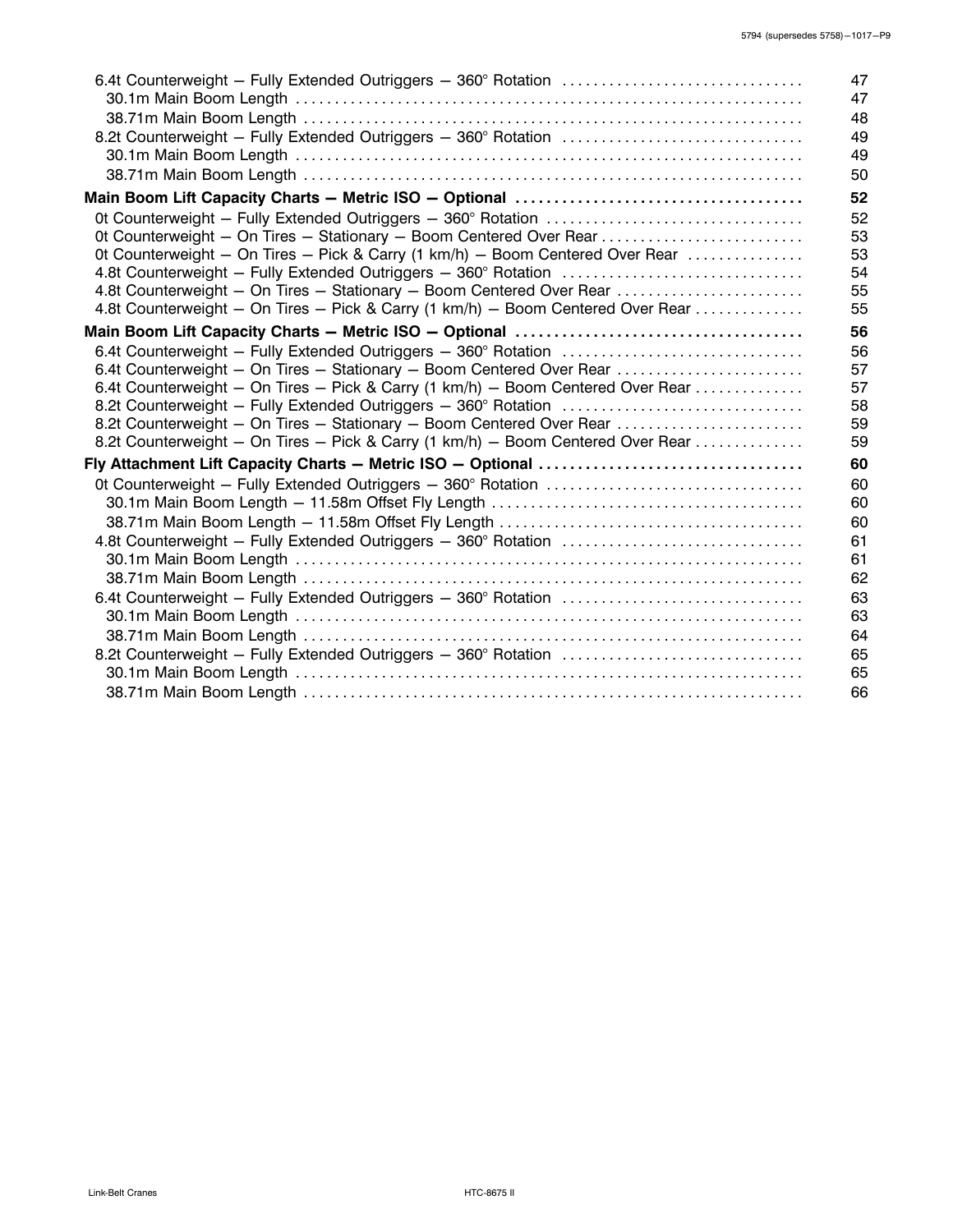6.4t Counterweight – Fully Extended Outriggers – 360° Rotation ............................... 47
- 30.1m Main Boom Length ............................................................... 47
- 38.71m Main Boom Length .............................................................. 48

8.2t Counterweight – Fully Extended Outriggers – 360° Rotation ............................... 49
- 30.1m Main Boom Length ............................................................... 49
- 38.71m Main Boom Length .............................................................. 50

**Main Boom Lift Capacity Charts – Metric ISO – Optional .................................... 52**

0t Counterweight – Fully Extended Outriggers – 360° Rotation ................................. 52
0t Counterweight – On Tires – Stationary – Boom Centered Over Rear .......................... 53
0t Counterweight – On Tires – Pick & Carry (1 km/h) – Boom Centered Over Rear .............. 53
4.8t Counterweight – Fully Extended Outriggers – 360° Rotation ............................... 54
4.8t Counterweight – On Tires – Stationary – Boom Centered Over Rear ........................ 55
4.8t Counterweight – On Tires – Pick & Carry (1 km/h) – Boom Centered Over Rear ............. 55

**Main Boom Lift Capacity Charts – Metric ISO – Optional .................................... 56**

6.4t Counterweight – Fully Extended Outriggers – 360° Rotation ............................... 56
6.4t Counterweight – On Tires – Stationary – Boom Centered Over Rear ........................ 57
6.4t Counterweight – On Tires – Pick & Carry (1 km/h) – Boom Centered Over Rear ............. 57
8.2t Counterweight – Fully Extended Outriggers – 360° Rotation ............................... 58
8.2t Counterweight – On Tires – Stationary – Boom Centered Over Rear ........................ 59
8.2t Counterweight – On Tires – Pick & Carry (1 km/h) – Boom Centered Over Rear ............. 59

**Fly Attachment Lift Capacity Charts – Metric ISO – Optional ................................ 60**

0t Counterweight – Fully Extended Outriggers – 360° Rotation ................................. 60
- 30.1m Main Boom Length – 11.58m Offset Fly Length ....................................... 60
- 38.71m Main Boom Length – 11.58m Offset Fly Length ...................................... 60

4.8t Counterweight – Fully Extended Outriggers – 360° Rotation ............................... 61
- 30.1m Main Boom Length ............................................................... 61
- 38.71m Main Boom Length .............................................................. 62

6.4t Counterweight – Fully Extended Outriggers – 360° Rotation ............................... 63
- 30.1m Main Boom Length ............................................................... 63
- 38.71m Main Boom Length .............................................................. 64

8.2t Counterweight – Fully Extended Outriggers – 360° Rotation ............................... 65
- 30.1m Main Boom Length ............................................................... 65
- 38.71m Main Boom Length .............................................................. 66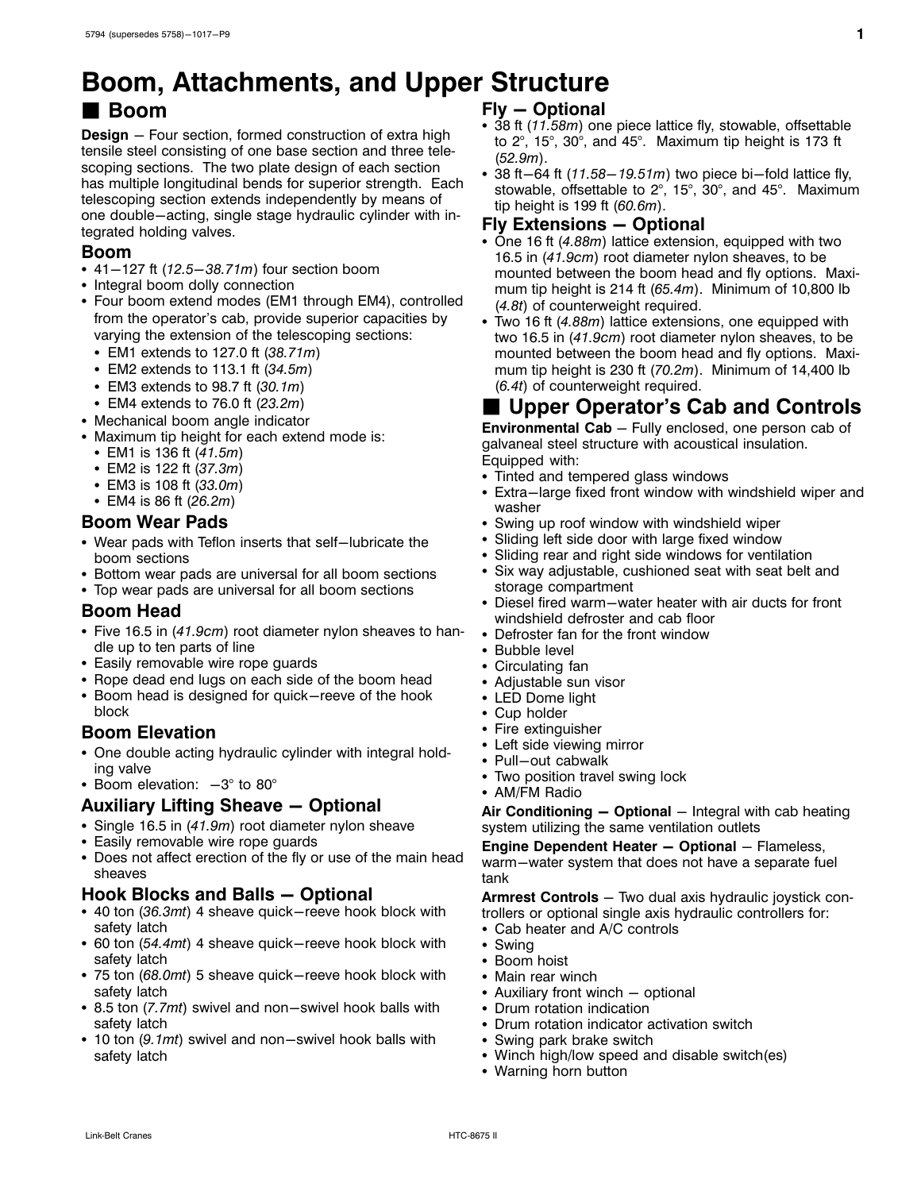# Boom, Attachments, and Upper Structure

## Boom

**Design** – Four section, formed construction of extra high tensile steel consisting of one base section and three telescoping sections. The two plate design of each section has multiple longitudinal bends for superior strength. Each telescoping section extends independently by means of one double–acting, single stage hydraulic cylinder with integrated holding valves.

### Boom

- 41–127 ft (*12.5–38.71m*) four section boom
- Integral boom dolly connection
- Four boom extend modes (EM1 through EM4), controlled from the operator's cab, provide superior capacities by varying the extension of the telescoping sections:
  - EM1 extends to 127.0 ft (*38.71m*)
  - EM2 extends to 113.1 ft (*34.5m*)
  - EM3 extends to 98.7 ft (*30.1m*)
  - EM4 extends to 76.0 ft (*23.2m*)
- Mechanical boom angle indicator
- Maximum tip height for each extend mode is:
  - EM1 is 136 ft (*41.5m*)
  - EM2 is 122 ft (*37.3m*)
  - EM3 is 108 ft (*33.0m*)
  - EM4 is 86 ft (*26.2m*)

### Boom Wear Pads

- Wear pads with Teflon inserts that self–lubricate the boom sections
- Bottom wear pads are universal for all boom sections
- Top wear pads are universal for all boom sections

### Boom Head

- Five 16.5 in (*41.9cm*) root diameter nylon sheaves to handle up to ten parts of line
- Easily removable wire rope guards
- Rope dead end lugs on each side of the boom head
- Boom head is designed for quick–reeve of the hook block

### Boom Elevation

- One double acting hydraulic cylinder with integral holding valve
- Boom elevation: −3° to 80°

### Auxiliary Lifting Sheave – Optional

- Single 16.5 in (*41.9m*) root diameter nylon sheave
- Easily removable wire rope guards
- Does not affect erection of the fly or use of the main head sheaves

### Hook Blocks and Balls – Optional

- 40 ton (*36.3mt*) 4 sheave quick–reeve hook block with safety latch
- 60 ton (*54.4mt*) 4 sheave quick–reeve hook block with safety latch
- 75 ton (*68.0mt*) 5 sheave quick–reeve hook block with safety latch
- 8.5 ton (*7.7mt*) swivel and non–swivel hook balls with safety latch
- 10 ton (*9.1mt*) swivel and non–swivel hook balls with safety latch

### Fly – Optional

- 38 ft (*11.58m*) one piece lattice fly, stowable, offsettable to 2°, 15°, 30°, and 45°. Maximum tip height is 173 ft (*52.9m*).
- 38 ft–64 ft (*11.58–19.51m*) two piece bi–fold lattice fly, stowable, offsettable to 2°, 15°, 30°, and 45°. Maximum tip height is 199 ft (*60.6m*).

### Fly Extensions – Optional

- One 16 ft (*4.88m*) lattice extension, equipped with two 16.5 in (*41.9cm*) root diameter nylon sheaves, to be mounted between the boom head and fly options. Maximum tip height is 214 ft (*65.4m*). Minimum of 10,800 lb (*4.8t*) of counterweight required.
- Two 16 ft (*4.88m*) lattice extensions, one equipped with two 16.5 in (*41.9cm*) root diameter nylon sheaves, to be mounted between the boom head and fly options. Maximum tip height is 230 ft (*70.2m*). Minimum of 14,400 lb (*6.4t*) of counterweight required.

## Upper Operator's Cab and Controls

**Environmental Cab** – Fully enclosed, one person cab of galvaneal steel structure with acoustical insulation. Equipped with:

- Tinted and tempered glass windows
- Extra–large fixed front window with windshield wiper and washer
- Swing up roof window with windshield wiper
- Sliding left side door with large fixed window
- Sliding rear and right side windows for ventilation
- Six way adjustable, cushioned seat with seat belt and storage compartment
- Diesel fired warm–water heater with air ducts for front windshield defroster and cab floor
- Defroster fan for the front window
- Bubble level
- Circulating fan
- Adjustable sun visor
- LED Dome light
- Cup holder
- Fire extinguisher
- Left side viewing mirror
- Pull–out cabwalk
- Two position travel swing lock
- AM/FM Radio

**Air Conditioning – Optional** – Integral with cab heating system utilizing the same ventilation outlets

**Engine Dependent Heater – Optional** – Flameless, warm–water system that does not have a separate fuel tank

**Armrest Controls** – Two dual axis hydraulic joystick controllers or optional single axis hydraulic controllers for:

- Cab heater and A/C controls
- Swing
- Boom hoist
- Main rear winch
- Auxiliary front winch – optional
- Drum rotation indication
- Drum rotation indicator activation switch
- Swing park brake switch
- Winch high/low speed and disable switch(es)
- Warning horn button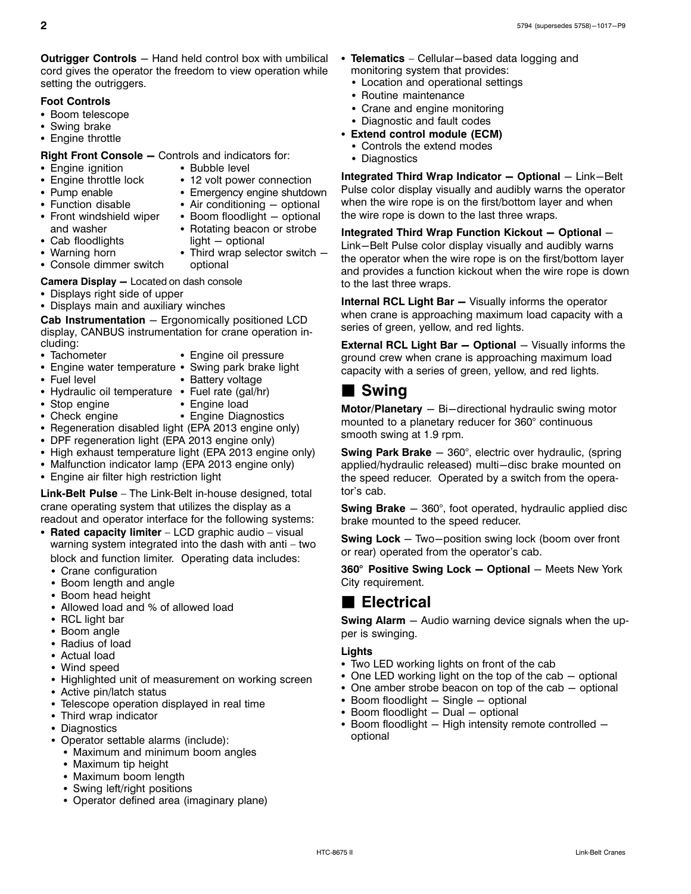**Outrigger Controls** – Hand held control box with umbilical cord gives the operator the freedom to view operation while setting the outriggers.

**Foot Controls**

- Boom telescope
- Swing brake
- Engine throttle

**Right Front Console –** Controls and indicators for:

- Engine ignition
- Engine throttle lock
- Pump enable
- Function disable
- Front windshield wiper and washer
- Cab floodlights
- Warning horn
- Console dimmer switch
- Bubble level
- 12 volt power connection
- Emergency engine shutdown
- Air conditioning – optional
- Boom floodlight – optional
- Rotating beacon or strobe light – optional
- Third wrap selector switch – optional

**Camera Display –** Located on dash console

- Displays right side of upper
- Displays main and auxiliary winches

**Cab Instrumentation** – Ergonomically positioned LCD display, CANBUS instrumentation for crane operation including:

- Tachometer
- Engine water temperature
- Fuel level
- Hydraulic oil temperature
- Stop engine
- Check engine
- Engine oil pressure
- Swing park brake light
- Battery voltage
- Fuel rate (gal/hr)
- Engine load
- Engine Diagnostics
- Regeneration disabled light (EPA 2013 engine only)
- DPF regeneration light (EPA 2013 engine only)
- High exhaust temperature light (EPA 2013 engine only)
- Malfunction indicator lamp (EPA 2013 engine only)
- Engine air filter high restriction light

**Link-Belt Pulse** – The Link-Belt in-house designed, total crane operating system that utilizes the display as a readout and operator interface for the following systems:

- **Rated capacity limiter** – LCD graphic audio – visual warning system integrated into the dash with anti – two block and function limiter. Operating data includes:
  - Crane configuration
  - Boom length and angle
  - Boom head height
  - Allowed load and % of allowed load
  - RCL light bar
  - Boom angle
  - Radius of load
  - Actual load
  - Wind speed
  - Highlighted unit of measurement on working screen
  - Active pin/latch status
  - Telescope operation displayed in real time
  - Third wrap indicator
  - Diagnostics
  - Operator settable alarms (include):
    - Maximum and minimum boom angles
    - Maximum tip height
    - Maximum boom length
    - Swing left/right positions
    - Operator defined area (imaginary plane)
- **Telematics** – Cellular–based data logging and monitoring system that provides:
  - Location and operational settings
  - Routine maintenance
  - Crane and engine monitoring
  - Diagnostic and fault codes
- **Extend control module (ECM)**
  - Controls the extend modes
  - Diagnostics

**Integrated Third Wrap Indicator – Optional** – Link–Belt Pulse color display visually and audibly warns the operator when the wire rope is on the first/bottom layer and when the wire rope is down to the last three wraps.

**Integrated Third Wrap Function Kickout – Optional** – Link–Belt Pulse color display visually and audibly warns the operator when the wire rope is on the first/bottom layer and provides a function kickout when the wire rope is down to the last three wraps.

**Internal RCL Light Bar –** Visually informs the operator when crane is approaching maximum load capacity with a series of green, yellow, and red lights.

**External RCL Light Bar – Optional** – Visually informs the ground crew when crane is approaching maximum load capacity with a series of green, yellow, and red lights.

## Swing

**Motor/Planetary** – Bi–directional hydraulic swing motor mounted to a planetary reducer for 360° continuous smooth swing at 1.9 rpm.

**Swing Park Brake** – 360°, electric over hydraulic, (spring applied/hydraulic released) multi–disc brake mounted on the speed reducer. Operated by a switch from the operator's cab.

**Swing Brake** – 360°, foot operated, hydraulic applied disc brake mounted to the speed reducer.

**Swing Lock** – Two–position swing lock (boom over front or rear) operated from the operator's cab.

**360° Positive Swing Lock – Optional** – Meets New York City requirement.

## Electrical

**Swing Alarm** – Audio warning device signals when the upper is swinging.

**Lights**

- Two LED working lights on front of the cab
- One LED working light on the top of the cab – optional
- One amber strobe beacon on top of the cab – optional
- Boom floodlight – Single – optional
- Boom floodlight – Dual – optional
- Boom floodlight – High intensity remote controlled – optional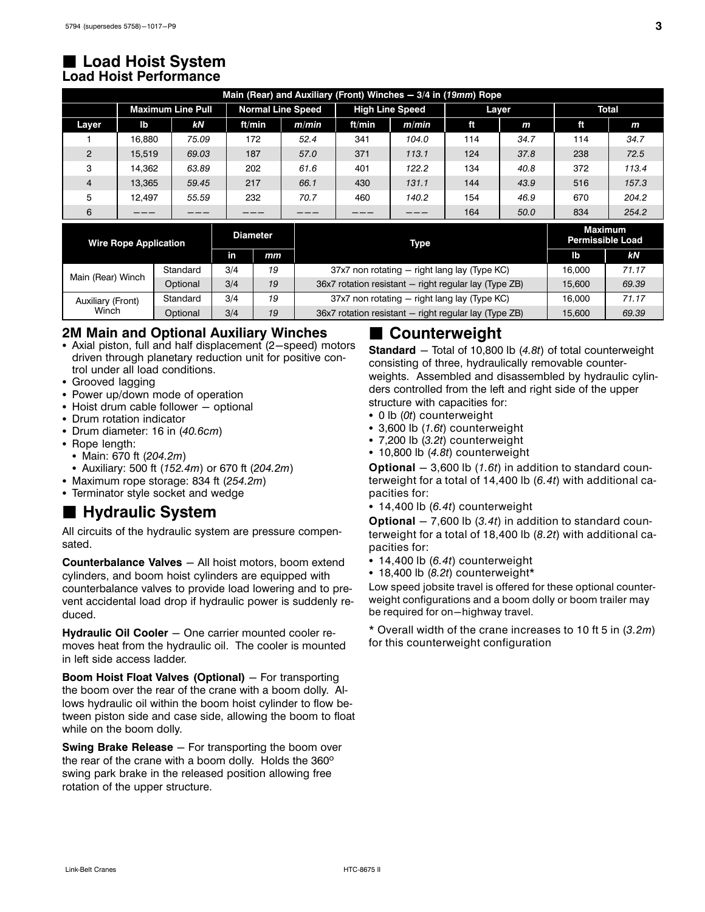## ■ Load Hoist System

### Load Hoist Performance

| Main (Rear) and Auxiliary (Front) Winches – 3/4 in (*19mm*) Rope | | | | | | | | | | |
|---|---|---|---|---|---|---|---|---|---|---|
| | Maximum Line Pull | | Normal Line Speed | | High Line Speed | | Layer | | Total | |
| Layer | lb | *kN* | ft/min | *m/min* | ft/min | *m/min* | ft | *m* | ft | *m* |
| 1 | 16,880 | *75.09* | 172 | *52.4* | 341 | *104.0* | 114 | *34.7* | 114 | *34.7* |
| 2 | 15,519 | *69.03* | 187 | *57.0* | 371 | *113.1* | 124 | *37.8* | 238 | *72.5* |
| 3 | 14,362 | *63.89* | 202 | *61.6* | 401 | *122.2* | 134 | *40.8* | 372 | *113.4* |
| 4 | 13,365 | *59.45* | 217 | *66.1* | 430 | *131.1* | 144 | *43.9* | 516 | *157.3* |
| 5 | 12,497 | *55.59* | 232 | *70.7* | 460 | *140.2* | 154 | *46.9* | 670 | *204.2* |
| 6 | ––– | ––– | ––– | ––– | ––– | ––– | 164 | *50.0* | 834 | *254.2* |

| Wire Rope Application | | Diameter | | Type | Maximum Permissible Load | |
|---|---|---|---|---|---|---|
| | | in | *mm* | | lb | *kN* |
| Main (Rear) Winch | Standard | 3/4 | *19* | 37x7 non rotating – right lang lay (Type KC) | 16,000 | *71.17* |
| | Optional | 3/4 | *19* | 36x7 rotation resistant – right regular lay (Type ZB) | 15,600 | *69.39* |
| Auxiliary (Front) Winch | Standard | 3/4 | *19* | 37x7 non rotating – right lang lay (Type KC) | 16,000 | *71.17* |
| | Optional | 3/4 | *19* | 36x7 rotation resistant – right regular lay (Type ZB) | 15,600 | *69.39* |

### 2M Main and Optional Auxiliary Winches

- Axial piston, full and half displacement (2–speed) motors driven through planetary reduction unit for positive control under all load conditions.
- Grooved lagging
- Power up/down mode of operation
- Hoist drum cable follower – optional
- Drum rotation indicator
- Drum diameter: 16 in (*40.6cm*)
- Rope length:
  - Main: 670 ft (*204.2m*)
  - Auxiliary: 500 ft (*152.4m*) or 670 ft (*204.2m*)
- Maximum rope storage: 834 ft (*254.2m*)
- Terminator style socket and wedge

## ■ Hydraulic System

All circuits of the hydraulic system are pressure compensated.

**Counterbalance Valves** – All hoist motors, boom extend cylinders, and boom hoist cylinders are equipped with counterbalance valves to provide load lowering and to prevent accidental load drop if hydraulic power is suddenly reduced.

**Hydraulic Oil Cooler** – One carrier mounted cooler removes heat from the hydraulic oil. The cooler is mounted in left side access ladder.

**Boom Hoist Float Valves (Optional)** – For transporting the boom over the rear of the crane with a boom dolly. Allows hydraulic oil within the boom hoist cylinder to flow between piston side and case side, allowing the boom to float while on the boom dolly.

**Swing Brake Release** – For transporting the boom over the rear of the crane with a boom dolly. Holds the 360° swing park brake in the released position allowing free rotation of the upper structure.

## ■ Counterweight

**Standard** – Total of 10,800 lb (*4.8t*) of total counterweight consisting of three, hydraulically removable counterweights. Assembled and disassembled by hydraulic cylinders controlled from the left and right side of the upper structure with capacities for:

- 0 lb (*0t*) counterweight
- 3,600 lb (*1.6t*) counterweight
- 7,200 lb (*3.2t*) counterweight
- 10,800 lb (*4.8t*) counterweight

**Optional** – 3,600 lb (*1.6t*) in addition to standard counterweight for a total of 14,400 lb (*6.4t*) with additional capacities for:

- 14,400 lb (*6.4t*) counterweight

**Optional** – 7,600 lb (*3.4t*) in addition to standard counterweight for a total of 18,400 lb (*8.2t*) with additional capacities for:

- 14,400 lb (*6.4t*) counterweight
- 18,400 lb (*8.2t*) counterweight*

Low speed jobsite travel is offered for these optional counterweight configurations and a boom dolly or boom trailer may be required for on–highway travel.

* Overall width of the crane increases to 10 ft 5 in (*3.2m*) for this counterweight configuration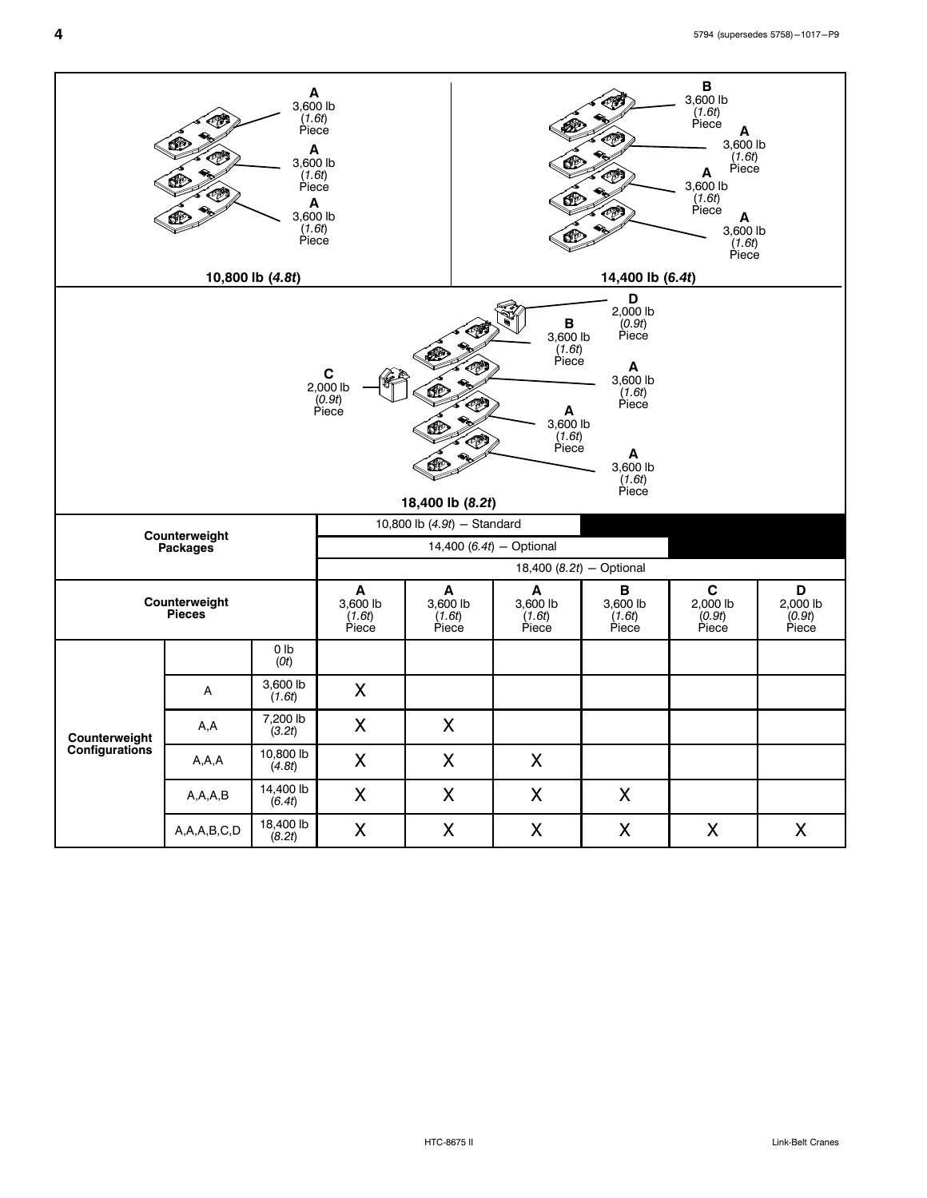A
3,600 lb
(*1.6t*)
Piece

A
3,600 lb
(*1.6t*)
Piece

A
3,600 lb
(*1.6t*)
Piece

**10,800 lb (*4.8t*)**

B
3,600 lb
(*1.6t*)
Piece

A
3,600 lb
(*1.6t*)
Piece

A
3,600 lb
(*1.6t*)
Piece

A
3,600 lb
(*1.6t*)
Piece

**14,400 lb (*6.4t*)**

D
2,000 lb
(*0.9t*)
Piece

B
3,600 lb
(*1.6t*)
Piece

C
2,000 lb
(*0.9t*)
Piece

A
3,600 lb
(*1.6t*)
Piece

A
3,600 lb
(*1.6t*)
Piece

A
3,600 lb
(*1.6t*)
Piece

**18,400 lb (*8.2t*)**

| **Counterweight Packages** | | | 10,800 lb (*4.9t*) – Standard | | | | | |
|---|---|---|---|---|---|---|---|---|
| | | | 14,400 (*6.4t*) – Optional | | | | | |
| | | | 18,400 (*8.2t*) – Optional | | | | | |
| **Counterweight Pieces** | | | **A** 3,600 lb (*1.6t*) Piece | **A** 3,600 lb (*1.6t*) Piece | **A** 3,600 lb (*1.6t*) Piece | **B** 3,600 lb (*1.6t*) Piece | **C** 2,000 lb (*0.9t*) Piece | **D** 2,000 lb (*0.9t*) Piece |
| **Counterweight Configurations** | | 0 lb (*0t*) | | | | | | |
| | A | 3,600 lb (*1.6t*) | X | | | | | |
| | A,A | 7,200 lb (*3.2t*) | X | X | | | | |
| | A,A,A | 10,800 lb (*4.8t*) | X | X | X | | | |
| | A,A,A,B | 14,400 lb (*6.4t*) | X | X | X | X | | |
| | A,A,A,B,C,D | 18,400 lb (*8.2t*) | X | X | X | X | X | X |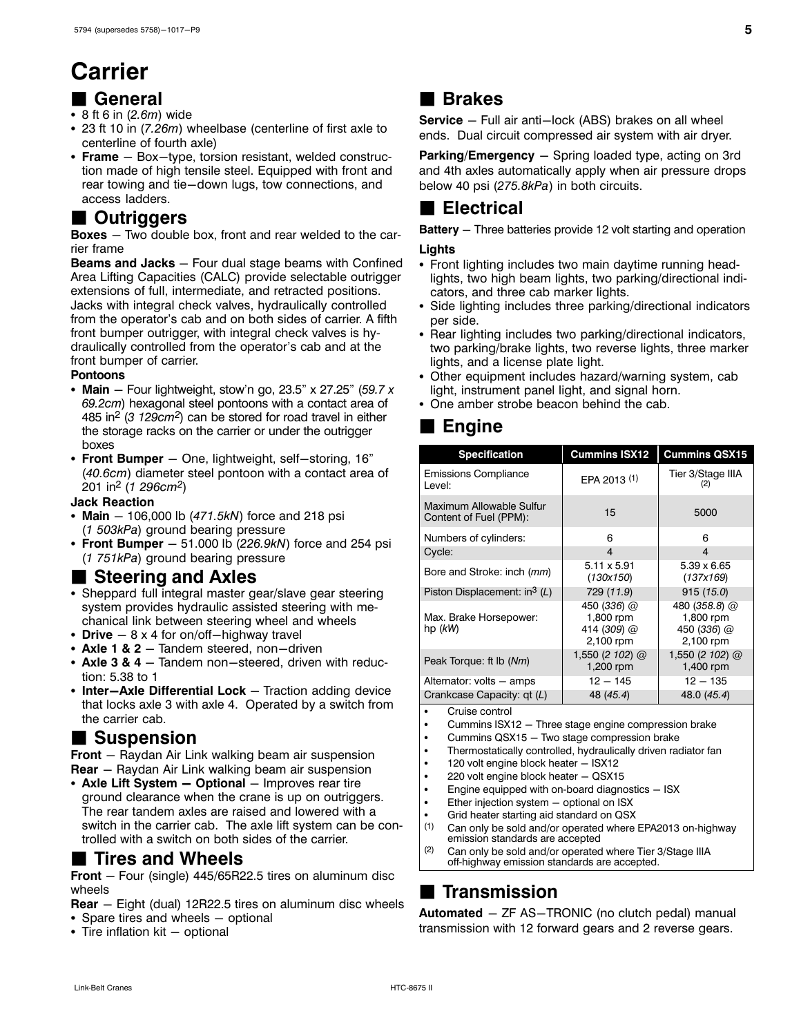# Carrier

## General

- 8 ft 6 in (*2.6m*) wide
- 23 ft 10 in (*7.26m*) wheelbase (centerline of first axle to centerline of fourth axle)
- **Frame** – Box–type, torsion resistant, welded construction made of high tensile steel. Equipped with front and rear towing and tie–down lugs, tow connections, and access ladders.

## Outriggers

**Boxes** – Two double box, front and rear welded to the carrier frame

**Beams and Jacks** – Four dual stage beams with Confined Area Lifting Capacities (CALC) provide selectable outrigger extensions of full, intermediate, and retracted positions. Jacks with integral check valves, hydraulically controlled from the operator's cab and on both sides of carrier. A fifth front bumper outrigger, with integral check valves is hydraulically controlled from the operator's cab and at the front bumper of carrier.

**Pontoons**

- **Main** – Four lightweight, stow'n go, 23.5" x 27.25" (*59.7 x 69.2cm*) hexagonal steel pontoons with a contact area of 485 in$^2$ (*3 129cm$^2$*) can be stored for road travel in either the storage racks on the carrier or under the outrigger boxes
- **Front Bumper** – One, lightweight, self–storing, 16" (*40.6cm*) diameter steel pontoon with a contact area of 201 in$^2$ (*1 296cm$^2$*)

**Jack Reaction**

- **Main** – 106,000 lb (*471.5kN*) force and 218 psi (*1 503kPa*) ground bearing pressure
- **Front Bumper** – 51.000 lb (*226.9kN*) force and 254 psi (*1 751kPa*) ground bearing pressure

## Steering and Axles

- Sheppard full integral master gear/slave gear steering system provides hydraulic assisted steering with mechanical link between steering wheel and wheels
- **Drive** – 8 x 4 for on/off–highway travel
- **Axle 1 & 2** – Tandem steered, non–driven
- **Axle 3 & 4** – Tandem non–steered, driven with reduction: 5.38 to 1
- **Inter–Axle Differential Lock** – Traction adding device that locks axle 3 with axle 4. Operated by a switch from the carrier cab.

## Suspension

**Front** – Raydan Air Link walking beam air suspension

**Rear** – Raydan Air Link walking beam air suspension

- **Axle Lift System – Optional** – Improves rear tire ground clearance when the crane is up on outriggers. The rear tandem axles are raised and lowered with a switch in the carrier cab. The axle lift system can be controlled with a switch on both sides of the carrier.

## Tires and Wheels

**Front** – Four (single) 445/65R22.5 tires on aluminum disc wheels

**Rear** – Eight (dual) 12R22.5 tires on aluminum disc wheels

- Spare tires and wheels – optional
- Tire inflation kit – optional

## Brakes

**Service** – Full air anti–lock (ABS) brakes on all wheel ends. Dual circuit compressed air system with air dryer.

**Parking/Emergency** – Spring loaded type, acting on 3rd and 4th axles automatically apply when air pressure drops below 40 psi (*275.8kPa*) in both circuits.

## Electrical

**Battery** – Three batteries provide 12 volt starting and operation

**Lights**

- Front lighting includes two main daytime running headlights, two high beam lights, two parking/directional indicators, and three cab marker lights.
- Side lighting includes three parking/directional indicators per side.
- Rear lighting includes two parking/directional indicators, two parking/brake lights, two reverse lights, three marker lights, and a license plate light.
- Other equipment includes hazard/warning system, cab light, instrument panel light, and signal horn.
- One amber strobe beacon behind the cab.

## Engine

| Specification | Cummins ISX12 | Cummins QSX15 |
|---|---|---|
| Emissions Compliance Level: | EPA 2013 (1) | Tier 3/Stage IIIA (2) |
| Maximum Allowable Sulfur Content of Fuel (PPM): | 15 | 5000 |
| Numbers of cylinders: | 6 | 6 |
| Cycle: | 4 | 4 |
| Bore and Stroke: inch (*mm*) | 5.11 x 5.91 (*130x150*) | 5.39 x 6.65 (*137x169*) |
| Piston Displacement: in$^3$ (*L*) | 729 (*11.9*) | 915 (*15.0*) |
| Max. Brake Horsepower: hp (*kW*) | 450 (*336*) @ 1,800 rpm 414 (*309*) @ 2,100 rpm | 480 (*358.8*) @ 1,800 rpm 450 (*336*) @ 2,100 rpm |
| Peak Torque: ft lb (*Nm*) | 1,550 (*2 102*) @ 1,200 rpm | 1,550 (*2 102*) @ 1,400 rpm |
| Alternator: volts – amps | 12 – 145 | 12 – 135 |
| Crankcase Capacity: qt (*L*) | 48 (*45.4*) | 48.0 (*45.4*) |

- Cruise control
- Cummins ISX12 – Three stage engine compression brake
- Cummins QSX15 – Two stage compression brake
- Thermostatically controlled, hydraulically driven radiator fan
- 120 volt engine block heater – ISX12
- 220 volt engine block heater – QSX15
- Engine equipped with on-board diagnostics – ISX
- Ether injection system – optional on ISX
- Grid heater starting aid standard on QSX

(1) Can only be sold and/or operated where EPA2013 on-highway emission standards are accepted

(2) Can only be sold and/or operated where Tier 3/Stage IIIA off-highway emission standards are accepted.

## Transmission

**Automated** – ZF AS–TRONIC (no clutch pedal) manual transmission with 12 forward gears and 2 reverse gears.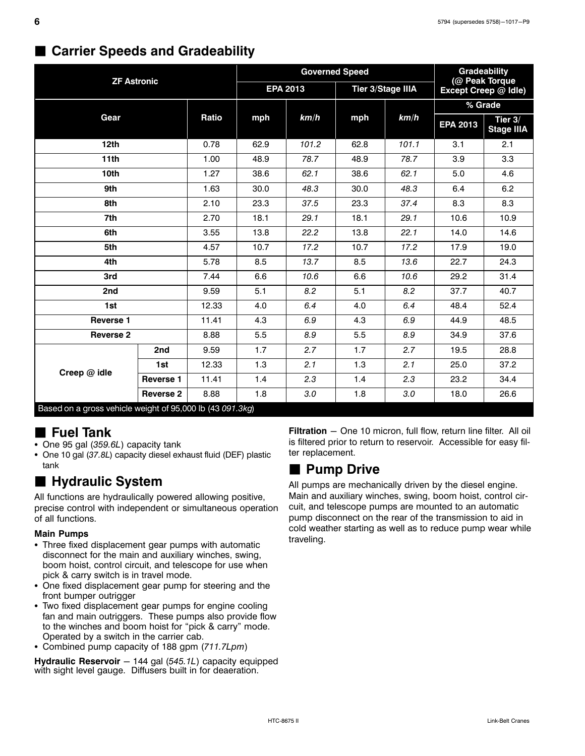## Carrier Speeds and Gradeability

| ZF Astronic | | | Governed Speed | | | | Gradeability (@ Peak Torque Except Creep @ Idle) | |
|---|---|---|---|---|---|---|---|---|
| | | | EPA 2013 | | Tier 3/Stage IIIA | | % Grade | |
| Gear | | Ratio | mph | *km/h* | mph | *km/h* | EPA 2013 | Tier 3/ Stage IIIA |
| 12th | | 0.78 | 62.9 | *101.2* | 62.8 | *101.1* | 3.1 | 2.1 |
| 11th | | 1.00 | 48.9 | *78.7* | 48.9 | *78.7* | 3.9 | 3.3 |
| 10th | | 1.27 | 38.6 | *62.1* | 38.6 | *62.1* | 5.0 | 4.6 |
| 9th | | 1.63 | 30.0 | *48.3* | 30.0 | *48.3* | 6.4 | 6.2 |
| 8th | | 2.10 | 23.3 | *37.5* | 23.3 | *37.4* | 8.3 | 8.3 |
| 7th | | 2.70 | 18.1 | *29.1* | 18.1 | *29.1* | 10.6 | 10.9 |
| 6th | | 3.55 | 13.8 | *22.2* | 13.8 | *22.1* | 14.0 | 14.6 |
| 5th | | 4.57 | 10.7 | *17.2* | 10.7 | *17.2* | 17.9 | 19.0 |
| 4th | | 5.78 | 8.5 | *13.7* | 8.5 | *13.6* | 22.7 | 24.3 |
| 3rd | | 7.44 | 6.6 | *10.6* | 6.6 | *10.6* | 29.2 | 31.4 |
| 2nd | | 9.59 | 5.1 | *8.2* | 5.1 | *8.2* | 37.7 | 40.7 |
| 1st | | 12.33 | 4.0 | *6.4* | 4.0 | *6.4* | 48.4 | 52.4 |
| Reverse 1 | | 11.41 | 4.3 | *6.9* | 4.3 | *6.9* | 44.9 | 48.5 |
| Reverse 2 | | 8.88 | 5.5 | *8.9* | 5.5 | *8.9* | 34.9 | 37.6 |
| Creep @ idle | 2nd | 9.59 | 1.7 | *2.7* | 1.7 | *2.7* | 19.5 | 28.8 |
| | 1st | 12.33 | 1.3 | *2.1* | 1.3 | *2.1* | 25.0 | 37.2 |
| | Reverse 1 | 11.41 | 1.4 | *2.3* | 1.4 | *2.3* | 23.2 | 34.4 |
| | Reverse 2 | 8.88 | 1.8 | *3.0* | 1.8 | *3.0* | 18.0 | 26.6 |

Based on a gross vehicle weight of 95,000 lb (43 *091.3kg*)

## Fuel Tank

- One 95 gal (*359.6L*) capacity tank
- One 10 gal (*37.8L*) capacity diesel exhaust fluid (DEF) plastic tank

## Hydraulic System

All functions are hydraulically powered allowing positive, precise control with independent or simultaneous operation of all functions.

**Main Pumps**

- Three fixed displacement gear pumps with automatic disconnect for the main and auxiliary winches, swing, boom hoist, control circuit, and telescope for use when pick & carry switch is in travel mode.
- One fixed displacement gear pump for steering and the front bumper outrigger
- Two fixed displacement gear pumps for engine cooling fan and main outriggers. These pumps also provide flow to the winches and boom hoist for "pick & carry" mode. Operated by a switch in the carrier cab.
- Combined pump capacity of 188 gpm (*711.7Lpm*)

**Hydraulic Reservoir** — 144 gal (*545.1L*) capacity equipped with sight level gauge. Diffusers built in for deaeration.

**Filtration** — One 10 micron, full flow, return line filter. All oil is filtered prior to return to reservoir. Accessible for easy filter replacement.

## Pump Drive

All pumps are mechanically driven by the diesel engine. Main and auxiliary winches, swing, boom hoist, control circuit, and telescope pumps are mounted to an automatic pump disconnect on the rear of the transmission to aid in cold weather starting as well as to reduce pump wear while traveling.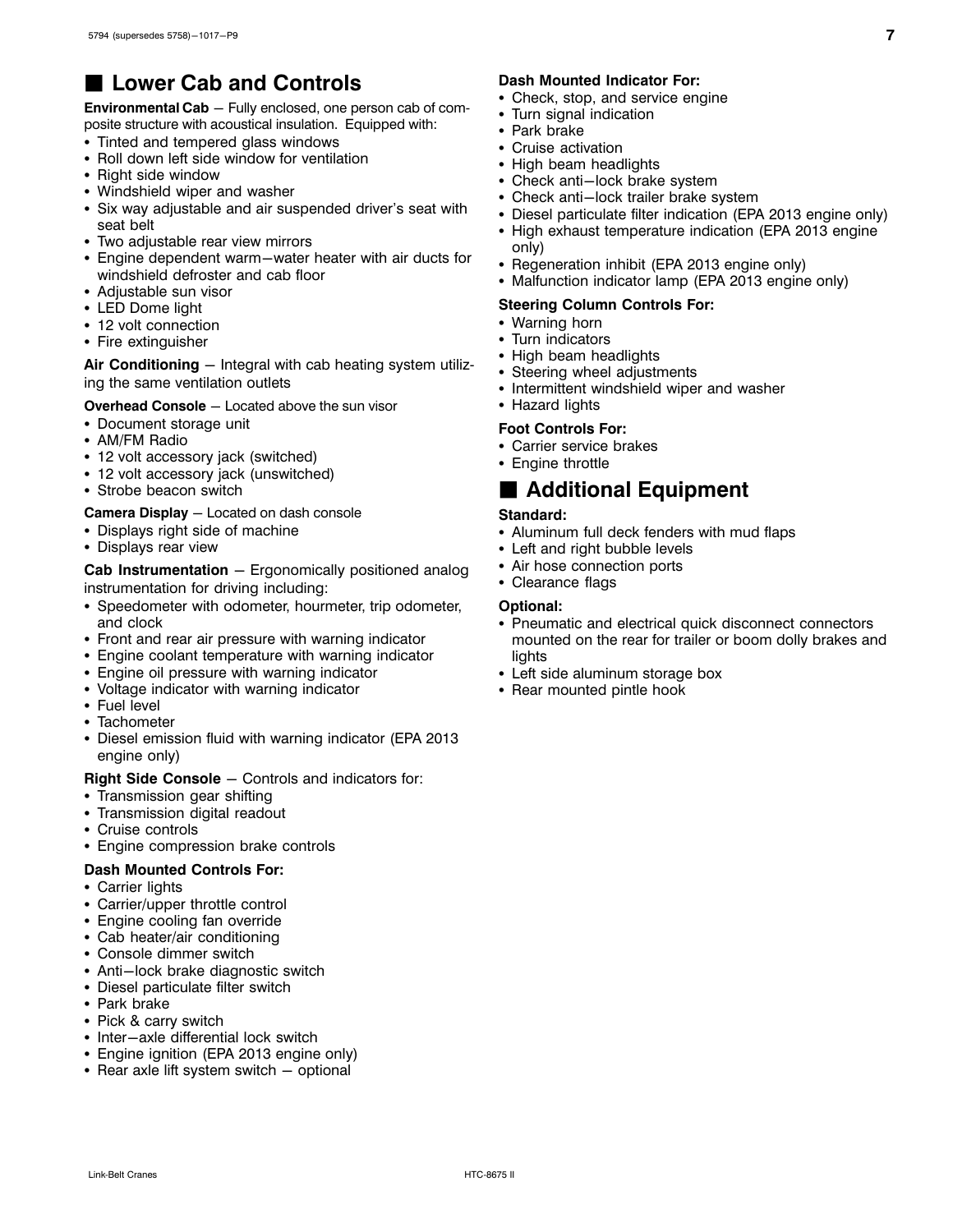## ■ Lower Cab and Controls

**Environmental Cab** — Fully enclosed, one person cab of composite structure with acoustical insulation. Equipped with:

- Tinted and tempered glass windows
- Roll down left side window for ventilation
- Right side window
- Windshield wiper and washer
- Six way adjustable and air suspended driver's seat with seat belt
- Two adjustable rear view mirrors
- Engine dependent warm—water heater with air ducts for windshield defroster and cab floor
- Adjustable sun visor
- LED Dome light
- 12 volt connection
- Fire extinguisher

**Air Conditioning** — Integral with cab heating system utilizing the same ventilation outlets

**Overhead Console** — Located above the sun visor

- Document storage unit
- AM/FM Radio
- 12 volt accessory jack (switched)
- 12 volt accessory jack (unswitched)
- Strobe beacon switch

**Camera Display** — Located on dash console

- Displays right side of machine
- Displays rear view

**Cab Instrumentation** — Ergonomically positioned analog instrumentation for driving including:

- Speedometer with odometer, hourmeter, trip odometer, and clock
- Front and rear air pressure with warning indicator
- Engine coolant temperature with warning indicator
- Engine oil pressure with warning indicator
- Voltage indicator with warning indicator
- Fuel level
- Tachometer
- Diesel emission fluid with warning indicator (EPA 2013 engine only)

**Right Side Console** — Controls and indicators for:

- Transmission gear shifting
- Transmission digital readout
- Cruise controls
- Engine compression brake controls

**Dash Mounted Controls For:**

- Carrier lights
- Carrier/upper throttle control
- Engine cooling fan override
- Cab heater/air conditioning
- Console dimmer switch
- Anti—lock brake diagnostic switch
- Diesel particulate filter switch
- Park brake
- Pick & carry switch
- Inter—axle differential lock switch
- Engine ignition (EPA 2013 engine only)
- Rear axle lift system switch — optional

**Dash Mounted Indicator For:**

- Check, stop, and service engine
- Turn signal indication
- Park brake
- Cruise activation
- High beam headlights
- Check anti—lock brake system
- Check anti—lock trailer brake system
- Diesel particulate filter indication (EPA 2013 engine only)
- High exhaust temperature indication (EPA 2013 engine only)
- Regeneration inhibit (EPA 2013 engine only)
- Malfunction indicator lamp (EPA 2013 engine only)

**Steering Column Controls For:**

- Warning horn
- Turn indicators
- High beam headlights
- Steering wheel adjustments
- Intermittent windshield wiper and washer
- Hazard lights

**Foot Controls For:**

- Carrier service brakes
- Engine throttle

## ■ Additional Equipment

**Standard:**

- Aluminum full deck fenders with mud flaps
- Left and right bubble levels
- Air hose connection ports
- Clearance flags

**Optional:**

- Pneumatic and electrical quick disconnect connectors mounted on the rear for trailer or boom dolly brakes and lights
- Left side aluminum storage box
- Rear mounted pintle hook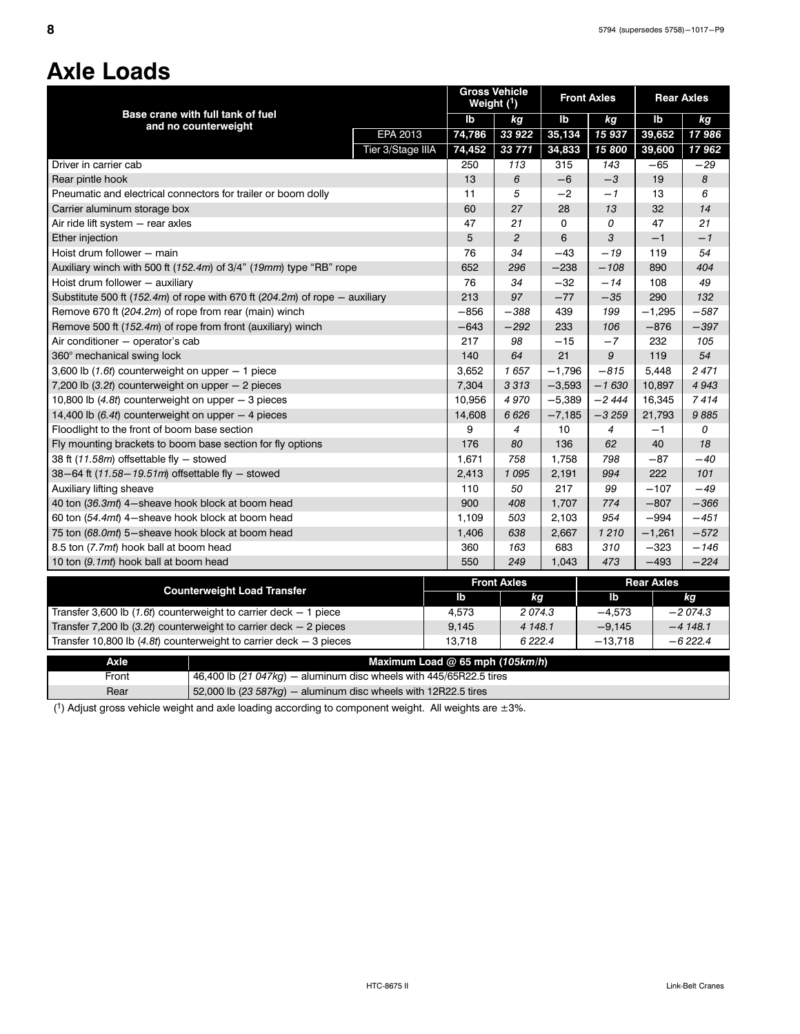# Axle Loads

| Base crane with full tank of fuel and no counterweight | | Gross Vehicle Weight (1) | | Front Axles | | Rear Axles | |
|---|---|---|---|---|---|---|---|
| | | lb | *kg* | lb | *kg* | lb | *kg* |
| | EPA 2013 | **74,786** | ***33 922*** | **35,134** | ***15 937*** | **39,652** | ***17 986*** |
| | Tier 3/Stage IIIA | **74,452** | ***33 771*** | **34,833** | ***15 800*** | **39,600** | ***17 962*** |
| Driver in carrier cab | | 250 | *113* | 315 | *143* | −65 | *−29* |
| Rear pintle hook | | 13 | *6* | −6 | *−3* | 19 | *8* |
| Pneumatic and electrical connectors for trailer or boom dolly | | 11 | *5* | −2 | *−1* | 13 | *6* |
| Carrier aluminum storage box | | 60 | *27* | 28 | *13* | 32 | *14* |
| Air ride lift system − rear axles | | 47 | *21* | 0 | *0* | 47 | *21* |
| Ether injection | | 5 | *2* | 6 | *3* | −1 | *−1* |
| Hoist drum follower − main | | 76 | *34* | −43 | *−19* | 119 | *54* |
| Auxiliary winch with 500 ft (*152.4m*) of 3/4" (*19mm*) type "RB" rope | | 652 | *296* | −238 | *−108* | 890 | *404* |
| Hoist drum follower − auxiliary | | 76 | *34* | −32 | *−14* | 108 | *49* |
| Substitute 500 ft (*152.4m*) of rope with 670 ft (*204.2m*) of rope − auxiliary | | 213 | *97* | −77 | *−35* | 290 | *132* |
| Remove 670 ft (*204.2m*) of rope from rear (main) winch | | −856 | *−388* | 439 | *199* | −1,295 | *−587* |
| Remove 500 ft (*152.4m*) of rope from front (auxiliary) winch | | −643 | *−292* | 233 | *106* | −876 | *−397* |
| Air conditioner − operator's cab | | 217 | *98* | −15 | *−7* | 232 | *105* |
| 360° mechanical swing lock | | 140 | *64* | 21 | *9* | 119 | *54* |
| 3,600 lb (*1.6t*) counterweight on upper − 1 piece | | 3,652 | *1 657* | −1,796 | *−815* | 5,448 | *2 471* |
| 7,200 lb (*3.2t*) counterweight on upper − 2 pieces | | 7,304 | *3 313* | −3,593 | *−1 630* | 10,897 | *4 943* |
| 10,800 lb (*4.8t*) counterweight on upper − 3 pieces | | 10,956 | *4 970* | −5,389 | *−2 444* | 16,345 | *7 414* |
| 14,400 lb (*6.4t*) counterweight on upper − 4 pieces | | 14,608 | *6 626* | −7,185 | *−3 259* | 21,793 | *9 885* |
| Floodlight to the front of boom base section | | 9 | *4* | 10 | *4* | −1 | *0* |
| Fly mounting brackets to boom base section for fly options | | 176 | *80* | 136 | *62* | 40 | *18* |
| 38 ft (*11.58m*) offsettable fly − stowed | | 1,671 | *758* | 1,758 | *798* | −87 | *−40* |
| 38−64 ft (*11.58−19.51m*) offsettable fly − stowed | | 2,413 | *1 095* | 2,191 | *994* | 222 | *101* |
| Auxiliary lifting sheave | | 110 | *50* | 217 | *99* | −107 | *−49* |
| 40 ton (*36.3mt*) 4−sheave hook block at boom head | | 900 | *408* | 1,707 | *774* | −807 | *−366* |
| 60 ton (*54.4mt*) 4−sheave hook block at boom head | | 1,109 | *503* | 2,103 | *954* | −994 | *−451* |
| 75 ton (*68.0mt*) 5−sheave hook block at boom head | | 1,406 | *638* | 2,667 | *1 210* | −1,261 | *−572* |
| 8.5 ton (*7.7mt*) hook ball at boom head | | 360 | *163* | 683 | *310* | −323 | *−146* |
| 10 ton (*9.1mt*) hook ball at boom head | | 550 | *249* | 1,043 | *473* | −493 | *−224* |

| Counterweight Load Transfer | Front Axles | | Rear Axles | |
|---|---|---|---|---|
| | lb | *kg* | lb | *kg* |
| Transfer 3,600 lb (*1.6t*) counterweight to carrier deck − 1 piece | 4,573 | *2 074.3* | −4,573 | *−2 074.3* |
| Transfer 7,200 lb (*3.2t*) counterweight to carrier deck − 2 pieces | 9,145 | *4 148.1* | −9,145 | *−4 148.1* |
| Transfer 10,800 lb (*4.8t*) counterweight to carrier deck − 3 pieces | 13,718 | *6 222.4* | −13,718 | *−6 222.4* |

| Axle | Maximum Load @ 65 mph (*105km/h*) |
|---|---|
| Front | 46,400 lb (*21 047kg*) − aluminum disc wheels with 445/65R22.5 tires |
| Rear | 52,000 lb (*23 587kg*) − aluminum disc wheels with 12R22.5 tires |

(1) Adjust gross vehicle weight and axle loading according to component weight. All weights are ±3%.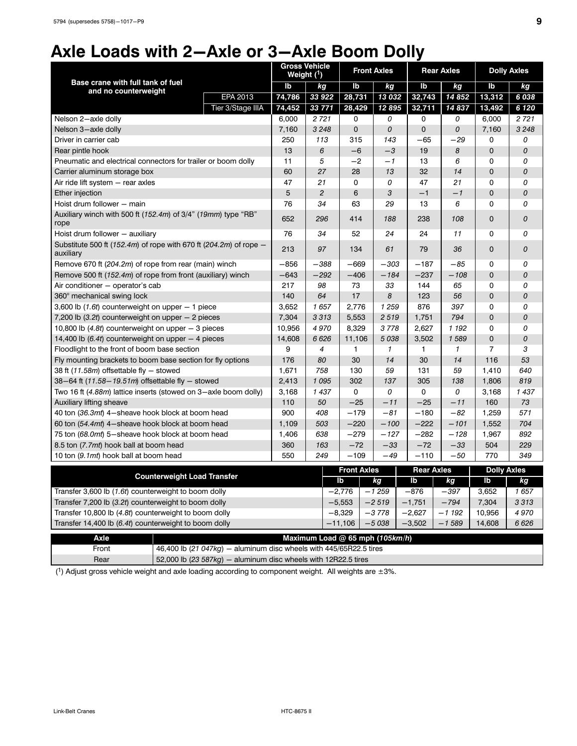# Axle Loads with 2—Axle or 3—Axle Boom Dolly

| Base crane with full tank of fuel and no counterweight | | Gross Vehicle Weight (1) | | Front Axles | | Rear Axles | | Dolly Axles | |
|---|---|---|---|---|---|---|---|---|---|
| | | lb | *kg* | lb | *kg* | lb | *kg* | lb | *kg* |
| | EPA 2013 | 74,786 | *33 922* | 28,731 | *13 032* | 32,743 | *14 852* | 13,312 | *6 038* |
| | Tier 3/Stage IIIA | 74,452 | *33 771* | 28,429 | *12 895* | 32,711 | *14 837* | 13,492 | *6 120* |
| Nelson 2—axle dolly | | 6,000 | *2 721* | 0 | *0* | 0 | *0* | 6,000 | *2 721* |
| Nelson 3—axle dolly | | 7,160 | *3 248* | 0 | *0* | 0 | *0* | 7,160 | *3 248* |
| Driver in carrier cab | | 250 | *113* | 315 | *143* | −65 | *−29* | 0 | *0* |
| Rear pintle hook | | 13 | *6* | −6 | *−3* | 19 | *8* | 0 | *0* |
| Pneumatic and electrical connectors for trailer or boom dolly | | 11 | *5* | −2 | *−1* | 13 | *6* | 0 | *0* |
| Carrier aluminum storage box | | 60 | *27* | 28 | *13* | 32 | *14* | 0 | *0* |
| Air ride lift system — rear axles | | 47 | *21* | 0 | *0* | 47 | *21* | 0 | *0* |
| Ether injection | | 5 | *2* | 6 | *3* | −1 | *−1* | 0 | *0* |
| Hoist drum follower — main | | 76 | *34* | 63 | *29* | 13 | *6* | 0 | *0* |
| Auxiliary winch with 500 ft (*152.4m*) of 3/4" (*19mm*) type "RB" rope | | 652 | *296* | 414 | *188* | 238 | *108* | 0 | *0* |
| Hoist drum follower — auxiliary | | 76 | *34* | 52 | *24* | 24 | *11* | 0 | *0* |
| Substitute 500 ft (*152.4m*) of rope with 670 ft (*204.2m*) of rope — auxiliary | | 213 | *97* | 134 | *61* | 79 | *36* | 0 | *0* |
| Remove 670 ft (*204.2m*) of rope from rear (main) winch | | −856 | *−388* | −669 | *−303* | −187 | *−85* | 0 | *0* |
| Remove 500 ft (*152.4m*) of rope from front (auxiliary) winch | | −643 | *−292* | −406 | *−184* | −237 | *−108* | 0 | *0* |
| Air conditioner — operator's cab | | 217 | *98* | 73 | *33* | 144 | *65* | 0 | *0* |
| 360° mechanical swing lock | | 140 | *64* | 17 | *8* | 123 | *56* | 0 | *0* |
| 3,600 lb (*1.6t*) counterweight on upper — 1 piece | | 3,652 | *1 657* | 2,776 | *1 259* | 876 | *397* | 0 | *0* |
| 7,200 lb (*3.2t*) counterweight on upper — 2 pieces | | 7,304 | *3 313* | 5,553 | *2 519* | 1,751 | *794* | 0 | *0* |
| 10,800 lb (*4.8t*) counterweight on upper — 3 pieces | | 10,956 | *4 970* | 8,329 | *3 778* | 2,627 | *1 192* | 0 | *0* |
| 14,400 lb (*6.4t*) counterweight on upper — 4 pieces | | 14,608 | *6 626* | 11,106 | *5 038* | 3,502 | *1 589* | 0 | *0* |
| Floodlight to the front of boom base section | | 9 | *4* | 1 | *1* | 1 | *1* | 7 | *3* |
| Fly mounting brackets to boom base section for fly options | | 176 | *80* | 30 | *14* | 30 | *14* | 116 | *53* |
| 38 ft (*11.58m*) offsettable fly — stowed | | 1,671 | *758* | 130 | *59* | 131 | *59* | 1,410 | *640* |
| 38—64 ft (*11.58—19.51m*) offsettable fly — stowed | | 2,413 | *1 095* | 302 | *137* | 305 | *138* | 1,806 | *819* |
| Two 16 ft (*4.88m*) lattice inserts (stowed on 3—axle boom dolly) | | 3,168 | *1 437* | 0 | *0* | 0 | *0* | 3,168 | *1 437* |
| Auxiliary lifting sheave | | 110 | *50* | −25 | *−11* | −25 | *−11* | 160 | *73* |
| 40 ton (*36.3mt*) 4—sheave hook block at boom head | | 900 | *408* | −179 | *−81* | −180 | *−82* | 1,259 | *571* |
| 60 ton (*54.4mt*) 4—sheave hook block at boom head | | 1,109 | *503* | −220 | *−100* | −222 | *−101* | 1,552 | *704* |
| 75 ton (*68.0mt*) 5—sheave hook block at boom head | | 1,406 | *638* | −279 | *−127* | −282 | *−128* | 1,967 | *892* |
| 8.5 ton (*7.7mt*) hook ball at boom head | | 360 | *163* | −72 | *−33* | −72 | *−33* | 504 | *229* |
| 10 ton (*9.1mt*) hook ball at boom head | | 550 | *249* | −109 | *−49* | −110 | *−50* | 770 | *349* |

| Counterweight Load Transfer | Front Axles | | Rear Axles | | Dolly Axles | |
|---|---|---|---|---|---|---|
| | lb | *kg* | lb | *kg* | lb | *kg* |
| Transfer 3,600 lb (*1.6t*) counterweight to boom dolly | −2,776 | *−1 259* | −876 | *−397* | 3,652 | *1 657* |
| Transfer 7,200 lb (*3.2t*) counterweight to boom dolly | −5,553 | *−2 519* | −1,751 | *−794* | 7,304 | *3 313* |
| Transfer 10,800 lb (*4.8t*) counterweight to boom dolly | −8,329 | *−3 778* | −2,627 | *−1 192* | 10,956 | *4 970* |
| Transfer 14,400 lb (*6.4t*) counterweight to boom dolly | −11,106 | *−5 038* | −3,502 | *−1 589* | 14,608 | *6 626* |

| Axle | Maximum Load @ 65 mph (*105km/h*) |
|---|---|
| Front | 46,400 lb (*21 047kg*) — aluminum disc wheels with 445/65R22.5 tires |
| Rear | 52,000 lb (*23 587kg*) — aluminum disc wheels with 12R22.5 tires |

(1) Adjust gross vehicle weight and axle loading according to component weight. All weights are ±3%.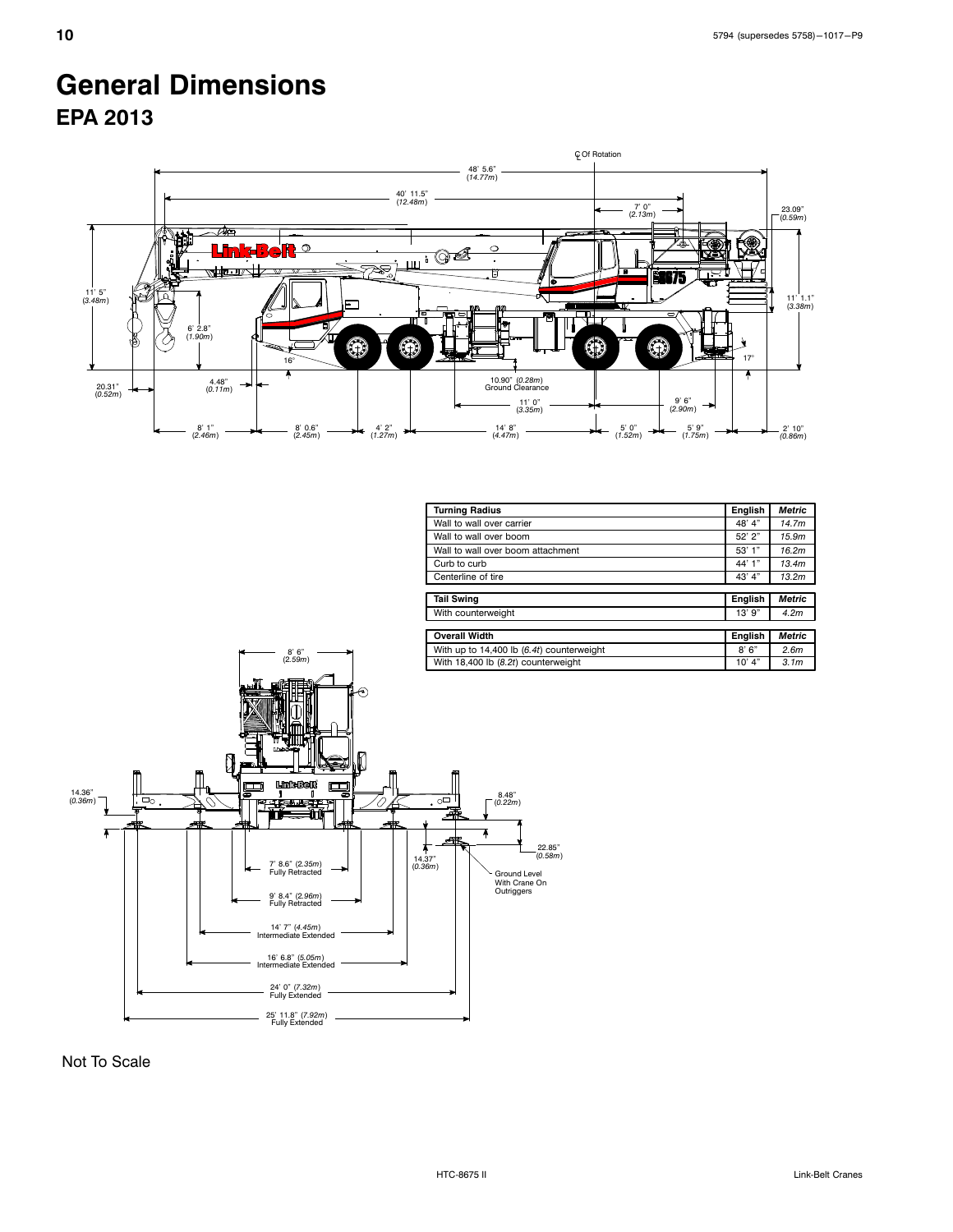# General Dimensions

## EPA 2013

| Turning Radius | English | *Metric* |
| --- | --- | --- |
| Wall to wall over carrier | 48' 4" | *14.7m* |
| Wall to wall over boom | 52' 2" | *15.9m* |
| Wall to wall over boom attachment | 53' 1" | *16.2m* |
| Curb to curb | 44' 1" | *13.4m* |
| Centerline of tire | 43' 4" | *13.2m* |

| Tail Swing | English | *Metric* |
| --- | --- | --- |
| With counterweight | 13' 9" | *4.2m* |

| Overall Width | English | *Metric* |
| --- | --- | --- |
| With up to 14,400 lb (*6.4t*) counterweight | 8' 6" | *2.6m* |
| With 18,400 lb (*8.2t*) counterweight | 10' 4" | *3.1m* |

Not To Scale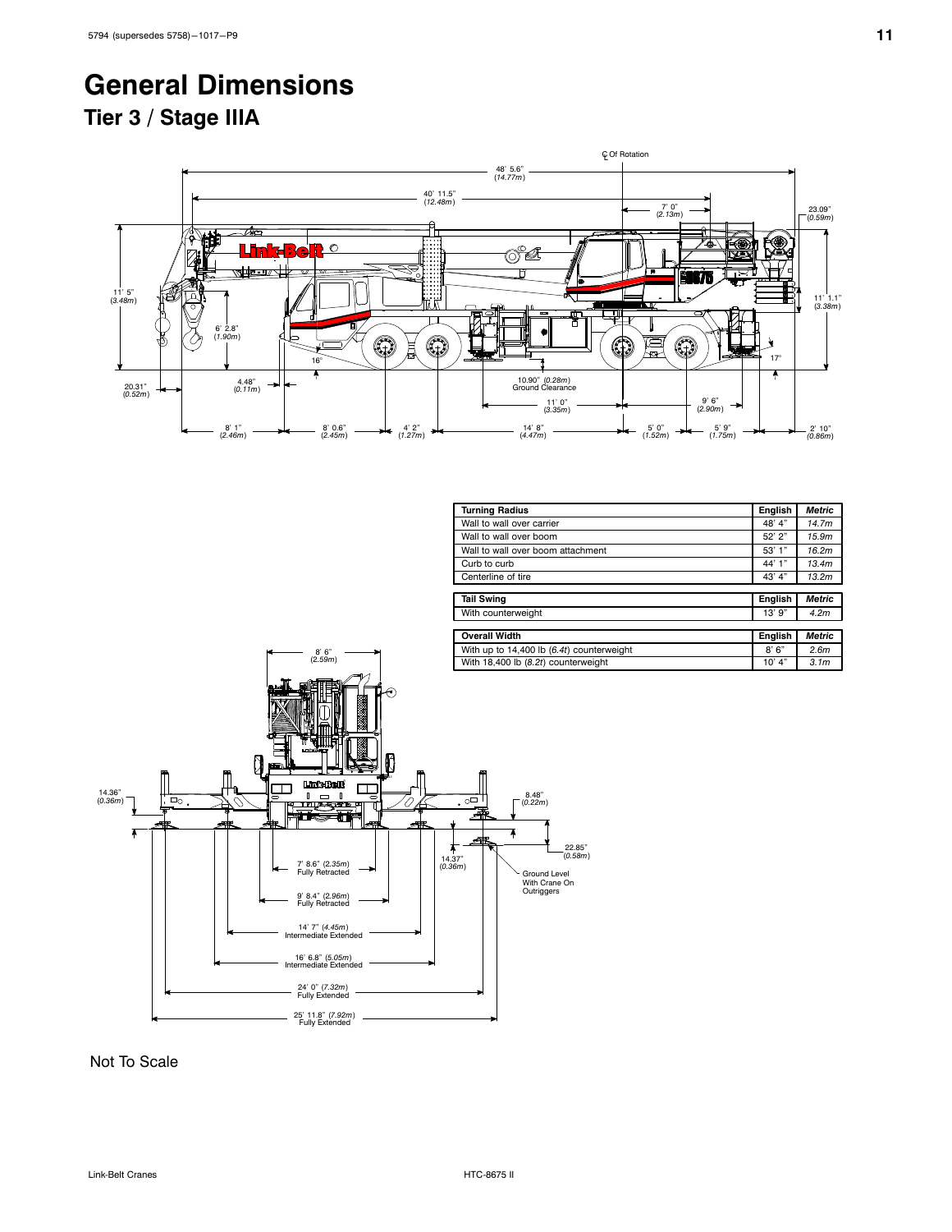# General Dimensions

## Tier 3 / Stage IIIA

| Turning Radius | English | Metric |
|---|---|---|
| Wall to wall over carrier | 48' 4" | *14.7m* |
| Wall to wall over boom | 52' 2" | *15.9m* |
| Wall to wall over boom attachment | 53' 1" | *16.2m* |
| Curb to curb | 44' 1" | *13.4m* |
| Centerline of tire | 43' 4" | *13.2m* |

| Tail Swing | English | Metric |
|---|---|---|
| With counterweight | 13' 9" | *4.2m* |

| Overall Width | English | Metric |
|---|---|---|
| With up to 14,400 lb (*6.4t*) counterweight | 8' 6" | *2.6m* |
| With 18,400 lb (*8.2t*) counterweight | 10' 4" | *3.1m* |

Not To Scale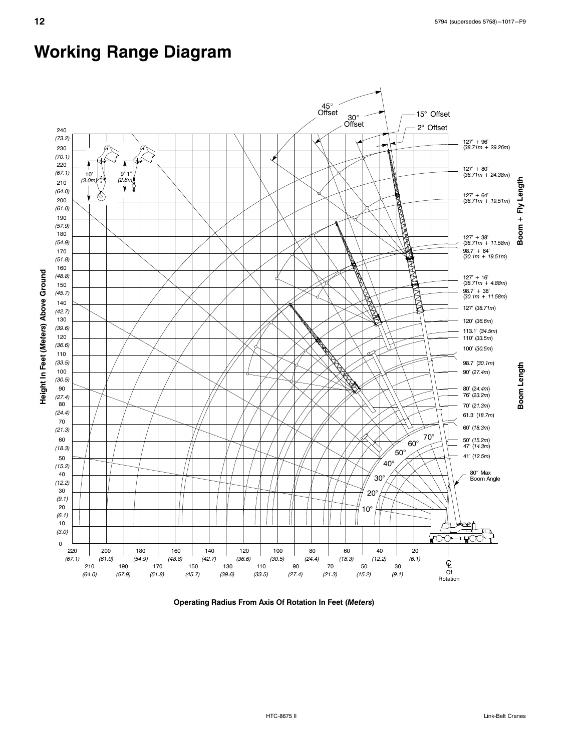# Working Range Diagram

45° Offset

30° Offset

15° Offset

2° Offset

**Boom + Fly Length**

127' + 96' (38.71m + 29.26m)

127' + 80' (38.71m + 24.38m)

127' + 64' (38.71m + 19.51m)

127' + 38' (38.71m + 11.58m)

98.7' + 64' (30.1m + 19.51m)

127' + 16' (38.71m + 4.88m)

98.7' + 38' (30.1m + 11.58m)

**Boom Length**

127' (38.71m)

120' (36.6m)

113.1' (34.5m)

110' (33.5m)

100' (30.5m)

98.7' (30.1m)

90' (27.4m)

80' (24.4m)

76' (23.2m)

70' (21.3m)

61.3' (18.7m)

60' (18.3m)

50' (15.2m)

47' (14.3m)

41' (12.5m)

80° Max Boom Angle

10° 20° 30° 40° 50° 60° 70°

10' (3.0m)

9' 1" (2.8m)

**Height In Feet (*Meters*) Above Ground**

0, 10 (3.0), 20 (6.1), 30 (9.1), 40 (12.2), 50 (15.2), 60 (18.3), 70 (21.3), 80 (24.4), 90 (27.4), 100 (30.5), 110 (33.5), 120 (36.6), 130 (39.6), 140 (42.7), 150 (45.7), 160 (48.8), 170 (51.8), 180 (54.9), 190 (57.9), 200 (61.0), 210 (64.0), 220 (67.1), 230 (70.1), 240 (73.2)

**Operating Radius From Axis Of Rotation In Feet (*Meters*)**

220 (67.1), 210 (64.0), 200 (61.0), 190 (57.9), 180 (54.9), 170 (51.8), 160 (48.8), 150 (45.7), 140 (42.7), 130 (39.6), 120 (36.6), 110 (33.5), 100 (30.5), 90 (27.4), 80 (24.4), 70 (21.3), 60 (18.3), 50 (15.2), 40 (12.2), 30 (9.1), 20 (6.1)

℄ Of Rotation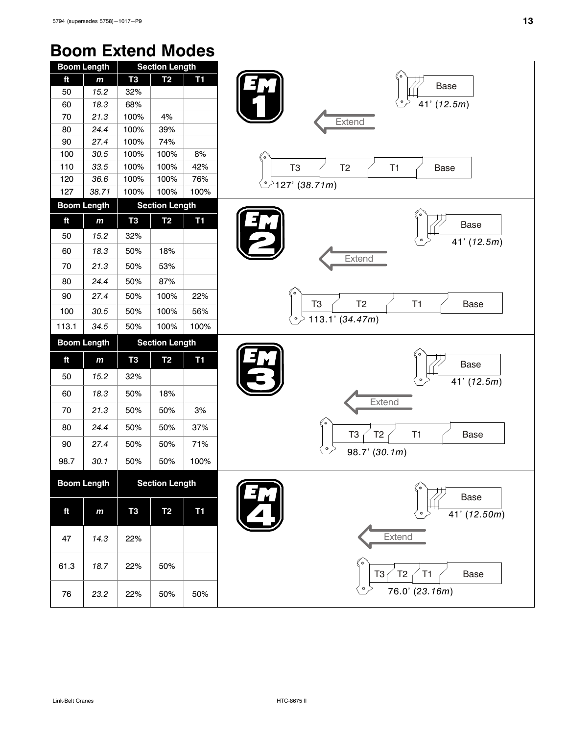# Boom Extend Modes

## EM 1

| Boom Length | | Section Length | | |
|---|---|---|---|---|
| ft | m | T3 | T2 | T1 |
| 50 | 15.2 | 32% | | |
| 60 | 18.3 | 68% | | |
| 70 | 21.3 | 100% | 4% | |
| 80 | 24.4 | 100% | 39% | |
| 90 | 27.4 | 100% | 74% | |
| 100 | 30.5 | 100% | 100% | 8% |
| 110 | 33.5 | 100% | 100% | 42% |
| 120 | 36.6 | 100% | 100% | 76% |
| 127 | 38.71 | 100% | 100% | 100% |

Base 41' (12.5m) — Extend — T3 T2 T1 Base 127' (38.71m)

## EM 2

| Boom Length | | Section Length | | |
|---|---|---|---|---|
| ft | m | T3 | T2 | T1 |
| 50 | 15.2 | 32% | | |
| 60 | 18.3 | 50% | 18% | |
| 70 | 21.3 | 50% | 53% | |
| 80 | 24.4 | 50% | 87% | |
| 90 | 27.4 | 50% | 100% | 22% |
| 100 | 30.5 | 50% | 100% | 56% |
| 113.1 | 34.5 | 50% | 100% | 100% |

Base 41' (12.5m) — Extend — T3 T2 T1 Base 113.1' (34.47m)

## EM 3

| Boom Length | | Section Length | | |
|---|---|---|---|---|
| ft | m | T3 | T2 | T1 |
| 50 | 15.2 | 32% | | |
| 60 | 18.3 | 50% | 18% | |
| 70 | 21.3 | 50% | 50% | 3% |
| 80 | 24.4 | 50% | 50% | 37% |
| 90 | 27.4 | 50% | 50% | 71% |
| 98.7 | 30.1 | 50% | 50% | 100% |

Base 41' (12.5m) — Extend — T3 T2 T1 Base 98.7' (30.1m)

## EM 4

| Boom Length | | Section Length | | |
|---|---|---|---|---|
| ft | m | T3 | T2 | T1 |
| 47 | 14.3 | 22% | | |
| 61.3 | 18.7 | 22% | 50% | |
| 76 | 23.2 | 22% | 50% | 50% |

Base 41' (12.50m) — Extend — T3 T2 T1 Base 76.0' (23.16m)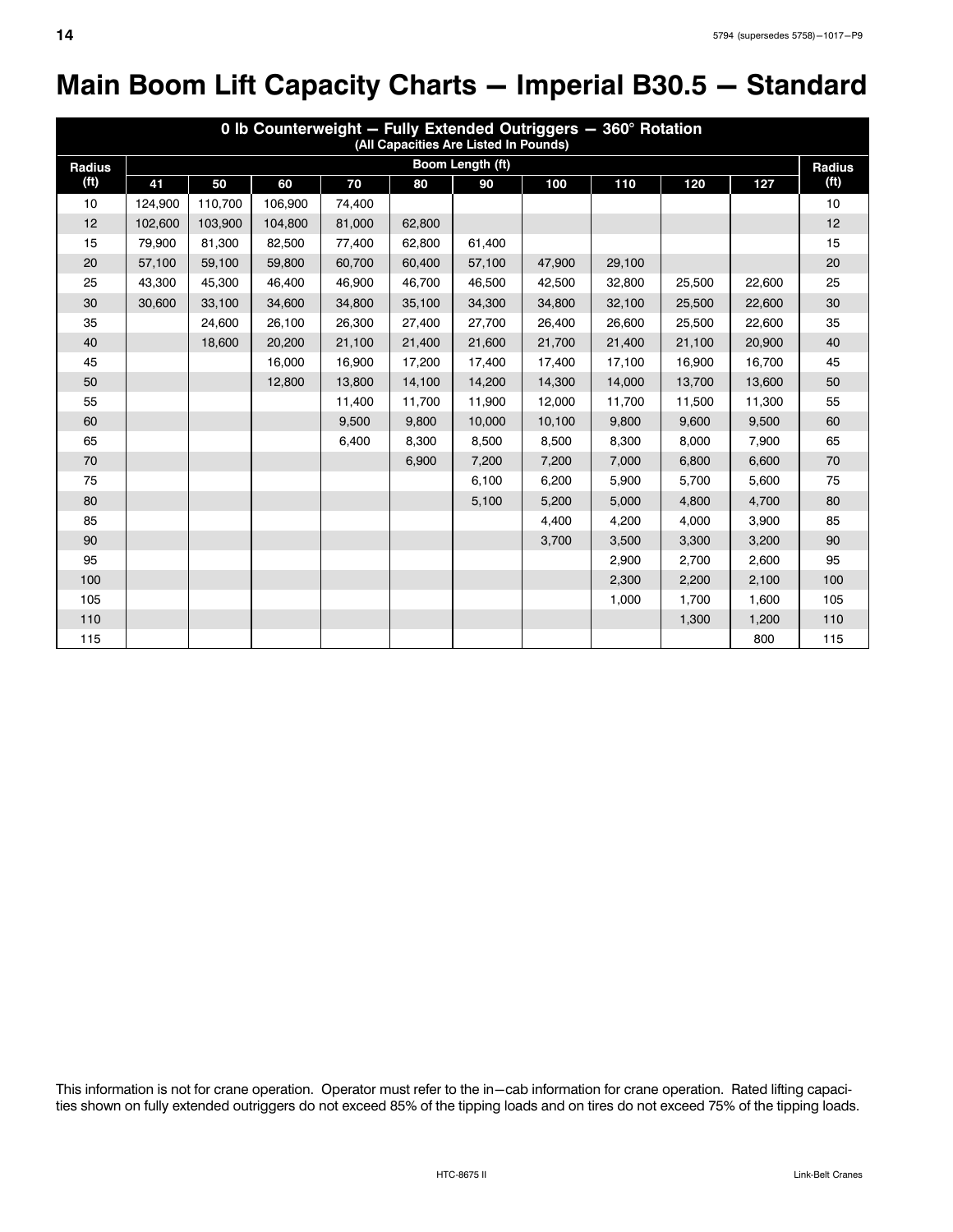# Main Boom Lift Capacity Charts — Imperial B30.5 — Standard

| 0 lb Counterweight — Fully Extended Outriggers — 360° Rotation (All Capacities Are Listed In Pounds) | | | | | | | | | | | |
|---|---|---|---|---|---|---|---|---|---|---|---|
| Radius (ft) | Boom Length (ft) | | | | | | | | | | Radius (ft) |
| | 41 | 50 | 60 | 70 | 80 | 90 | 100 | 110 | 120 | 127 | |
| 10 | 124,900 | 110,700 | 106,900 | 74,400 | | | | | | | 10 |
| 12 | 102,600 | 103,900 | 104,800 | 81,000 | 62,800 | | | | | | 12 |
| 15 | 79,900 | 81,300 | 82,500 | 77,400 | 62,800 | 61,400 | | | | | 15 |
| 20 | 57,100 | 59,100 | 59,800 | 60,700 | 60,400 | 57,100 | 47,900 | 29,100 | | | 20 |
| 25 | 43,300 | 45,300 | 46,400 | 46,900 | 46,700 | 46,500 | 42,500 | 32,800 | 25,500 | 22,600 | 25 |
| 30 | 30,600 | 33,100 | 34,600 | 34,800 | 35,100 | 34,300 | 34,800 | 32,100 | 25,500 | 22,600 | 30 |
| 35 | | 24,600 | 26,100 | 26,300 | 27,400 | 27,700 | 26,400 | 26,600 | 25,500 | 22,600 | 35 |
| 40 | | 18,600 | 20,200 | 21,100 | 21,400 | 21,600 | 21,700 | 21,400 | 21,100 | 20,900 | 40 |
| 45 | | | 16,000 | 16,900 | 17,200 | 17,400 | 17,400 | 17,100 | 16,900 | 16,700 | 45 |
| 50 | | | 12,800 | 13,800 | 14,100 | 14,200 | 14,300 | 14,000 | 13,700 | 13,600 | 50 |
| 55 | | | | 11,400 | 11,700 | 11,900 | 12,000 | 11,700 | 11,500 | 11,300 | 55 |
| 60 | | | | 9,500 | 9,800 | 10,000 | 10,100 | 9,800 | 9,600 | 9,500 | 60 |
| 65 | | | | 6,400 | 8,300 | 8,500 | 8,500 | 8,300 | 8,000 | 7,900 | 65 |
| 70 | | | | | 6,900 | 7,200 | 7,200 | 7,000 | 6,800 | 6,600 | 70 |
| 75 | | | | | | 6,100 | 6,200 | 5,900 | 5,700 | 5,600 | 75 |
| 80 | | | | | | 5,100 | 5,200 | 5,000 | 4,800 | 4,700 | 80 |
| 85 | | | | | | | 4,400 | 4,200 | 4,000 | 3,900 | 85 |
| 90 | | | | | | | 3,700 | 3,500 | 3,300 | 3,200 | 90 |
| 95 | | | | | | | | 2,900 | 2,700 | 2,600 | 95 |
| 100 | | | | | | | | 2,300 | 2,200 | 2,100 | 100 |
| 105 | | | | | | | | 1,000 | 1,700 | 1,600 | 105 |
| 110 | | | | | | | | | 1,300 | 1,200 | 110 |
| 115 | | | | | | | | | | 800 | 115 |

This information is not for crane operation. Operator must refer to the in−cab information for crane operation. Rated lifting capacities shown on fully extended outriggers do not exceed 85% of the tipping loads and on tires do not exceed 75% of the tipping loads.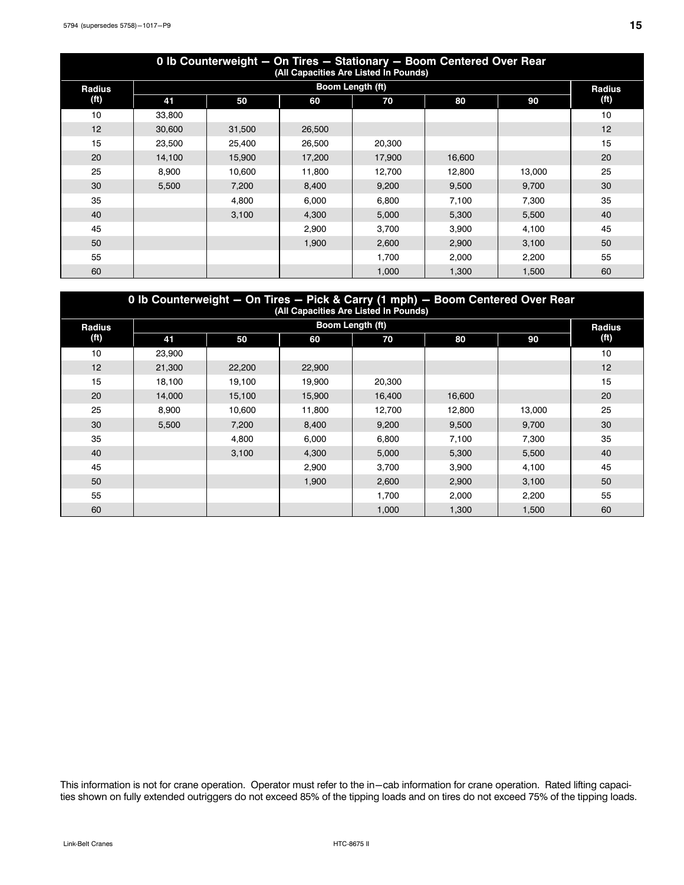### 0 lb Counterweight — On Tires — Stationary — Boom Centered Over Rear
(All Capacities Are Listed In Pounds)

| Radius (ft) | Boom Length (ft) | | | | | | Radius (ft) |
|---|---|---|---|---|---|---|---|
| | 41 | 50 | 60 | 70 | 80 | 90 | |
| 10 | 33,800 | | | | | | 10 |
| 12 | 30,600 | 31,500 | 26,500 | | | | 12 |
| 15 | 23,500 | 25,400 | 26,500 | 20,300 | | | 15 |
| 20 | 14,100 | 15,900 | 17,200 | 17,900 | 16,600 | | 20 |
| 25 | 8,900 | 10,600 | 11,800 | 12,700 | 12,800 | 13,000 | 25 |
| 30 | 5,500 | 7,200 | 8,400 | 9,200 | 9,500 | 9,700 | 30 |
| 35 | | 4,800 | 6,000 | 6,800 | 7,100 | 7,300 | 35 |
| 40 | | 3,100 | 4,300 | 5,000 | 5,300 | 5,500 | 40 |
| 45 | | | 2,900 | 3,700 | 3,900 | 4,100 | 45 |
| 50 | | | 1,900 | 2,600 | 2,900 | 3,100 | 50 |
| 55 | | | | 1,700 | 2,000 | 2,200 | 55 |
| 60 | | | | 1,000 | 1,300 | 1,500 | 60 |

### 0 lb Counterweight — On Tires — Pick & Carry (1 mph) — Boom Centered Over Rear
(All Capacities Are Listed In Pounds)

| Radius (ft) | Boom Length (ft) | | | | | | Radius (ft) |
|---|---|---|---|---|---|---|---|
| | 41 | 50 | 60 | 70 | 80 | 90 | |
| 10 | 23,900 | | | | | | 10 |
| 12 | 21,300 | 22,200 | 22,900 | | | | 12 |
| 15 | 18,100 | 19,100 | 19,900 | 20,300 | | | 15 |
| 20 | 14,000 | 15,100 | 15,900 | 16,400 | 16,600 | | 20 |
| 25 | 8,900 | 10,600 | 11,800 | 12,700 | 12,800 | 13,000 | 25 |
| 30 | 5,500 | 7,200 | 8,400 | 9,200 | 9,500 | 9,700 | 30 |
| 35 | | 4,800 | 6,000 | 6,800 | 7,100 | 7,300 | 35 |
| 40 | | 3,100 | 4,300 | 5,000 | 5,300 | 5,500 | 40 |
| 45 | | | 2,900 | 3,700 | 3,900 | 4,100 | 45 |
| 50 | | | 1,900 | 2,600 | 2,900 | 3,100 | 50 |
| 55 | | | | 1,700 | 2,000 | 2,200 | 55 |
| 60 | | | | 1,000 | 1,300 | 1,500 | 60 |

This information is not for crane operation. Operator must refer to the in−cab information for crane operation. Rated lifting capacities shown on fully extended outriggers do not exceed 85% of the tipping loads and on tires do not exceed 75% of the tipping loads.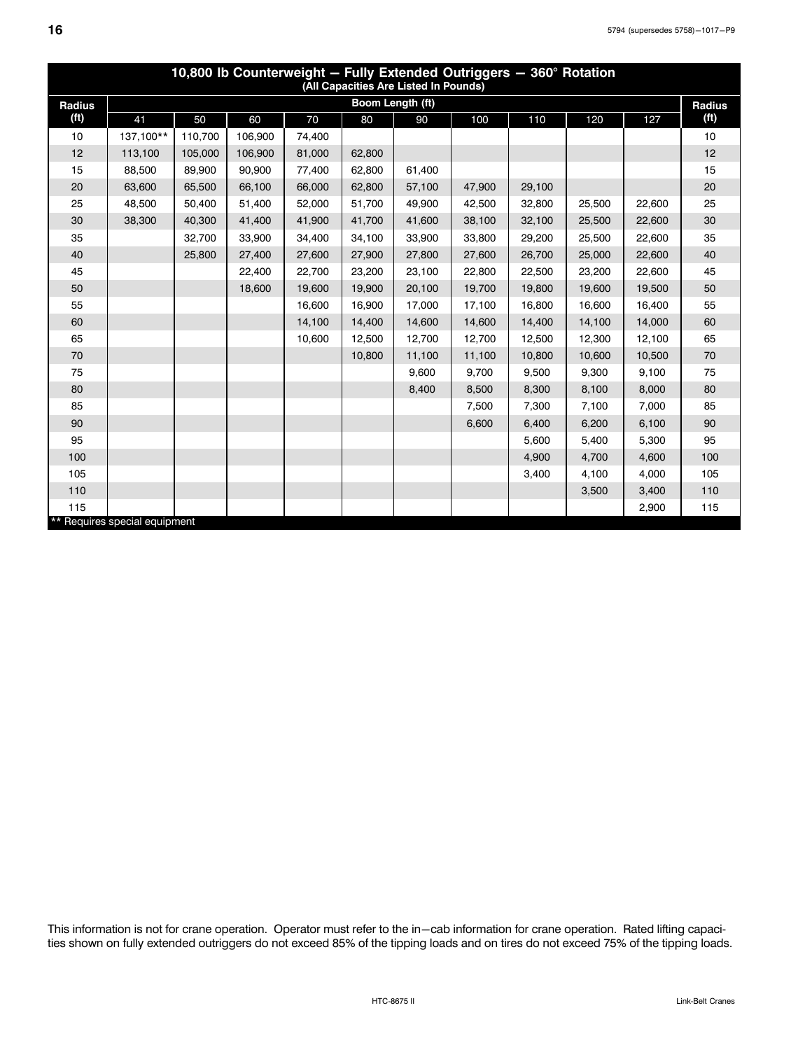## 10,800 lb Counterweight — Fully Extended Outriggers — 360° Rotation

(All Capacities Are Listed In Pounds)

| Radius (ft) | Boom Length (ft) 41 | 50 | 60 | 70 | 80 | 90 | 100 | 110 | 120 | 127 | Radius (ft) |
|---|---|---|---|---|---|---|---|---|---|---|---|
| 10 | 137,100** | 110,700 | 106,900 | 74,400 | | | | | | | 10 |
| 12 | 113,100 | 105,000 | 106,900 | 81,000 | 62,800 | | | | | | 12 |
| 15 | 88,500 | 89,900 | 90,900 | 77,400 | 62,800 | 61,400 | | | | | 15 |
| 20 | 63,600 | 65,500 | 66,100 | 66,000 | 62,800 | 57,100 | 47,900 | 29,100 | | | 20 |
| 25 | 48,500 | 50,400 | 51,400 | 52,000 | 51,700 | 49,900 | 42,500 | 32,800 | 25,500 | 22,600 | 25 |
| 30 | 38,300 | 40,300 | 41,400 | 41,900 | 41,700 | 41,600 | 38,100 | 32,100 | 25,500 | 22,600 | 30 |
| 35 | | 32,700 | 33,900 | 34,400 | 34,100 | 33,900 | 33,800 | 29,200 | 25,500 | 22,600 | 35 |
| 40 | | 25,800 | 27,400 | 27,600 | 27,900 | 27,800 | 27,600 | 26,700 | 25,000 | 22,600 | 40 |
| 45 | | | 22,400 | 22,700 | 23,200 | 23,100 | 22,800 | 22,500 | 23,200 | 22,600 | 45 |
| 50 | | | 18,600 | 19,600 | 19,900 | 20,100 | 19,700 | 19,800 | 19,600 | 19,500 | 50 |
| 55 | | | | 16,600 | 16,900 | 17,000 | 17,100 | 16,800 | 16,600 | 16,400 | 55 |
| 60 | | | | 14,100 | 14,400 | 14,600 | 14,600 | 14,400 | 14,100 | 14,000 | 60 |
| 65 | | | | 10,600 | 12,500 | 12,700 | 12,700 | 12,500 | 12,300 | 12,100 | 65 |
| 70 | | | | | 10,800 | 11,100 | 11,100 | 10,800 | 10,600 | 10,500 | 70 |
| 75 | | | | | | 9,600 | 9,700 | 9,500 | 9,300 | 9,100 | 75 |
| 80 | | | | | | 8,400 | 8,500 | 8,300 | 8,100 | 8,000 | 80 |
| 85 | | | | | | | 7,500 | 7,300 | 7,100 | 7,000 | 85 |
| 90 | | | | | | | 6,600 | 6,400 | 6,200 | 6,100 | 90 |
| 95 | | | | | | | | 5,600 | 5,400 | 5,300 | 95 |
| 100 | | | | | | | | 4,900 | 4,700 | 4,600 | 100 |
| 105 | | | | | | | | 3,400 | 4,100 | 4,000 | 105 |
| 110 | | | | | | | | | 3,500 | 3,400 | 110 |
| 115 | | | | | | | | | | 2,900 | 115 |

** Requires special equipment

This information is not for crane operation. Operator must refer to the in−cab information for crane operation. Rated lifting capacities shown on fully extended outriggers do not exceed 85% of the tipping loads and on tires do not exceed 75% of the tipping loads.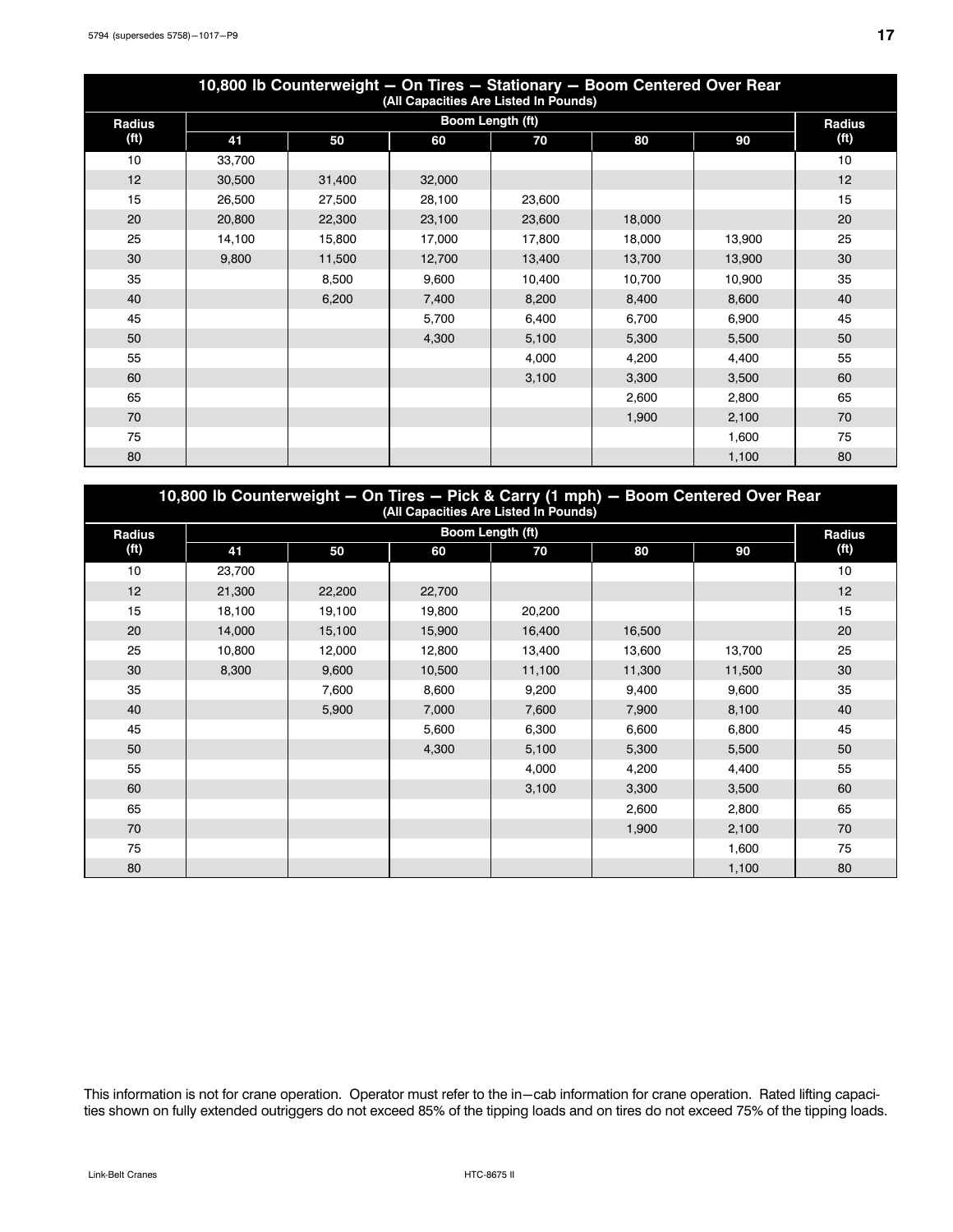## 10,800 lb Counterweight — On Tires — Stationary — Boom Centered Over Rear

(All Capacities Are Listed In Pounds)

| Radius (ft) | Boom Length (ft) | | | | | | Radius (ft) |
|---|---|---|---|---|---|---|---|
| | 41 | 50 | 60 | 70 | 80 | 90 | |
| 10 | 33,700 | | | | | | 10 |
| 12 | 30,500 | 31,400 | 32,000 | | | | 12 |
| 15 | 26,500 | 27,500 | 28,100 | 23,600 | | | 15 |
| 20 | 20,800 | 22,300 | 23,100 | 23,600 | 18,000 | | 20 |
| 25 | 14,100 | 15,800 | 17,000 | 17,800 | 18,000 | 13,900 | 25 |
| 30 | 9,800 | 11,500 | 12,700 | 13,400 | 13,700 | 13,900 | 30 |
| 35 | | 8,500 | 9,600 | 10,400 | 10,700 | 10,900 | 35 |
| 40 | | 6,200 | 7,400 | 8,200 | 8,400 | 8,600 | 40 |
| 45 | | | 5,700 | 6,400 | 6,700 | 6,900 | 45 |
| 50 | | | 4,300 | 5,100 | 5,300 | 5,500 | 50 |
| 55 | | | | 4,000 | 4,200 | 4,400 | 55 |
| 60 | | | | 3,100 | 3,300 | 3,500 | 60 |
| 65 | | | | | 2,600 | 2,800 | 65 |
| 70 | | | | | 1,900 | 2,100 | 70 |
| 75 | | | | | | 1,600 | 75 |
| 80 | | | | | | 1,100 | 80 |

## 10,800 lb Counterweight — On Tires — Pick & Carry (1 mph) — Boom Centered Over Rear

(All Capacities Are Listed In Pounds)

| Radius (ft) | Boom Length (ft) | | | | | | Radius (ft) |
|---|---|---|---|---|---|---|---|
| | 41 | 50 | 60 | 70 | 80 | 90 | |
| 10 | 23,700 | | | | | | 10 |
| 12 | 21,300 | 22,200 | 22,700 | | | | 12 |
| 15 | 18,100 | 19,100 | 19,800 | 20,200 | | | 15 |
| 20 | 14,000 | 15,100 | 15,900 | 16,400 | 16,500 | | 20 |
| 25 | 10,800 | 12,000 | 12,800 | 13,400 | 13,600 | 13,700 | 25 |
| 30 | 8,300 | 9,600 | 10,500 | 11,100 | 11,300 | 11,500 | 30 |
| 35 | | 7,600 | 8,600 | 9,200 | 9,400 | 9,600 | 35 |
| 40 | | 5,900 | 7,000 | 7,600 | 7,900 | 8,100 | 40 |
| 45 | | | 5,600 | 6,300 | 6,600 | 6,800 | 45 |
| 50 | | | 4,300 | 5,100 | 5,300 | 5,500 | 50 |
| 55 | | | | 4,000 | 4,200 | 4,400 | 55 |
| 60 | | | | 3,100 | 3,300 | 3,500 | 60 |
| 65 | | | | | 2,600 | 2,800 | 65 |
| 70 | | | | | 1,900 | 2,100 | 70 |
| 75 | | | | | | 1,600 | 75 |
| 80 | | | | | | 1,100 | 80 |

This information is not for crane operation. Operator must refer to the in−cab information for crane operation. Rated lifting capacities shown on fully extended outriggers do not exceed 85% of the tipping loads and on tires do not exceed 75% of the tipping loads.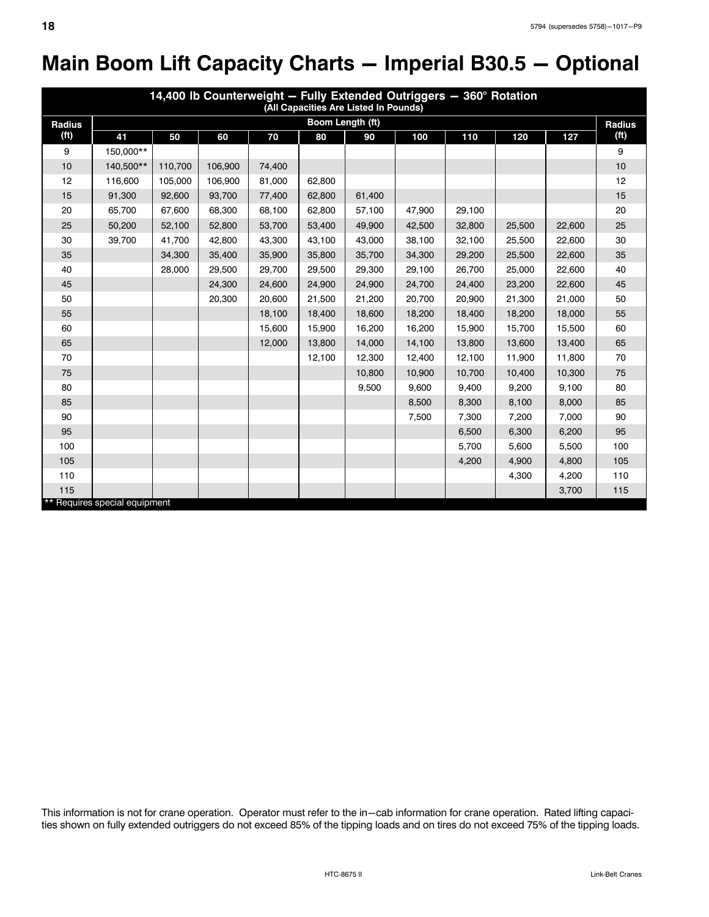# Main Boom Lift Capacity Charts — Imperial B30.5 — Optional

| 14,400 lb Counterweight — Fully Extended Outriggers — 360° Rotation (All Capacities Are Listed In Pounds) | | | | | | | | | | | |
|---|---|---|---|---|---|---|---|---|---|---|---|
| Radius (ft) | Boom Length (ft) | | | | | | | | | | Radius (ft) |
| | 41 | 50 | 60 | 70 | 80 | 90 | 100 | 110 | 120 | 127 | |
| 9 | 150,000** | | | | | | | | | | 9 |
| 10 | 140,500** | 110,700 | 106,900 | 74,400 | | | | | | | 10 |
| 12 | 116,600 | 105,000 | 106,900 | 81,000 | 62,800 | | | | | | 12 |
| 15 | 91,300 | 92,600 | 93,700 | 77,400 | 62,800 | 61,400 | | | | | 15 |
| 20 | 65,700 | 67,600 | 68,300 | 68,100 | 62,800 | 57,100 | 47,900 | 29,100 | | | 20 |
| 25 | 50,200 | 52,100 | 52,800 | 53,700 | 53,400 | 49,900 | 42,500 | 32,800 | 25,500 | 22,600 | 25 |
| 30 | 39,700 | 41,700 | 42,800 | 43,300 | 43,100 | 43,000 | 38,100 | 32,100 | 25,500 | 22,600 | 30 |
| 35 | | 34,300 | 35,400 | 35,900 | 35,800 | 35,700 | 34,300 | 29,200 | 25,500 | 22,600 | 35 |
| 40 | | 28,000 | 29,500 | 29,700 | 29,500 | 29,300 | 29,100 | 26,700 | 25,000 | 22,600 | 40 |
| 45 | | | 24,300 | 24,600 | 24,900 | 24,900 | 24,700 | 24,400 | 23,200 | 22,600 | 45 |
| 50 | | | 20,300 | 20,600 | 21,500 | 21,200 | 20,700 | 20,900 | 21,300 | 21,000 | 50 |
| 55 | | | | 18,100 | 18,400 | 18,600 | 18,200 | 18,400 | 18,200 | 18,000 | 55 |
| 60 | | | | 15,600 | 15,900 | 16,200 | 16,200 | 15,900 | 15,700 | 15,500 | 60 |
| 65 | | | | 12,000 | 13,800 | 14,000 | 14,100 | 13,800 | 13,600 | 13,400 | 65 |
| 70 | | | | | 12,100 | 12,300 | 12,400 | 12,100 | 11,900 | 11,800 | 70 |
| 75 | | | | | | 10,800 | 10,900 | 10,700 | 10,400 | 10,300 | 75 |
| 80 | | | | | | 9,500 | 9,600 | 9,400 | 9,200 | 9,100 | 80 |
| 85 | | | | | | | 8,500 | 8,300 | 8,100 | 8,000 | 85 |
| 90 | | | | | | | 7,500 | 7,300 | 7,200 | 7,000 | 90 |
| 95 | | | | | | | | 6,500 | 6,300 | 6,200 | 95 |
| 100 | | | | | | | | 5,700 | 5,600 | 5,500 | 100 |
| 105 | | | | | | | | 4,200 | 4,900 | 4,800 | 105 |
| 110 | | | | | | | | | 4,300 | 4,200 | 110 |
| 115 | | | | | | | | | | 3,700 | 115 |

** Requires special equipment

This information is not for crane operation. Operator must refer to the in—cab information for crane operation. Rated lifting capacities shown on fully extended outriggers do not exceed 85% of the tipping loads and on tires do not exceed 75% of the tipping loads.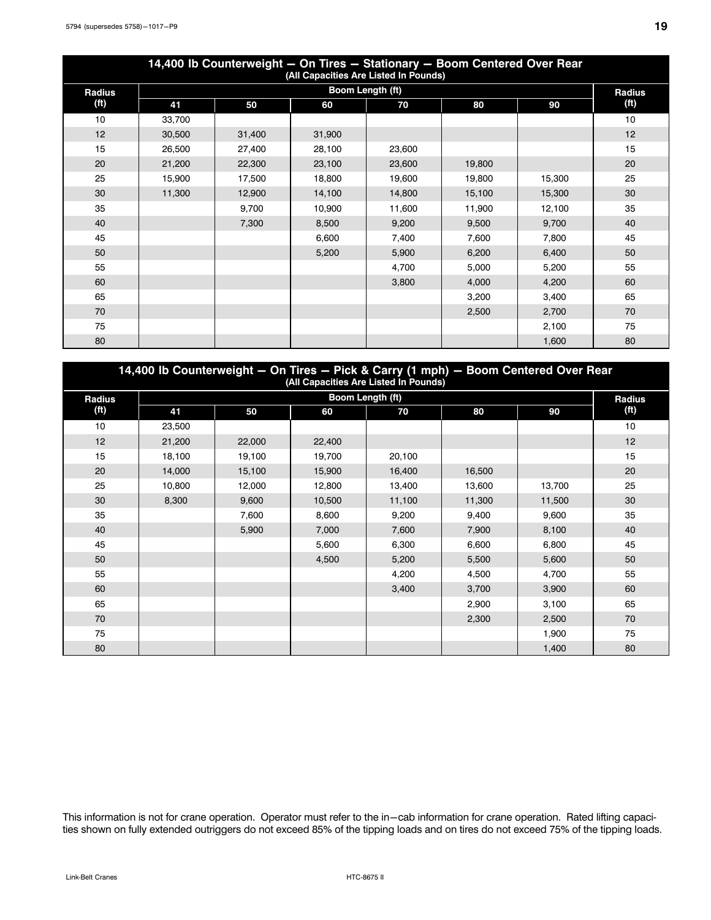## 14,400 lb Counterweight — On Tires — Stationary — Boom Centered Over Rear

(All Capacities Are Listed In Pounds)

| Radius (ft) | Boom Length (ft) | | | | | | Radius (ft) |
|---|---|---|---|---|---|---|---|
| | 41 | 50 | 60 | 70 | 80 | 90 | |
| 10 | 33,700 | | | | | | 10 |
| 12 | 30,500 | 31,400 | 31,900 | | | | 12 |
| 15 | 26,500 | 27,400 | 28,100 | 23,600 | | | 15 |
| 20 | 21,200 | 22,300 | 23,100 | 23,600 | 19,800 | | 20 |
| 25 | 15,900 | 17,500 | 18,800 | 19,600 | 19,800 | 15,300 | 25 |
| 30 | 11,300 | 12,900 | 14,100 | 14,800 | 15,100 | 15,300 | 30 |
| 35 | | 9,700 | 10,900 | 11,600 | 11,900 | 12,100 | 35 |
| 40 | | 7,300 | 8,500 | 9,200 | 9,500 | 9,700 | 40 |
| 45 | | | 6,600 | 7,400 | 7,600 | 7,800 | 45 |
| 50 | | | 5,200 | 5,900 | 6,200 | 6,400 | 50 |
| 55 | | | | 4,700 | 5,000 | 5,200 | 55 |
| 60 | | | | 3,800 | 4,000 | 4,200 | 60 |
| 65 | | | | | 3,200 | 3,400 | 65 |
| 70 | | | | | 2,500 | 2,700 | 70 |
| 75 | | | | | | 2,100 | 75 |
| 80 | | | | | | 1,600 | 80 |

## 14,400 lb Counterweight — On Tires — Pick & Carry (1 mph) — Boom Centered Over Rear

(All Capacities Are Listed In Pounds)

| Radius (ft) | Boom Length (ft) | | | | | | Radius (ft) |
|---|---|---|---|---|---|---|---|
| | 41 | 50 | 60 | 70 | 80 | 90 | |
| 10 | 23,500 | | | | | | 10 |
| 12 | 21,200 | 22,000 | 22,400 | | | | 12 |
| 15 | 18,100 | 19,100 | 19,700 | 20,100 | | | 15 |
| 20 | 14,000 | 15,100 | 15,900 | 16,400 | 16,500 | | 20 |
| 25 | 10,800 | 12,000 | 12,800 | 13,400 | 13,600 | 13,700 | 25 |
| 30 | 8,300 | 9,600 | 10,500 | 11,100 | 11,300 | 11,500 | 30 |
| 35 | | 7,600 | 8,600 | 9,200 | 9,400 | 9,600 | 35 |
| 40 | | 5,900 | 7,000 | 7,600 | 7,900 | 8,100 | 40 |
| 45 | | | 5,600 | 6,300 | 6,600 | 6,800 | 45 |
| 50 | | | 4,500 | 5,200 | 5,500 | 5,600 | 50 |
| 55 | | | | 4,200 | 4,500 | 4,700 | 55 |
| 60 | | | | 3,400 | 3,700 | 3,900 | 60 |
| 65 | | | | | 2,900 | 3,100 | 65 |
| 70 | | | | | 2,300 | 2,500 | 70 |
| 75 | | | | | | 1,900 | 75 |
| 80 | | | | | | 1,400 | 80 |

This information is not for crane operation. Operator must refer to the in—cab information for crane operation. Rated lifting capacities shown on fully extended outriggers do not exceed 85% of the tipping loads and on tires do not exceed 75% of the tipping loads.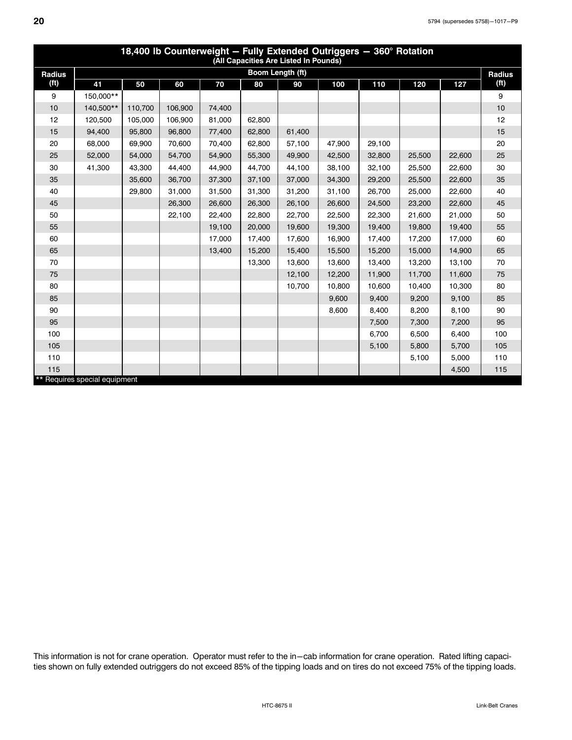## 18,400 lb Counterweight — Fully Extended Outriggers — 360° Rotation

(All Capacities Are Listed In Pounds)

| Radius (ft) | Boom Length (ft) | | | | | | | | | | Radius (ft) |
|---|---|---|---|---|---|---|---|---|---|---|---|
| | 41 | 50 | 60 | 70 | 80 | 90 | 100 | 110 | 120 | 127 | |
| 9 | 150,000** | | | | | | | | | | 9 |
| 10 | 140,500** | 110,700 | 106,900 | 74,400 | | | | | | | 10 |
| 12 | 120,500 | 105,000 | 106,900 | 81,000 | 62,800 | | | | | | 12 |
| 15 | 94,400 | 95,800 | 96,800 | 77,400 | 62,800 | 61,400 | | | | | 15 |
| 20 | 68,000 | 69,900 | 70,600 | 70,400 | 62,800 | 57,100 | 47,900 | 29,100 | | | 20 |
| 25 | 52,000 | 54,000 | 54,700 | 54,900 | 55,300 | 49,900 | 42,500 | 32,800 | 25,500 | 22,600 | 25 |
| 30 | 41,300 | 43,300 | 44,400 | 44,900 | 44,700 | 44,100 | 38,100 | 32,100 | 25,500 | 22,600 | 30 |
| 35 | | 35,600 | 36,700 | 37,300 | 37,100 | 37,000 | 34,300 | 29,200 | 25,500 | 22,600 | 35 |
| 40 | | 29,800 | 31,000 | 31,500 | 31,300 | 31,200 | 31,100 | 26,700 | 25,000 | 22,600 | 40 |
| 45 | | | 26,300 | 26,600 | 26,300 | 26,100 | 26,600 | 24,500 | 23,200 | 22,600 | 45 |
| 50 | | | 22,100 | 22,400 | 22,800 | 22,700 | 22,500 | 22,300 | 21,600 | 21,000 | 50 |
| 55 | | | | 19,100 | 20,000 | 19,600 | 19,300 | 19,400 | 19,800 | 19,400 | 55 |
| 60 | | | | 17,000 | 17,400 | 17,600 | 16,900 | 17,400 | 17,200 | 17,000 | 60 |
| 65 | | | | 13,400 | 15,200 | 15,400 | 15,500 | 15,200 | 15,000 | 14,900 | 65 |
| 70 | | | | | 13,300 | 13,600 | 13,600 | 13,400 | 13,200 | 13,100 | 70 |
| 75 | | | | | | 12,100 | 12,200 | 11,900 | 11,700 | 11,600 | 75 |
| 80 | | | | | | 10,700 | 10,800 | 10,600 | 10,400 | 10,300 | 80 |
| 85 | | | | | | | 9,600 | 9,400 | 9,200 | 9,100 | 85 |
| 90 | | | | | | | 8,600 | 8,400 | 8,200 | 8,100 | 90 |
| 95 | | | | | | | | 7,500 | 7,300 | 7,200 | 95 |
| 100 | | | | | | | | 6,700 | 6,500 | 6,400 | 100 |
| 105 | | | | | | | | 5,100 | 5,800 | 5,700 | 105 |
| 110 | | | | | | | | | 5,100 | 5,000 | 110 |
| 115 | | | | | | | | | | 4,500 | 115 |

** Requires special equipment

This information is not for crane operation. Operator must refer to the in−cab information for crane operation. Rated lifting capacities shown on fully extended outriggers do not exceed 85% of the tipping loads and on tires do not exceed 75% of the tipping loads.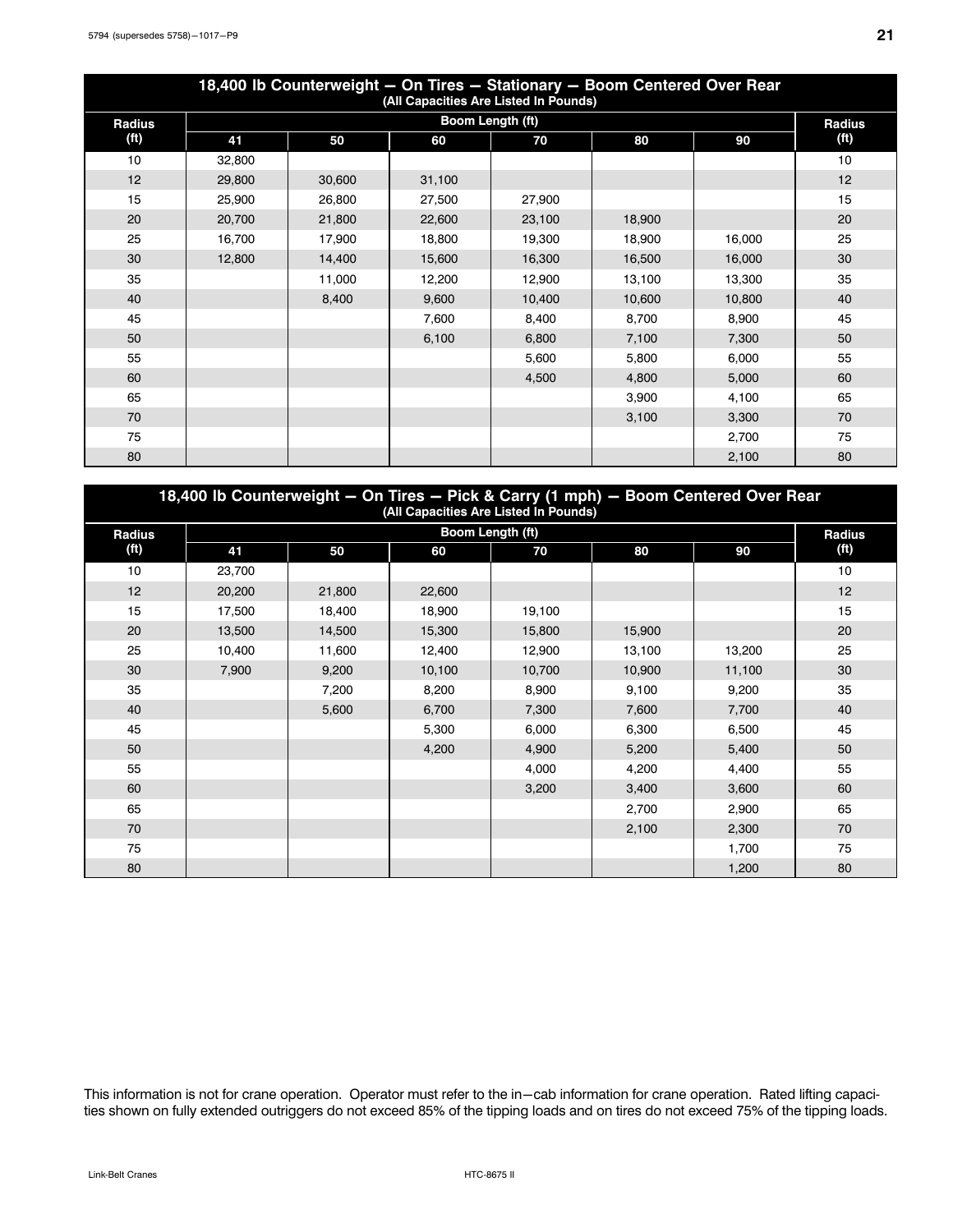## 18,400 lb Counterweight — On Tires — Stationary — Boom Centered Over Rear

(All Capacities Are Listed In Pounds)

| Radius (ft) | Boom Length (ft) | | | | | | Radius (ft) |
|---|---|---|---|---|---|---|---|
| | 41 | 50 | 60 | 70 | 80 | 90 | |
| 10 | 32,800 | | | | | | 10 |
| 12 | 29,800 | 30,600 | 31,100 | | | | 12 |
| 15 | 25,900 | 26,800 | 27,500 | 27,900 | | | 15 |
| 20 | 20,700 | 21,800 | 22,600 | 23,100 | 18,900 | | 20 |
| 25 | 16,700 | 17,900 | 18,800 | 19,300 | 18,900 | 16,000 | 25 |
| 30 | 12,800 | 14,400 | 15,600 | 16,300 | 16,500 | 16,000 | 30 |
| 35 | | 11,000 | 12,200 | 12,900 | 13,100 | 13,300 | 35 |
| 40 | | 8,400 | 9,600 | 10,400 | 10,600 | 10,800 | 40 |
| 45 | | | 7,600 | 8,400 | 8,700 | 8,900 | 45 |
| 50 | | | 6,100 | 6,800 | 7,100 | 7,300 | 50 |
| 55 | | | | 5,600 | 5,800 | 6,000 | 55 |
| 60 | | | | 4,500 | 4,800 | 5,000 | 60 |
| 65 | | | | | 3,900 | 4,100 | 65 |
| 70 | | | | | 3,100 | 3,300 | 70 |
| 75 | | | | | | 2,700 | 75 |
| 80 | | | | | | 2,100 | 80 |

## 18,400 lb Counterweight — On Tires — Pick & Carry (1 mph) — Boom Centered Over Rear

(All Capacities Are Listed In Pounds)

| Radius (ft) | Boom Length (ft) | | | | | | Radius (ft) |
|---|---|---|---|---|---|---|---|
| | 41 | 50 | 60 | 70 | 80 | 90 | |
| 10 | 23,700 | | | | | | 10 |
| 12 | 20,200 | 21,800 | 22,600 | | | | 12 |
| 15 | 17,500 | 18,400 | 18,900 | 19,100 | | | 15 |
| 20 | 13,500 | 14,500 | 15,300 | 15,800 | 15,900 | | 20 |
| 25 | 10,400 | 11,600 | 12,400 | 12,900 | 13,100 | 13,200 | 25 |
| 30 | 7,900 | 9,200 | 10,100 | 10,700 | 10,900 | 11,100 | 30 |
| 35 | | 7,200 | 8,200 | 8,900 | 9,100 | 9,200 | 35 |
| 40 | | 5,600 | 6,700 | 7,300 | 7,600 | 7,700 | 40 |
| 45 | | | 5,300 | 6,000 | 6,300 | 6,500 | 45 |
| 50 | | | 4,200 | 4,900 | 5,200 | 5,400 | 50 |
| 55 | | | | 4,000 | 4,200 | 4,400 | 55 |
| 60 | | | | 3,200 | 3,400 | 3,600 | 60 |
| 65 | | | | | 2,700 | 2,900 | 65 |
| 70 | | | | | 2,100 | 2,300 | 70 |
| 75 | | | | | | 1,700 | 75 |
| 80 | | | | | | 1,200 | 80 |

This information is not for crane operation. Operator must refer to the in—cab information for crane operation. Rated lifting capacities shown on fully extended outriggers do not exceed 85% of the tipping loads and on tires do not exceed 75% of the tipping loads.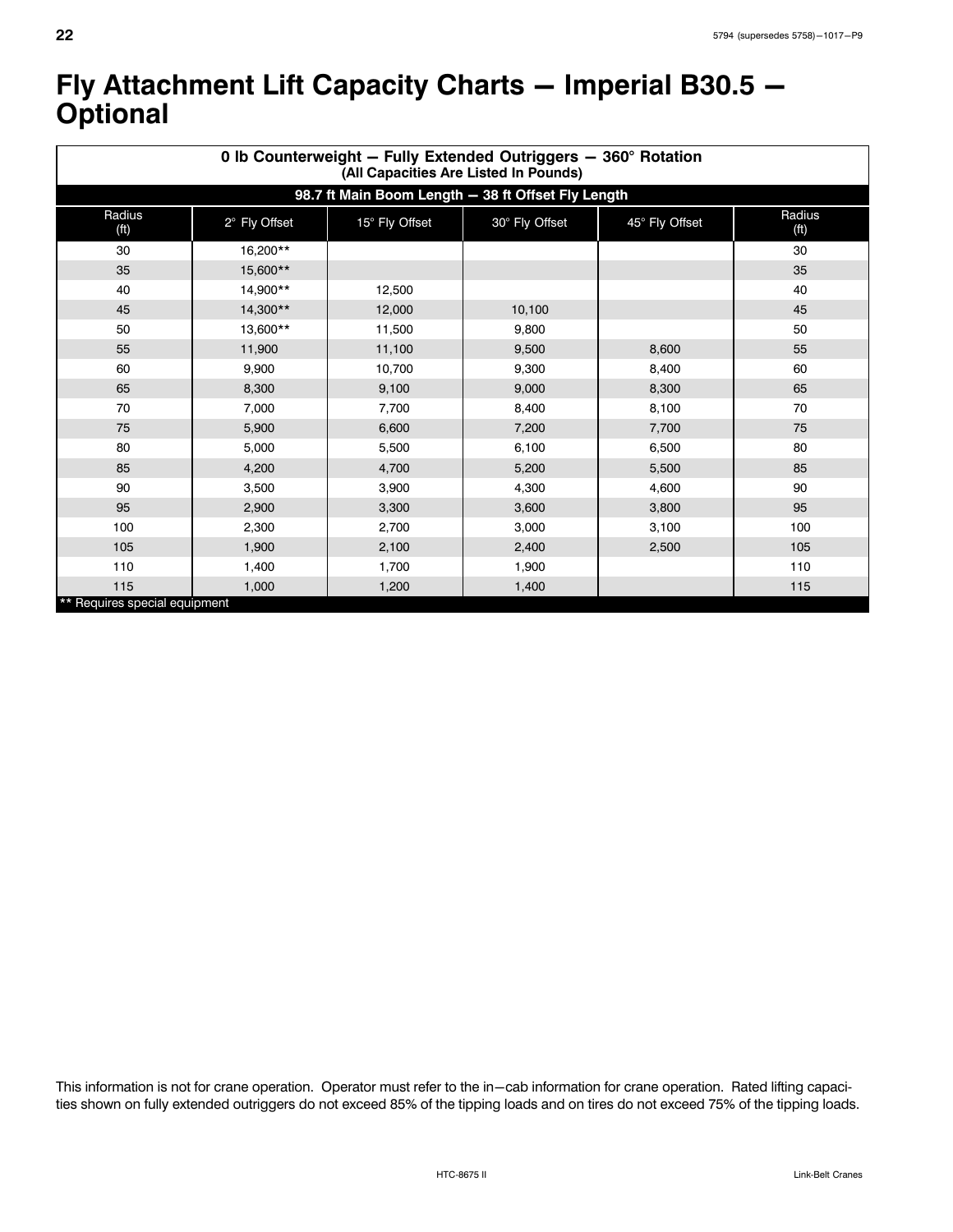# Fly Attachment Lift Capacity Charts — Imperial B30.5 — Optional

| 0 lb Counterweight — Fully Extended Outriggers — 360° Rotation (All Capacities Are Listed In Pounds) | | | | | |
|---|---|---|---|---|---|
| **98.7 ft Main Boom Length — 38 ft Offset Fly Length** | | | | | |
| Radius (ft) | 2° Fly Offset | 15° Fly Offset | 30° Fly Offset | 45° Fly Offset | Radius (ft) |
| 30 | 16,200** | | | | 30 |
| 35 | 15,600** | | | | 35 |
| 40 | 14,900** | 12,500 | | | 40 |
| 45 | 14,300** | 12,000 | 10,100 | | 45 |
| 50 | 13,600** | 11,500 | 9,800 | | 50 |
| 55 | 11,900 | 11,100 | 9,500 | 8,600 | 55 |
| 60 | 9,900 | 10,700 | 9,300 | 8,400 | 60 |
| 65 | 8,300 | 9,100 | 9,000 | 8,300 | 65 |
| 70 | 7,000 | 7,700 | 8,400 | 8,100 | 70 |
| 75 | 5,900 | 6,600 | 7,200 | 7,700 | 75 |
| 80 | 5,000 | 5,500 | 6,100 | 6,500 | 80 |
| 85 | 4,200 | 4,700 | 5,200 | 5,500 | 85 |
| 90 | 3,500 | 3,900 | 4,300 | 4,600 | 90 |
| 95 | 2,900 | 3,300 | 3,600 | 3,800 | 95 |
| 100 | 2,300 | 2,700 | 3,000 | 3,100 | 100 |
| 105 | 1,900 | 2,100 | 2,400 | 2,500 | 105 |
| 110 | 1,400 | 1,700 | 1,900 | | 110 |
| 115 | 1,000 | 1,200 | 1,400 | | 115 |

** Requires special equipment

This information is not for crane operation. Operator must refer to the in—cab information for crane operation. Rated lifting capacities shown on fully extended outriggers do not exceed 85% of the tipping loads and on tires do not exceed 75% of the tipping loads.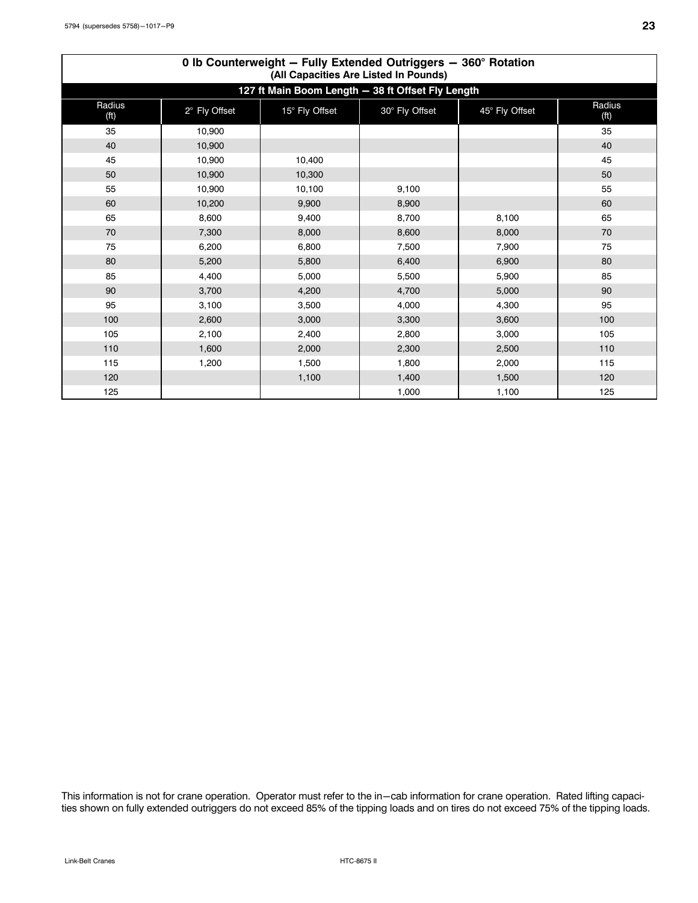## 0 lb Counterweight — Fully Extended Outriggers — 360° Rotation
**(All Capacities Are Listed In Pounds)**

**127 ft Main Boom Length — 38 ft Offset Fly Length**

| Radius (ft) | 2° Fly Offset | 15° Fly Offset | 30° Fly Offset | 45° Fly Offset | Radius (ft) |
|---|---|---|---|---|---|
| 35 | 10,900 | | | | 35 |
| 40 | 10,900 | | | | 40 |
| 45 | 10,900 | 10,400 | | | 45 |
| 50 | 10,900 | 10,300 | | | 50 |
| 55 | 10,900 | 10,100 | 9,100 | | 55 |
| 60 | 10,200 | 9,900 | 8,900 | | 60 |
| 65 | 8,600 | 9,400 | 8,700 | 8,100 | 65 |
| 70 | 7,300 | 8,000 | 8,600 | 8,000 | 70 |
| 75 | 6,200 | 6,800 | 7,500 | 7,900 | 75 |
| 80 | 5,200 | 5,800 | 6,400 | 6,900 | 80 |
| 85 | 4,400 | 5,000 | 5,500 | 5,900 | 85 |
| 90 | 3,700 | 4,200 | 4,700 | 5,000 | 90 |
| 95 | 3,100 | 3,500 | 4,000 | 4,300 | 95 |
| 100 | 2,600 | 3,000 | 3,300 | 3,600 | 100 |
| 105 | 2,100 | 2,400 | 2,800 | 3,000 | 105 |
| 110 | 1,600 | 2,000 | 2,300 | 2,500 | 110 |
| 115 | 1,200 | 1,500 | 1,800 | 2,000 | 115 |
| 120 | | 1,100 | 1,400 | 1,500 | 120 |
| 125 | | | 1,000 | 1,100 | 125 |

This information is not for crane operation. Operator must refer to the in−cab information for crane operation. Rated lifting capacities shown on fully extended outriggers do not exceed 85% of the tipping loads and on tires do not exceed 75% of the tipping loads.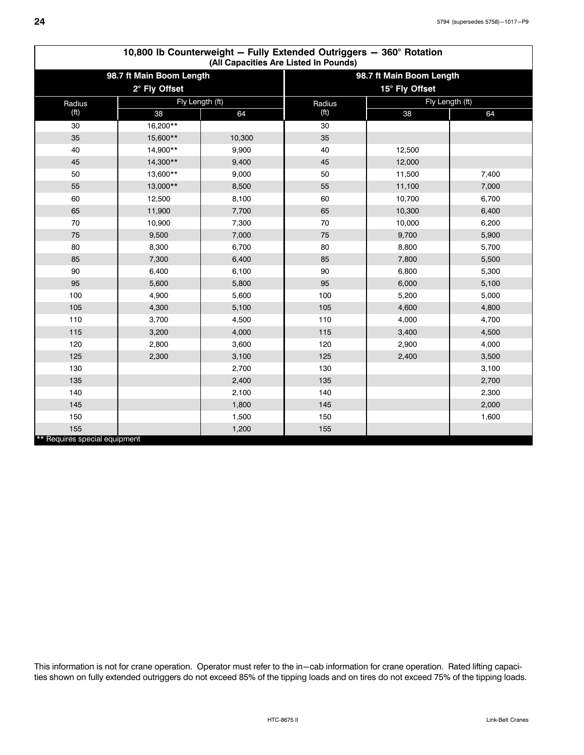## 10,800 lb Counterweight — Fully Extended Outriggers — 360° Rotation

(All Capacities Are Listed In Pounds)

| 98.7 ft Main Boom Length 2° Fly Offset | | | 98.7 ft Main Boom Length 15° Fly Offset | | |
|---|---|---|---|---|---|
| Radius (ft) | Fly Length (ft) | | Radius (ft) | Fly Length (ft) | |
| | 38 | 64 | | 38 | 64 |
| 30 | 16,200** | | 30 | | |
| 35 | 15,600** | 10,300 | 35 | | |
| 40 | 14,900** | 9,900 | 40 | 12,500 | |
| 45 | 14,300** | 9,400 | 45 | 12,000 | |
| 50 | 13,600** | 9,000 | 50 | 11,500 | 7,400 |
| 55 | 13,000** | 8,500 | 55 | 11,100 | 7,000 |
| 60 | 12,500 | 8,100 | 60 | 10,700 | 6,700 |
| 65 | 11,900 | 7,700 | 65 | 10,300 | 6,400 |
| 70 | 10,900 | 7,300 | 70 | 10,000 | 6,200 |
| 75 | 9,500 | 7,000 | 75 | 9,700 | 5,900 |
| 80 | 8,300 | 6,700 | 80 | 8,800 | 5,700 |
| 85 | 7,300 | 6,400 | 85 | 7,800 | 5,500 |
| 90 | 6,400 | 6,100 | 90 | 6,800 | 5,300 |
| 95 | 5,600 | 5,800 | 95 | 6,000 | 5,100 |
| 100 | 4,900 | 5,600 | 100 | 5,200 | 5,000 |
| 105 | 4,300 | 5,100 | 105 | 4,600 | 4,800 |
| 110 | 3,700 | 4,500 | 110 | 4,000 | 4,700 |
| 115 | 3,200 | 4,000 | 115 | 3,400 | 4,500 |
| 120 | 2,800 | 3,600 | 120 | 2,900 | 4,000 |
| 125 | 2,300 | 3,100 | 125 | 2,400 | 3,500 |
| 130 | | 2,700 | 130 | | 3,100 |
| 135 | | 2,400 | 135 | | 2,700 |
| 140 | | 2,100 | 140 | | 2,300 |
| 145 | | 1,800 | 145 | | 2,000 |
| 150 | | 1,500 | 150 | | 1,600 |
| 155 | | 1,200 | 155 | | |

** Requires special equipment

This information is not for crane operation. Operator must refer to the in–cab information for crane operation. Rated lifting capacities shown on fully extended outriggers do not exceed 85% of the tipping loads and on tires do not exceed 75% of the tipping loads.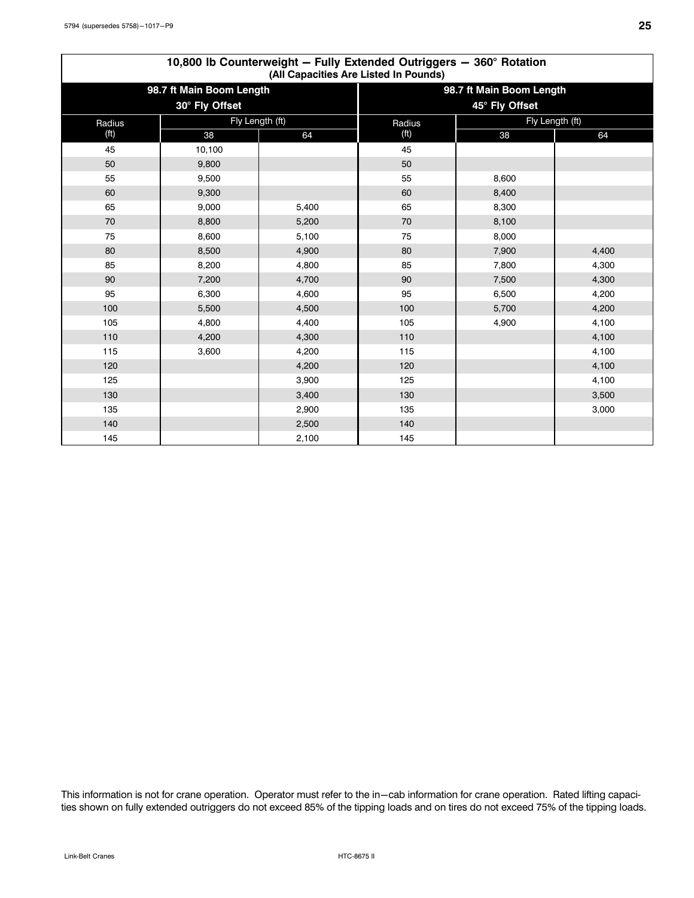## 10,800 lb Counterweight — Fully Extended Outriggers — 360° Rotation

**(All Capacities Are Listed In Pounds)**

| 98.7 ft Main Boom Length 30° Fly Offset | | | 98.7 ft Main Boom Length 45° Fly Offset | | |
|---|---|---|---|---|---|
| Radius (ft) | Fly Length (ft) | | Radius (ft) | Fly Length (ft) | |
| | 38 | 64 | | 38 | 64 |
| 45 | 10,100 | | 45 | | |
| 50 | 9,800 | | 50 | | |
| 55 | 9,500 | | 55 | 8,600 | |
| 60 | 9,300 | | 60 | 8,400 | |
| 65 | 9,000 | 5,400 | 65 | 8,300 | |
| 70 | 8,800 | 5,200 | 70 | 8,100 | |
| 75 | 8,600 | 5,100 | 75 | 8,000 | |
| 80 | 8,500 | 4,900 | 80 | 7,900 | 4,400 |
| 85 | 8,200 | 4,800 | 85 | 7,800 | 4,300 |
| 90 | 7,200 | 4,700 | 90 | 7,500 | 4,300 |
| 95 | 6,300 | 4,600 | 95 | 6,500 | 4,200 |
| 100 | 5,500 | 4,500 | 100 | 5,700 | 4,200 |
| 105 | 4,800 | 4,400 | 105 | 4,900 | 4,100 |
| 110 | 4,200 | 4,300 | 110 | | 4,100 |
| 115 | 3,600 | 4,200 | 115 | | 4,100 |
| 120 | | 4,200 | 120 | | 4,100 |
| 125 | | 3,900 | 125 | | 4,100 |
| 130 | | 3,400 | 130 | | 3,500 |
| 135 | | 2,900 | 135 | | 3,000 |
| 140 | | 2,500 | 140 | | |
| 145 | | 2,100 | 145 | | |

This information is not for crane operation. Operator must refer to the in−cab information for crane operation. Rated lifting capacities shown on fully extended outriggers do not exceed 85% of the tipping loads and on tires do not exceed 75% of the tipping loads.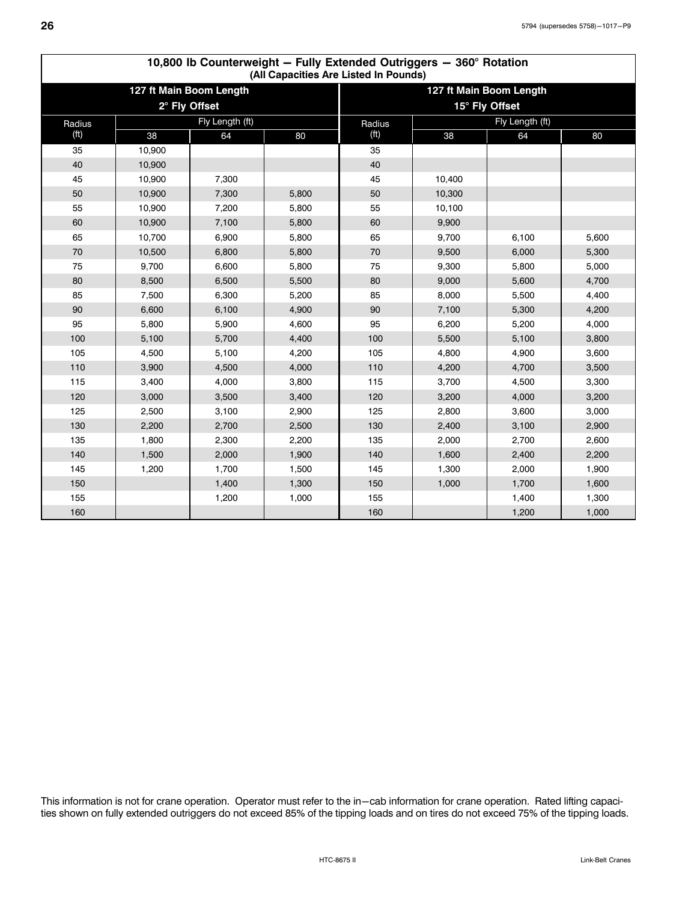## 10,800 lb Counterweight — Fully Extended Outriggers — 360° Rotation
(All Capacities Are Listed In Pounds)

| 127 ft Main Boom Length 2° Fly Offset | | | | 127 ft Main Boom Length 15° Fly Offset | | | |
|---|---|---|---|---|---|---|---|
| Radius (ft) | Fly Length (ft) | | | Radius (ft) | Fly Length (ft) | | |
| | 38 | 64 | 80 | | 38 | 64 | 80 |
| 35 | 10,900 | | | 35 | | | |
| 40 | 10,900 | | | 40 | | | |
| 45 | 10,900 | 7,300 | | 45 | 10,400 | | |
| 50 | 10,900 | 7,300 | 5,800 | 50 | 10,300 | | |
| 55 | 10,900 | 7,200 | 5,800 | 55 | 10,100 | | |
| 60 | 10,900 | 7,100 | 5,800 | 60 | 9,900 | | |
| 65 | 10,700 | 6,900 | 5,800 | 65 | 9,700 | 6,100 | 5,600 |
| 70 | 10,500 | 6,800 | 5,800 | 70 | 9,500 | 6,000 | 5,300 |
| 75 | 9,700 | 6,600 | 5,800 | 75 | 9,300 | 5,800 | 5,000 |
| 80 | 8,500 | 6,500 | 5,500 | 80 | 9,000 | 5,600 | 4,700 |
| 85 | 7,500 | 6,300 | 5,200 | 85 | 8,000 | 5,500 | 4,400 |
| 90 | 6,600 | 6,100 | 4,900 | 90 | 7,100 | 5,300 | 4,200 |
| 95 | 5,800 | 5,900 | 4,600 | 95 | 6,200 | 5,200 | 4,000 |
| 100 | 5,100 | 5,700 | 4,400 | 100 | 5,500 | 5,100 | 3,800 |
| 105 | 4,500 | 5,100 | 4,200 | 105 | 4,800 | 4,900 | 3,600 |
| 110 | 3,900 | 4,500 | 4,000 | 110 | 4,200 | 4,700 | 3,500 |
| 115 | 3,400 | 4,000 | 3,800 | 115 | 3,700 | 4,500 | 3,300 |
| 120 | 3,000 | 3,500 | 3,400 | 120 | 3,200 | 4,000 | 3,200 |
| 125 | 2,500 | 3,100 | 2,900 | 125 | 2,800 | 3,600 | 3,000 |
| 130 | 2,200 | 2,700 | 2,500 | 130 | 2,400 | 3,100 | 2,900 |
| 135 | 1,800 | 2,300 | 2,200 | 135 | 2,000 | 2,700 | 2,600 |
| 140 | 1,500 | 2,000 | 1,900 | 140 | 1,600 | 2,400 | 2,200 |
| 145 | 1,200 | 1,700 | 1,500 | 145 | 1,300 | 2,000 | 1,900 |
| 150 | | 1,400 | 1,300 | 150 | 1,000 | 1,700 | 1,600 |
| 155 | | 1,200 | 1,000 | 155 | | 1,400 | 1,300 |
| 160 | | | | 160 | | 1,200 | 1,000 |

This information is not for crane operation. Operator must refer to the in−cab information for crane operation. Rated lifting capacities shown on fully extended outriggers do not exceed 85% of the tipping loads and on tires do not exceed 75% of the tipping loads.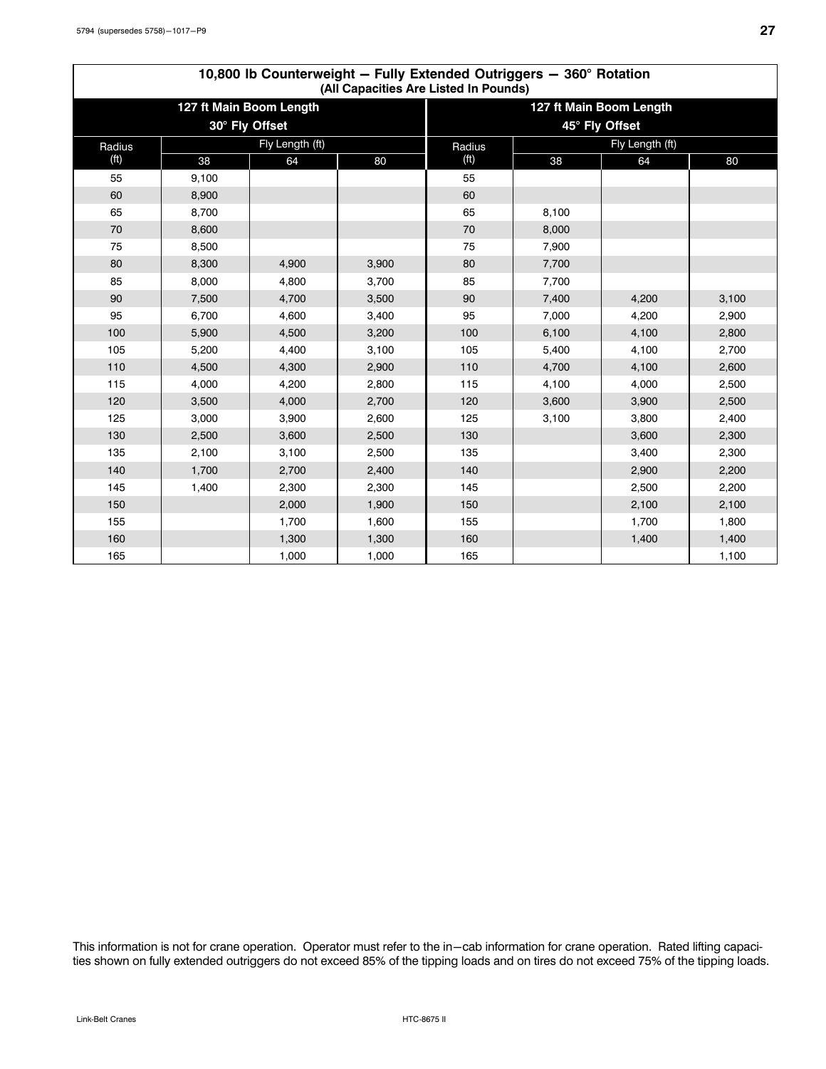## 10,800 lb Counterweight — Fully Extended Outriggers — 360° Rotation

(All Capacities Are Listed In Pounds)

| 127 ft Main Boom Length 30° Fly Offset | | | | 127 ft Main Boom Length 45° Fly Offset | | | |
|---|---|---|---|---|---|---|---|
| Radius (ft) | Fly Length (ft) | | | Radius (ft) | Fly Length (ft) | | |
| | 38 | 64 | 80 | | 38 | 64 | 80 |
| 55 | 9,100 | | | 55 | | | |
| 60 | 8,900 | | | 60 | | | |
| 65 | 8,700 | | | 65 | 8,100 | | |
| 70 | 8,600 | | | 70 | 8,000 | | |
| 75 | 8,500 | | | 75 | 7,900 | | |
| 80 | 8,300 | 4,900 | 3,900 | 80 | 7,700 | | |
| 85 | 8,000 | 4,800 | 3,700 | 85 | 7,700 | | |
| 90 | 7,500 | 4,700 | 3,500 | 90 | 7,400 | 4,200 | 3,100 |
| 95 | 6,700 | 4,600 | 3,400 | 95 | 7,000 | 4,200 | 2,900 |
| 100 | 5,900 | 4,500 | 3,200 | 100 | 6,100 | 4,100 | 2,800 |
| 105 | 5,200 | 4,400 | 3,100 | 105 | 5,400 | 4,100 | 2,700 |
| 110 | 4,500 | 4,300 | 2,900 | 110 | 4,700 | 4,100 | 2,600 |
| 115 | 4,000 | 4,200 | 2,800 | 115 | 4,100 | 4,000 | 2,500 |
| 120 | 3,500 | 4,000 | 2,700 | 120 | 3,600 | 3,900 | 2,500 |
| 125 | 3,000 | 3,900 | 2,600 | 125 | 3,100 | 3,800 | 2,400 |
| 130 | 2,500 | 3,600 | 2,500 | 130 | | 3,600 | 2,300 |
| 135 | 2,100 | 3,100 | 2,500 | 135 | | 3,400 | 2,300 |
| 140 | 1,700 | 2,700 | 2,400 | 140 | | 2,900 | 2,200 |
| 145 | 1,400 | 2,300 | 2,300 | 145 | | 2,500 | 2,200 |
| 150 | | 2,000 | 1,900 | 150 | | 2,100 | 2,100 |
| 155 | | 1,700 | 1,600 | 155 | | 1,700 | 1,800 |
| 160 | | 1,300 | 1,300 | 160 | | 1,400 | 1,400 |
| 165 | | 1,000 | 1,000 | 165 | | | 1,100 |

This information is not for crane operation. Operator must refer to the in−cab information for crane operation. Rated lifting capacities shown on fully extended outriggers do not exceed 85% of the tipping loads and on tires do not exceed 75% of the tipping loads.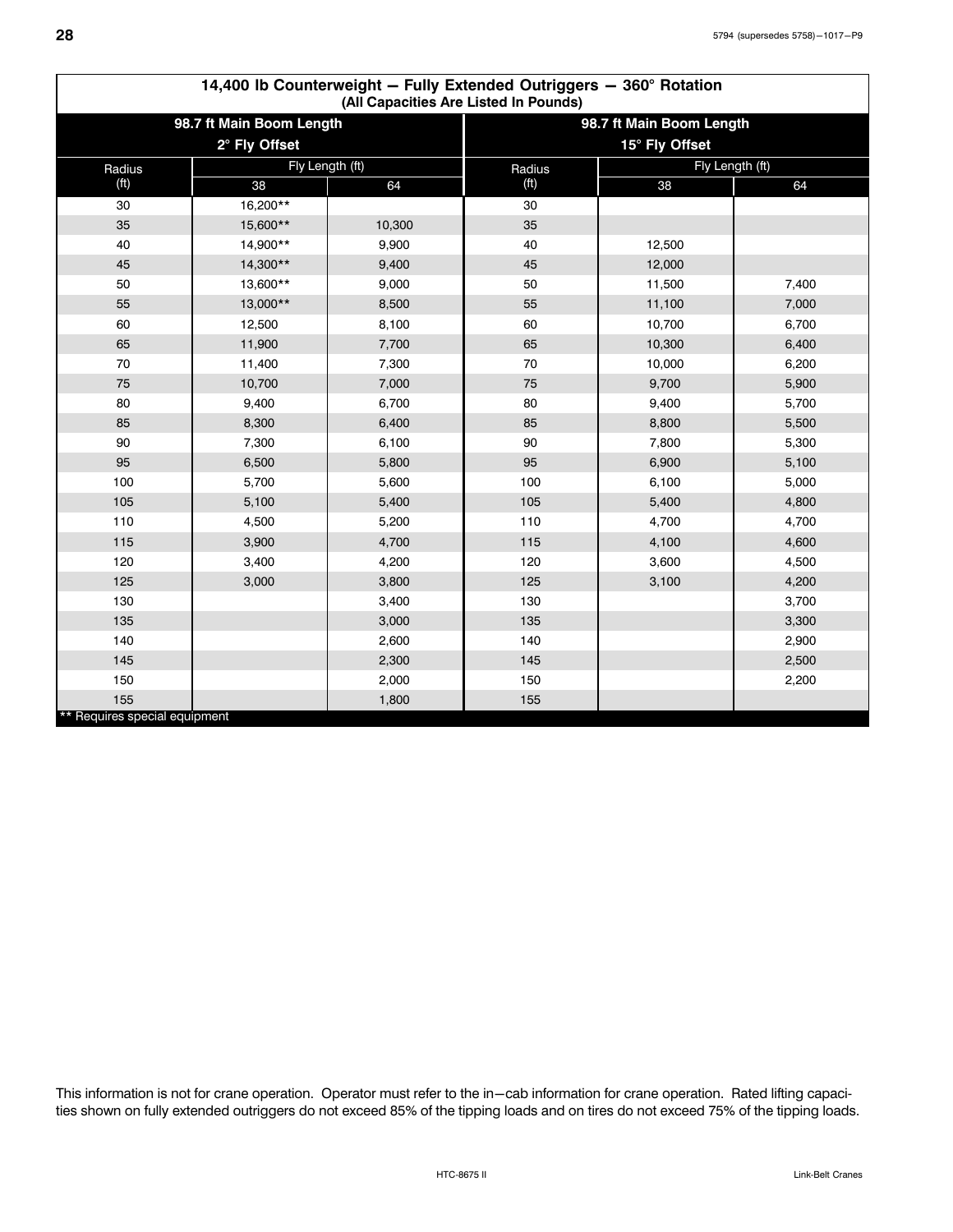## 14,400 lb Counterweight — Fully Extended Outriggers — 360° Rotation

(All Capacities Are Listed In Pounds)

| 98.7 ft Main Boom Length 2° Fly Offset | | | 98.7 ft Main Boom Length 15° Fly Offset | | |
|---|---|---|---|---|---|
| Radius (ft) | Fly Length (ft) | | Radius (ft) | Fly Length (ft) | |
| | 38 | 64 | | 38 | 64 |
| 30 | 16,200** | | 30 | | |
| 35 | 15,600** | 10,300 | 35 | | |
| 40 | 14,900** | 9,900 | 40 | 12,500 | |
| 45 | 14,300** | 9,400 | 45 | 12,000 | |
| 50 | 13,600** | 9,000 | 50 | 11,500 | 7,400 |
| 55 | 13,000** | 8,500 | 55 | 11,100 | 7,000 |
| 60 | 12,500 | 8,100 | 60 | 10,700 | 6,700 |
| 65 | 11,900 | 7,700 | 65 | 10,300 | 6,400 |
| 70 | 11,400 | 7,300 | 70 | 10,000 | 6,200 |
| 75 | 10,700 | 7,000 | 75 | 9,700 | 5,900 |
| 80 | 9,400 | 6,700 | 80 | 9,400 | 5,700 |
| 85 | 8,300 | 6,400 | 85 | 8,800 | 5,500 |
| 90 | 7,300 | 6,100 | 90 | 7,800 | 5,300 |
| 95 | 6,500 | 5,800 | 95 | 6,900 | 5,100 |
| 100 | 5,700 | 5,600 | 100 | 6,100 | 5,000 |
| 105 | 5,100 | 5,400 | 105 | 5,400 | 4,800 |
| 110 | 4,500 | 5,200 | 110 | 4,700 | 4,700 |
| 115 | 3,900 | 4,700 | 115 | 4,100 | 4,600 |
| 120 | 3,400 | 4,200 | 120 | 3,600 | 4,500 |
| 125 | 3,000 | 3,800 | 125 | 3,100 | 4,200 |
| 130 | | 3,400 | 130 | | 3,700 |
| 135 | | 3,000 | 135 | | 3,300 |
| 140 | | 2,600 | 140 | | 2,900 |
| 145 | | 2,300 | 145 | | 2,500 |
| 150 | | 2,000 | 150 | | 2,200 |
| 155 | | 1,800 | 155 | | |

** Requires special equipment

This information is not for crane operation. Operator must refer to the in−cab information for crane operation. Rated lifting capacities shown on fully extended outriggers do not exceed 85% of the tipping loads and on tires do not exceed 75% of the tipping loads.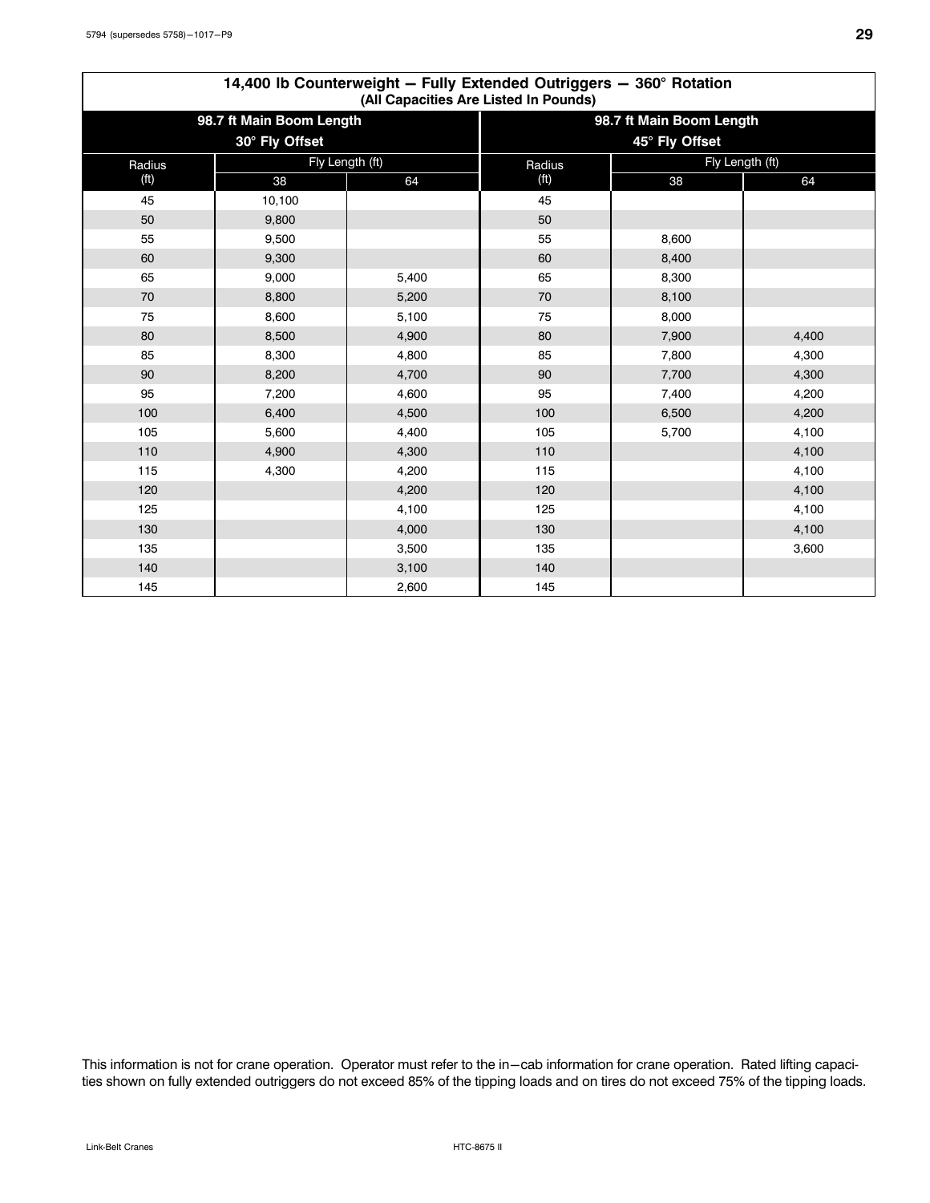## 14,400 lb Counterweight — Fully Extended Outriggers — 360° Rotation
(All Capacities Are Listed In Pounds)

| 98.7 ft Main Boom Length 30° Fly Offset | | | 98.7 ft Main Boom Length 45° Fly Offset | | |
|---|---|---|---|---|---|
| Radius (ft) | Fly Length (ft) | | Radius (ft) | Fly Length (ft) | |
| | 38 | 64 | | 38 | 64 |
| 45 | 10,100 | | 45 | | |
| 50 | 9,800 | | 50 | | |
| 55 | 9,500 | | 55 | 8,600 | |
| 60 | 9,300 | | 60 | 8,400 | |
| 65 | 9,000 | 5,400 | 65 | 8,300 | |
| 70 | 8,800 | 5,200 | 70 | 8,100 | |
| 75 | 8,600 | 5,100 | 75 | 8,000 | |
| 80 | 8,500 | 4,900 | 80 | 7,900 | 4,400 |
| 85 | 8,300 | 4,800 | 85 | 7,800 | 4,300 |
| 90 | 8,200 | 4,700 | 90 | 7,700 | 4,300 |
| 95 | 7,200 | 4,600 | 95 | 7,400 | 4,200 |
| 100 | 6,400 | 4,500 | 100 | 6,500 | 4,200 |
| 105 | 5,600 | 4,400 | 105 | 5,700 | 4,100 |
| 110 | 4,900 | 4,300 | 110 | | 4,100 |
| 115 | 4,300 | 4,200 | 115 | | 4,100 |
| 120 | | 4,200 | 120 | | 4,100 |
| 125 | | 4,100 | 125 | | 4,100 |
| 130 | | 4,000 | 130 | | 4,100 |
| 135 | | 3,500 | 135 | | 3,600 |
| 140 | | 3,100 | 140 | | |
| 145 | | 2,600 | 145 | | |

This information is not for crane operation. Operator must refer to the in–cab information for crane operation. Rated lifting capacities shown on fully extended outriggers do not exceed 85% of the tipping loads and on tires do not exceed 75% of the tipping loads.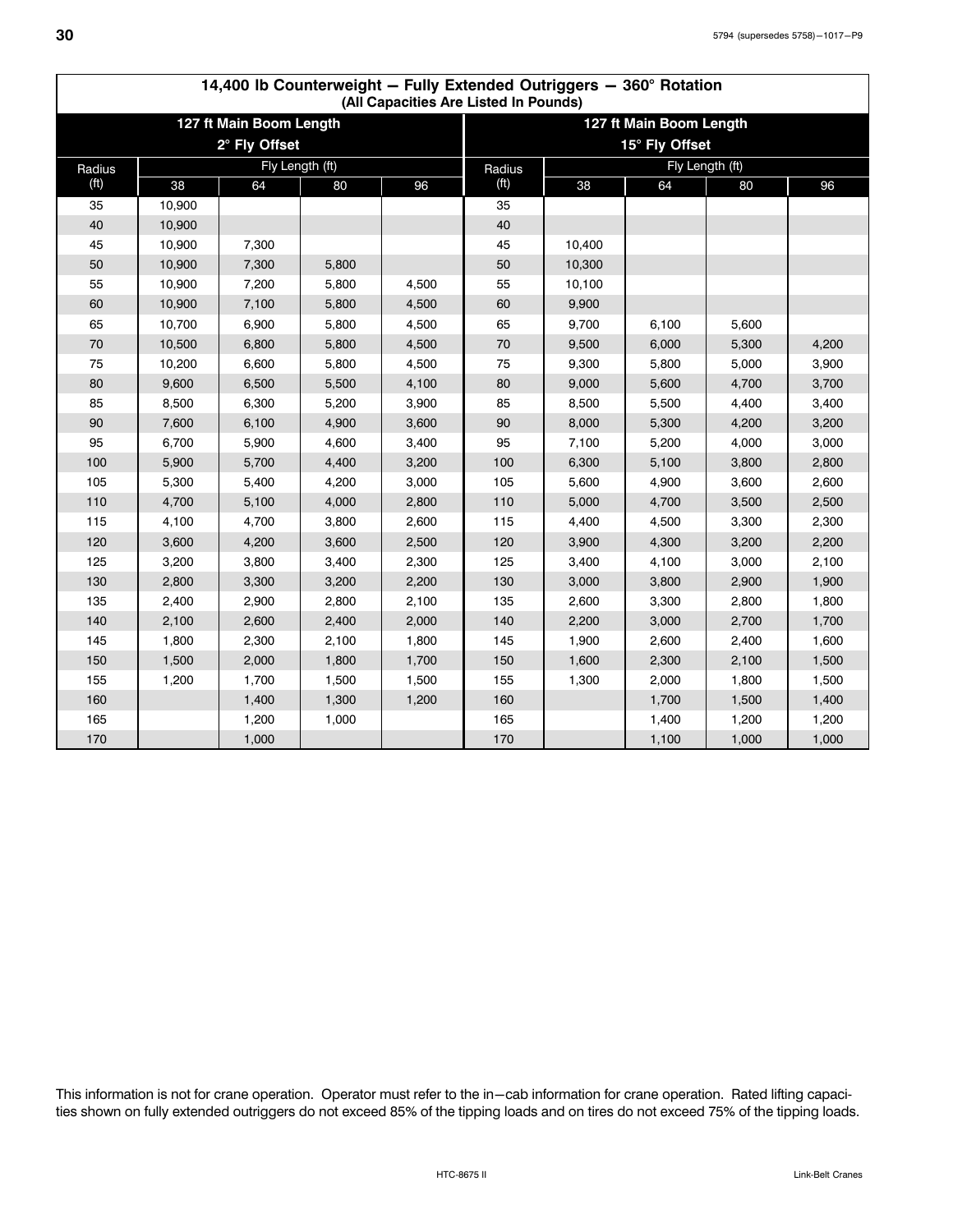## 14,400 lb Counterweight — Fully Extended Outriggers — 360° Rotation

(All Capacities Are Listed In Pounds)

| 127 ft Main Boom Length 2° Fly Offset | | | | | 127 ft Main Boom Length 15° Fly Offset | | | | |
|---|---|---|---|---|---|---|---|---|---|
| Radius (ft) | Fly Length (ft) | | | | Radius (ft) | Fly Length (ft) | | | |
| | 38 | 64 | 80 | 96 | | 38 | 64 | 80 | 96 |
| 35 | 10,900 | | | | 35 | | | | |
| 40 | 10,900 | | | | 40 | | | | |
| 45 | 10,900 | 7,300 | | | 45 | 10,400 | | | |
| 50 | 10,900 | 7,300 | 5,800 | | 50 | 10,300 | | | |
| 55 | 10,900 | 7,200 | 5,800 | 4,500 | 55 | 10,100 | | | |
| 60 | 10,900 | 7,100 | 5,800 | 4,500 | 60 | 9,900 | | | |
| 65 | 10,700 | 6,900 | 5,800 | 4,500 | 65 | 9,700 | 6,100 | 5,600 | |
| 70 | 10,500 | 6,800 | 5,800 | 4,500 | 70 | 9,500 | 6,000 | 5,300 | 4,200 |
| 75 | 10,200 | 6,600 | 5,800 | 4,500 | 75 | 9,300 | 5,800 | 5,000 | 3,900 |
| 80 | 9,600 | 6,500 | 5,500 | 4,100 | 80 | 9,000 | 5,600 | 4,700 | 3,700 |
| 85 | 8,500 | 6,300 | 5,200 | 3,900 | 85 | 8,500 | 5,500 | 4,400 | 3,400 |
| 90 | 7,600 | 6,100 | 4,900 | 3,600 | 90 | 8,000 | 5,300 | 4,200 | 3,200 |
| 95 | 6,700 | 5,900 | 4,600 | 3,400 | 95 | 7,100 | 5,200 | 4,000 | 3,000 |
| 100 | 5,900 | 5,700 | 4,400 | 3,200 | 100 | 6,300 | 5,100 | 3,800 | 2,800 |
| 105 | 5,300 | 5,400 | 4,200 | 3,000 | 105 | 5,600 | 4,900 | 3,600 | 2,600 |
| 110 | 4,700 | 5,100 | 4,000 | 2,800 | 110 | 5,000 | 4,700 | 3,500 | 2,500 |
| 115 | 4,100 | 4,700 | 3,800 | 2,600 | 115 | 4,400 | 4,500 | 3,300 | 2,300 |
| 120 | 3,600 | 4,200 | 3,600 | 2,500 | 120 | 3,900 | 4,300 | 3,200 | 2,200 |
| 125 | 3,200 | 3,800 | 3,400 | 2,300 | 125 | 3,400 | 4,100 | 3,000 | 2,100 |
| 130 | 2,800 | 3,300 | 3,200 | 2,200 | 130 | 3,000 | 3,800 | 2,900 | 1,900 |
| 135 | 2,400 | 2,900 | 2,800 | 2,100 | 135 | 2,600 | 3,300 | 2,800 | 1,800 |
| 140 | 2,100 | 2,600 | 2,400 | 2,000 | 140 | 2,200 | 3,000 | 2,700 | 1,700 |
| 145 | 1,800 | 2,300 | 2,100 | 1,800 | 145 | 1,900 | 2,600 | 2,400 | 1,600 |
| 150 | 1,500 | 2,000 | 1,800 | 1,700 | 150 | 1,600 | 2,300 | 2,100 | 1,500 |
| 155 | 1,200 | 1,700 | 1,500 | 1,500 | 155 | 1,300 | 2,000 | 1,800 | 1,500 |
| 160 | | 1,400 | 1,300 | 1,200 | 160 | | 1,700 | 1,500 | 1,400 |
| 165 | | 1,200 | 1,000 | | 165 | | 1,400 | 1,200 | 1,200 |
| 170 | | 1,000 | | | 170 | | 1,100 | 1,000 | 1,000 |

This information is not for crane operation. Operator must refer to the in−cab information for crane operation. Rated lifting capacities shown on fully extended outriggers do not exceed 85% of the tipping loads and on tires do not exceed 75% of the tipping loads.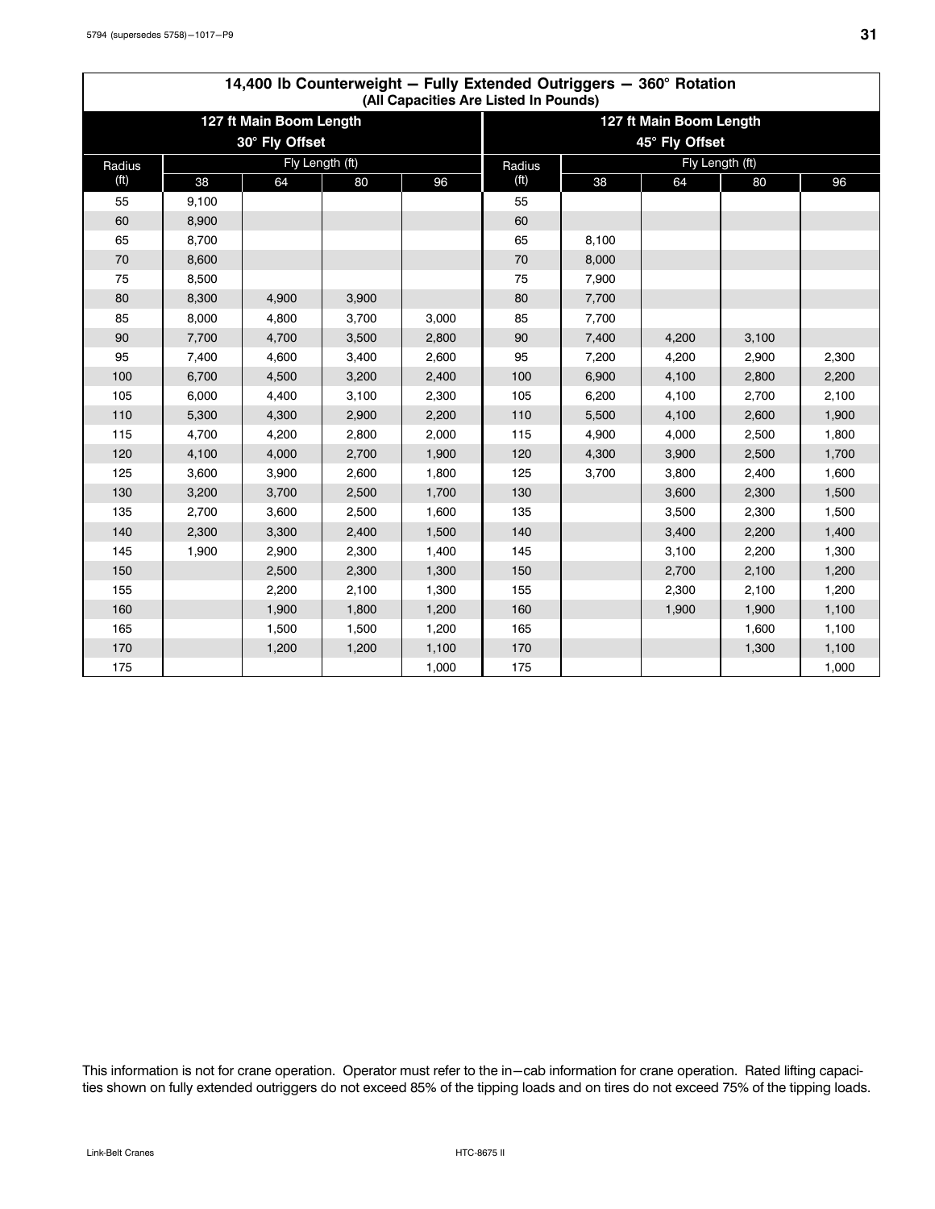## 14,400 lb Counterweight — Fully Extended Outriggers — 360° Rotation

(All Capacities Are Listed In Pounds)

| 127 ft Main Boom Length 30° Fly Offset | | | | | 127 ft Main Boom Length 45° Fly Offset | | | | |
|---|---|---|---|---|---|---|---|---|---|
| Radius (ft) | Fly Length (ft) | | | | Radius (ft) | Fly Length (ft) | | | |
| | 38 | 64 | 80 | 96 | | 38 | 64 | 80 | 96 |
| 55 | 9,100 | | | | 55 | | | | |
| 60 | 8,900 | | | | 60 | | | | |
| 65 | 8,700 | | | | 65 | 8,100 | | | |
| 70 | 8,600 | | | | 70 | 8,000 | | | |
| 75 | 8,500 | | | | 75 | 7,900 | | | |
| 80 | 8,300 | 4,900 | 3,900 | | 80 | 7,700 | | | |
| 85 | 8,000 | 4,800 | 3,700 | 3,000 | 85 | 7,700 | | | |
| 90 | 7,700 | 4,700 | 3,500 | 2,800 | 90 | 7,400 | 4,200 | 3,100 | |
| 95 | 7,400 | 4,600 | 3,400 | 2,600 | 95 | 7,200 | 4,200 | 2,900 | 2,300 |
| 100 | 6,700 | 4,500 | 3,200 | 2,400 | 100 | 6,900 | 4,100 | 2,800 | 2,200 |
| 105 | 6,000 | 4,400 | 3,100 | 2,300 | 105 | 6,200 | 4,100 | 2,700 | 2,100 |
| 110 | 5,300 | 4,300 | 2,900 | 2,200 | 110 | 5,500 | 4,100 | 2,600 | 1,900 |
| 115 | 4,700 | 4,200 | 2,800 | 2,000 | 115 | 4,900 | 4,000 | 2,500 | 1,800 |
| 120 | 4,100 | 4,000 | 2,700 | 1,900 | 120 | 4,300 | 3,900 | 2,500 | 1,700 |
| 125 | 3,600 | 3,900 | 2,600 | 1,800 | 125 | 3,700 | 3,800 | 2,400 | 1,600 |
| 130 | 3,200 | 3,700 | 2,500 | 1,700 | 130 | | 3,600 | 2,300 | 1,500 |
| 135 | 2,700 | 3,600 | 2,500 | 1,600 | 135 | | 3,500 | 2,300 | 1,500 |
| 140 | 2,300 | 3,300 | 2,400 | 1,500 | 140 | | 3,400 | 2,200 | 1,400 |
| 145 | 1,900 | 2,900 | 2,300 | 1,400 | 145 | | 3,100 | 2,200 | 1,300 |
| 150 | | 2,500 | 2,300 | 1,300 | 150 | | 2,700 | 2,100 | 1,200 |
| 155 | | 2,200 | 2,100 | 1,300 | 155 | | 2,300 | 2,100 | 1,200 |
| 160 | | 1,900 | 1,800 | 1,200 | 160 | | 1,900 | 1,900 | 1,100 |
| 165 | | 1,500 | 1,500 | 1,200 | 165 | | | 1,600 | 1,100 |
| 170 | | 1,200 | 1,200 | 1,100 | 170 | | | 1,300 | 1,100 |
| 175 | | | | 1,000 | 175 | | | | 1,000 |

This information is not for crane operation. Operator must refer to the in—cab information for crane operation. Rated lifting capacities shown on fully extended outriggers do not exceed 85% of the tipping loads and on tires do not exceed 75% of the tipping loads.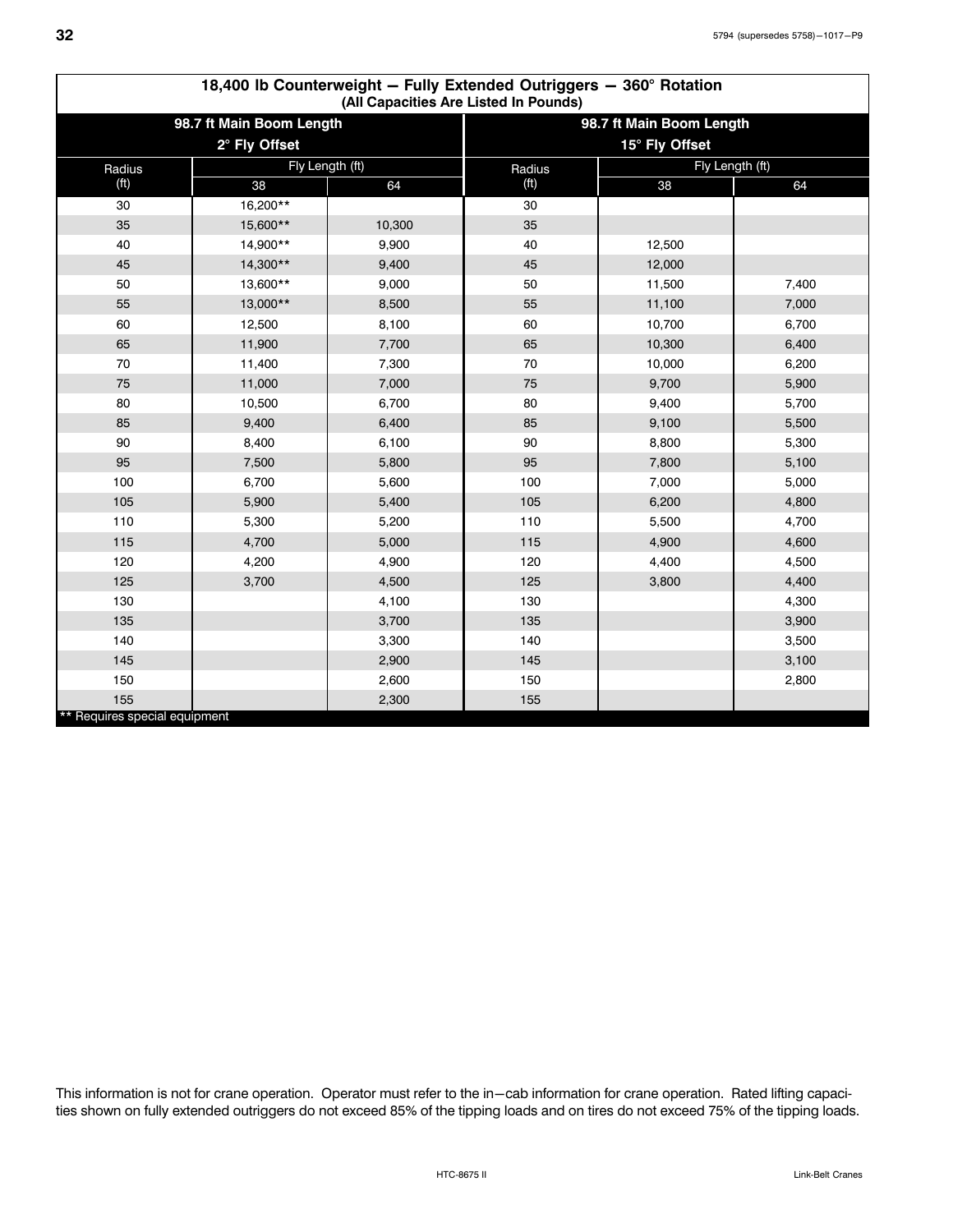## 18,400 lb Counterweight — Fully Extended Outriggers — 360° Rotation
(All Capacities Are Listed In Pounds)

| 98.7 ft Main Boom Length 2° Fly Offset | | | 98.7 ft Main Boom Length 15° Fly Offset | | |
|---|---|---|---|---|---|
| Radius (ft) | Fly Length (ft) | | Radius (ft) | Fly Length (ft) | |
| | 38 | 64 | | 38 | 64 |
| 30 | 16,200** | | 30 | | |
| 35 | 15,600** | 10,300 | 35 | | |
| 40 | 14,900** | 9,900 | 40 | 12,500 | |
| 45 | 14,300** | 9,400 | 45 | 12,000 | |
| 50 | 13,600** | 9,000 | 50 | 11,500 | 7,400 |
| 55 | 13,000** | 8,500 | 55 | 11,100 | 7,000 |
| 60 | 12,500 | 8,100 | 60 | 10,700 | 6,700 |
| 65 | 11,900 | 7,700 | 65 | 10,300 | 6,400 |
| 70 | 11,400 | 7,300 | 70 | 10,000 | 6,200 |
| 75 | 11,000 | 7,000 | 75 | 9,700 | 5,900 |
| 80 | 10,500 | 6,700 | 80 | 9,400 | 5,700 |
| 85 | 9,400 | 6,400 | 85 | 9,100 | 5,500 |
| 90 | 8,400 | 6,100 | 90 | 8,800 | 5,300 |
| 95 | 7,500 | 5,800 | 95 | 7,800 | 5,100 |
| 100 | 6,700 | 5,600 | 100 | 7,000 | 5,000 |
| 105 | 5,900 | 5,400 | 105 | 6,200 | 4,800 |
| 110 | 5,300 | 5,200 | 110 | 5,500 | 4,700 |
| 115 | 4,700 | 5,000 | 115 | 4,900 | 4,600 |
| 120 | 4,200 | 4,900 | 120 | 4,400 | 4,500 |
| 125 | 3,700 | 4,500 | 125 | 3,800 | 4,400 |
| 130 | | 4,100 | 130 | | 4,300 |
| 135 | | 3,700 | 135 | | 3,900 |
| 140 | | 3,300 | 140 | | 3,500 |
| 145 | | 2,900 | 145 | | 3,100 |
| 150 | | 2,600 | 150 | | 2,800 |
| 155 | | 2,300 | 155 | | |

** Requires special equipment

This information is not for crane operation. Operator must refer to the in—cab information for crane operation. Rated lifting capacities shown on fully extended outriggers do not exceed 85% of the tipping loads and on tires do not exceed 75% of the tipping loads.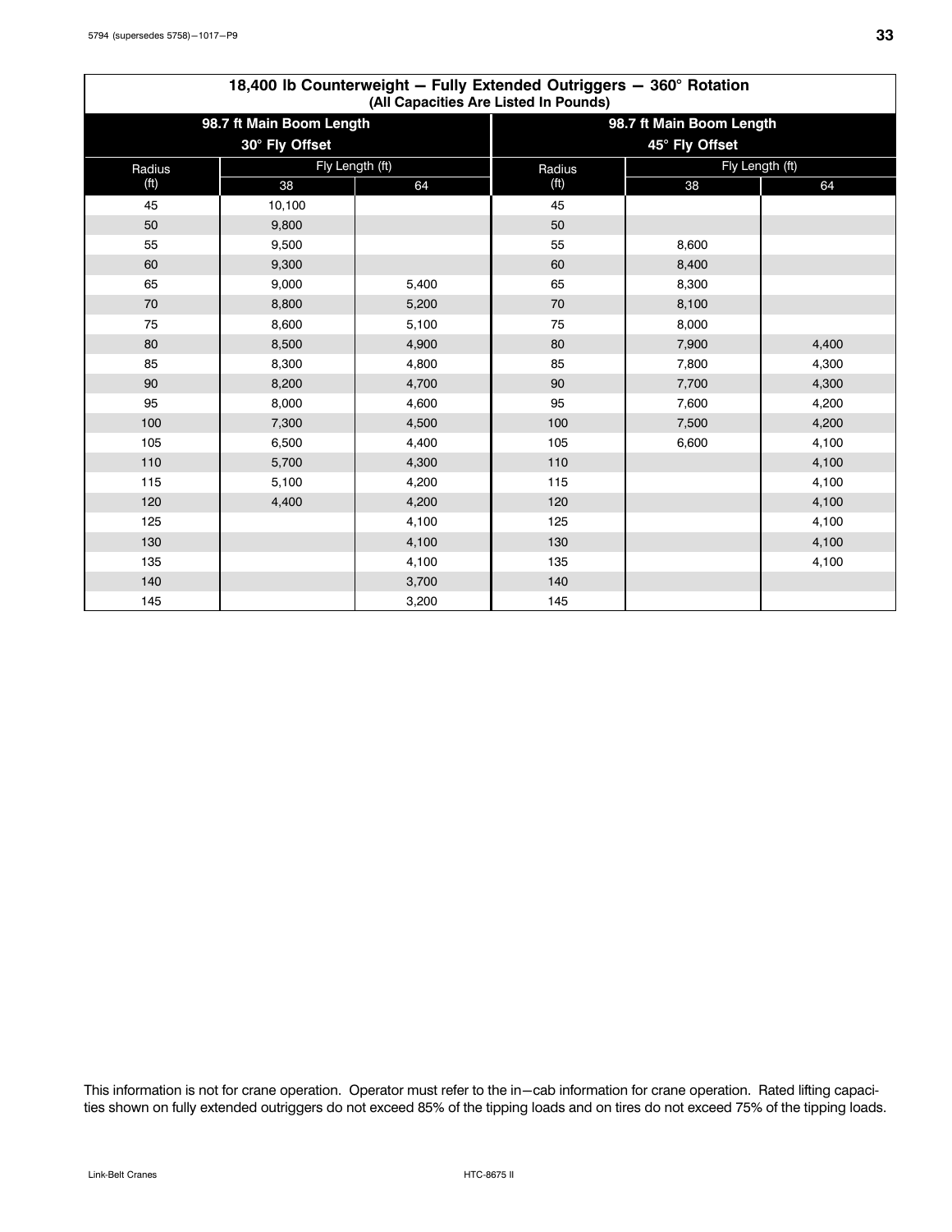## 18,400 lb Counterweight — Fully Extended Outriggers — 360° Rotation
(All Capacities Are Listed In Pounds)

| 98.7 ft Main Boom Length 30° Fly Offset | | | 98.7 ft Main Boom Length 45° Fly Offset | | |
|---|---|---|---|---|---|
| Radius (ft) | Fly Length (ft) | | Radius (ft) | Fly Length (ft) | |
| | 38 | 64 | | 38 | 64 |
| 45 | 10,100 | | 45 | | |
| 50 | 9,800 | | 50 | | |
| 55 | 9,500 | | 55 | 8,600 | |
| 60 | 9,300 | | 60 | 8,400 | |
| 65 | 9,000 | 5,400 | 65 | 8,300 | |
| 70 | 8,800 | 5,200 | 70 | 8,100 | |
| 75 | 8,600 | 5,100 | 75 | 8,000 | |
| 80 | 8,500 | 4,900 | 80 | 7,900 | 4,400 |
| 85 | 8,300 | 4,800 | 85 | 7,800 | 4,300 |
| 90 | 8,200 | 4,700 | 90 | 7,700 | 4,300 |
| 95 | 8,000 | 4,600 | 95 | 7,600 | 4,200 |
| 100 | 7,300 | 4,500 | 100 | 7,500 | 4,200 |
| 105 | 6,500 | 4,400 | 105 | 6,600 | 4,100 |
| 110 | 5,700 | 4,300 | 110 | | 4,100 |
| 115 | 5,100 | 4,200 | 115 | | 4,100 |
| 120 | 4,400 | 4,200 | 120 | | 4,100 |
| 125 | | 4,100 | 125 | | 4,100 |
| 130 | | 4,100 | 130 | | 4,100 |
| 135 | | 4,100 | 135 | | 4,100 |
| 140 | | 3,700 | 140 | | |
| 145 | | 3,200 | 145 | | |

This information is not for crane operation. Operator must refer to the in−cab information for crane operation. Rated lifting capacities shown on fully extended outriggers do not exceed 85% of the tipping loads and on tires do not exceed 75% of the tipping loads.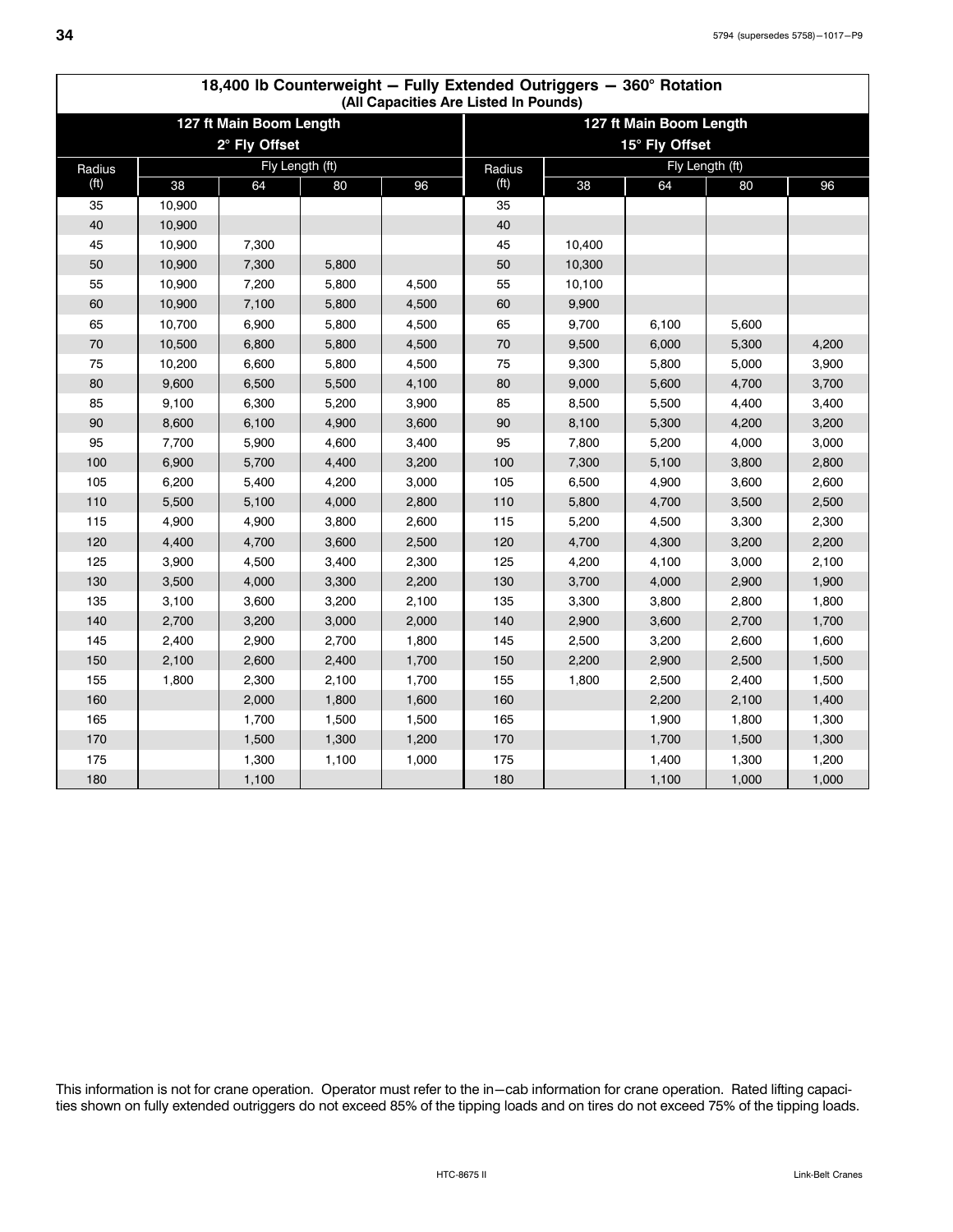## 18,400 lb Counterweight — Fully Extended Outriggers — 360° Rotation

**(All Capacities Are Listed In Pounds)**

| 127 ft Main Boom Length 2° Fly Offset | | | | | 127 ft Main Boom Length 15° Fly Offset | | | | |
|---|---|---|---|---|---|---|---|---|---|
| Radius (ft) | Fly Length (ft) | | | | Radius (ft) | Fly Length (ft) | | | |
| | 38 | 64 | 80 | 96 | | 38 | 64 | 80 | 96 |
| 35 | 10,900 | | | | 35 | | | | |
| 40 | 10,900 | | | | 40 | | | | |
| 45 | 10,900 | 7,300 | | | 45 | 10,400 | | | |
| 50 | 10,900 | 7,300 | 5,800 | | 50 | 10,300 | | | |
| 55 | 10,900 | 7,200 | 5,800 | 4,500 | 55 | 10,100 | | | |
| 60 | 10,900 | 7,100 | 5,800 | 4,500 | 60 | 9,900 | | | |
| 65 | 10,700 | 6,900 | 5,800 | 4,500 | 65 | 9,700 | 6,100 | 5,600 | |
| 70 | 10,500 | 6,800 | 5,800 | 4,500 | 70 | 9,500 | 6,000 | 5,300 | 4,200 |
| 75 | 10,200 | 6,600 | 5,800 | 4,500 | 75 | 9,300 | 5,800 | 5,000 | 3,900 |
| 80 | 9,600 | 6,500 | 5,500 | 4,100 | 80 | 9,000 | 5,600 | 4,700 | 3,700 |
| 85 | 9,100 | 6,300 | 5,200 | 3,900 | 85 | 8,500 | 5,500 | 4,400 | 3,400 |
| 90 | 8,600 | 6,100 | 4,900 | 3,600 | 90 | 8,100 | 5,300 | 4,200 | 3,200 |
| 95 | 7,700 | 5,900 | 4,600 | 3,400 | 95 | 7,800 | 5,200 | 4,000 | 3,000 |
| 100 | 6,900 | 5,700 | 4,400 | 3,200 | 100 | 7,300 | 5,100 | 3,800 | 2,800 |
| 105 | 6,200 | 5,400 | 4,200 | 3,000 | 105 | 6,500 | 4,900 | 3,600 | 2,600 |
| 110 | 5,500 | 5,100 | 4,000 | 2,800 | 110 | 5,800 | 4,700 | 3,500 | 2,500 |
| 115 | 4,900 | 4,900 | 3,800 | 2,600 | 115 | 5,200 | 4,500 | 3,300 | 2,300 |
| 120 | 4,400 | 4,700 | 3,600 | 2,500 | 120 | 4,700 | 4,300 | 3,200 | 2,200 |
| 125 | 3,900 | 4,500 | 3,400 | 2,300 | 125 | 4,200 | 4,100 | 3,000 | 2,100 |
| 130 | 3,500 | 4,000 | 3,300 | 2,200 | 130 | 3,700 | 4,000 | 2,900 | 1,900 |
| 135 | 3,100 | 3,600 | 3,200 | 2,100 | 135 | 3,300 | 3,800 | 2,800 | 1,800 |
| 140 | 2,700 | 3,200 | 3,000 | 2,000 | 140 | 2,900 | 3,600 | 2,700 | 1,700 |
| 145 | 2,400 | 2,900 | 2,700 | 1,800 | 145 | 2,500 | 3,200 | 2,600 | 1,600 |
| 150 | 2,100 | 2,600 | 2,400 | 1,700 | 150 | 2,200 | 2,900 | 2,500 | 1,500 |
| 155 | 1,800 | 2,300 | 2,100 | 1,700 | 155 | 1,800 | 2,500 | 2,400 | 1,500 |
| 160 | | 2,000 | 1,800 | 1,600 | 160 | | 2,200 | 2,100 | 1,400 |
| 165 | | 1,700 | 1,500 | 1,500 | 165 | | 1,900 | 1,800 | 1,300 |
| 170 | | 1,500 | 1,300 | 1,200 | 170 | | 1,700 | 1,500 | 1,300 |
| 175 | | 1,300 | 1,100 | 1,000 | 175 | | 1,400 | 1,300 | 1,200 |
| 180 | | 1,100 | | | 180 | | 1,100 | 1,000 | 1,000 |

This information is not for crane operation. Operator must refer to the in—cab information for crane operation. Rated lifting capacities shown on fully extended outriggers do not exceed 85% of the tipping loads and on tires do not exceed 75% of the tipping loads.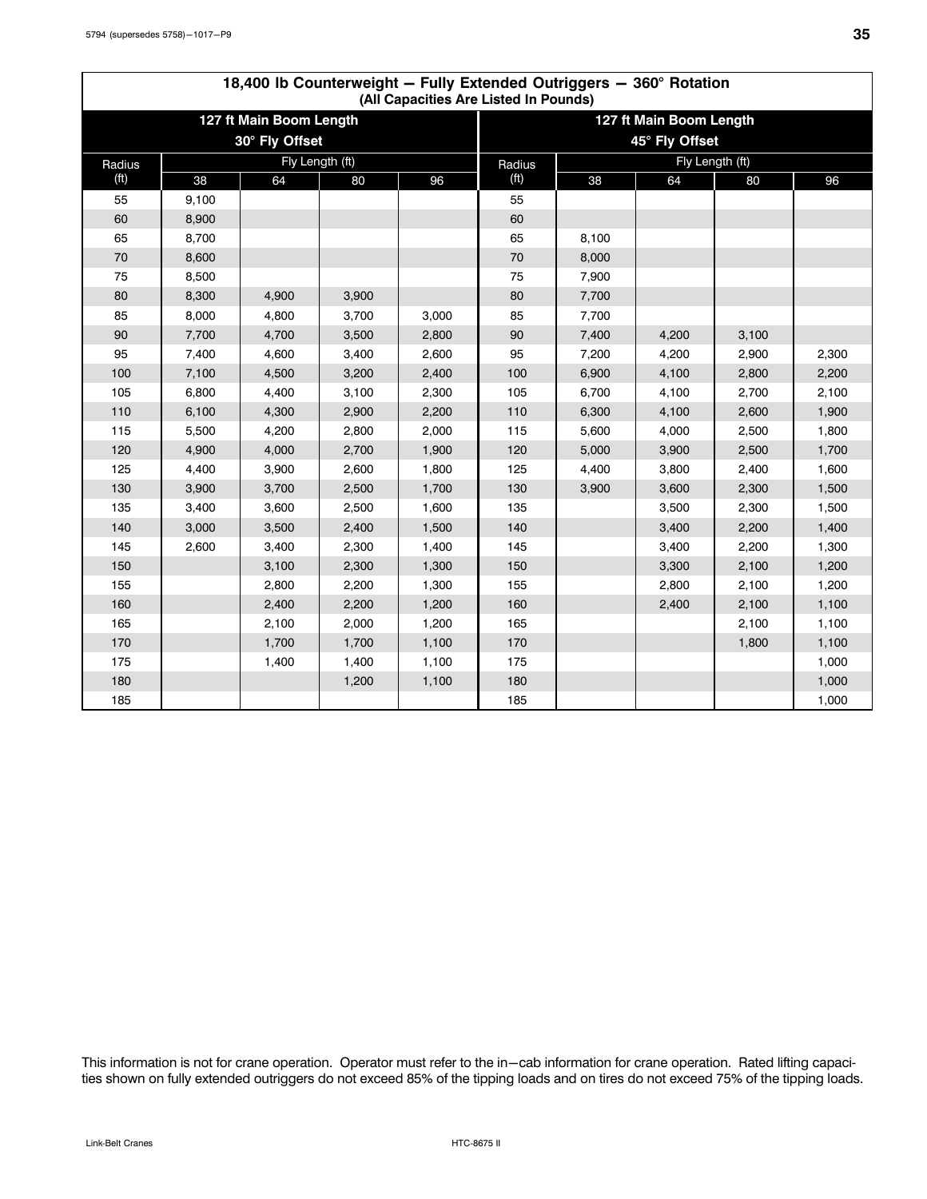## 18,400 lb Counterweight — Fully Extended Outriggers — 360° Rotation

(All Capacities Are Listed In Pounds)

| 127 ft Main Boom Length | | | | | 127 ft Main Boom Length | | | | |
|---|---|---|---|---|---|---|---|---|---|
| 30° Fly Offset | | | | | 45° Fly Offset | | | | |
| Radius (ft) | Fly Length (ft) | | | | Radius (ft) | Fly Length (ft) | | | |
| | 38 | 64 | 80 | 96 | | 38 | 64 | 80 | 96 |
| 55 | 9,100 | | | | 55 | | | | |
| 60 | 8,900 | | | | 60 | | | | |
| 65 | 8,700 | | | | 65 | 8,100 | | | |
| 70 | 8,600 | | | | 70 | 8,000 | | | |
| 75 | 8,500 | | | | 75 | 7,900 | | | |
| 80 | 8,300 | 4,900 | 3,900 | | 80 | 7,700 | | | |
| 85 | 8,000 | 4,800 | 3,700 | 3,000 | 85 | 7,700 | | | |
| 90 | 7,700 | 4,700 | 3,500 | 2,800 | 90 | 7,400 | 4,200 | 3,100 | |
| 95 | 7,400 | 4,600 | 3,400 | 2,600 | 95 | 7,200 | 4,200 | 2,900 | 2,300 |
| 100 | 7,100 | 4,500 | 3,200 | 2,400 | 100 | 6,900 | 4,100 | 2,800 | 2,200 |
| 105 | 6,800 | 4,400 | 3,100 | 2,300 | 105 | 6,700 | 4,100 | 2,700 | 2,100 |
| 110 | 6,100 | 4,300 | 2,900 | 2,200 | 110 | 6,300 | 4,100 | 2,600 | 1,900 |
| 115 | 5,500 | 4,200 | 2,800 | 2,000 | 115 | 5,600 | 4,000 | 2,500 | 1,800 |
| 120 | 4,900 | 4,000 | 2,700 | 1,900 | 120 | 5,000 | 3,900 | 2,500 | 1,700 |
| 125 | 4,400 | 3,900 | 2,600 | 1,800 | 125 | 4,400 | 3,800 | 2,400 | 1,600 |
| 130 | 3,900 | 3,700 | 2,500 | 1,700 | 130 | 3,900 | 3,600 | 2,300 | 1,500 |
| 135 | 3,400 | 3,600 | 2,500 | 1,600 | 135 | | 3,500 | 2,300 | 1,500 |
| 140 | 3,000 | 3,500 | 2,400 | 1,500 | 140 | | 3,400 | 2,200 | 1,400 |
| 145 | 2,600 | 3,400 | 2,300 | 1,400 | 145 | | 3,400 | 2,200 | 1,300 |
| 150 | | 3,100 | 2,300 | 1,300 | 150 | | 3,300 | 2,100 | 1,200 |
| 155 | | 2,800 | 2,200 | 1,300 | 155 | | 2,800 | 2,100 | 1,200 |
| 160 | | 2,400 | 2,200 | 1,200 | 160 | | 2,400 | 2,100 | 1,100 |
| 165 | | 2,100 | 2,000 | 1,200 | 165 | | | 2,100 | 1,100 |
| 170 | | 1,700 | 1,700 | 1,100 | 170 | | | 1,800 | 1,100 |
| 175 | | 1,400 | 1,400 | 1,100 | 175 | | | | 1,000 |
| 180 | | | 1,200 | 1,100 | 180 | | | | 1,000 |
| 185 | | | | | 185 | | | | 1,000 |

This information is not for crane operation. Operator must refer to the in−cab information for crane operation. Rated lifting capacities shown on fully extended outriggers do not exceed 85% of the tipping loads and on tires do not exceed 75% of the tipping loads.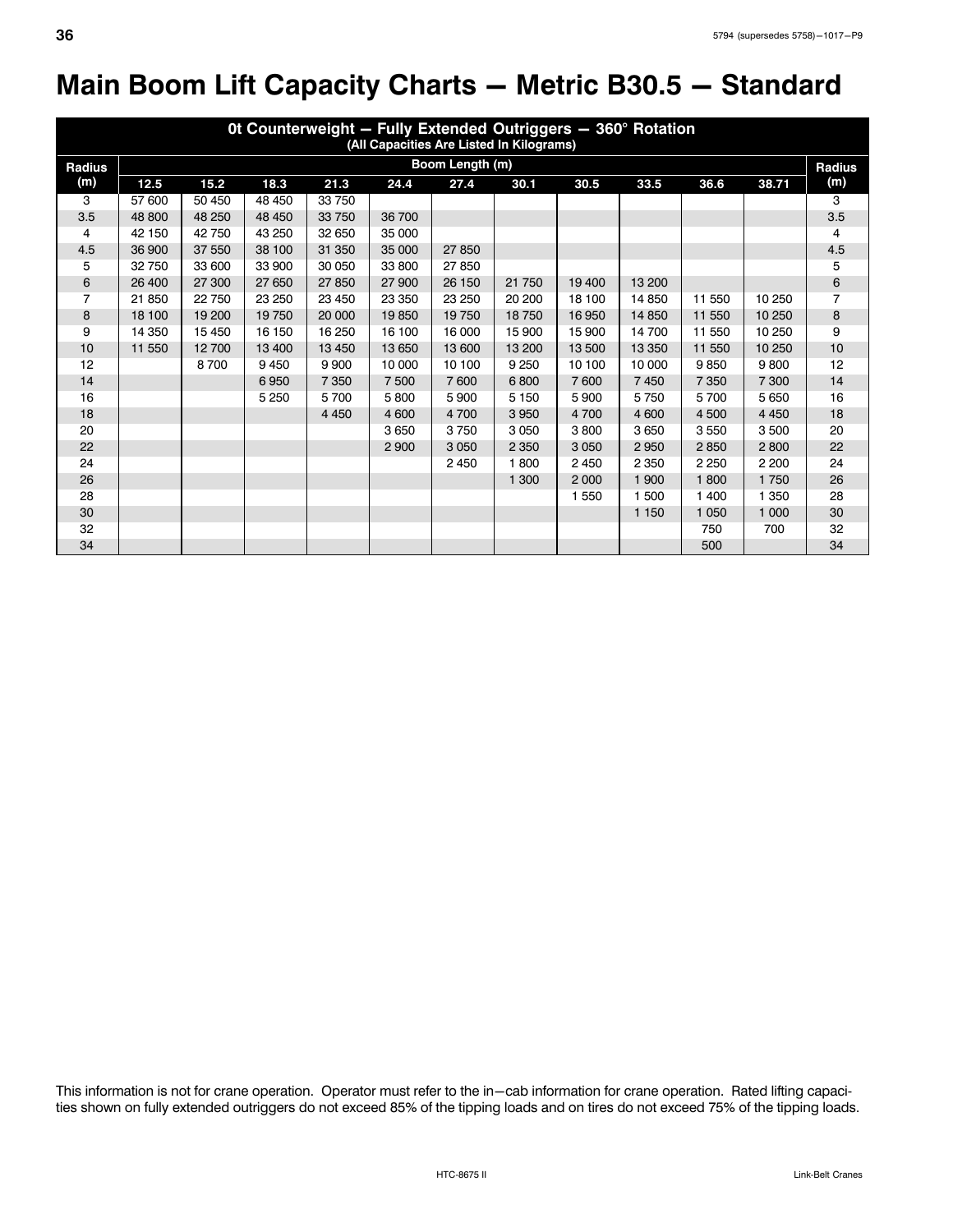# Main Boom Lift Capacity Charts — Metric B30.5 — Standard

| 0t Counterweight — Fully Extended Outriggers — 360° Rotation (All Capacities Are Listed In Kilograms) | | | | | | | | | | | | |
|---|---|---|---|---|---|---|---|---|---|---|---|---|
| Radius (m) | Boom Length (m) | | | | | | | | | | | Radius (m) |
| | 12.5 | 15.2 | 18.3 | 21.3 | 24.4 | 27.4 | 30.1 | 30.5 | 33.5 | 36.6 | 38.71 | |
| 3 | 57 600 | 50 450 | 48 450 | 33 750 | | | | | | | | 3 |
| 3.5 | 48 800 | 48 250 | 48 450 | 33 750 | 36 700 | | | | | | | 3.5 |
| 4 | 42 150 | 42 750 | 43 250 | 32 650 | 35 000 | | | | | | | 4 |
| 4.5 | 36 900 | 37 550 | 38 100 | 31 350 | 35 000 | 27 850 | | | | | | 4.5 |
| 5 | 32 750 | 33 600 | 33 900 | 30 050 | 33 800 | 27 850 | | | | | | 5 |
| 6 | 26 400 | 27 300 | 27 650 | 27 850 | 27 900 | 26 150 | 21 750 | 19 400 | 13 200 | | | 6 |
| 7 | 21 850 | 22 750 | 23 250 | 23 450 | 23 350 | 23 250 | 20 200 | 18 100 | 14 850 | 11 550 | 10 250 | 7 |
| 8 | 18 100 | 19 200 | 19 750 | 20 000 | 19 850 | 19 750 | 18 750 | 16 950 | 14 850 | 11 550 | 10 250 | 8 |
| 9 | 14 350 | 15 450 | 16 150 | 16 250 | 16 100 | 16 000 | 15 900 | 15 900 | 14 700 | 11 550 | 10 250 | 9 |
| 10 | 11 550 | 12 700 | 13 400 | 13 450 | 13 650 | 13 600 | 13 200 | 13 500 | 13 350 | 11 550 | 10 250 | 10 |
| 12 | | 8 700 | 9 450 | 9 900 | 10 000 | 10 100 | 9 250 | 10 100 | 10 000 | 9 850 | 9 800 | 12 |
| 14 | | | 6 950 | 7 350 | 7 500 | 7 600 | 6 800 | 7 600 | 7 450 | 7 350 | 7 300 | 14 |
| 16 | | | 5 250 | 5 700 | 5 800 | 5 900 | 5 150 | 5 900 | 5 750 | 5 700 | 5 650 | 16 |
| 18 | | | | 4 450 | 4 600 | 4 700 | 3 950 | 4 700 | 4 600 | 4 500 | 4 450 | 18 |
| 20 | | | | | 3 650 | 3 750 | 3 050 | 3 800 | 3 650 | 3 550 | 3 500 | 20 |
| 22 | | | | | 2 900 | 3 050 | 2 350 | 3 050 | 2 950 | 2 850 | 2 800 | 22 |
| 24 | | | | | | 2 450 | 1 800 | 2 450 | 2 350 | 2 250 | 2 200 | 24 |
| 26 | | | | | | | 1 300 | 2 000 | 1 900 | 1 800 | 1 750 | 26 |
| 28 | | | | | | | | 1 550 | 1 500 | 1 400 | 1 350 | 28 |
| 30 | | | | | | | | | 1 150 | 1 050 | 1 000 | 30 |
| 32 | | | | | | | | | | 750 | 700 | 32 |
| 34 | | | | | | | | | | 500 | | 34 |

This information is not for crane operation. Operator must refer to the in−cab information for crane operation. Rated lifting capacities shown on fully extended outriggers do not exceed 85% of the tipping loads and on tires do not exceed 75% of the tipping loads.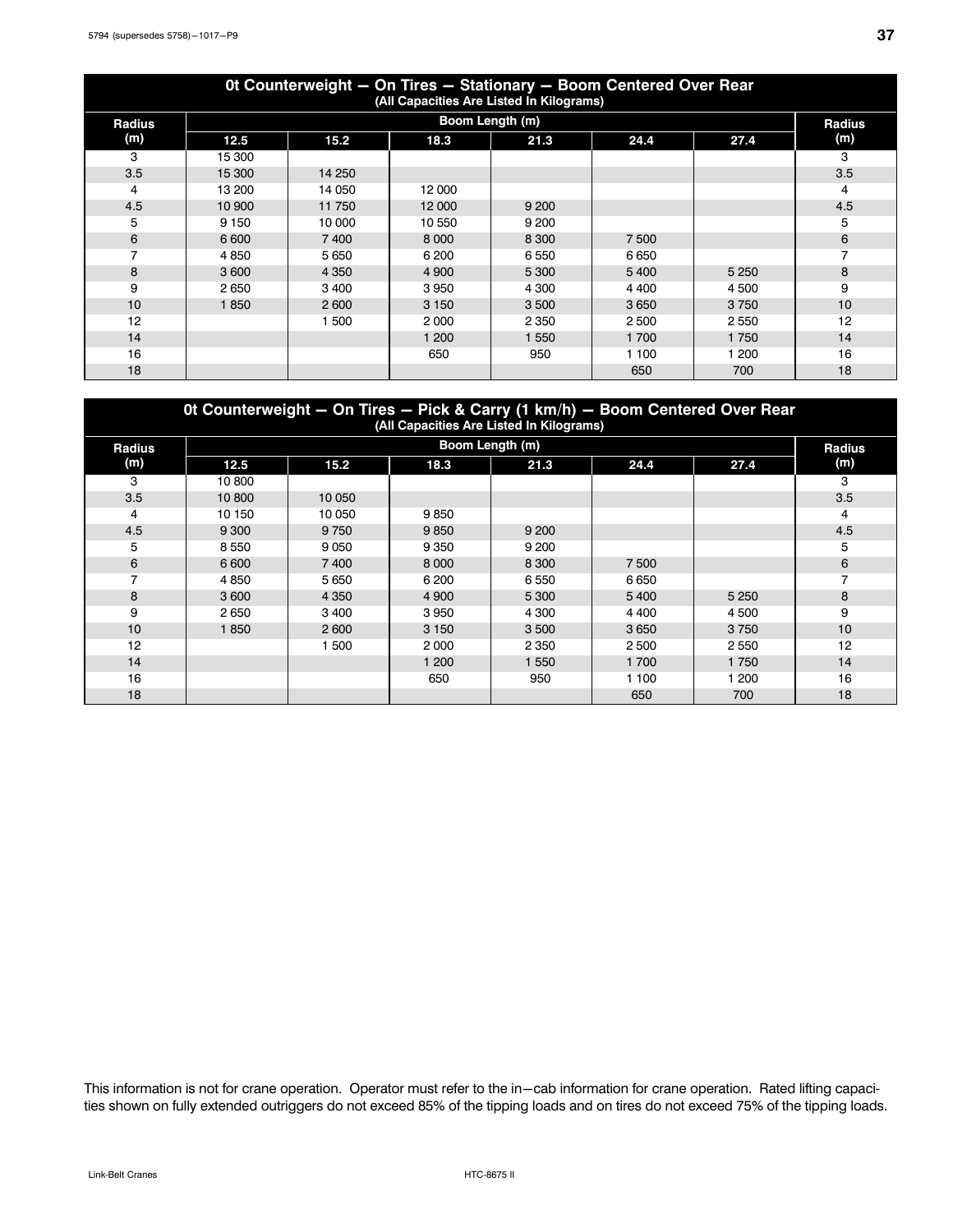## 0t Counterweight — On Tires — Stationary — Boom Centered Over Rear

(All Capacities Are Listed In Kilograms)

| Radius (m) | Boom Length (m) | | | | | | Radius (m) |
|---|---|---|---|---|---|---|---|
| | 12.5 | 15.2 | 18.3 | 21.3 | 24.4 | 27.4 | |
| 3 | 15 300 | | | | | | 3 |
| 3.5 | 15 300 | 14 250 | | | | | 3.5 |
| 4 | 13 200 | 14 050 | 12 000 | | | | 4 |
| 4.5 | 10 900 | 11 750 | 12 000 | 9 200 | | | 4.5 |
| 5 | 9 150 | 10 000 | 10 550 | 9 200 | | | 5 |
| 6 | 6 600 | 7 400 | 8 000 | 8 300 | 7 500 | | 6 |
| 7 | 4 850 | 5 650 | 6 200 | 6 550 | 6 650 | | 7 |
| 8 | 3 600 | 4 350 | 4 900 | 5 300 | 5 400 | 5 250 | 8 |
| 9 | 2 650 | 3 400 | 3 950 | 4 300 | 4 400 | 4 500 | 9 |
| 10 | 1 850 | 2 600 | 3 150 | 3 500 | 3 650 | 3 750 | 10 |
| 12 | | 1 500 | 2 000 | 2 350 | 2 500 | 2 550 | 12 |
| 14 | | | 1 200 | 1 550 | 1 700 | 1 750 | 14 |
| 16 | | | 650 | 950 | 1 100 | 1 200 | 16 |
| 18 | | | | | 650 | 700 | 18 |

## 0t Counterweight — On Tires — Pick & Carry (1 km/h) — Boom Centered Over Rear

(All Capacities Are Listed In Kilograms)

| Radius (m) | Boom Length (m) | | | | | | Radius (m) |
|---|---|---|---|---|---|---|---|
| | 12.5 | 15.2 | 18.3 | 21.3 | 24.4 | 27.4 | |
| 3 | 10 800 | | | | | | 3 |
| 3.5 | 10 800 | 10 050 | | | | | 3.5 |
| 4 | 10 150 | 10 050 | 9 850 | | | | 4 |
| 4.5 | 9 300 | 9 750 | 9 850 | 9 200 | | | 4.5 |
| 5 | 8 550 | 9 050 | 9 350 | 9 200 | | | 5 |
| 6 | 6 600 | 7 400 | 8 000 | 8 300 | 7 500 | | 6 |
| 7 | 4 850 | 5 650 | 6 200 | 6 550 | 6 650 | | 7 |
| 8 | 3 600 | 4 350 | 4 900 | 5 300 | 5 400 | 5 250 | 8 |
| 9 | 2 650 | 3 400 | 3 950 | 4 300 | 4 400 | 4 500 | 9 |
| 10 | 1 850 | 2 600 | 3 150 | 3 500 | 3 650 | 3 750 | 10 |
| 12 | | 1 500 | 2 000 | 2 350 | 2 500 | 2 550 | 12 |
| 14 | | | 1 200 | 1 550 | 1 700 | 1 750 | 14 |
| 16 | | | 650 | 950 | 1 100 | 1 200 | 16 |
| 18 | | | | | 650 | 700 | 18 |

This information is not for crane operation. Operator must refer to the in—cab information for crane operation. Rated lifting capacities shown on fully extended outriggers do not exceed 85% of the tipping loads and on tires do not exceed 75% of the tipping loads.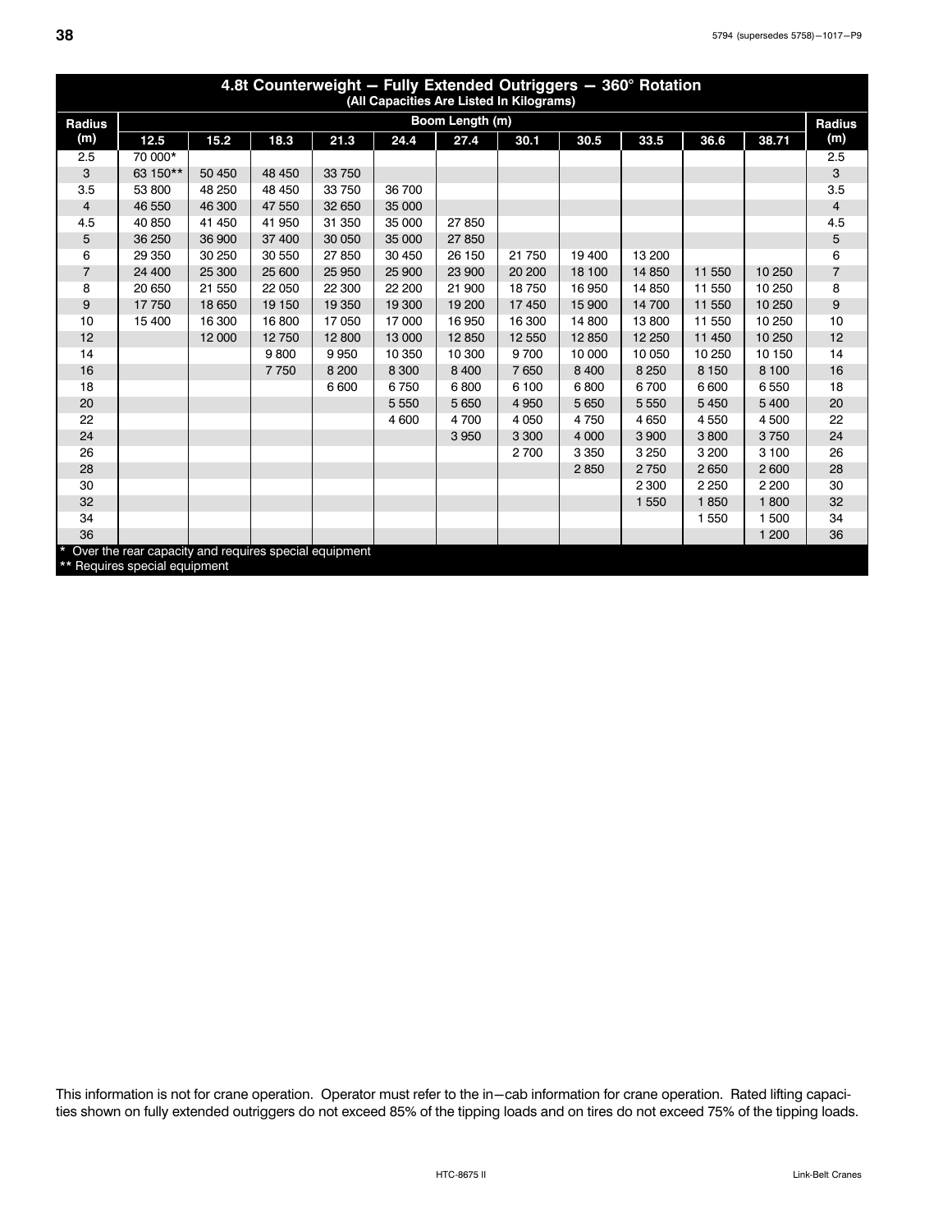## 4.8t Counterweight — Fully Extended Outriggers — 360° Rotation

(All Capacities Are Listed In Kilograms)

| Radius (m) | Boom Length (m) 12.5 | 15.2 | 18.3 | 21.3 | 24.4 | 27.4 | 30.1 | 30.5 | 33.5 | 36.6 | 38.71 | Radius (m) |
|---|---|---|---|---|---|---|---|---|---|---|---|---|
| 2.5 | 70 000* | | | | | | | | | | | 2.5 |
| 3 | 63 150** | 50 450 | 48 450 | 33 750 | | | | | | | | 3 |
| 3.5 | 53 800 | 48 250 | 48 450 | 33 750 | 36 700 | | | | | | | 3.5 |
| 4 | 46 550 | 46 300 | 47 550 | 32 650 | 35 000 | | | | | | | 4 |
| 4.5 | 40 850 | 41 450 | 41 950 | 31 350 | 35 000 | 27 850 | | | | | | 4.5 |
| 5 | 36 250 | 36 900 | 37 400 | 30 050 | 35 000 | 27 850 | | | | | | 5 |
| 6 | 29 350 | 30 250 | 30 550 | 27 850 | 30 450 | 26 150 | 21 750 | 19 400 | 13 200 | | | 6 |
| 7 | 24 400 | 25 300 | 25 600 | 25 950 | 25 900 | 23 900 | 20 200 | 18 100 | 14 850 | 11 550 | 10 250 | 7 |
| 8 | 20 650 | 21 550 | 22 050 | 22 300 | 22 200 | 21 900 | 18 750 | 16 950 | 14 850 | 11 550 | 10 250 | 8 |
| 9 | 17 750 | 18 650 | 19 150 | 19 350 | 19 300 | 19 200 | 17 450 | 15 900 | 14 700 | 11 550 | 10 250 | 9 |
| 10 | 15 400 | 16 300 | 16 800 | 17 050 | 17 000 | 16 950 | 16 300 | 14 800 | 13 800 | 11 550 | 10 250 | 10 |
| 12 | | 12 000 | 12 750 | 12 800 | 13 000 | 12 850 | 12 550 | 12 850 | 12 250 | 11 450 | 10 250 | 12 |
| 14 | | | 9 800 | 9 950 | 10 350 | 10 300 | 9 700 | 10 000 | 10 050 | 10 250 | 10 150 | 14 |
| 16 | | | 7 750 | 8 200 | 8 300 | 8 400 | 7 650 | 8 400 | 8 250 | 8 150 | 8 100 | 16 |
| 18 | | | | 6 600 | 6 750 | 6 800 | 6 100 | 6 800 | 6 700 | 6 600 | 6 550 | 18 |
| 20 | | | | | 5 550 | 5 650 | 4 950 | 5 650 | 5 550 | 5 450 | 5 400 | 20 |
| 22 | | | | | 4 600 | 4 700 | 4 050 | 4 750 | 4 650 | 4 550 | 4 500 | 22 |
| 24 | | | | | | 3 950 | 3 300 | 4 000 | 3 900 | 3 800 | 3 750 | 24 |
| 26 | | | | | | | 2 700 | 3 350 | 3 250 | 3 200 | 3 100 | 26 |
| 28 | | | | | | | | 2 850 | 2 750 | 2 650 | 2 600 | 28 |
| 30 | | | | | | | | | 2 300 | 2 250 | 2 200 | 30 |
| 32 | | | | | | | | | 1 550 | 1 850 | 1 800 | 32 |
| 34 | | | | | | | | | | 1 550 | 1 500 | 34 |
| 36 | | | | | | | | | | | 1 200 | 36 |

\* Over the rear capacity and requires special equipment

\** Requires special equipment

This information is not for crane operation. Operator must refer to the in–cab information for crane operation. Rated lifting capacities shown on fully extended outriggers do not exceed 85% of the tipping loads and on tires do not exceed 75% of the tipping loads.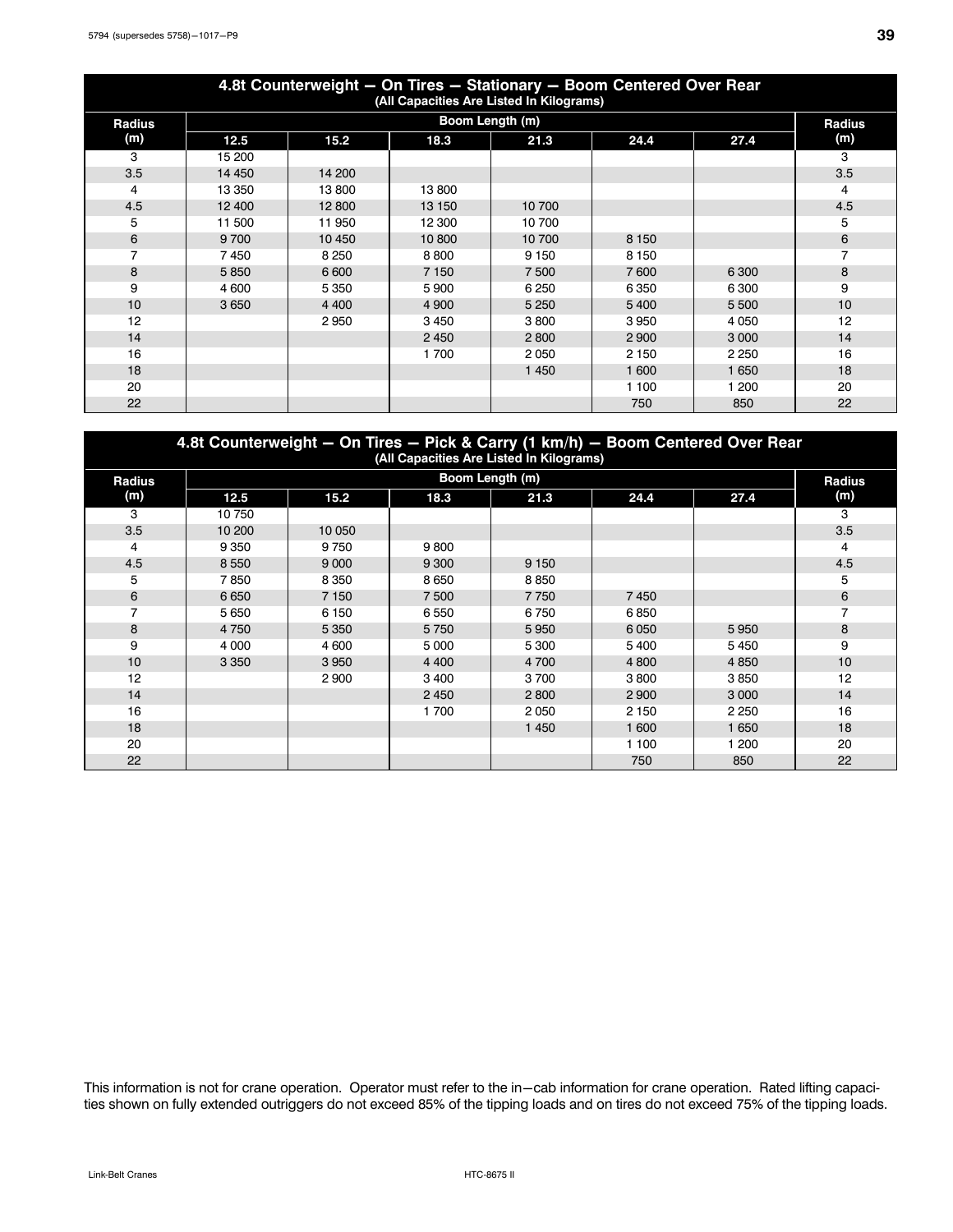## 4.8t Counterweight — On Tires — Stationary — Boom Centered Over Rear

(All Capacities Are Listed In Kilograms)

| Radius (m) | Boom Length (m) | | | | | | Radius (m) |
|---|---|---|---|---|---|---|---|
| | 12.5 | 15.2 | 18.3 | 21.3 | 24.4 | 27.4 | |
| 3 | 15 200 | | | | | | 3 |
| 3.5 | 14 450 | 14 200 | | | | | 3.5 |
| 4 | 13 350 | 13 800 | 13 800 | | | | 4 |
| 4.5 | 12 400 | 12 800 | 13 150 | 10 700 | | | 4.5 |
| 5 | 11 500 | 11 950 | 12 300 | 10 700 | | | 5 |
| 6 | 9 700 | 10 450 | 10 800 | 10 700 | 8 150 | | 6 |
| 7 | 7 450 | 8 250 | 8 800 | 9 150 | 8 150 | | 7 |
| 8 | 5 850 | 6 600 | 7 150 | 7 500 | 7 600 | 6 300 | 8 |
| 9 | 4 600 | 5 350 | 5 900 | 6 250 | 6 350 | 6 300 | 9 |
| 10 | 3 650 | 4 400 | 4 900 | 5 250 | 5 400 | 5 500 | 10 |
| 12 | | 2 950 | 3 450 | 3 800 | 3 950 | 4 050 | 12 |
| 14 | | | 2 450 | 2 800 | 2 900 | 3 000 | 14 |
| 16 | | | 1 700 | 2 050 | 2 150 | 2 250 | 16 |
| 18 | | | | 1 450 | 1 600 | 1 650 | 18 |
| 20 | | | | | 1 100 | 1 200 | 20 |
| 22 | | | | | 750 | 850 | 22 |

## 4.8t Counterweight — On Tires — Pick & Carry (1 km/h) — Boom Centered Over Rear

(All Capacities Are Listed In Kilograms)

| Radius (m) | Boom Length (m) | | | | | | Radius (m) |
|---|---|---|---|---|---|---|---|
| | 12.5 | 15.2 | 18.3 | 21.3 | 24.4 | 27.4 | |
| 3 | 10 750 | | | | | | 3 |
| 3.5 | 10 200 | 10 050 | | | | | 3.5 |
| 4 | 9 350 | 9 750 | 9 800 | | | | 4 |
| 4.5 | 8 550 | 9 000 | 9 300 | 9 150 | | | 4.5 |
| 5 | 7 850 | 8 350 | 8 650 | 8 850 | | | 5 |
| 6 | 6 650 | 7 150 | 7 500 | 7 750 | 7 450 | | 6 |
| 7 | 5 650 | 6 150 | 6 550 | 6 750 | 6 850 | | 7 |
| 8 | 4 750 | 5 350 | 5 750 | 5 950 | 6 050 | 5 950 | 8 |
| 9 | 4 000 | 4 600 | 5 000 | 5 300 | 5 400 | 5 450 | 9 |
| 10 | 3 350 | 3 950 | 4 400 | 4 700 | 4 800 | 4 850 | 10 |
| 12 | | 2 900 | 3 400 | 3 700 | 3 800 | 3 850 | 12 |
| 14 | | | 2 450 | 2 800 | 2 900 | 3 000 | 14 |
| 16 | | | 1 700 | 2 050 | 2 150 | 2 250 | 16 |
| 18 | | | | 1 450 | 1 600 | 1 650 | 18 |
| 20 | | | | | 1 100 | 1 200 | 20 |
| 22 | | | | | 750 | 850 | 22 |

This information is not for crane operation. Operator must refer to the in—cab information for crane operation. Rated lifting capacities shown on fully extended outriggers do not exceed 85% of the tipping loads and on tires do not exceed 75% of the tipping loads.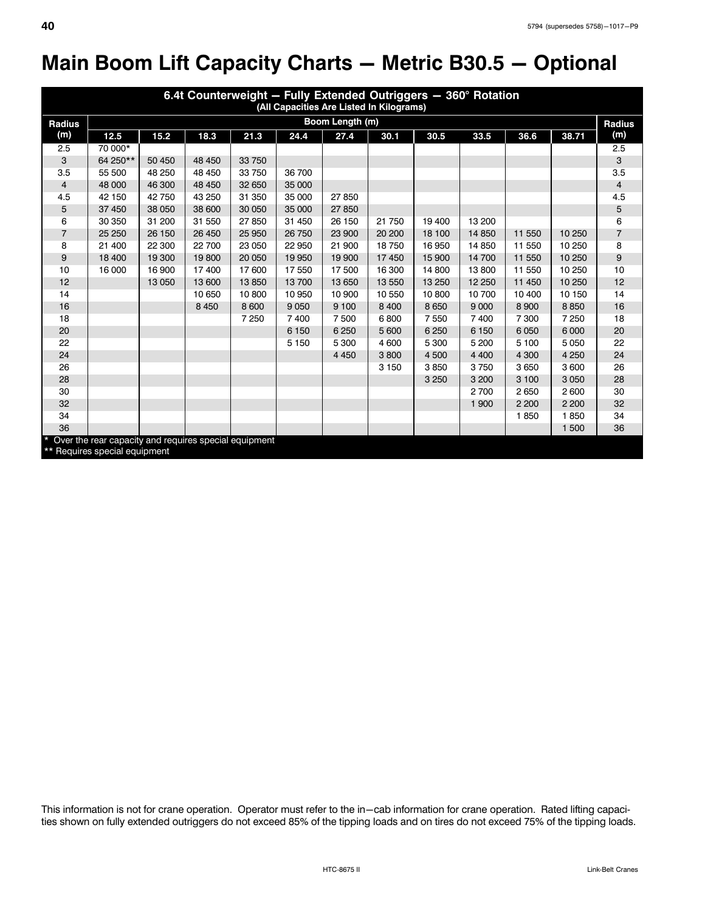# Main Boom Lift Capacity Charts — Metric B30.5 — Optional

| 6.4t Counterweight — Fully Extended Outriggers — 360° Rotation (All Capacities Are Listed In Kilograms) | | | | | | | | | | | | |
|---|---|---|---|---|---|---|---|---|---|---|---|---|
| Radius (m) | Boom Length (m) | | | | | | | | | | | Radius (m) |
| | 12.5 | 15.2 | 18.3 | 21.3 | 24.4 | 27.4 | 30.1 | 30.5 | 33.5 | 36.6 | 38.71 | |
| 2.5 | 70 000* | | | | | | | | | | | 2.5 |
| 3 | 64 250** | 50 450 | 48 450 | 33 750 | | | | | | | | 3 |
| 3.5 | 55 500 | 48 250 | 48 450 | 33 750 | 36 700 | | | | | | | 3.5 |
| 4 | 48 000 | 46 300 | 48 450 | 32 650 | 35 000 | | | | | | | 4 |
| 4.5 | 42 150 | 42 750 | 43 250 | 31 350 | 35 000 | 27 850 | | | | | | 4.5 |
| 5 | 37 450 | 38 050 | 38 600 | 30 050 | 35 000 | 27 850 | | | | | | 5 |
| 6 | 30 350 | 31 200 | 31 550 | 27 850 | 31 450 | 26 150 | 21 750 | 19 400 | 13 200 | | | 6 |
| 7 | 25 250 | 26 150 | 26 450 | 25 950 | 26 750 | 23 900 | 20 200 | 18 100 | 14 850 | 11 550 | 10 250 | 7 |
| 8 | 21 400 | 22 300 | 22 700 | 23 050 | 22 950 | 21 900 | 18 750 | 16 950 | 14 850 | 11 550 | 10 250 | 8 |
| 9 | 18 400 | 19 300 | 19 800 | 20 050 | 19 950 | 19 900 | 17 450 | 15 900 | 14 700 | 11 550 | 10 250 | 9 |
| 10 | 16 000 | 16 900 | 17 400 | 17 600 | 17 550 | 17 500 | 16 300 | 14 800 | 13 800 | 11 550 | 10 250 | 10 |
| 12 | | 13 050 | 13 600 | 13 850 | 13 700 | 13 650 | 13 550 | 13 250 | 12 250 | 11 450 | 10 250 | 12 |
| 14 | | | 10 650 | 10 800 | 10 950 | 10 900 | 10 550 | 10 800 | 10 700 | 10 400 | 10 150 | 14 |
| 16 | | | 8 450 | 8 600 | 9 050 | 9 100 | 8 400 | 8 650 | 9 000 | 8 900 | 8 850 | 16 |
| 18 | | | | 7 250 | 7 400 | 7 500 | 6 800 | 7 550 | 7 400 | 7 300 | 7 250 | 18 |
| 20 | | | | | 6 150 | 6 250 | 5 600 | 6 250 | 6 150 | 6 050 | 6 000 | 20 |
| 22 | | | | | 5 150 | 5 300 | 4 600 | 5 300 | 5 200 | 5 100 | 5 050 | 22 |
| 24 | | | | | | 4 450 | 3 800 | 4 500 | 4 400 | 4 300 | 4 250 | 24 |
| 26 | | | | | | | 3 150 | 3 850 | 3 750 | 3 650 | 3 600 | 26 |
| 28 | | | | | | | | 3 250 | 3 200 | 3 100 | 3 050 | 28 |
| 30 | | | | | | | | | 2 700 | 2 650 | 2 600 | 30 |
| 32 | | | | | | | | | 1 900 | 2 200 | 2 200 | 32 |
| 34 | | | | | | | | | | 1 850 | 1 850 | 34 |
| 36 | | | | | | | | | | | 1 500 | 36 |

\* Over the rear capacity and requires special equipment
** Requires special equipment

This information is not for crane operation. Operator must refer to the in−cab information for crane operation. Rated lifting capacities shown on fully extended outriggers do not exceed 85% of the tipping loads and on tires do not exceed 75% of the tipping loads.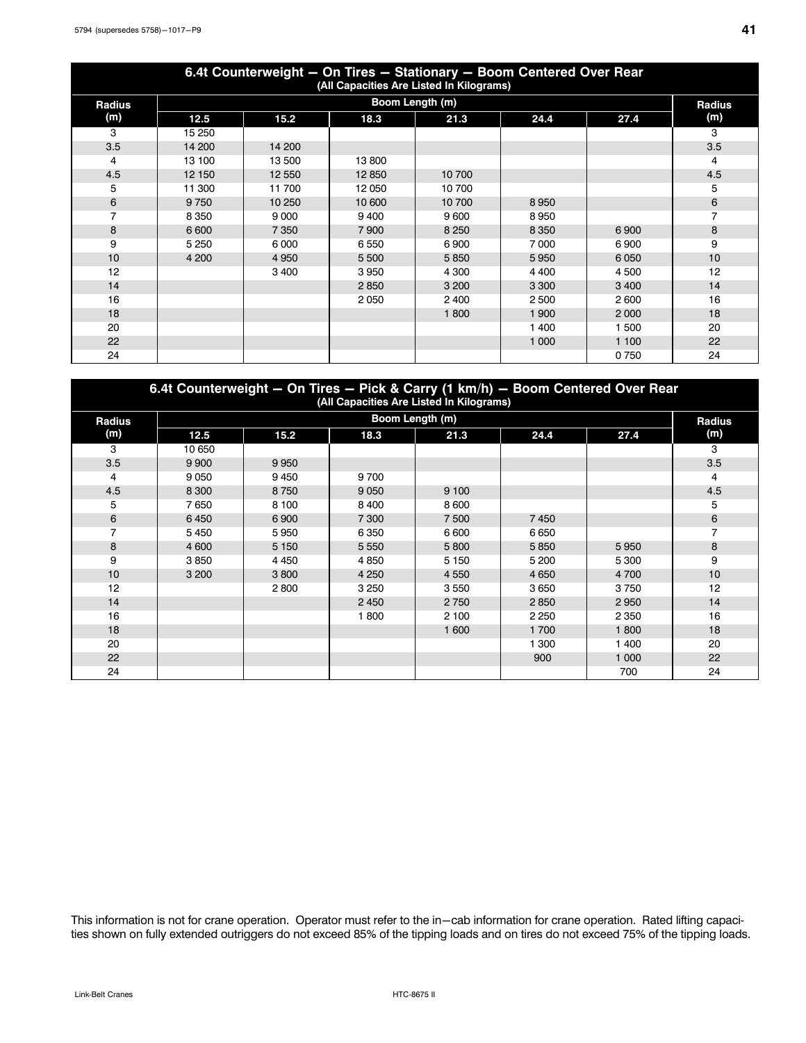## 6.4t Counterweight — On Tires — Stationary — Boom Centered Over Rear

**(All Capacities Are Listed In Kilograms)**

| Radius (m) | Boom Length (m) | | | | | | Radius (m) |
|---|---|---|---|---|---|---|---|
| | 12.5 | 15.2 | 18.3 | 21.3 | 24.4 | 27.4 | |
| 3 | 15 250 | | | | | | 3 |
| 3.5 | 14 200 | 14 200 | | | | | 3.5 |
| 4 | 13 100 | 13 500 | 13 800 | | | | 4 |
| 4.5 | 12 150 | 12 550 | 12 850 | 10 700 | | | 4.5 |
| 5 | 11 300 | 11 700 | 12 050 | 10 700 | | | 5 |
| 6 | 9 750 | 10 250 | 10 600 | 10 700 | 8 950 | | 6 |
| 7 | 8 350 | 9 000 | 9 400 | 9 600 | 8 950 | | 7 |
| 8 | 6 600 | 7 350 | 7 900 | 8 250 | 8 350 | 6 900 | 8 |
| 9 | 5 250 | 6 000 | 6 550 | 6 900 | 7 000 | 6 900 | 9 |
| 10 | 4 200 | 4 950 | 5 500 | 5 850 | 5 950 | 6 050 | 10 |
| 12 | | 3 400 | 3 950 | 4 300 | 4 400 | 4 500 | 12 |
| 14 | | | 2 850 | 3 200 | 3 300 | 3 400 | 14 |
| 16 | | | 2 050 | 2 400 | 2 500 | 2 600 | 16 |
| 18 | | | | 1 800 | 1 900 | 2 000 | 18 |
| 20 | | | | | 1 400 | 1 500 | 20 |
| 22 | | | | | 1 000 | 1 100 | 22 |
| 24 | | | | | | 0 750 | 24 |

## 6.4t Counterweight — On Tires — Pick & Carry (1 km/h) — Boom Centered Over Rear

**(All Capacities Are Listed In Kilograms)**

| Radius (m) | Boom Length (m) | | | | | | Radius (m) |
|---|---|---|---|---|---|---|---|
| | 12.5 | 15.2 | 18.3 | 21.3 | 24.4 | 27.4 | |
| 3 | 10 650 | | | | | | 3 |
| 3.5 | 9 900 | 9 950 | | | | | 3.5 |
| 4 | 9 050 | 9 450 | 9 700 | | | | 4 |
| 4.5 | 8 300 | 8 750 | 9 050 | 9 100 | | | 4.5 |
| 5 | 7 650 | 8 100 | 8 400 | 8 600 | | | 5 |
| 6 | 6 450 | 6 900 | 7 300 | 7 500 | 7 450 | | 6 |
| 7 | 5 450 | 5 950 | 6 350 | 6 600 | 6 650 | | 7 |
| 8 | 4 600 | 5 150 | 5 550 | 5 800 | 5 850 | 5 950 | 8 |
| 9 | 3 850 | 4 450 | 4 850 | 5 150 | 5 200 | 5 300 | 9 |
| 10 | 3 200 | 3 800 | 4 250 | 4 550 | 4 650 | 4 700 | 10 |
| 12 | | 2 800 | 3 250 | 3 550 | 3 650 | 3 750 | 12 |
| 14 | | | 2 450 | 2 750 | 2 850 | 2 950 | 14 |
| 16 | | | 1 800 | 2 100 | 2 250 | 2 350 | 16 |
| 18 | | | | 1 600 | 1 700 | 1 800 | 18 |
| 20 | | | | | 1 300 | 1 400 | 20 |
| 22 | | | | | 900 | 1 000 | 22 |
| 24 | | | | | | 700 | 24 |

This information is not for crane operation. Operator must refer to the in−cab information for crane operation. Rated lifting capacities shown on fully extended outriggers do not exceed 85% of the tipping loads and on tires do not exceed 75% of the tipping loads.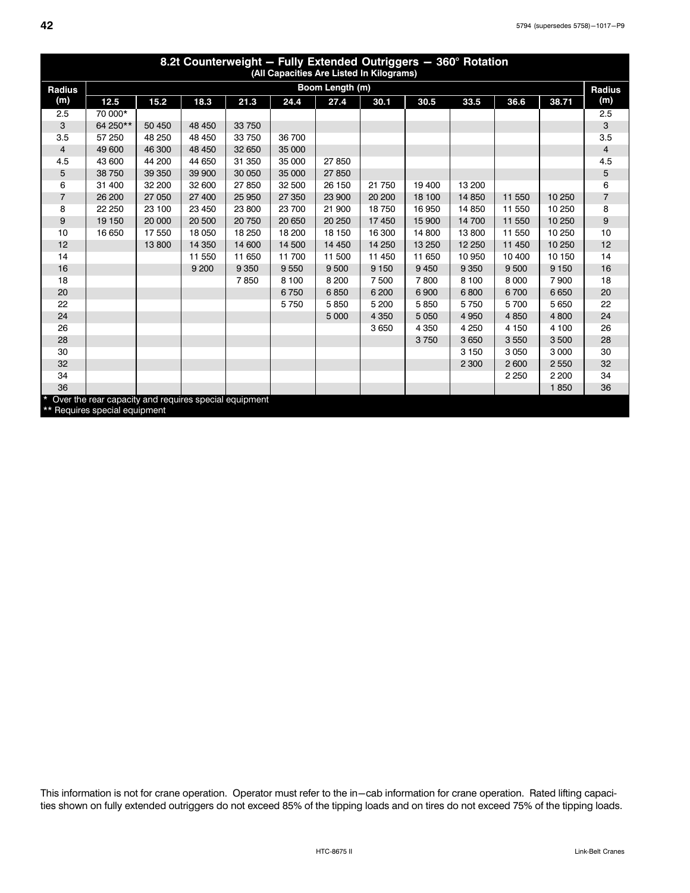## 8.2t Counterweight — Fully Extended Outriggers — 360° Rotation

(All Capacities Are Listed In Kilograms)

| Radius (m) | Boom Length (m) | | | | | | | | | | | Radius (m) |
|---|---|---|---|---|---|---|---|---|---|---|---|---|
| | 12.5 | 15.2 | 18.3 | 21.3 | 24.4 | 27.4 | 30.1 | 30.5 | 33.5 | 36.6 | 38.71 | |
| 2.5 | 70 000* | | | | | | | | | | | 2.5 |
| 3 | 64 250** | 50 450 | 48 450 | 33 750 | | | | | | | | 3 |
| 3.5 | 57 250 | 48 250 | 48 450 | 33 750 | 36 700 | | | | | | | 3.5 |
| 4 | 49 600 | 46 300 | 48 450 | 32 650 | 35 000 | | | | | | | 4 |
| 4.5 | 43 600 | 44 200 | 44 650 | 31 350 | 35 000 | 27 850 | | | | | | 4.5 |
| 5 | 38 750 | 39 350 | 39 900 | 30 050 | 35 000 | 27 850 | | | | | | 5 |
| 6 | 31 400 | 32 200 | 32 600 | 27 850 | 32 500 | 26 150 | 21 750 | 19 400 | 13 200 | | | 6 |
| 7 | 26 200 | 27 050 | 27 400 | 25 950 | 27 350 | 23 900 | 20 200 | 18 100 | 14 850 | 11 550 | 10 250 | 7 |
| 8 | 22 250 | 23 100 | 23 450 | 23 800 | 23 700 | 21 900 | 18 750 | 16 950 | 14 850 | 11 550 | 10 250 | 8 |
| 9 | 19 150 | 20 000 | 20 500 | 20 750 | 20 650 | 20 250 | 17 450 | 15 900 | 14 700 | 11 550 | 10 250 | 9 |
| 10 | 16 650 | 17 550 | 18 050 | 18 250 | 18 200 | 18 150 | 16 300 | 14 800 | 13 800 | 11 550 | 10 250 | 10 |
| 12 | | 13 800 | 14 350 | 14 600 | 14 500 | 14 450 | 14 250 | 13 250 | 12 250 | 11 450 | 10 250 | 12 |
| 14 | | | 11 550 | 11 650 | 11 700 | 11 500 | 11 450 | 11 650 | 10 950 | 10 400 | 10 150 | 14 |
| 16 | | | 9 200 | 9 350 | 9 550 | 9 500 | 9 150 | 9 450 | 9 350 | 9 500 | 9 150 | 16 |
| 18 | | | | 7 850 | 8 100 | 8 200 | 7 500 | 7 800 | 8 100 | 8 000 | 7 900 | 18 |
| 20 | | | | | 6 750 | 6 850 | 6 200 | 6 900 | 6 800 | 6 700 | 6 650 | 20 |
| 22 | | | | | 5 750 | 5 850 | 5 200 | 5 850 | 5 750 | 5 700 | 5 650 | 22 |
| 24 | | | | | | 5 000 | 4 350 | 5 050 | 4 950 | 4 850 | 4 800 | 24 |
| 26 | | | | | | | 3 650 | 4 350 | 4 250 | 4 150 | 4 100 | 26 |
| 28 | | | | | | | | 3 750 | 3 650 | 3 550 | 3 500 | 28 |
| 30 | | | | | | | | | 3 150 | 3 050 | 3 000 | 30 |
| 32 | | | | | | | | | 2 300 | 2 600 | 2 550 | 32 |
| 34 | | | | | | | | | | 2 250 | 2 200 | 34 |
| 36 | | | | | | | | | | | 1 850 | 36 |

* Over the rear capacity and requires special equipment
** Requires special equipment

This information is not for crane operation. Operator must refer to the in−cab information for crane operation. Rated lifting capacities shown on fully extended outriggers do not exceed 85% of the tipping loads and on tires do not exceed 75% of the tipping loads.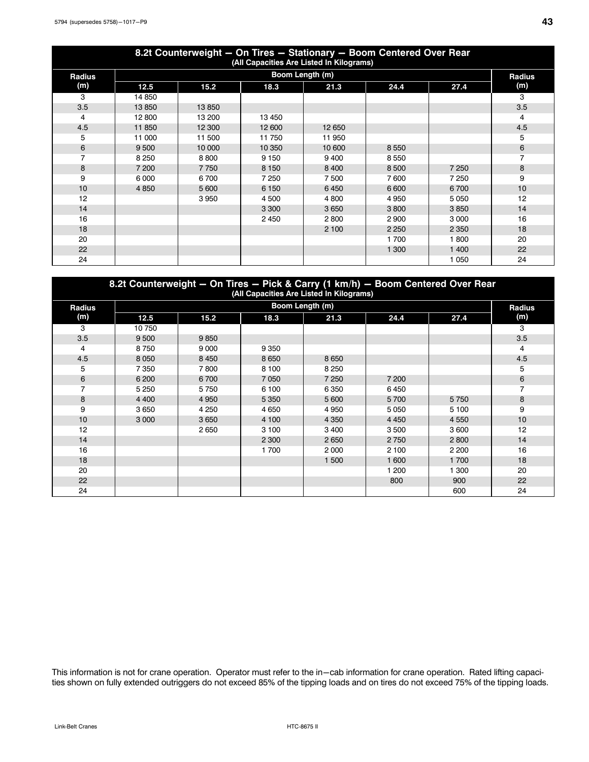| 8.2t Counterweight — On Tires — Stationary — Boom Centered Over Rear (All Capacities Are Listed In Kilograms) | | | | | | | |
|---|---|---|---|---|---|---|---|
| Radius (m) | Boom Length (m) | | | | | | Radius (m) |
| | 12.5 | 15.2 | 18.3 | 21.3 | 24.4 | 27.4 | |
| 3 | 14 850 | | | | | | 3 |
| 3.5 | 13 850 | 13 850 | | | | | 3.5 |
| 4 | 12 800 | 13 200 | 13 450 | | | | 4 |
| 4.5 | 11 850 | 12 300 | 12 600 | 12 650 | | | 4.5 |
| 5 | 11 000 | 11 500 | 11 750 | 11 950 | | | 5 |
| 6 | 9 500 | 10 000 | 10 350 | 10 600 | 8 550 | | 6 |
| 7 | 8 250 | 8 800 | 9 150 | 9 400 | 8 550 | | 7 |
| 8 | 7 200 | 7 750 | 8 150 | 8 400 | 8 500 | 7 250 | 8 |
| 9 | 6 000 | 6 700 | 7 250 | 7 500 | 7 600 | 7 250 | 9 |
| 10 | 4 850 | 5 600 | 6 150 | 6 450 | 6 600 | 6 700 | 10 |
| 12 | | 3 950 | 4 500 | 4 800 | 4 950 | 5 050 | 12 |
| 14 | | | 3 300 | 3 650 | 3 800 | 3 850 | 14 |
| 16 | | | 2 450 | 2 800 | 2 900 | 3 000 | 16 |
| 18 | | | | 2 100 | 2 250 | 2 350 | 18 |
| 20 | | | | | 1 700 | 1 800 | 20 |
| 22 | | | | | 1 300 | 1 400 | 22 |
| 24 | | | | | | 1 050 | 24 |

| 8.2t Counterweight — On Tires — Pick & Carry (1 km/h) — Boom Centered Over Rear (All Capacities Are Listed In Kilograms) | | | | | | | |
|---|---|---|---|---|---|---|---|
| Radius (m) | Boom Length (m) | | | | | | Radius (m) |
| | 12.5 | 15.2 | 18.3 | 21.3 | 24.4 | 27.4 | |
| 3 | 10 750 | | | | | | 3 |
| 3.5 | 9 500 | 9 850 | | | | | 3.5 |
| 4 | 8 750 | 9 000 | 9 350 | | | | 4 |
| 4.5 | 8 050 | 8 450 | 8 650 | 8 650 | | | 4.5 |
| 5 | 7 350 | 7 800 | 8 100 | 8 250 | | | 5 |
| 6 | 6 200 | 6 700 | 7 050 | 7 250 | 7 200 | | 6 |
| 7 | 5 250 | 5 750 | 6 100 | 6 350 | 6 450 | | 7 |
| 8 | 4 400 | 4 950 | 5 350 | 5 600 | 5 700 | 5 750 | 8 |
| 9 | 3 650 | 4 250 | 4 650 | 4 950 | 5 050 | 5 100 | 9 |
| 10 | 3 000 | 3 650 | 4 100 | 4 350 | 4 450 | 4 550 | 10 |
| 12 | | 2 650 | 3 100 | 3 400 | 3 500 | 3 600 | 12 |
| 14 | | | 2 300 | 2 650 | 2 750 | 2 800 | 14 |
| 16 | | | 1 700 | 2 000 | 2 100 | 2 200 | 16 |
| 18 | | | | 1 500 | 1 600 | 1 700 | 18 |
| 20 | | | | | 1 200 | 1 300 | 20 |
| 22 | | | | | 800 | 900 | 22 |
| 24 | | | | | | 600 | 24 |

This information is not for crane operation. Operator must refer to the in—cab information for crane operation. Rated lifting capacities shown on fully extended outriggers do not exceed 85% of the tipping loads and on tires do not exceed 75% of the tipping loads.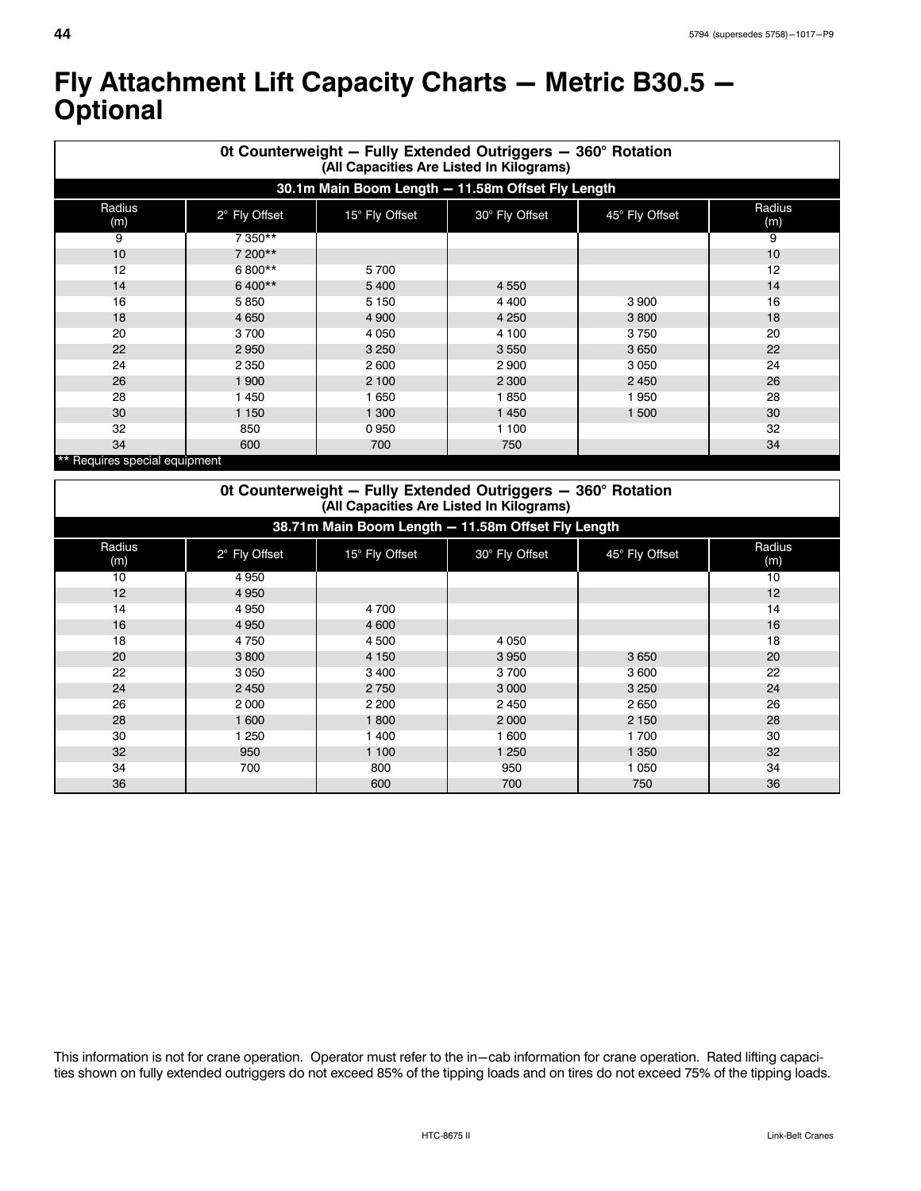# Fly Attachment Lift Capacity Charts — Metric B30.5 — Optional

| 0t Counterweight — Fully Extended Outriggers — 360° Rotation (All Capacities Are Listed In Kilograms) | | | | | |
|---|---|---|---|---|---|
| **30.1m Main Boom Length — 11.58m Offset Fly Length** | | | | | |
| Radius (m) | 2° Fly Offset | 15° Fly Offset | 30° Fly Offset | 45° Fly Offset | Radius (m) |
| 9 | 7 350** | | | | 9 |
| 10 | 7 200** | | | | 10 |
| 12 | 6 800** | 5 700 | | | 12 |
| 14 | 6 400** | 5 400 | 4 550 | | 14 |
| 16 | 5 850 | 5 150 | 4 400 | 3 900 | 16 |
| 18 | 4 650 | 4 900 | 4 250 | 3 800 | 18 |
| 20 | 3 700 | 4 050 | 4 100 | 3 750 | 20 |
| 22 | 2 950 | 3 250 | 3 550 | 3 650 | 22 |
| 24 | 2 350 | 2 600 | 2 900 | 3 050 | 24 |
| 26 | 1 900 | 2 100 | 2 300 | 2 450 | 26 |
| 28 | 1 450 | 1 650 | 1 850 | 1 950 | 28 |
| 30 | 1 150 | 1 300 | 1 450 | 1 500 | 30 |
| 32 | 850 | 0 950 | 1 100 | | 32 |
| 34 | 600 | 700 | 750 | | 34 |

** Requires special equipment

| 0t Counterweight — Fully Extended Outriggers — 360° Rotation (All Capacities Are Listed In Kilograms) | | | | | |
|---|---|---|---|---|---|
| **38.71m Main Boom Length — 11.58m Offset Fly Length** | | | | | |
| Radius (m) | 2° Fly Offset | 15° Fly Offset | 30° Fly Offset | 45° Fly Offset | Radius (m) |
| 10 | 4 950 | | | | 10 |
| 12 | 4 950 | | | | 12 |
| 14 | 4 950 | 4 700 | | | 14 |
| 16 | 4 950 | 4 600 | | | 16 |
| 18 | 4 750 | 4 500 | 4 050 | | 18 |
| 20 | 3 800 | 4 150 | 3 950 | 3 650 | 20 |
| 22 | 3 050 | 3 400 | 3 700 | 3 600 | 22 |
| 24 | 2 450 | 2 750 | 3 000 | 3 250 | 24 |
| 26 | 2 000 | 2 200 | 2 450 | 2 650 | 26 |
| 28 | 1 600 | 1 800 | 2 000 | 2 150 | 28 |
| 30 | 1 250 | 1 400 | 1 600 | 1 700 | 30 |
| 32 | 950 | 1 100 | 1 250 | 1 350 | 32 |
| 34 | 700 | 800 | 950 | 1 050 | 34 |
| 36 | | 600 | 700 | 750 | 36 |

This information is not for crane operation. Operator must refer to the in–cab information for crane operation. Rated lifting capacities shown on fully extended outriggers do not exceed 85% of the tipping loads and on tires do not exceed 75% of the tipping loads.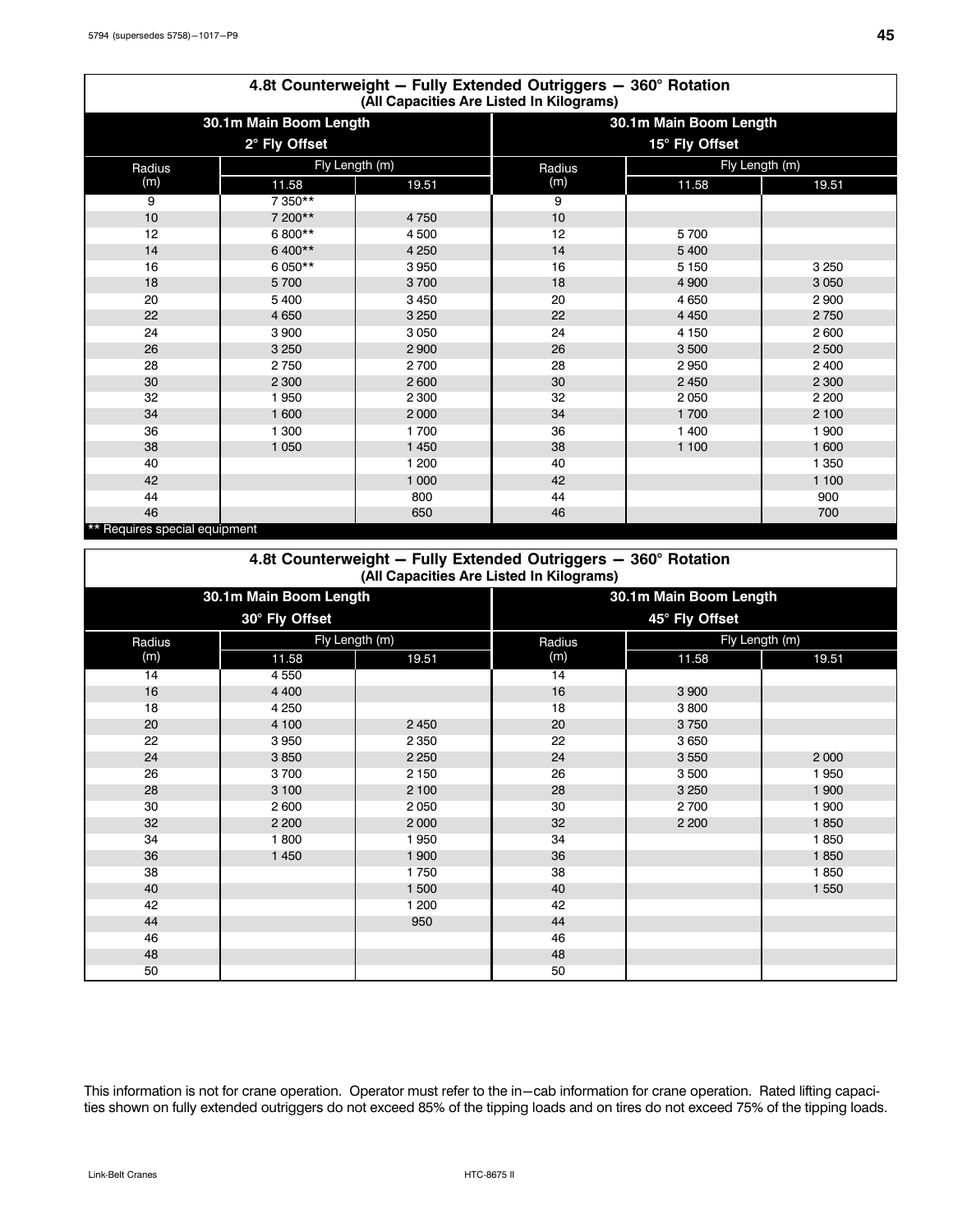## 4.8t Counterweight — Fully Extended Outriggers — 360° Rotation
(All Capacities Are Listed In Kilograms)

| 30.1m Main Boom Length 2° Fly Offset | | | 30.1m Main Boom Length 15° Fly Offset | | |
|---|---|---|---|---|---|
| Radius (m) | Fly Length (m) | | Radius (m) | Fly Length (m) | |
| | 11.58 | 19.51 | | 11.58 | 19.51 |
| 9 | 7 350** | | 9 | | |
| 10 | 7 200** | 4 750 | 10 | | |
| 12 | 6 800** | 4 500 | 12 | 5 700 | |
| 14 | 6 400** | 4 250 | 14 | 5 400 | |
| 16 | 6 050** | 3 950 | 16 | 5 150 | 3 250 |
| 18 | 5 700 | 3 700 | 18 | 4 900 | 3 050 |
| 20 | 5 400 | 3 450 | 20 | 4 650 | 2 900 |
| 22 | 4 650 | 3 250 | 22 | 4 450 | 2 750 |
| 24 | 3 900 | 3 050 | 24 | 4 150 | 2 600 |
| 26 | 3 250 | 2 900 | 26 | 3 500 | 2 500 |
| 28 | 2 750 | 2 700 | 28 | 2 950 | 2 400 |
| 30 | 2 300 | 2 600 | 30 | 2 450 | 2 300 |
| 32 | 1 950 | 2 300 | 32 | 2 050 | 2 200 |
| 34 | 1 600 | 2 000 | 34 | 1 700 | 2 100 |
| 36 | 1 300 | 1 700 | 36 | 1 400 | 1 900 |
| 38 | 1 050 | 1 450 | 38 | 1 100 | 1 600 |
| 40 | | 1 200 | 40 | | 1 350 |
| 42 | | 1 000 | 42 | | 1 100 |
| 44 | | 800 | 44 | | 900 |
| 46 | | 650 | 46 | | 700 |

** Requires special equipment

## 4.8t Counterweight — Fully Extended Outriggers — 360° Rotation
(All Capacities Are Listed In Kilograms)

| 30.1m Main Boom Length 30° Fly Offset | | | 30.1m Main Boom Length 45° Fly Offset | | |
|---|---|---|---|---|---|
| Radius (m) | Fly Length (m) | | Radius (m) | Fly Length (m) | |
| | 11.58 | 19.51 | | 11.58 | 19.51 |
| 14 | 4 550 | | 14 | | |
| 16 | 4 400 | | 16 | 3 900 | |
| 18 | 4 250 | | 18 | 3 800 | |
| 20 | 4 100 | 2 450 | 20 | 3 750 | |
| 22 | 3 950 | 2 350 | 22 | 3 650 | |
| 24 | 3 850 | 2 250 | 24 | 3 550 | 2 000 |
| 26 | 3 700 | 2 150 | 26 | 3 500 | 1 950 |
| 28 | 3 100 | 2 100 | 28 | 3 250 | 1 900 |
| 30 | 2 600 | 2 050 | 30 | 2 700 | 1 900 |
| 32 | 2 200 | 2 000 | 32 | 2 200 | 1 850 |
| 34 | 1 800 | 1 950 | 34 | | 1 850 |
| 36 | 1 450 | 1 900 | 36 | | 1 850 |
| 38 | | 1 750 | 38 | | 1 850 |
| 40 | | 1 500 | 40 | | 1 550 |
| 42 | | 1 200 | 42 | | |
| 44 | | 950 | 44 | | |
| 46 | | | 46 | | |
| 48 | | | 48 | | |
| 50 | | | 50 | | |

This information is not for crane operation. Operator must refer to the in−cab information for crane operation. Rated lifting capacities shown on fully extended outriggers do not exceed 85% of the tipping loads and on tires do not exceed 75% of the tipping loads.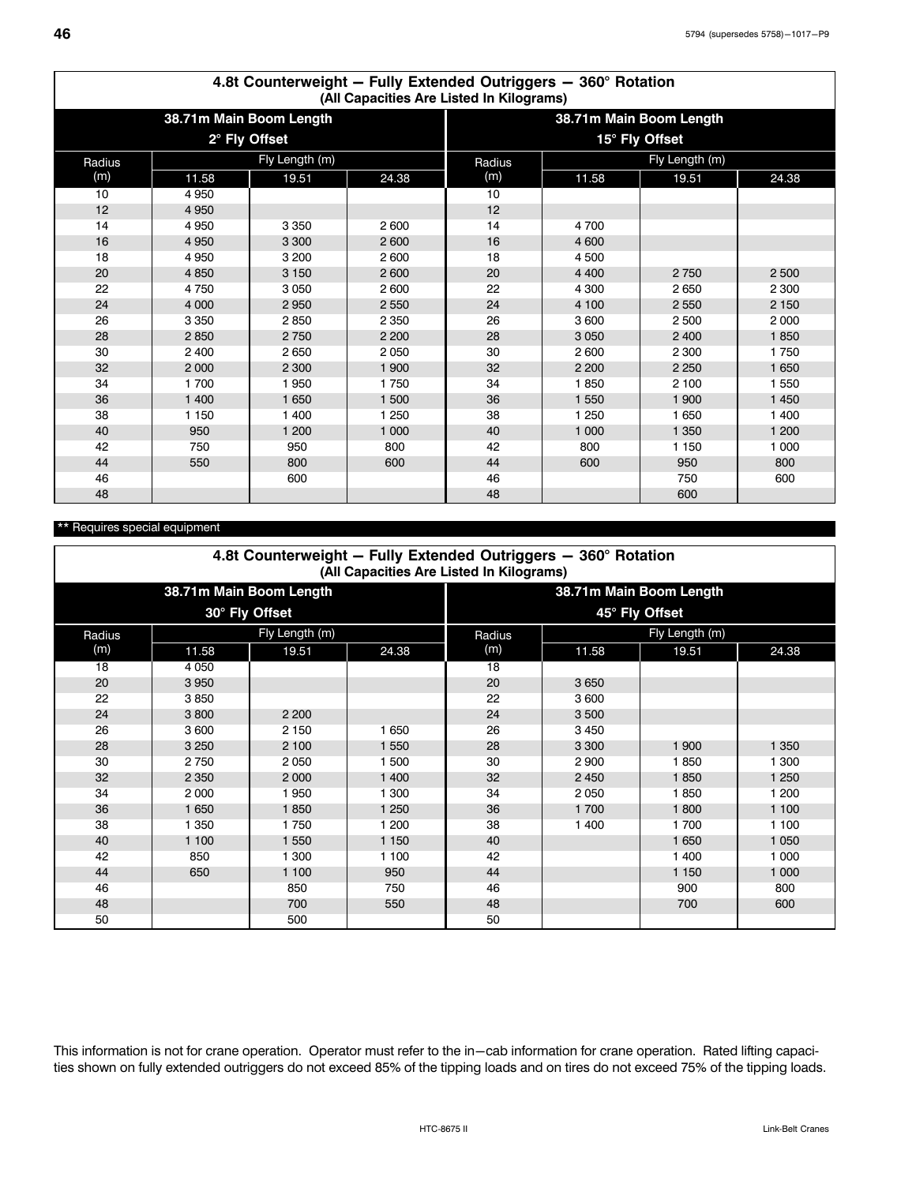## 4.8t Counterweight — Fully Extended Outriggers — 360° Rotation
(All Capacities Are Listed In Kilograms)

| 38.71m Main Boom Length 2° Fly Offset | | | | 38.71m Main Boom Length 15° Fly Offset | | | |
|---|---|---|---|---|---|---|---|
| Radius (m) | Fly Length (m) | | | Radius (m) | Fly Length (m) | | |
| | 11.58 | 19.51 | 24.38 | | 11.58 | 19.51 | 24.38 |
| 10 | 4 950 | | | 10 | | | |
| 12 | 4 950 | | | 12 | | | |
| 14 | 4 950 | 3 350 | 2 600 | 14 | 4 700 | | |
| 16 | 4 950 | 3 300 | 2 600 | 16 | 4 600 | | |
| 18 | 4 950 | 3 200 | 2 600 | 18 | 4 500 | | |
| 20 | 4 850 | 3 150 | 2 600 | 20 | 4 400 | 2 750 | 2 500 |
| 22 | 4 750 | 3 050 | 2 600 | 22 | 4 300 | 2 650 | 2 300 |
| 24 | 4 000 | 2 950 | 2 550 | 24 | 4 100 | 2 550 | 2 150 |
| 26 | 3 350 | 2 850 | 2 350 | 26 | 3 600 | 2 500 | 2 000 |
| 28 | 2 850 | 2 750 | 2 200 | 28 | 3 050 | 2 400 | 1 850 |
| 30 | 2 400 | 2 650 | 2 050 | 30 | 2 600 | 2 300 | 1 750 |
| 32 | 2 000 | 2 300 | 1 900 | 32 | 2 200 | 2 250 | 1 650 |
| 34 | 1 700 | 1 950 | 1 750 | 34 | 1 850 | 2 100 | 1 550 |
| 36 | 1 400 | 1 650 | 1 500 | 36 | 1 550 | 1 900 | 1 450 |
| 38 | 1 150 | 1 400 | 1 250 | 38 | 1 250 | 1 650 | 1 400 |
| 40 | 950 | 1 200 | 1 000 | 40 | 1 000 | 1 350 | 1 200 |
| 42 | 750 | 950 | 800 | 42 | 800 | 1 150 | 1 000 |
| 44 | 550 | 800 | 600 | 44 | 600 | 950 | 800 |
| 46 | | 600 | | 46 | | 750 | 600 |
| 48 | | | | 48 | | 600 | |

** Requires special equipment

## 4.8t Counterweight — Fully Extended Outriggers — 360° Rotation
(All Capacities Are Listed In Kilograms)

| 38.71m Main Boom Length 30° Fly Offset | | | | 38.71m Main Boom Length 45° Fly Offset | | | |
|---|---|---|---|---|---|---|---|
| Radius (m) | Fly Length (m) | | | Radius (m) | Fly Length (m) | | |
| | 11.58 | 19.51 | 24.38 | | 11.58 | 19.51 | 24.38 |
| 18 | 4 050 | | | 18 | | | |
| 20 | 3 950 | | | 20 | 3 650 | | |
| 22 | 3 850 | | | 22 | 3 600 | | |
| 24 | 3 800 | 2 200 | | 24 | 3 500 | | |
| 26 | 3 600 | 2 150 | 1 650 | 26 | 3 450 | | |
| 28 | 3 250 | 2 100 | 1 550 | 28 | 3 300 | 1 900 | 1 350 |
| 30 | 2 750 | 2 050 | 1 500 | 30 | 2 900 | 1 850 | 1 300 |
| 32 | 2 350 | 2 000 | 1 400 | 32 | 2 450 | 1 850 | 1 250 |
| 34 | 2 000 | 1 950 | 1 300 | 34 | 2 050 | 1 850 | 1 200 |
| 36 | 1 650 | 1 850 | 1 250 | 36 | 1 700 | 1 800 | 1 100 |
| 38 | 1 350 | 1 750 | 1 200 | 38 | 1 400 | 1 700 | 1 100 |
| 40 | 1 100 | 1 550 | 1 150 | 40 | | 1 650 | 1 050 |
| 42 | 850 | 1 300 | 1 100 | 42 | | 1 400 | 1 000 |
| 44 | 650 | 1 100 | 950 | 44 | | 1 150 | 1 000 |
| 46 | | 850 | 750 | 46 | | 900 | 800 |
| 48 | | 700 | 550 | 48 | | 700 | 600 |
| 50 | | 500 | | 50 | | | |

This information is not for crane operation. Operator must refer to the in–cab information for crane operation. Rated lifting capacities shown on fully extended outriggers do not exceed 85% of the tipping loads and on tires do not exceed 75% of the tipping loads.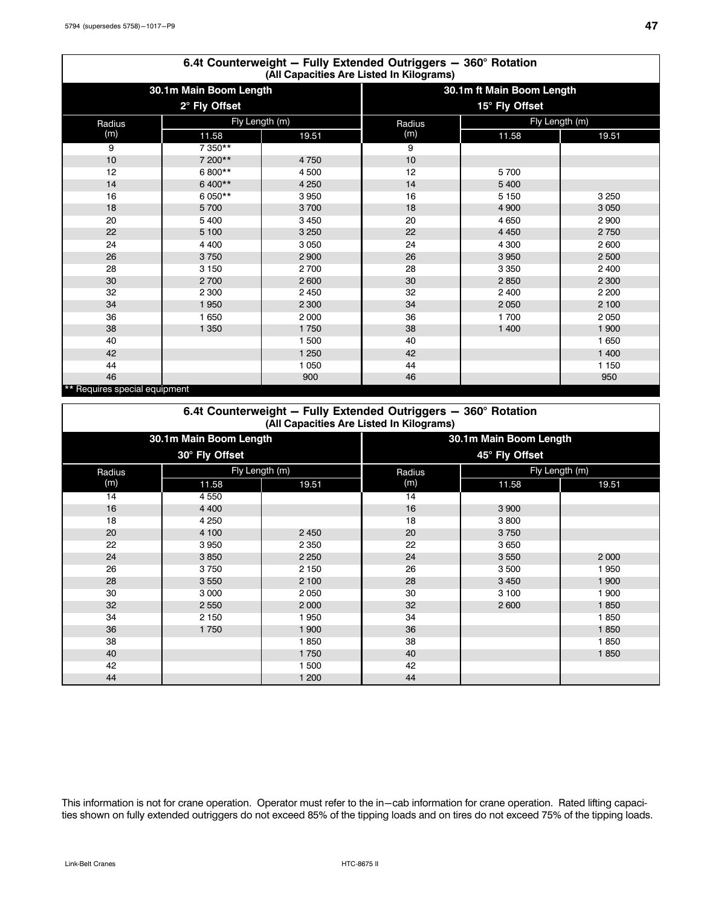## 6.4t Counterweight — Fully Extended Outriggers — 360° Rotation
(All Capacities Are Listed In Kilograms)

| 30.1m Main Boom Length 2° Fly Offset | | | 30.1m ft Main Boom Length 15° Fly Offset | | |
|---|---|---|---|---|---|
| Radius (m) | Fly Length (m) | | Radius (m) | Fly Length (m) | |
| | 11.58 | 19.51 | | 11.58 | 19.51 |
| 9 | 7 350** | | 9 | | |
| 10 | 7 200** | 4 750 | 10 | | |
| 12 | 6 800** | 4 500 | 12 | 5 700 | |
| 14 | 6 400** | 4 250 | 14 | 5 400 | |
| 16 | 6 050** | 3 950 | 16 | 5 150 | 3 250 |
| 18 | 5 700 | 3 700 | 18 | 4 900 | 3 050 |
| 20 | 5 400 | 3 450 | 20 | 4 650 | 2 900 |
| 22 | 5 100 | 3 250 | 22 | 4 450 | 2 750 |
| 24 | 4 400 | 3 050 | 24 | 4 300 | 2 600 |
| 26 | 3 750 | 2 900 | 26 | 3 950 | 2 500 |
| 28 | 3 150 | 2 700 | 28 | 3 350 | 2 400 |
| 30 | 2 700 | 2 600 | 30 | 2 850 | 2 300 |
| 32 | 2 300 | 2 450 | 32 | 2 400 | 2 200 |
| 34 | 1 950 | 2 300 | 34 | 2 050 | 2 100 |
| 36 | 1 650 | 2 000 | 36 | 1 700 | 2 050 |
| 38 | 1 350 | 1 750 | 38 | 1 400 | 1 900 |
| 40 | | 1 500 | 40 | | 1 650 |
| 42 | | 1 250 | 42 | | 1 400 |
| 44 | | 1 050 | 44 | | 1 150 |
| 46 | | 900 | 46 | | 950 |

** Requires special equipment

## 6.4t Counterweight — Fully Extended Outriggers — 360° Rotation
(All Capacities Are Listed In Kilograms)

| 30.1m Main Boom Length 30° Fly Offset | | | 30.1m Main Boom Length 45° Fly Offset | | |
|---|---|---|---|---|---|
| Radius (m) | Fly Length (m) | | Radius (m) | Fly Length (m) | |
| | 11.58 | 19.51 | | 11.58 | 19.51 |
| 14 | 4 550 | | 14 | | |
| 16 | 4 400 | | 16 | 3 900 | |
| 18 | 4 250 | | 18 | 3 800 | |
| 20 | 4 100 | 2 450 | 20 | 3 750 | |
| 22 | 3 950 | 2 350 | 22 | 3 650 | |
| 24 | 3 850 | 2 250 | 24 | 3 550 | 2 000 |
| 26 | 3 750 | 2 150 | 26 | 3 500 | 1 950 |
| 28 | 3 550 | 2 100 | 28 | 3 450 | 1 900 |
| 30 | 3 000 | 2 050 | 30 | 3 100 | 1 900 |
| 32 | 2 550 | 2 000 | 32 | 2 600 | 1 850 |
| 34 | 2 150 | 1 950 | 34 | | 1 850 |
| 36 | 1 750 | 1 900 | 36 | | 1 850 |
| 38 | | 1 850 | 38 | | 1 850 |
| 40 | | 1 750 | 40 | | 1 850 |
| 42 | | 1 500 | 42 | | |
| 44 | | 1 200 | 44 | | |

This information is not for crane operation. Operator must refer to the in−cab information for crane operation. Rated lifting capacities shown on fully extended outriggers do not exceed 85% of the tipping loads and on tires do not exceed 75% of the tipping loads.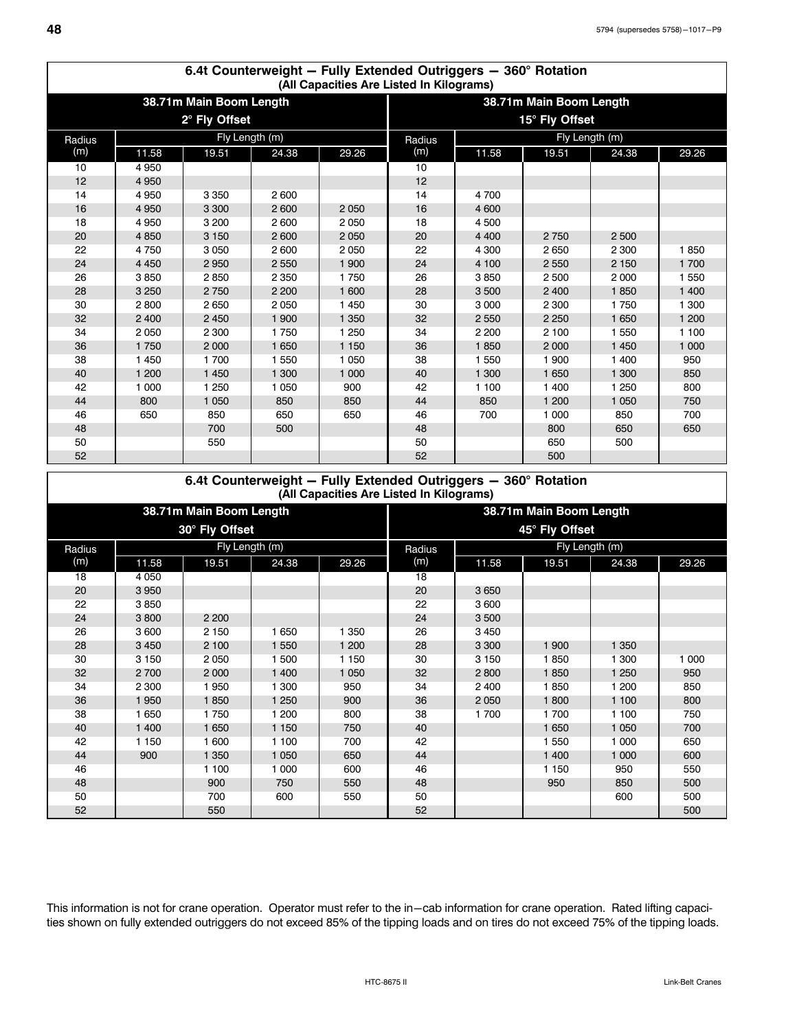## 6.4t Counterweight — Fully Extended Outriggers — 360° Rotation
(All Capacities Are Listed In Kilograms)

| 38.71m Main Boom Length 2° Fly Offset | | | | | 38.71m Main Boom Length 15° Fly Offset | | | | |
|---|---|---|---|---|---|---|---|---|---|
| Radius (m) | Fly Length (m) | | | | Radius (m) | Fly Length (m) | | | |
| | 11.58 | 19.51 | 24.38 | 29.26 | | 11.58 | 19.51 | 24.38 | 29.26 |
| 10 | 4 950 | | | | 10 | | | | |
| 12 | 4 950 | | | | 12 | | | | |
| 14 | 4 950 | 3 350 | 2 600 | | 14 | 4 700 | | | |
| 16 | 4 950 | 3 300 | 2 600 | 2 050 | 16 | 4 600 | | | |
| 18 | 4 950 | 3 200 | 2 600 | 2 050 | 18 | 4 500 | | | |
| 20 | 4 850 | 3 150 | 2 600 | 2 050 | 20 | 4 400 | 2 750 | 2 500 | |
| 22 | 4 750 | 3 050 | 2 600 | 2 050 | 22 | 4 300 | 2 650 | 2 300 | 1 850 |
| 24 | 4 450 | 2 950 | 2 550 | 1 900 | 24 | 4 100 | 2 550 | 2 150 | 1 700 |
| 26 | 3 850 | 2 850 | 2 350 | 1 750 | 26 | 3 850 | 2 500 | 2 000 | 1 550 |
| 28 | 3 250 | 2 750 | 2 200 | 1 600 | 28 | 3 500 | 2 400 | 1 850 | 1 400 |
| 30 | 2 800 | 2 650 | 2 050 | 1 450 | 30 | 3 000 | 2 300 | 1 750 | 1 300 |
| 32 | 2 400 | 2 450 | 1 900 | 1 350 | 32 | 2 550 | 2 250 | 1 650 | 1 200 |
| 34 | 2 050 | 2 300 | 1 750 | 1 250 | 34 | 2 200 | 2 100 | 1 550 | 1 100 |
| 36 | 1 750 | 2 000 | 1 650 | 1 150 | 36 | 1 850 | 2 000 | 1 450 | 1 000 |
| 38 | 1 450 | 1 700 | 1 550 | 1 050 | 38 | 1 550 | 1 900 | 1 400 | 950 |
| 40 | 1 200 | 1 450 | 1 300 | 1 000 | 40 | 1 300 | 1 650 | 1 300 | 850 |
| 42 | 1 000 | 1 250 | 1 050 | 900 | 42 | 1 100 | 1 400 | 1 250 | 800 |
| 44 | 800 | 1 050 | 850 | 850 | 44 | 850 | 1 200 | 1 050 | 750 |
| 46 | 650 | 850 | 650 | 650 | 46 | 700 | 1 000 | 850 | 700 |
| 48 | | 700 | 500 | | 48 | | 800 | 650 | 650 |
| 50 | | 550 | | | 50 | | 650 | 500 | |
| 52 | | | | | 52 | | 500 | | |

## 6.4t Counterweight — Fully Extended Outriggers — 360° Rotation
(All Capacities Are Listed In Kilograms)

| 38.71m Main Boom Length 30° Fly Offset | | | | | 38.71m Main Boom Length 45° Fly Offset | | | | |
|---|---|---|---|---|---|---|---|---|---|
| Radius (m) | Fly Length (m) | | | | Radius (m) | Fly Length (m) | | | |
| | 11.58 | 19.51 | 24.38 | 29.26 | | 11.58 | 19.51 | 24.38 | 29.26 |
| 18 | 4 050 | | | | 18 | | | | |
| 20 | 3 950 | | | | 20 | 3 650 | | | |
| 22 | 3 850 | | | | 22 | 3 600 | | | |
| 24 | 3 800 | 2 200 | | | 24 | 3 500 | | | |
| 26 | 3 600 | 2 150 | 1 650 | 1 350 | 26 | 3 450 | | | |
| 28 | 3 450 | 2 100 | 1 550 | 1 200 | 28 | 3 300 | 1 900 | 1 350 | |
| 30 | 3 150 | 2 050 | 1 500 | 1 150 | 30 | 3 150 | 1 850 | 1 300 | 1 000 |
| 32 | 2 700 | 2 000 | 1 400 | 1 050 | 32 | 2 800 | 1 850 | 1 250 | 950 |
| 34 | 2 300 | 1 950 | 1 300 | 950 | 34 | 2 400 | 1 850 | 1 200 | 850 |
| 36 | 1 950 | 1 850 | 1 250 | 900 | 36 | 2 050 | 1 800 | 1 100 | 800 |
| 38 | 1 650 | 1 750 | 1 200 | 800 | 38 | 1 700 | 1 700 | 1 100 | 750 |
| 40 | 1 400 | 1 650 | 1 150 | 750 | 40 | | 1 650 | 1 050 | 700 |
| 42 | 1 150 | 1 600 | 1 100 | 700 | 42 | | 1 550 | 1 000 | 650 |
| 44 | 900 | 1 350 | 1 050 | 650 | 44 | | 1 400 | 1 000 | 600 |
| 46 | | 1 100 | 1 000 | 600 | 46 | | 1 150 | 950 | 550 |
| 48 | | 900 | 750 | 550 | 48 | | 950 | 850 | 500 |
| 50 | | 700 | 600 | 550 | 50 | | | 600 | 500 |
| 52 | | 550 | | | 52 | | | | 500 |

This information is not for crane operation. Operator must refer to the in—cab information for crane operation. Rated lifting capacities shown on fully extended outriggers do not exceed 85% of the tipping loads and on tires do not exceed 75% of the tipping loads.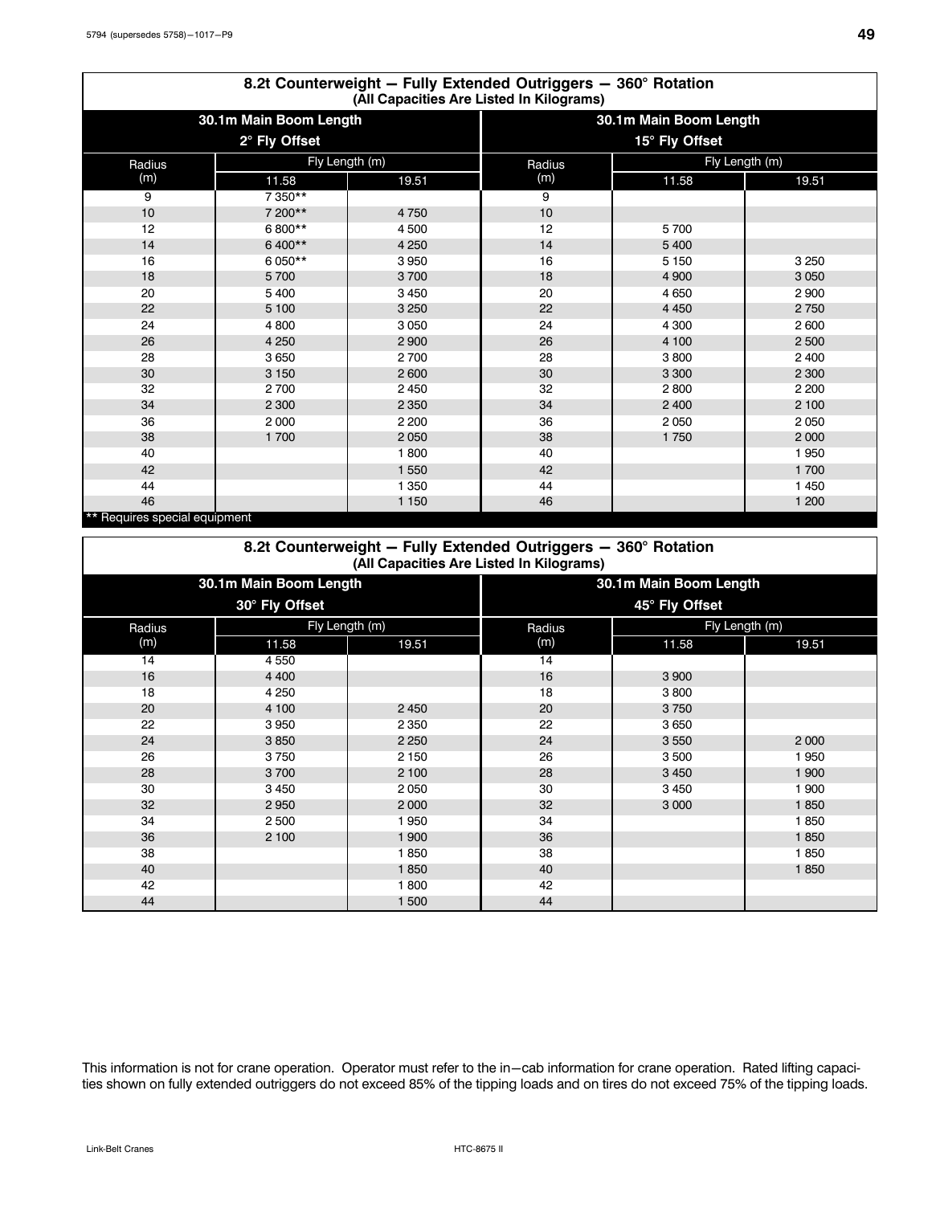## 8.2t Counterweight — Fully Extended Outriggers — 360° Rotation

(All Capacities Are Listed In Kilograms)

| 30.1m Main Boom Length | | | 30.1m Main Boom Length | | |
|---|---|---|---|---|---|
| 2° Fly Offset | | | 15° Fly Offset | | |
| Radius (m) | Fly Length (m) | | Radius (m) | Fly Length (m) | |
| | 11.58 | 19.51 | | 11.58 | 19.51 |
| 9 | 7 350** | | 9 | | |
| 10 | 7 200** | 4 750 | 10 | | |
| 12 | 6 800** | 4 500 | 12 | 5 700 | |
| 14 | 6 400** | 4 250 | 14 | 5 400 | |
| 16 | 6 050** | 3 950 | 16 | 5 150 | 3 250 |
| 18 | 5 700 | 3 700 | 18 | 4 900 | 3 050 |
| 20 | 5 400 | 3 450 | 20 | 4 650 | 2 900 |
| 22 | 5 100 | 3 250 | 22 | 4 450 | 2 750 |
| 24 | 4 800 | 3 050 | 24 | 4 300 | 2 600 |
| 26 | 4 250 | 2 900 | 26 | 4 100 | 2 500 |
| 28 | 3 650 | 2 700 | 28 | 3 800 | 2 400 |
| 30 | 3 150 | 2 600 | 30 | 3 300 | 2 300 |
| 32 | 2 700 | 2 450 | 32 | 2 800 | 2 200 |
| 34 | 2 300 | 2 350 | 34 | 2 400 | 2 100 |
| 36 | 2 000 | 2 200 | 36 | 2 050 | 2 050 |
| 38 | 1 700 | 2 050 | 38 | 1 750 | 2 000 |
| 40 | | 1 800 | 40 | | 1 950 |
| 42 | | 1 550 | 42 | | 1 700 |
| 44 | | 1 350 | 44 | | 1 450 |
| 46 | | 1 150 | 46 | | 1 200 |

** Requires special equipment

## 8.2t Counterweight — Fully Extended Outriggers — 360° Rotation

(All Capacities Are Listed In Kilograms)

| 30.1m Main Boom Length | | | 30.1m Main Boom Length | | |
|---|---|---|---|---|---|
| 30° Fly Offset | | | 45° Fly Offset | | |
| Radius (m) | Fly Length (m) | | Radius (m) | Fly Length (m) | |
| | 11.58 | 19.51 | | 11.58 | 19.51 |
| 14 | 4 550 | | 14 | | |
| 16 | 4 400 | | 16 | 3 900 | |
| 18 | 4 250 | | 18 | 3 800 | |
| 20 | 4 100 | 2 450 | 20 | 3 750 | |
| 22 | 3 950 | 2 350 | 22 | 3 650 | |
| 24 | 3 850 | 2 250 | 24 | 3 550 | 2 000 |
| 26 | 3 750 | 2 150 | 26 | 3 500 | 1 950 |
| 28 | 3 700 | 2 100 | 28 | 3 450 | 1 900 |
| 30 | 3 450 | 2 050 | 30 | 3 450 | 1 900 |
| 32 | 2 950 | 2 000 | 32 | 3 000 | 1 850 |
| 34 | 2 500 | 1 950 | 34 | | 1 850 |
| 36 | 2 100 | 1 900 | 36 | | 1 850 |
| 38 | | 1 850 | 38 | | 1 850 |
| 40 | | 1 850 | 40 | | 1 850 |
| 42 | | 1 800 | 42 | | |
| 44 | | 1 500 | 44 | | |

This information is not for crane operation. Operator must refer to the in−cab information for crane operation. Rated lifting capacities shown on fully extended outriggers do not exceed 85% of the tipping loads and on tires do not exceed 75% of the tipping loads.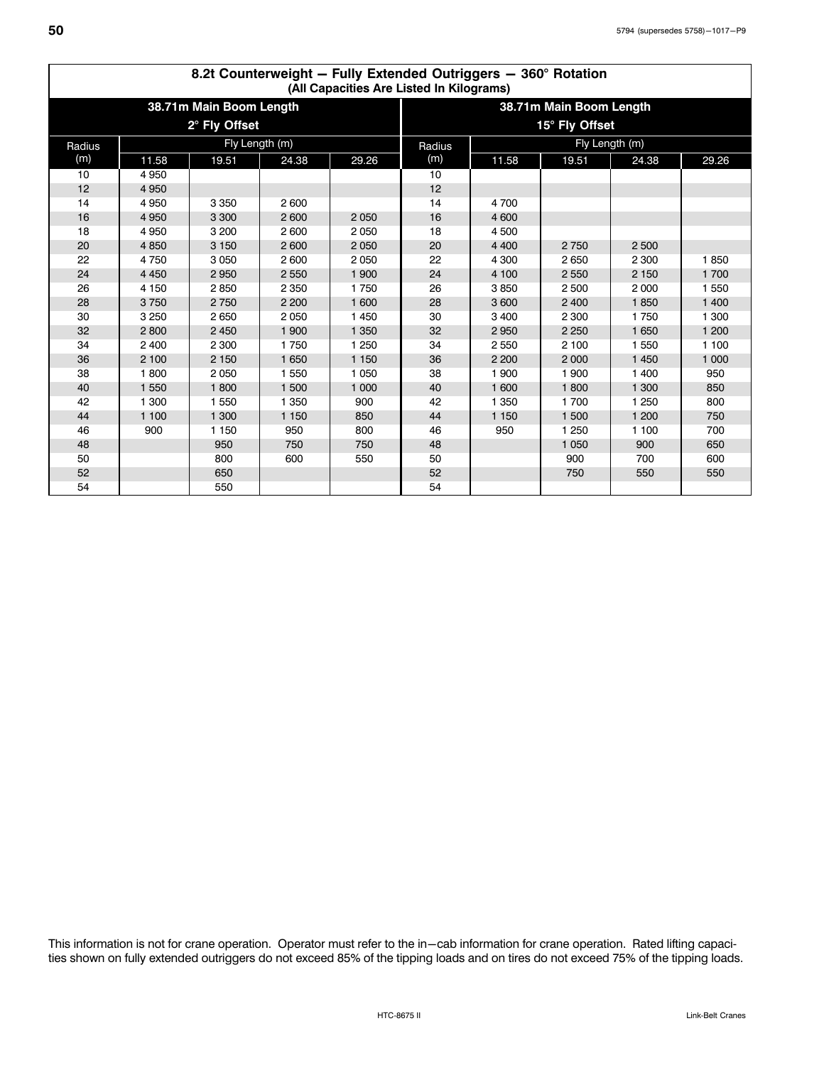## 8.2t Counterweight — Fully Extended Outriggers — 360° Rotation

(All Capacities Are Listed In Kilograms)

| 38.71m Main Boom Length 2° Fly Offset | | | | | 38.71m Main Boom Length 15° Fly Offset | | | | |
|---|---|---|---|---|---|---|---|---|---|
| Radius (m) | Fly Length (m) | | | | Radius (m) | Fly Length (m) | | | |
| | 11.58 | 19.51 | 24.38 | 29.26 | | 11.58 | 19.51 | 24.38 | 29.26 |
| 10 | 4 950 | | | | 10 | | | | |
| 12 | 4 950 | | | | 12 | | | | |
| 14 | 4 950 | 3 350 | 2 600 | | 14 | 4 700 | | | |
| 16 | 4 950 | 3 300 | 2 600 | 2 050 | 16 | 4 600 | | | |
| 18 | 4 950 | 3 200 | 2 600 | 2 050 | 18 | 4 500 | | | |
| 20 | 4 850 | 3 150 | 2 600 | 2 050 | 20 | 4 400 | 2 750 | 2 500 | |
| 22 | 4 750 | 3 050 | 2 600 | 2 050 | 22 | 4 300 | 2 650 | 2 300 | 1 850 |
| 24 | 4 450 | 2 950 | 2 550 | 1 900 | 24 | 4 100 | 2 550 | 2 150 | 1 700 |
| 26 | 4 150 | 2 850 | 2 350 | 1 750 | 26 | 3 850 | 2 500 | 2 000 | 1 550 |
| 28 | 3 750 | 2 750 | 2 200 | 1 600 | 28 | 3 600 | 2 400 | 1 850 | 1 400 |
| 30 | 3 250 | 2 650 | 2 050 | 1 450 | 30 | 3 400 | 2 300 | 1 750 | 1 300 |
| 32 | 2 800 | 2 450 | 1 900 | 1 350 | 32 | 2 950 | 2 250 | 1 650 | 1 200 |
| 34 | 2 400 | 2 300 | 1 750 | 1 250 | 34 | 2 550 | 2 100 | 1 550 | 1 100 |
| 36 | 2 100 | 2 150 | 1 650 | 1 150 | 36 | 2 200 | 2 000 | 1 450 | 1 000 |
| 38 | 1 800 | 2 050 | 1 550 | 1 050 | 38 | 1 900 | 1 900 | 1 400 | 950 |
| 40 | 1 550 | 1 800 | 1 500 | 1 000 | 40 | 1 600 | 1 800 | 1 300 | 850 |
| 42 | 1 300 | 1 550 | 1 350 | 900 | 42 | 1 350 | 1 700 | 1 250 | 800 |
| 44 | 1 100 | 1 300 | 1 150 | 850 | 44 | 1 150 | 1 500 | 1 200 | 750 |
| 46 | 900 | 1 150 | 950 | 800 | 46 | 950 | 1 250 | 1 100 | 700 |
| 48 | | 950 | 750 | 750 | 48 | | 1 050 | 900 | 650 |
| 50 | | 800 | 600 | 550 | 50 | | 900 | 700 | 600 |
| 52 | | 650 | | | 52 | | 750 | 550 | 550 |
| 54 | | 550 | | | 54 | | | | |

This information is not for crane operation. Operator must refer to the in−cab information for crane operation. Rated lifting capacities shown on fully extended outriggers do not exceed 85% of the tipping loads and on tires do not exceed 75% of the tipping loads.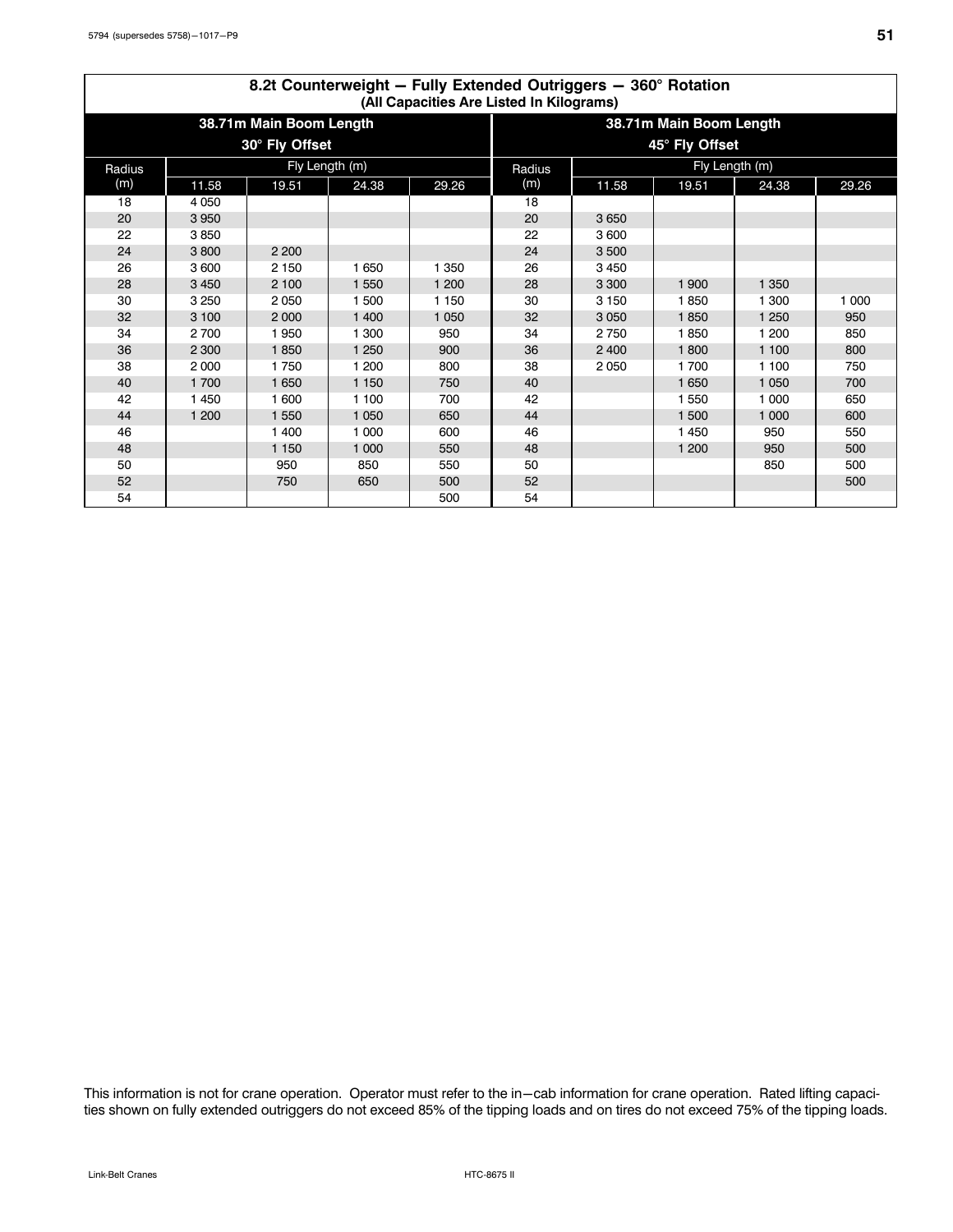## 8.2t Counterweight — Fully Extended Outriggers — 360° Rotation

**(All Capacities Are Listed In Kilograms)**

| 38.71m Main Boom Length 30° Fly Offset | | | | | 38.71m Main Boom Length 45° Fly Offset | | | | |
|---|---|---|---|---|---|---|---|---|---|
| Radius (m) | Fly Length (m) | | | | Radius (m) | Fly Length (m) | | | |
| | 11.58 | 19.51 | 24.38 | 29.26 | | 11.58 | 19.51 | 24.38 | 29.26 |
| 18 | 4 050 | | | | 18 | | | | |
| 20 | 3 950 | | | | 20 | 3 650 | | | |
| 22 | 3 850 | | | | 22 | 3 600 | | | |
| 24 | 3 800 | 2 200 | | | 24 | 3 500 | | | |
| 26 | 3 600 | 2 150 | 1 650 | 1 350 | 26 | 3 450 | | | |
| 28 | 3 450 | 2 100 | 1 550 | 1 200 | 28 | 3 300 | 1 900 | 1 350 | |
| 30 | 3 250 | 2 050 | 1 500 | 1 150 | 30 | 3 150 | 1 850 | 1 300 | 1 000 |
| 32 | 3 100 | 2 000 | 1 400 | 1 050 | 32 | 3 050 | 1 850 | 1 250 | 950 |
| 34 | 2 700 | 1 950 | 1 300 | 950 | 34 | 2 750 | 1 850 | 1 200 | 850 |
| 36 | 2 300 | 1 850 | 1 250 | 900 | 36 | 2 400 | 1 800 | 1 100 | 800 |
| 38 | 2 000 | 1 750 | 1 200 | 800 | 38 | 2 050 | 1 700 | 1 100 | 750 |
| 40 | 1 700 | 1 650 | 1 150 | 750 | 40 | | 1 650 | 1 050 | 700 |
| 42 | 1 450 | 1 600 | 1 100 | 700 | 42 | | 1 550 | 1 000 | 650 |
| 44 | 1 200 | 1 550 | 1 050 | 650 | 44 | | 1 500 | 1 000 | 600 |
| 46 | | 1 400 | 1 000 | 600 | 46 | | 1 450 | 950 | 550 |
| 48 | | 1 150 | 1 000 | 550 | 48 | | 1 200 | 950 | 500 |
| 50 | | 950 | 850 | 550 | 50 | | | 850 | 500 |
| 52 | | 750 | 650 | 500 | 52 | | | | 500 |
| 54 | | | | 500 | 54 | | | | |

This information is not for crane operation. Operator must refer to the in−cab information for crane operation. Rated lifting capacities shown on fully extended outriggers do not exceed 85% of the tipping loads and on tires do not exceed 75% of the tipping loads.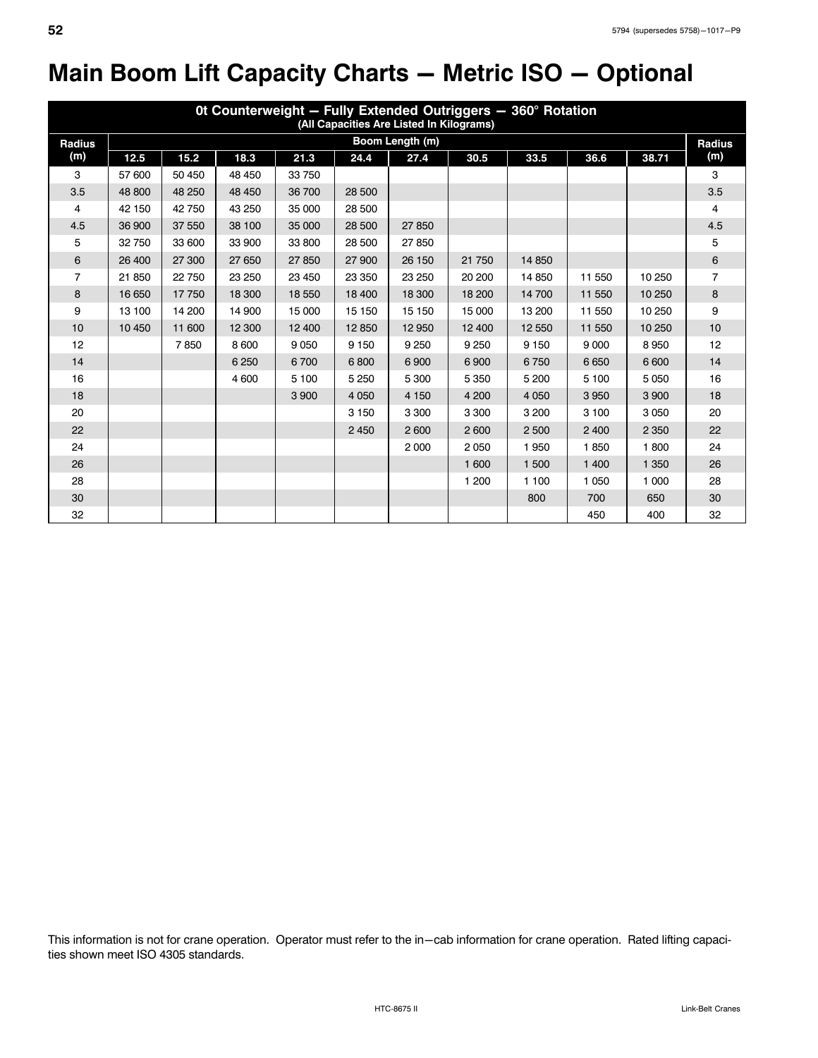# Main Boom Lift Capacity Charts — Metric ISO — Optional

| 0t Counterweight — Fully Extended Outriggers — 360° Rotation (All Capacities Are Listed In Kilograms) | | | | | | | | | | | |
|---|---|---|---|---|---|---|---|---|---|---|---|
| Radius (m) | Boom Length (m) | | | | | | | | | | Radius (m) |
| | 12.5 | 15.2 | 18.3 | 21.3 | 24.4 | 27.4 | 30.5 | 33.5 | 36.6 | 38.71 | |
| 3 | 57 600 | 50 450 | 48 450 | 33 750 | | | | | | | 3 |
| 3.5 | 48 800 | 48 250 | 48 450 | 36 700 | 28 500 | | | | | | 3.5 |
| 4 | 42 150 | 42 750 | 43 250 | 35 000 | 28 500 | | | | | | 4 |
| 4.5 | 36 900 | 37 550 | 38 100 | 35 000 | 28 500 | 27 850 | | | | | 4.5 |
| 5 | 32 750 | 33 600 | 33 900 | 33 800 | 28 500 | 27 850 | | | | | 5 |
| 6 | 26 400 | 27 300 | 27 650 | 27 850 | 27 900 | 26 150 | 21 750 | 14 850 | | | 6 |
| 7 | 21 850 | 22 750 | 23 250 | 23 450 | 23 350 | 23 250 | 20 200 | 14 850 | 11 550 | 10 250 | 7 |
| 8 | 16 650 | 17 750 | 18 300 | 18 550 | 18 400 | 18 300 | 18 200 | 14 700 | 11 550 | 10 250 | 8 |
| 9 | 13 100 | 14 200 | 14 900 | 15 000 | 15 150 | 15 150 | 15 000 | 13 200 | 11 550 | 10 250 | 9 |
| 10 | 10 450 | 11 600 | 12 300 | 12 400 | 12 850 | 12 950 | 12 400 | 12 550 | 11 550 | 10 250 | 10 |
| 12 | | 7 850 | 8 600 | 9 050 | 9 150 | 9 250 | 9 250 | 9 150 | 9 000 | 8 950 | 12 |
| 14 | | | 6 250 | 6 700 | 6 800 | 6 900 | 6 900 | 6 750 | 6 650 | 6 600 | 14 |
| 16 | | | 4 600 | 5 100 | 5 250 | 5 300 | 5 350 | 5 200 | 5 100 | 5 050 | 16 |
| 18 | | | | 3 900 | 4 050 | 4 150 | 4 200 | 4 050 | 3 950 | 3 900 | 18 |
| 20 | | | | | 3 150 | 3 300 | 3 300 | 3 200 | 3 100 | 3 050 | 20 |
| 22 | | | | | 2 450 | 2 600 | 2 600 | 2 500 | 2 400 | 2 350 | 22 |
| 24 | | | | | | 2 000 | 2 050 | 1 950 | 1 850 | 1 800 | 24 |
| 26 | | | | | | | 1 600 | 1 500 | 1 400 | 1 350 | 26 |
| 28 | | | | | | | 1 200 | 1 100 | 1 050 | 1 000 | 28 |
| 30 | | | | | | | | 800 | 700 | 650 | 30 |
| 32 | | | | | | | | | 450 | 400 | 32 |

This information is not for crane operation. Operator must refer to the in-cab information for crane operation. Rated lifting capacities shown meet ISO 4305 standards.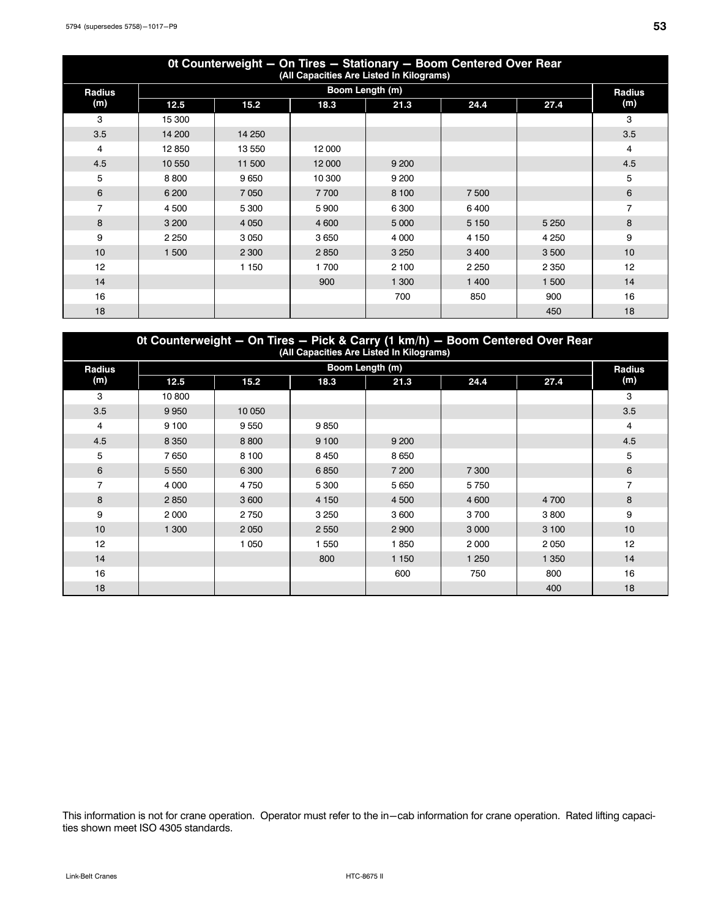## 0t Counterweight — On Tires — Stationary — Boom Centered Over Rear

(All Capacities Are Listed In Kilograms)

| Radius (m) | Boom Length (m) | | | | | | Radius (m) |
|---|---|---|---|---|---|---|---|
| | 12.5 | 15.2 | 18.3 | 21.3 | 24.4 | 27.4 | |
| 3 | 15 300 | | | | | | 3 |
| 3.5 | 14 200 | 14 250 | | | | | 3.5 |
| 4 | 12 850 | 13 550 | 12 000 | | | | 4 |
| 4.5 | 10 550 | 11 500 | 12 000 | 9 200 | | | 4.5 |
| 5 | 8 800 | 9 650 | 10 300 | 9 200 | | | 5 |
| 6 | 6 200 | 7 050 | 7 700 | 8 100 | 7 500 | | 6 |
| 7 | 4 500 | 5 300 | 5 900 | 6 300 | 6 400 | | 7 |
| 8 | 3 200 | 4 050 | 4 600 | 5 000 | 5 150 | 5 250 | 8 |
| 9 | 2 250 | 3 050 | 3 650 | 4 000 | 4 150 | 4 250 | 9 |
| 10 | 1 500 | 2 300 | 2 850 | 3 250 | 3 400 | 3 500 | 10 |
| 12 | | 1 150 | 1 700 | 2 100 | 2 250 | 2 350 | 12 |
| 14 | | | 900 | 1 300 | 1 400 | 1 500 | 14 |
| 16 | | | | 700 | 850 | 900 | 16 |
| 18 | | | | | | 450 | 18 |

## 0t Counterweight — On Tires — Pick & Carry (1 km/h) — Boom Centered Over Rear

(All Capacities Are Listed In Kilograms)

| Radius (m) | Boom Length (m) | | | | | | Radius (m) |
|---|---|---|---|---|---|---|---|
| | 12.5 | 15.2 | 18.3 | 21.3 | 24.4 | 27.4 | |
| 3 | 10 800 | | | | | | 3 |
| 3.5 | 9 950 | 10 050 | | | | | 3.5 |
| 4 | 9 100 | 9 550 | 9 850 | | | | 4 |
| 4.5 | 8 350 | 8 800 | 9 100 | 9 200 | | | 4.5 |
| 5 | 7 650 | 8 100 | 8 450 | 8 650 | | | 5 |
| 6 | 5 550 | 6 300 | 6 850 | 7 200 | 7 300 | | 6 |
| 7 | 4 000 | 4 750 | 5 300 | 5 650 | 5 750 | | 7 |
| 8 | 2 850 | 3 600 | 4 150 | 4 500 | 4 600 | 4 700 | 8 |
| 9 | 2 000 | 2 750 | 3 250 | 3 600 | 3 700 | 3 800 | 9 |
| 10 | 1 300 | 2 050 | 2 550 | 2 900 | 3 000 | 3 100 | 10 |
| 12 | | 1 050 | 1 550 | 1 850 | 2 000 | 2 050 | 12 |
| 14 | | | 800 | 1 150 | 1 250 | 1 350 | 14 |
| 16 | | | | 600 | 750 | 800 | 16 |
| 18 | | | | | | 400 | 18 |

This information is not for crane operation. Operator must refer to the in−cab information for crane operation. Rated lifting capacities shown meet ISO 4305 standards.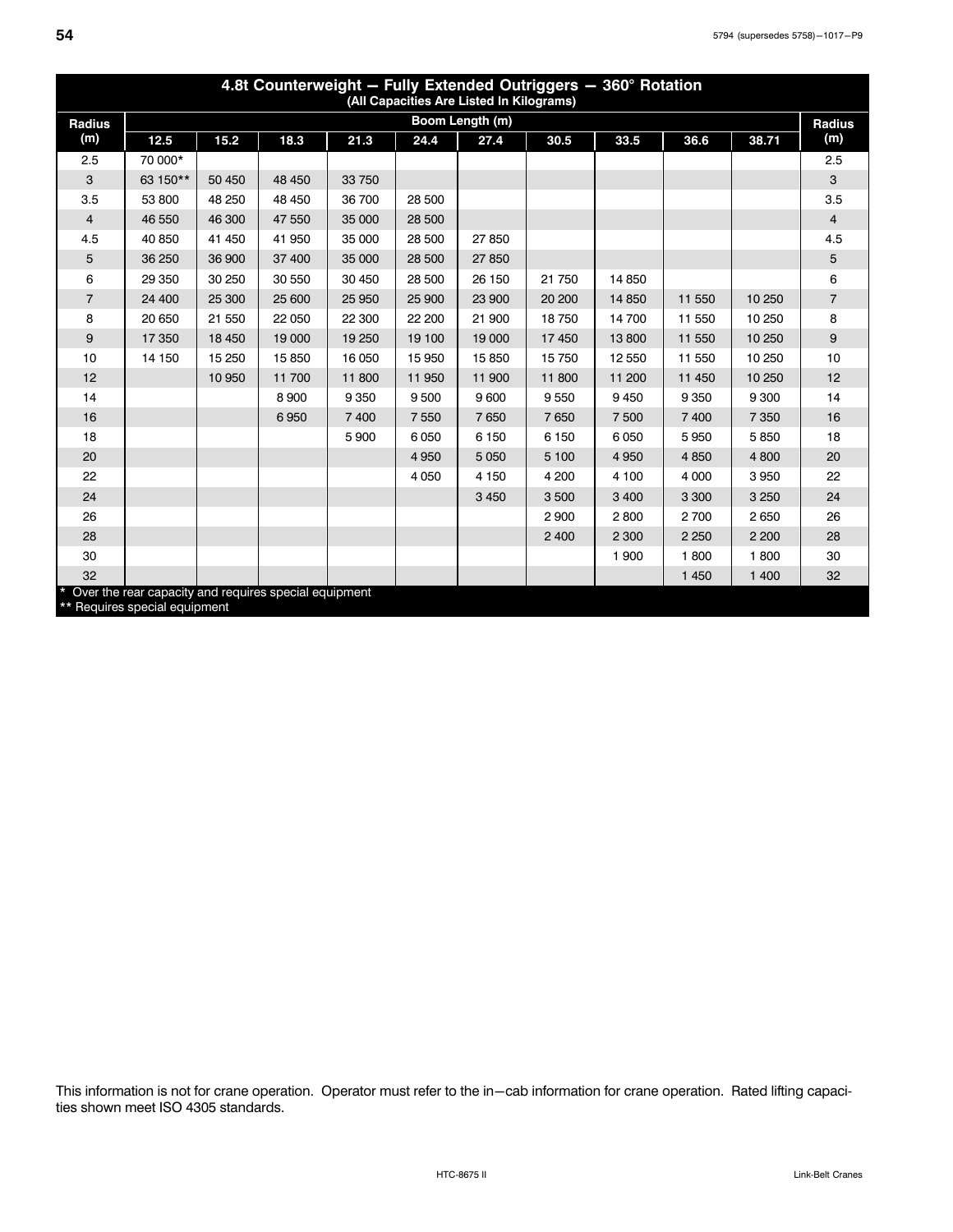## 4.8t Counterweight — Fully Extended Outriggers — 360° Rotation

(All Capacities Are Listed In Kilograms)

| Radius (m) | Boom Length (m) | | | | | | | | | | Radius (m) |
|---|---|---|---|---|---|---|---|---|---|---|---|
| | 12.5 | 15.2 | 18.3 | 21.3 | 24.4 | 27.4 | 30.5 | 33.5 | 36.6 | 38.71 | |
| 2.5 | 70 000* | | | | | | | | | | 2.5 |
| 3 | 63 150** | 50 450 | 48 450 | 33 750 | | | | | | | 3 |
| 3.5 | 53 800 | 48 250 | 48 450 | 36 700 | 28 500 | | | | | | 3.5 |
| 4 | 46 550 | 46 300 | 47 550 | 35 000 | 28 500 | | | | | | 4 |
| 4.5 | 40 850 | 41 450 | 41 950 | 35 000 | 28 500 | 27 850 | | | | | 4.5 |
| 5 | 36 250 | 36 900 | 37 400 | 35 000 | 28 500 | 27 850 | | | | | 5 |
| 6 | 29 350 | 30 250 | 30 550 | 30 450 | 28 500 | 26 150 | 21 750 | 14 850 | | | 6 |
| 7 | 24 400 | 25 300 | 25 600 | 25 950 | 25 900 | 23 900 | 20 200 | 14 850 | 11 550 | 10 250 | 7 |
| 8 | 20 650 | 21 550 | 22 050 | 22 300 | 22 200 | 21 900 | 18 750 | 14 700 | 11 550 | 10 250 | 8 |
| 9 | 17 350 | 18 450 | 19 000 | 19 250 | 19 100 | 19 000 | 17 450 | 13 800 | 11 550 | 10 250 | 9 |
| 10 | 14 150 | 15 250 | 15 850 | 16 050 | 15 950 | 15 850 | 15 750 | 12 550 | 11 550 | 10 250 | 10 |
| 12 | | 10 950 | 11 700 | 11 800 | 11 950 | 11 900 | 11 800 | 11 200 | 11 450 | 10 250 | 12 |
| 14 | | | 8 900 | 9 350 | 9 500 | 9 600 | 9 550 | 9 450 | 9 350 | 9 300 | 14 |
| 16 | | | 6 950 | 7 400 | 7 550 | 7 650 | 7 650 | 7 500 | 7 400 | 7 350 | 16 |
| 18 | | | | 5 900 | 6 050 | 6 150 | 6 150 | 6 050 | 5 950 | 5 850 | 18 |
| 20 | | | | | 4 950 | 5 050 | 5 100 | 4 950 | 4 850 | 4 800 | 20 |
| 22 | | | | | 4 050 | 4 150 | 4 200 | 4 100 | 4 000 | 3 950 | 22 |
| 24 | | | | | | 3 450 | 3 500 | 3 400 | 3 300 | 3 250 | 24 |
| 26 | | | | | | | 2 900 | 2 800 | 2 700 | 2 650 | 26 |
| 28 | | | | | | | 2 400 | 2 300 | 2 250 | 2 200 | 28 |
| 30 | | | | | | | | 1 900 | 1 800 | 1 800 | 30 |
| 32 | | | | | | | | | 1 450 | 1 400 | 32 |

* Over the rear capacity and requires special equipment
** Requires special equipment

This information is not for crane operation. Operator must refer to the in–cab information for crane operation. Rated lifting capacities shown meet ISO 4305 standards.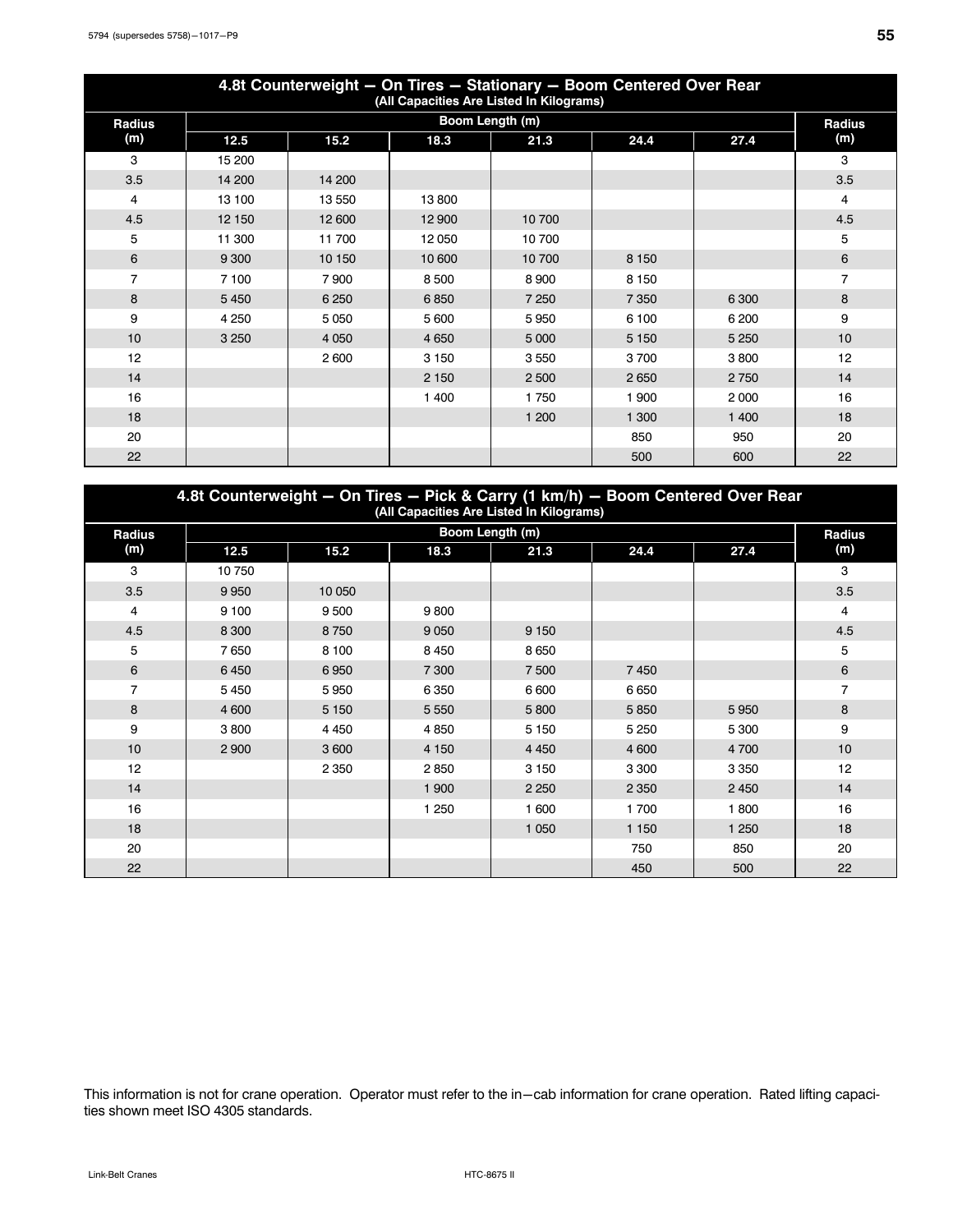| 4.8t Counterweight — On Tires — Stationary — Boom Centered Over Rear (All Capacities Are Listed In Kilograms) | | | | | | | |
|---|---|---|---|---|---|---|---|
| Radius (m) | Boom Length (m) | | | | | | Radius (m) |
| | 12.5 | 15.2 | 18.3 | 21.3 | 24.4 | 27.4 | |
| 3 | 15 200 | | | | | | 3 |
| 3.5 | 14 200 | 14 200 | | | | | 3.5 |
| 4 | 13 100 | 13 550 | 13 800 | | | | 4 |
| 4.5 | 12 150 | 12 600 | 12 900 | 10 700 | | | 4.5 |
| 5 | 11 300 | 11 700 | 12 050 | 10 700 | | | 5 |
| 6 | 9 300 | 10 150 | 10 600 | 10 700 | 8 150 | | 6 |
| 7 | 7 100 | 7 900 | 8 500 | 8 900 | 8 150 | | 7 |
| 8 | 5 450 | 6 250 | 6 850 | 7 250 | 7 350 | 6 300 | 8 |
| 9 | 4 250 | 5 050 | 5 600 | 5 950 | 6 100 | 6 200 | 9 |
| 10 | 3 250 | 4 050 | 4 650 | 5 000 | 5 150 | 5 250 | 10 |
| 12 | | 2 600 | 3 150 | 3 550 | 3 700 | 3 800 | 12 |
| 14 | | | 2 150 | 2 500 | 2 650 | 2 750 | 14 |
| 16 | | | 1 400 | 1 750 | 1 900 | 2 000 | 16 |
| 18 | | | | 1 200 | 1 300 | 1 400 | 18 |
| 20 | | | | | 850 | 950 | 20 |
| 22 | | | | | 500 | 600 | 22 |

| 4.8t Counterweight — On Tires — Pick & Carry (1 km/h) — Boom Centered Over Rear (All Capacities Are Listed In Kilograms) | | | | | | | |
|---|---|---|---|---|---|---|---|
| Radius (m) | Boom Length (m) | | | | | | Radius (m) |
| | 12.5 | 15.2 | 18.3 | 21.3 | 24.4 | 27.4 | |
| 3 | 10 750 | | | | | | 3 |
| 3.5 | 9 950 | 10 050 | | | | | 3.5 |
| 4 | 9 100 | 9 500 | 9 800 | | | | 4 |
| 4.5 | 8 300 | 8 750 | 9 050 | 9 150 | | | 4.5 |
| 5 | 7 650 | 8 100 | 8 450 | 8 650 | | | 5 |
| 6 | 6 450 | 6 950 | 7 300 | 7 500 | 7 450 | | 6 |
| 7 | 5 450 | 5 950 | 6 350 | 6 600 | 6 650 | | 7 |
| 8 | 4 600 | 5 150 | 5 550 | 5 800 | 5 850 | 5 950 | 8 |
| 9 | 3 800 | 4 450 | 4 850 | 5 150 | 5 250 | 5 300 | 9 |
| 10 | 2 900 | 3 600 | 4 150 | 4 450 | 4 600 | 4 700 | 10 |
| 12 | | 2 350 | 2 850 | 3 150 | 3 300 | 3 350 | 12 |
| 14 | | | 1 900 | 2 250 | 2 350 | 2 450 | 14 |
| 16 | | | 1 250 | 1 600 | 1 700 | 1 800 | 16 |
| 18 | | | | 1 050 | 1 150 | 1 250 | 18 |
| 20 | | | | | 750 | 850 | 20 |
| 22 | | | | | 450 | 500 | 22 |

This information is not for crane operation. Operator must refer to the in–cab information for crane operation. Rated lifting capacities shown meet ISO 4305 standards.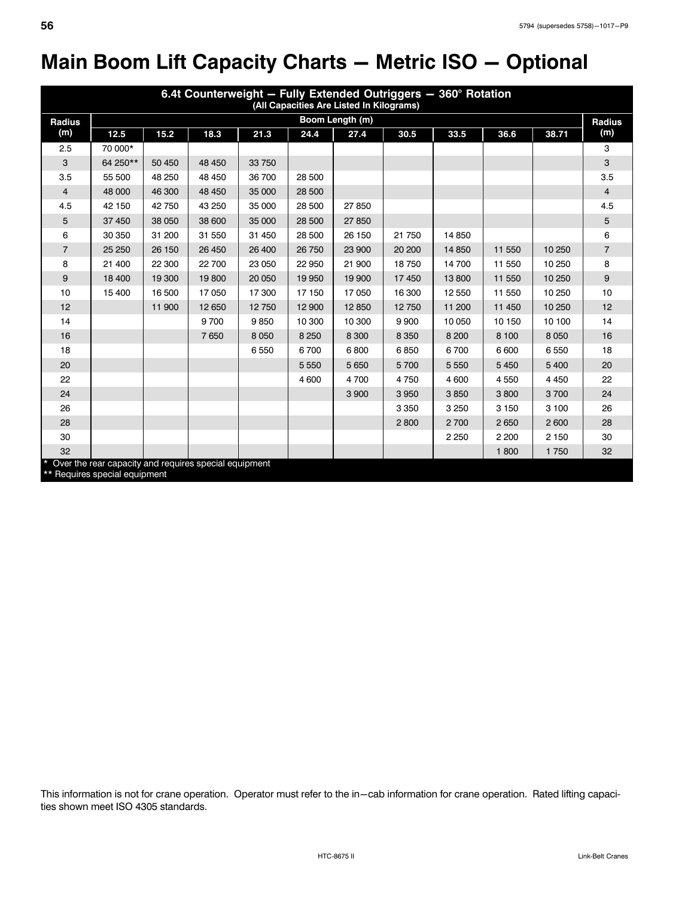# Main Boom Lift Capacity Charts — Metric ISO — Optional

| 6.4t Counterweight — Fully Extended Outriggers — 360° Rotation (All Capacities Are Listed In Kilograms) | | | | | | | | | | | |
|---|---|---|---|---|---|---|---|---|---|---|---|
| Radius (m) | Boom Length (m) | | | | | | | | | | Radius (m) |
| | 12.5 | 15.2 | 18.3 | 21.3 | 24.4 | 27.4 | 30.5 | 33.5 | 36.6 | 38.71 | |
| 2.5 | 70 000* | | | | | | | | | | 3 |
| 3 | 64 250** | 50 450 | 48 450 | 33 750 | | | | | | | 3 |
| 3.5 | 55 500 | 48 250 | 48 450 | 36 700 | 28 500 | | | | | | 3.5 |
| 4 | 48 000 | 46 300 | 48 450 | 35 000 | 28 500 | | | | | | 4 |
| 4.5 | 42 150 | 42 750 | 43 250 | 35 000 | 28 500 | 27 850 | | | | | 4.5 |
| 5 | 37 450 | 38 050 | 38 600 | 35 000 | 28 500 | 27 850 | | | | | 5 |
| 6 | 30 350 | 31 200 | 31 550 | 31 450 | 28 500 | 26 150 | 21 750 | 14 850 | | | 6 |
| 7 | 25 250 | 26 150 | 26 450 | 26 400 | 26 750 | 23 900 | 20 200 | 14 850 | 11 550 | 10 250 | 7 |
| 8 | 21 400 | 22 300 | 22 700 | 23 050 | 22 950 | 21 900 | 18 750 | 14 700 | 11 550 | 10 250 | 8 |
| 9 | 18 400 | 19 300 | 19 800 | 20 050 | 19 950 | 19 900 | 17 450 | 13 800 | 11 550 | 10 250 | 9 |
| 10 | 15 400 | 16 500 | 17 050 | 17 300 | 17 150 | 17 050 | 16 300 | 12 550 | 11 550 | 10 250 | 10 |
| 12 | | 11 900 | 12 650 | 12 750 | 12 900 | 12 850 | 12 750 | 11 200 | 11 450 | 10 250 | 12 |
| 14 | | | 9 700 | 9 850 | 10 300 | 10 300 | 9 900 | 10 050 | 10 150 | 10 100 | 14 |
| 16 | | | 7 650 | 8 050 | 8 250 | 8 300 | 8 350 | 8 200 | 8 100 | 8 050 | 16 |
| 18 | | | | 6 550 | 6 700 | 6 800 | 6 850 | 6 700 | 6 600 | 6 550 | 18 |
| 20 | | | | | 5 550 | 5 650 | 5 700 | 5 550 | 5 450 | 5 400 | 20 |
| 22 | | | | | 4 600 | 4 700 | 4 750 | 4 600 | 4 550 | 4 450 | 22 |
| 24 | | | | | | 3 900 | 3 950 | 3 850 | 3 800 | 3 700 | 24 |
| 26 | | | | | | | 3 350 | 3 250 | 3 150 | 3 100 | 26 |
| 28 | | | | | | | 2 800 | 2 700 | 2 650 | 2 600 | 28 |
| 30 | | | | | | | | 2 250 | 2 200 | 2 150 | 30 |
| 32 | | | | | | | | | 1 800 | 1 750 | 32 |

\* Over the rear capacity and requires special equipment
\*\* Requires special equipment

This information is not for crane operation. Operator must refer to the in−cab information for crane operation. Rated lifting capacities shown meet ISO 4305 standards.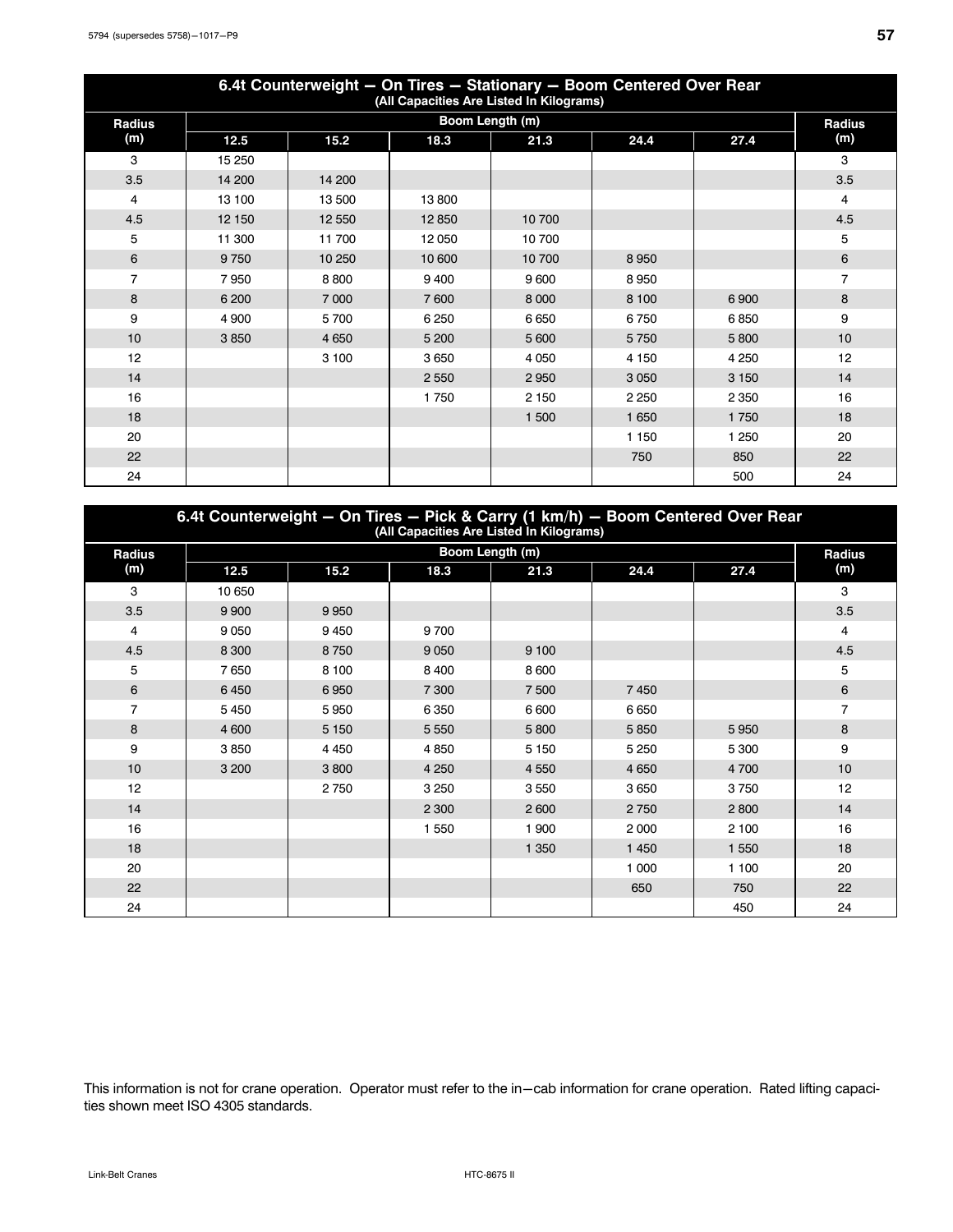## 6.4t Counterweight — On Tires — Stationary — Boom Centered Over Rear

(All Capacities Are Listed In Kilograms)

| Radius (m) | Boom Length (m) | | | | | | Radius (m) |
|---|---|---|---|---|---|---|---|
| | 12.5 | 15.2 | 18.3 | 21.3 | 24.4 | 27.4 | |
| 3 | 15 250 | | | | | | 3 |
| 3.5 | 14 200 | 14 200 | | | | | 3.5 |
| 4 | 13 100 | 13 500 | 13 800 | | | | 4 |
| 4.5 | 12 150 | 12 550 | 12 850 | 10 700 | | | 4.5 |
| 5 | 11 300 | 11 700 | 12 050 | 10 700 | | | 5 |
| 6 | 9 750 | 10 250 | 10 600 | 10 700 | 8 950 | | 6 |
| 7 | 7 950 | 8 800 | 9 400 | 9 600 | 8 950 | | 7 |
| 8 | 6 200 | 7 000 | 7 600 | 8 000 | 8 100 | 6 900 | 8 |
| 9 | 4 900 | 5 700 | 6 250 | 6 650 | 6 750 | 6 850 | 9 |
| 10 | 3 850 | 4 650 | 5 200 | 5 600 | 5 750 | 5 800 | 10 |
| 12 | | 3 100 | 3 650 | 4 050 | 4 150 | 4 250 | 12 |
| 14 | | | 2 550 | 2 950 | 3 050 | 3 150 | 14 |
| 16 | | | 1 750 | 2 150 | 2 250 | 2 350 | 16 |
| 18 | | | | 1 500 | 1 650 | 1 750 | 18 |
| 20 | | | | | 1 150 | 1 250 | 20 |
| 22 | | | | | 750 | 850 | 22 |
| 24 | | | | | | 500 | 24 |

## 6.4t Counterweight — On Tires — Pick & Carry (1 km/h) — Boom Centered Over Rear

(All Capacities Are Listed In Kilograms)

| Radius (m) | Boom Length (m) | | | | | | Radius (m) |
|---|---|---|---|---|---|---|---|
| | 12.5 | 15.2 | 18.3 | 21.3 | 24.4 | 27.4 | |
| 3 | 10 650 | | | | | | 3 |
| 3.5 | 9 900 | 9 950 | | | | | 3.5 |
| 4 | 9 050 | 9 450 | 9 700 | | | | 4 |
| 4.5 | 8 300 | 8 750 | 9 050 | 9 100 | | | 4.5 |
| 5 | 7 650 | 8 100 | 8 400 | 8 600 | | | 5 |
| 6 | 6 450 | 6 950 | 7 300 | 7 500 | 7 450 | | 6 |
| 7 | 5 450 | 5 950 | 6 350 | 6 600 | 6 650 | | 7 |
| 8 | 4 600 | 5 150 | 5 550 | 5 800 | 5 850 | 5 950 | 8 |
| 9 | 3 850 | 4 450 | 4 850 | 5 150 | 5 250 | 5 300 | 9 |
| 10 | 3 200 | 3 800 | 4 250 | 4 550 | 4 650 | 4 700 | 10 |
| 12 | | 2 750 | 3 250 | 3 550 | 3 650 | 3 750 | 12 |
| 14 | | | 2 300 | 2 600 | 2 750 | 2 800 | 14 |
| 16 | | | 1 550 | 1 900 | 2 000 | 2 100 | 16 |
| 18 | | | | 1 350 | 1 450 | 1 550 | 18 |
| 20 | | | | | 1 000 | 1 100 | 20 |
| 22 | | | | | 650 | 750 | 22 |
| 24 | | | | | | 450 | 24 |

This information is not for crane operation. Operator must refer to the in−cab information for crane operation. Rated lifting capacities shown meet ISO 4305 standards.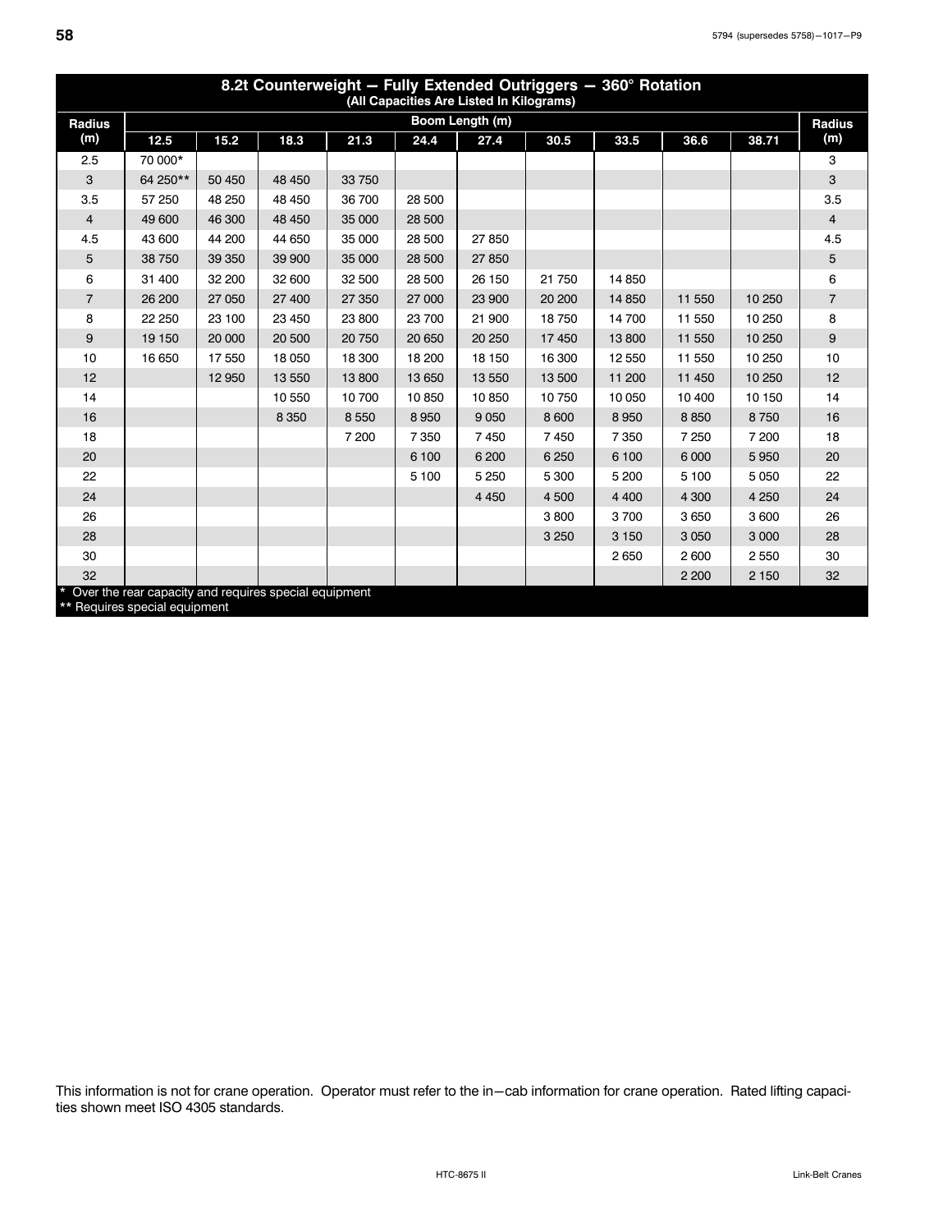## 8.2t Counterweight — Fully Extended Outriggers — 360° Rotation
(All Capacities Are Listed In Kilograms)

| Radius (m) | Boom Length (m) | | | | | | | | | | Radius (m) |
|---|---|---|---|---|---|---|---|---|---|---|---|
| | 12.5 | 15.2 | 18.3 | 21.3 | 24.4 | 27.4 | 30.5 | 33.5 | 36.6 | 38.71 | |
| 2.5 | 70 000* | | | | | | | | | | 3 |
| 3 | 64 250** | 50 450 | 48 450 | 33 750 | | | | | | | 3 |
| 3.5 | 57 250 | 48 250 | 48 450 | 36 700 | 28 500 | | | | | | 3.5 |
| 4 | 49 600 | 46 300 | 48 450 | 35 000 | 28 500 | | | | | | 4 |
| 4.5 | 43 600 | 44 200 | 44 650 | 35 000 | 28 500 | 27 850 | | | | | 4.5 |
| 5 | 38 750 | 39 350 | 39 900 | 35 000 | 28 500 | 27 850 | | | | | 5 |
| 6 | 31 400 | 32 200 | 32 600 | 32 500 | 28 500 | 26 150 | 21 750 | 14 850 | | | 6 |
| 7 | 26 200 | 27 050 | 27 400 | 27 350 | 27 000 | 23 900 | 20 200 | 14 850 | 11 550 | 10 250 | 7 |
| 8 | 22 250 | 23 100 | 23 450 | 23 800 | 23 700 | 21 900 | 18 750 | 14 700 | 11 550 | 10 250 | 8 |
| 9 | 19 150 | 20 000 | 20 500 | 20 750 | 20 650 | 20 250 | 17 450 | 13 800 | 11 550 | 10 250 | 9 |
| 10 | 16 650 | 17 550 | 18 050 | 18 300 | 18 200 | 18 150 | 16 300 | 12 550 | 11 550 | 10 250 | 10 |
| 12 | | 12 950 | 13 550 | 13 800 | 13 650 | 13 550 | 13 500 | 11 200 | 11 450 | 10 250 | 12 |
| 14 | | | 10 550 | 10 700 | 10 850 | 10 850 | 10 750 | 10 050 | 10 400 | 10 150 | 14 |
| 16 | | | 8 350 | 8 550 | 8 950 | 9 050 | 8 600 | 8 950 | 8 850 | 8 750 | 16 |
| 18 | | | | 7 200 | 7 350 | 7 450 | 7 450 | 7 350 | 7 250 | 7 200 | 18 |
| 20 | | | | | 6 100 | 6 200 | 6 250 | 6 100 | 6 000 | 5 950 | 20 |
| 22 | | | | | 5 100 | 5 250 | 5 300 | 5 200 | 5 100 | 5 050 | 22 |
| 24 | | | | | | 4 450 | 4 500 | 4 400 | 4 300 | 4 250 | 24 |
| 26 | | | | | | | 3 800 | 3 700 | 3 650 | 3 600 | 26 |
| 28 | | | | | | | 3 250 | 3 150 | 3 050 | 3 000 | 28 |
| 30 | | | | | | | | 2 650 | 2 600 | 2 550 | 30 |
| 32 | | | | | | | | | 2 200 | 2 150 | 32 |

\* Over the rear capacity and requires special equipment
** Requires special equipment

This information is not for crane operation. Operator must refer to the in−cab information for crane operation. Rated lifting capacities shown meet ISO 4305 standards.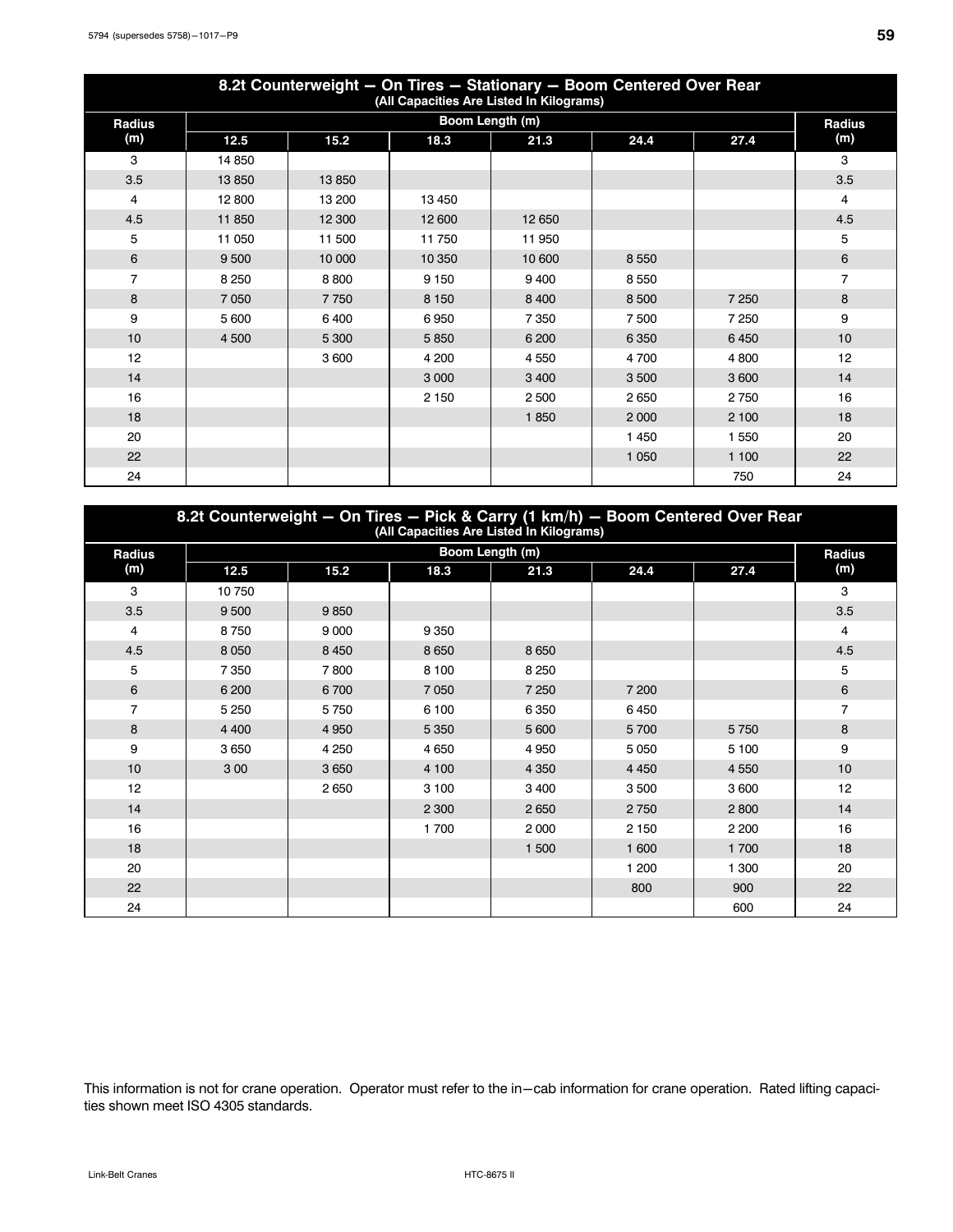## 8.2t Counterweight — On Tires — Stationary — Boom Centered Over Rear

(All Capacities Are Listed In Kilograms)

| Radius (m) | Boom Length (m) | | | | | | Radius (m) |
|---|---|---|---|---|---|---|---|
| | 12.5 | 15.2 | 18.3 | 21.3 | 24.4 | 27.4 | |
| 3 | 14 850 | | | | | | 3 |
| 3.5 | 13 850 | 13 850 | | | | | 3.5 |
| 4 | 12 800 | 13 200 | 13 450 | | | | 4 |
| 4.5 | 11 850 | 12 300 | 12 600 | 12 650 | | | 4.5 |
| 5 | 11 050 | 11 500 | 11 750 | 11 950 | | | 5 |
| 6 | 9 500 | 10 000 | 10 350 | 10 600 | 8 550 | | 6 |
| 7 | 8 250 | 8 800 | 9 150 | 9 400 | 8 550 | | 7 |
| 8 | 7 050 | 7 750 | 8 150 | 8 400 | 8 500 | 7 250 | 8 |
| 9 | 5 600 | 6 400 | 6 950 | 7 350 | 7 500 | 7 250 | 9 |
| 10 | 4 500 | 5 300 | 5 850 | 6 200 | 6 350 | 6 450 | 10 |
| 12 | | 3 600 | 4 200 | 4 550 | 4 700 | 4 800 | 12 |
| 14 | | | 3 000 | 3 400 | 3 500 | 3 600 | 14 |
| 16 | | | 2 150 | 2 500 | 2 650 | 2 750 | 16 |
| 18 | | | | 1 850 | 2 000 | 2 100 | 18 |
| 20 | | | | | 1 450 | 1 550 | 20 |
| 22 | | | | | 1 050 | 1 100 | 22 |
| 24 | | | | | | 750 | 24 |

## 8.2t Counterweight — On Tires — Pick & Carry (1 km/h) — Boom Centered Over Rear

(All Capacities Are Listed In Kilograms)

| Radius (m) | Boom Length (m) | | | | | | Radius (m) |
|---|---|---|---|---|---|---|---|
| | 12.5 | 15.2 | 18.3 | 21.3 | 24.4 | 27.4 | |
| 3 | 10 750 | | | | | | 3 |
| 3.5 | 9 500 | 9 850 | | | | | 3.5 |
| 4 | 8 750 | 9 000 | 9 350 | | | | 4 |
| 4.5 | 8 050 | 8 450 | 8 650 | 8 650 | | | 4.5 |
| 5 | 7 350 | 7 800 | 8 100 | 8 250 | | | 5 |
| 6 | 6 200 | 6 700 | 7 050 | 7 250 | 7 200 | | 6 |
| 7 | 5 250 | 5 750 | 6 100 | 6 350 | 6 450 | | 7 |
| 8 | 4 400 | 4 950 | 5 350 | 5 600 | 5 700 | 5 750 | 8 |
| 9 | 3 650 | 4 250 | 4 650 | 4 950 | 5 050 | 5 100 | 9 |
| 10 | 3 00 | 3 650 | 4 100 | 4 350 | 4 450 | 4 550 | 10 |
| 12 | | 2 650 | 3 100 | 3 400 | 3 500 | 3 600 | 12 |
| 14 | | | 2 300 | 2 650 | 2 750 | 2 800 | 14 |
| 16 | | | 1 700 | 2 000 | 2 150 | 2 200 | 16 |
| 18 | | | | 1 500 | 1 600 | 1 700 | 18 |
| 20 | | | | | 1 200 | 1 300 | 20 |
| 22 | | | | | 800 | 900 | 22 |
| 24 | | | | | | 600 | 24 |

This information is not for crane operation. Operator must refer to the in−cab information for crane operation. Rated lifting capacities shown meet ISO 4305 standards.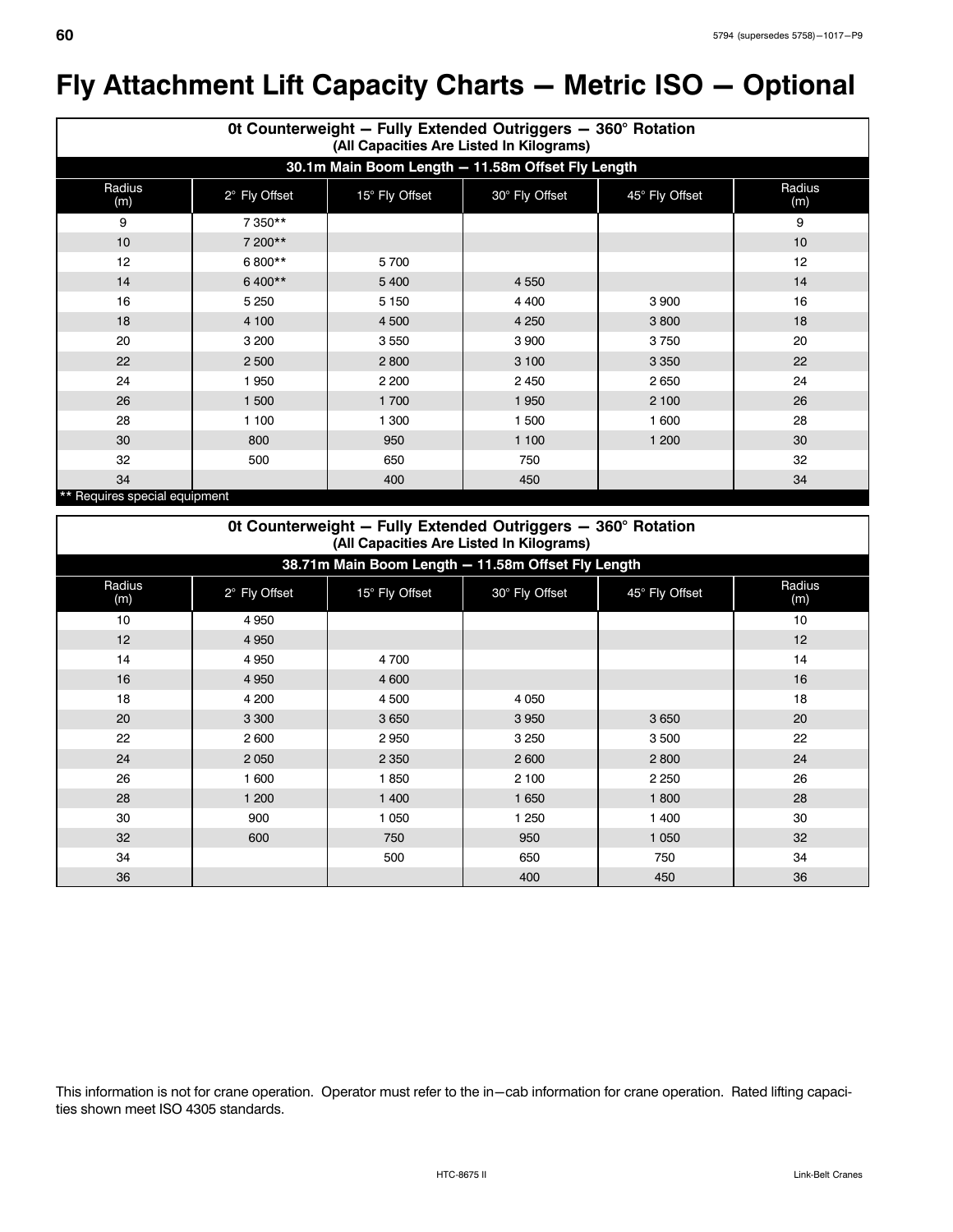# Fly Attachment Lift Capacity Charts — Metric ISO — Optional

| 0t Counterweight — Fully Extended Outriggers — 360° Rotation (All Capacities Are Listed In Kilograms) | | | | | |
|---|---|---|---|---|---|
| **30.1m Main Boom Length — 11.58m Offset Fly Length** | | | | | |
| Radius (m) | 2° Fly Offset | 15° Fly Offset | 30° Fly Offset | 45° Fly Offset | Radius (m) |
| 9 | 7 350** | | | | 9 |
| 10 | 7 200** | | | | 10 |
| 12 | 6 800** | 5 700 | | | 12 |
| 14 | 6 400** | 5 400 | 4 550 | | 14 |
| 16 | 5 250 | 5 150 | 4 400 | 3 900 | 16 |
| 18 | 4 100 | 4 500 | 4 250 | 3 800 | 18 |
| 20 | 3 200 | 3 550 | 3 900 | 3 750 | 20 |
| 22 | 2 500 | 2 800 | 3 100 | 3 350 | 22 |
| 24 | 1 950 | 2 200 | 2 450 | 2 650 | 24 |
| 26 | 1 500 | 1 700 | 1 950 | 2 100 | 26 |
| 28 | 1 100 | 1 300 | 1 500 | 1 600 | 28 |
| 30 | 800 | 950 | 1 100 | 1 200 | 30 |
| 32 | 500 | 650 | 750 | | 32 |
| 34 | | 400 | 450 | | 34 |

** Requires special equipment

| 0t Counterweight — Fully Extended Outriggers — 360° Rotation (All Capacities Are Listed In Kilograms) | | | | | |
|---|---|---|---|---|---|
| **38.71m Main Boom Length — 11.58m Offset Fly Length** | | | | | |
| Radius (m) | 2° Fly Offset | 15° Fly Offset | 30° Fly Offset | 45° Fly Offset | Radius (m) |
| 10 | 4 950 | | | | 10 |
| 12 | 4 950 | | | | 12 |
| 14 | 4 950 | 4 700 | | | 14 |
| 16 | 4 950 | 4 600 | | | 16 |
| 18 | 4 200 | 4 500 | 4 050 | | 18 |
| 20 | 3 300 | 3 650 | 3 950 | 3 650 | 20 |
| 22 | 2 600 | 2 950 | 3 250 | 3 500 | 22 |
| 24 | 2 050 | 2 350 | 2 600 | 2 800 | 24 |
| 26 | 1 600 | 1 850 | 2 100 | 2 250 | 26 |
| 28 | 1 200 | 1 400 | 1 650 | 1 800 | 28 |
| 30 | 900 | 1 050 | 1 250 | 1 400 | 30 |
| 32 | 600 | 750 | 950 | 1 050 | 32 |
| 34 | | 500 | 650 | 750 | 34 |
| 36 | | | 400 | 450 | 36 |

This information is not for crane operation. Operator must refer to the in−cab information for crane operation. Rated lifting capacities shown meet ISO 4305 standards.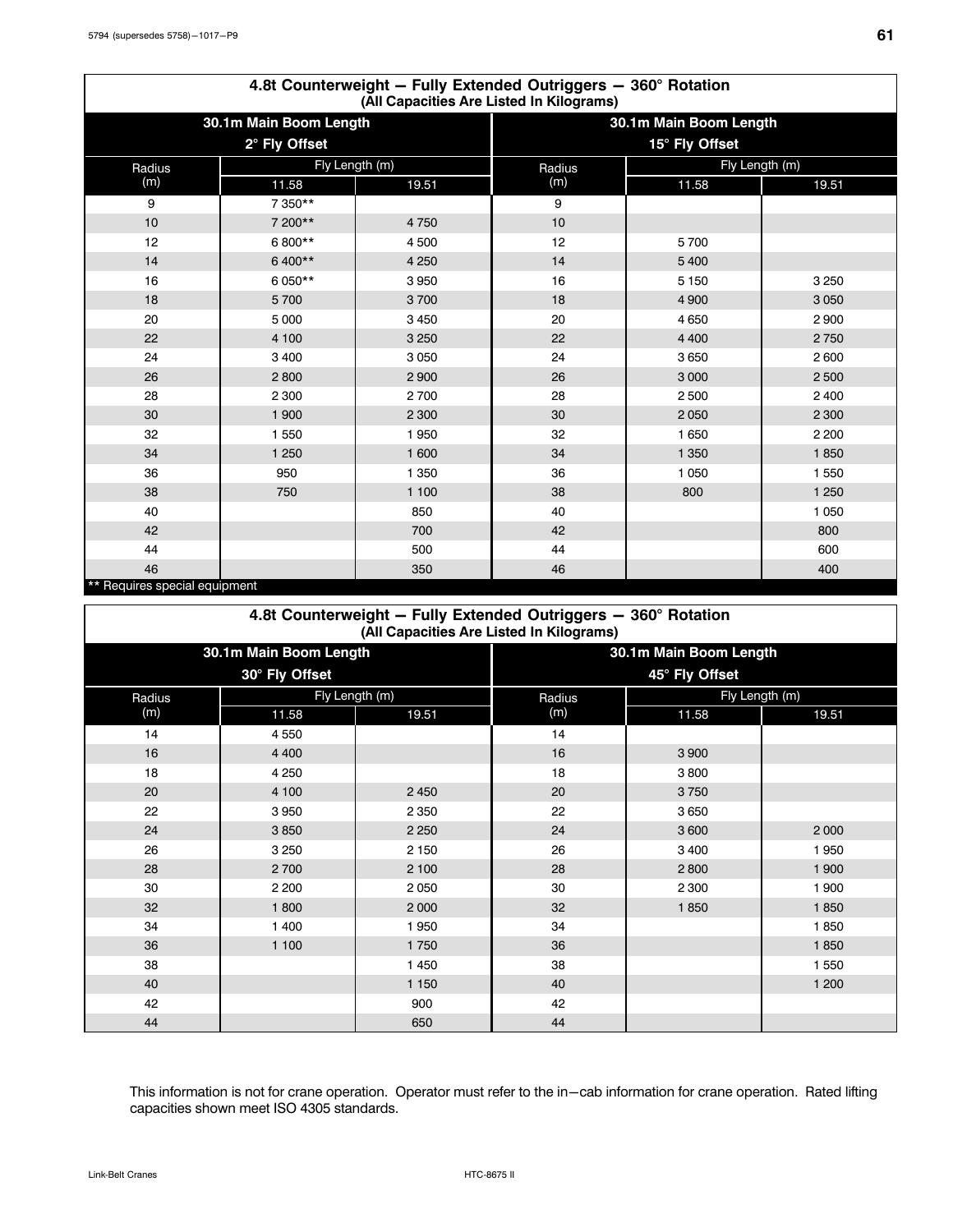## 4.8t Counterweight — Fully Extended Outriggers — 360° Rotation
**(All Capacities Are Listed In Kilograms)**

| 30.1m Main Boom Length 2° Fly Offset | | | 30.1m Main Boom Length 15° Fly Offset | | |
|---|---|---|---|---|---|
| Radius (m) | Fly Length (m) | | Radius (m) | Fly Length (m) | |
| | 11.58 | 19.51 | | 11.58 | 19.51 |
| 9 | 7 350** | | 9 | | |
| 10 | 7 200** | 4 750 | 10 | | |
| 12 | 6 800** | 4 500 | 12 | 5 700 | |
| 14 | 6 400** | 4 250 | 14 | 5 400 | |
| 16 | 6 050** | 3 950 | 16 | 5 150 | 3 250 |
| 18 | 5 700 | 3 700 | 18 | 4 900 | 3 050 |
| 20 | 5 000 | 3 450 | 20 | 4 650 | 2 900 |
| 22 | 4 100 | 3 250 | 22 | 4 400 | 2 750 |
| 24 | 3 400 | 3 050 | 24 | 3 650 | 2 600 |
| 26 | 2 800 | 2 900 | 26 | 3 000 | 2 500 |
| 28 | 2 300 | 2 700 | 28 | 2 500 | 2 400 |
| 30 | 1 900 | 2 300 | 30 | 2 050 | 2 300 |
| 32 | 1 550 | 1 950 | 32 | 1 650 | 2 200 |
| 34 | 1 250 | 1 600 | 34 | 1 350 | 1 850 |
| 36 | 950 | 1 350 | 36 | 1 050 | 1 550 |
| 38 | 750 | 1 100 | 38 | 800 | 1 250 |
| 40 | | 850 | 40 | | 1 050 |
| 42 | | 700 | 42 | | 800 |
| 44 | | 500 | 44 | | 600 |
| 46 | | 350 | 46 | | 400 |

** Requires special equipment

## 4.8t Counterweight — Fully Extended Outriggers — 360° Rotation
**(All Capacities Are Listed In Kilograms)**

| 30.1m Main Boom Length 30° Fly Offset | | | 30.1m Main Boom Length 45° Fly Offset | | |
|---|---|---|---|---|---|
| Radius (m) | Fly Length (m) | | Radius (m) | Fly Length (m) | |
| | 11.58 | 19.51 | | 11.58 | 19.51 |
| 14 | 4 550 | | 14 | | |
| 16 | 4 400 | | 16 | 3 900 | |
| 18 | 4 250 | | 18 | 3 800 | |
| 20 | 4 100 | 2 450 | 20 | 3 750 | |
| 22 | 3 950 | 2 350 | 22 | 3 650 | |
| 24 | 3 850 | 2 250 | 24 | 3 600 | 2 000 |
| 26 | 3 250 | 2 150 | 26 | 3 400 | 1 950 |
| 28 | 2 700 | 2 100 | 28 | 2 800 | 1 900 |
| 30 | 2 200 | 2 050 | 30 | 2 300 | 1 900 |
| 32 | 1 800 | 2 000 | 32 | 1 850 | 1 850 |
| 34 | 1 400 | 1 950 | 34 | | 1 850 |
| 36 | 1 100 | 1 750 | 36 | | 1 850 |
| 38 | | 1 450 | 38 | | 1 550 |
| 40 | | 1 150 | 40 | | 1 200 |
| 42 | | 900 | 42 | | |
| 44 | | 650 | 44 | | |

This information is not for crane operation. Operator must refer to the in−cab information for crane operation. Rated lifting capacities shown meet ISO 4305 standards.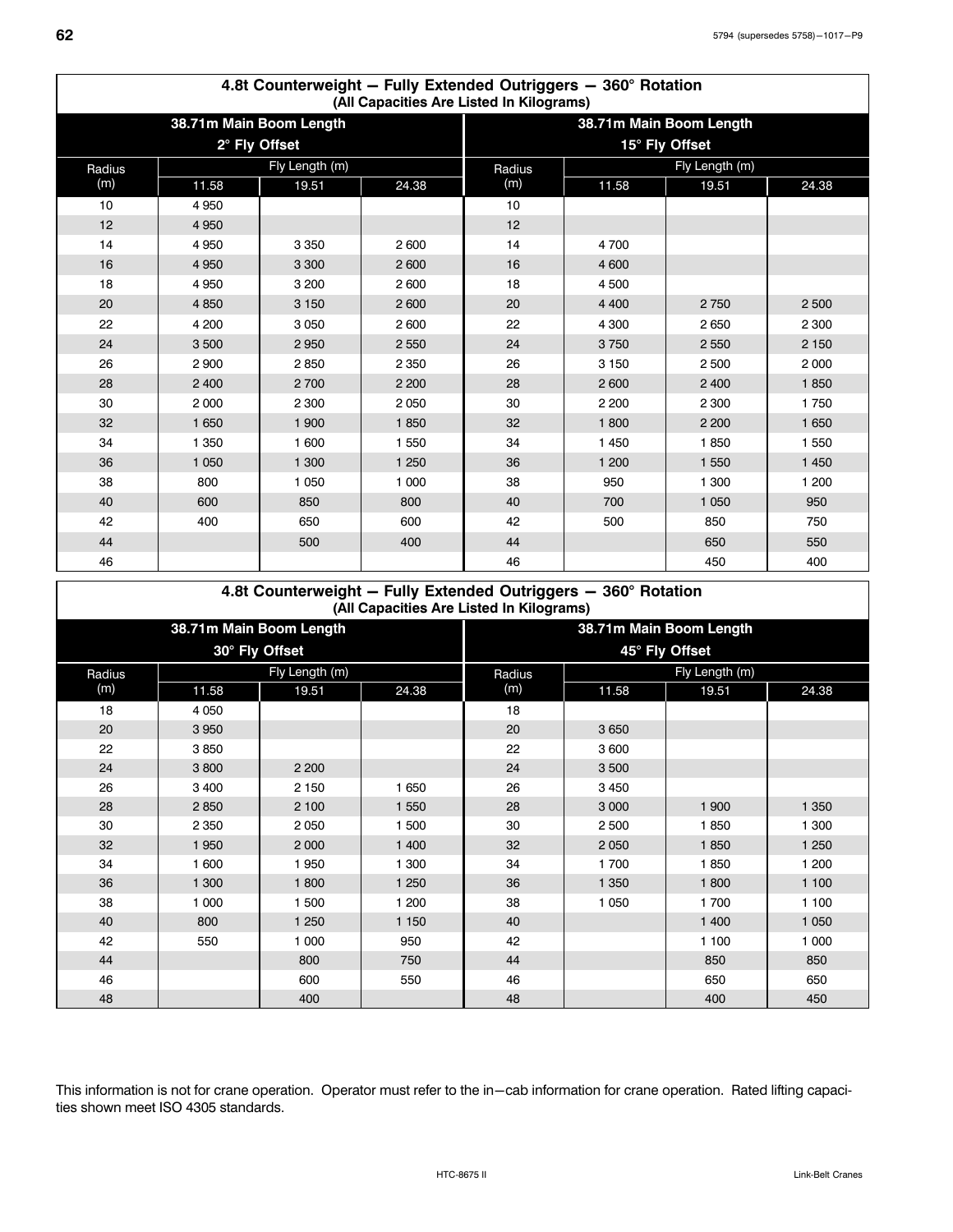## 4.8t Counterweight — Fully Extended Outriggers — 360° Rotation
**(All Capacities Are Listed In Kilograms)**

| 38.71m Main Boom Length 2° Fly Offset | | | | 38.71m Main Boom Length 15° Fly Offset | | | |
|---|---|---|---|---|---|---|---|
| Radius (m) | Fly Length (m) | | | Radius (m) | Fly Length (m) | | |
| | 11.58 | 19.51 | 24.38 | | 11.58 | 19.51 | 24.38 |
| 10 | 4 950 | | | 10 | | | |
| 12 | 4 950 | | | 12 | | | |
| 14 | 4 950 | 3 350 | 2 600 | 14 | 4 700 | | |
| 16 | 4 950 | 3 300 | 2 600 | 16 | 4 600 | | |
| 18 | 4 950 | 3 200 | 2 600 | 18 | 4 500 | | |
| 20 | 4 850 | 3 150 | 2 600 | 20 | 4 400 | 2 750 | 2 500 |
| 22 | 4 200 | 3 050 | 2 600 | 22 | 4 300 | 2 650 | 2 300 |
| 24 | 3 500 | 2 950 | 2 550 | 24 | 3 750 | 2 550 | 2 150 |
| 26 | 2 900 | 2 850 | 2 350 | 26 | 3 150 | 2 500 | 2 000 |
| 28 | 2 400 | 2 700 | 2 200 | 28 | 2 600 | 2 400 | 1 850 |
| 30 | 2 000 | 2 300 | 2 050 | 30 | 2 200 | 2 300 | 1 750 |
| 32 | 1 650 | 1 900 | 1 850 | 32 | 1 800 | 2 200 | 1 650 |
| 34 | 1 350 | 1 600 | 1 550 | 34 | 1 450 | 1 850 | 1 550 |
| 36 | 1 050 | 1 300 | 1 250 | 36 | 1 200 | 1 550 | 1 450 |
| 38 | 800 | 1 050 | 1 000 | 38 | 950 | 1 300 | 1 200 |
| 40 | 600 | 850 | 800 | 40 | 700 | 1 050 | 950 |
| 42 | 400 | 650 | 600 | 42 | 500 | 850 | 750 |
| 44 | | 500 | 400 | 44 | | 650 | 550 |
| 46 | | | | 46 | | 450 | 400 |

## 4.8t Counterweight — Fully Extended Outriggers — 360° Rotation
**(All Capacities Are Listed In Kilograms)**

| 38.71m Main Boom Length 30° Fly Offset | | | | 38.71m Main Boom Length 45° Fly Offset | | | |
|---|---|---|---|---|---|---|---|
| Radius (m) | Fly Length (m) | | | Radius (m) | Fly Length (m) | | |
| | 11.58 | 19.51 | 24.38 | | 11.58 | 19.51 | 24.38 |
| 18 | 4 050 | | | 18 | | | |
| 20 | 3 950 | | | 20 | 3 650 | | |
| 22 | 3 850 | | | 22 | 3 600 | | |
| 24 | 3 800 | 2 200 | | 24 | 3 500 | | |
| 26 | 3 400 | 2 150 | 1 650 | 26 | 3 450 | | |
| 28 | 2 850 | 2 100 | 1 550 | 28 | 3 000 | 1 900 | 1 350 |
| 30 | 2 350 | 2 050 | 1 500 | 30 | 2 500 | 1 850 | 1 300 |
| 32 | 1 950 | 2 000 | 1 400 | 32 | 2 050 | 1 850 | 1 250 |
| 34 | 1 600 | 1 950 | 1 300 | 34 | 1 700 | 1 850 | 1 200 |
| 36 | 1 300 | 1 800 | 1 250 | 36 | 1 350 | 1 800 | 1 100 |
| 38 | 1 000 | 1 500 | 1 200 | 38 | 1 050 | 1 700 | 1 100 |
| 40 | 800 | 1 250 | 1 150 | 40 | | 1 400 | 1 050 |
| 42 | 550 | 1 000 | 950 | 42 | | 1 100 | 1 000 |
| 44 | | 800 | 750 | 44 | | 850 | 850 |
| 46 | | 600 | 550 | 46 | | 650 | 650 |
| 48 | | 400 | | 48 | | 400 | 450 |

This information is not for crane operation. Operator must refer to the in−cab information for crane operation. Rated lifting capacities shown meet ISO 4305 standards.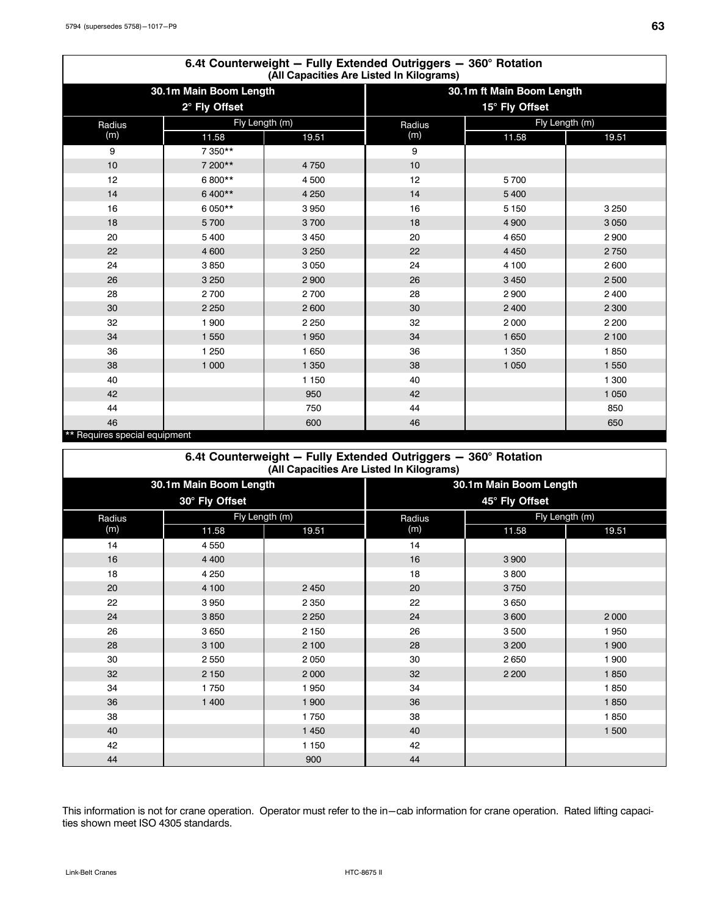## 6.4t Counterweight — Fully Extended Outriggers — 360° Rotation

(All Capacities Are Listed In Kilograms)

| 30.1m Main Boom Length 2° Fly Offset | | | 30.1m ft Main Boom Length 15° Fly Offset | | |
|---|---|---|---|---|---|
| Radius (m) | Fly Length (m) | | Radius (m) | Fly Length (m) | |
| | 11.58 | 19.51 | | 11.58 | 19.51 |
| 9 | 7 350** | | 9 | | |
| 10 | 7 200** | 4 750 | 10 | | |
| 12 | 6 800** | 4 500 | 12 | 5 700 | |
| 14 | 6 400** | 4 250 | 14 | 5 400 | |
| 16 | 6 050** | 3 950 | 16 | 5 150 | 3 250 |
| 18 | 5 700 | 3 700 | 18 | 4 900 | 3 050 |
| 20 | 5 400 | 3 450 | 20 | 4 650 | 2 900 |
| 22 | 4 600 | 3 250 | 22 | 4 450 | 2 750 |
| 24 | 3 850 | 3 050 | 24 | 4 100 | 2 600 |
| 26 | 3 250 | 2 900 | 26 | 3 450 | 2 500 |
| 28 | 2 700 | 2 700 | 28 | 2 900 | 2 400 |
| 30 | 2 250 | 2 600 | 30 | 2 400 | 2 300 |
| 32 | 1 900 | 2 250 | 32 | 2 000 | 2 200 |
| 34 | 1 550 | 1 950 | 34 | 1 650 | 2 100 |
| 36 | 1 250 | 1 650 | 36 | 1 350 | 1 850 |
| 38 | 1 000 | 1 350 | 38 | 1 050 | 1 550 |
| 40 | | 1 150 | 40 | | 1 300 |
| 42 | | 950 | 42 | | 1 050 |
| 44 | | 750 | 44 | | 850 |
| 46 | | 600 | 46 | | 650 |

** Requires special equipment

## 6.4t Counterweight — Fully Extended Outriggers — 360° Rotation

(All Capacities Are Listed In Kilograms)

| 30.1m Main Boom Length 30° Fly Offset | | | 30.1m Main Boom Length 45° Fly Offset | | |
|---|---|---|---|---|---|
| Radius (m) | Fly Length (m) | | Radius (m) | Fly Length (m) | |
| | 11.58 | 19.51 | | 11.58 | 19.51 |
| 14 | 4 550 | | 14 | | |
| 16 | 4 400 | | 16 | 3 900 | |
| 18 | 4 250 | | 18 | 3 800 | |
| 20 | 4 100 | 2 450 | 20 | 3 750 | |
| 22 | 3 950 | 2 350 | 22 | 3 650 | |
| 24 | 3 850 | 2 250 | 24 | 3 600 | 2 000 |
| 26 | 3 650 | 2 150 | 26 | 3 500 | 1 950 |
| 28 | 3 100 | 2 100 | 28 | 3 200 | 1 900 |
| 30 | 2 550 | 2 050 | 30 | 2 650 | 1 900 |
| 32 | 2 150 | 2 000 | 32 | 2 200 | 1 850 |
| 34 | 1 750 | 1 950 | 34 | | 1 850 |
| 36 | 1 400 | 1 900 | 36 | | 1 850 |
| 38 | | 1 750 | 38 | | 1 850 |
| 40 | | 1 450 | 40 | | 1 500 |
| 42 | | 1 150 | 42 | | |
| 44 | | 900 | 44 | | |

This information is not for crane operation. Operator must refer to the in−cab information for crane operation. Rated lifting capacities shown meet ISO 4305 standards.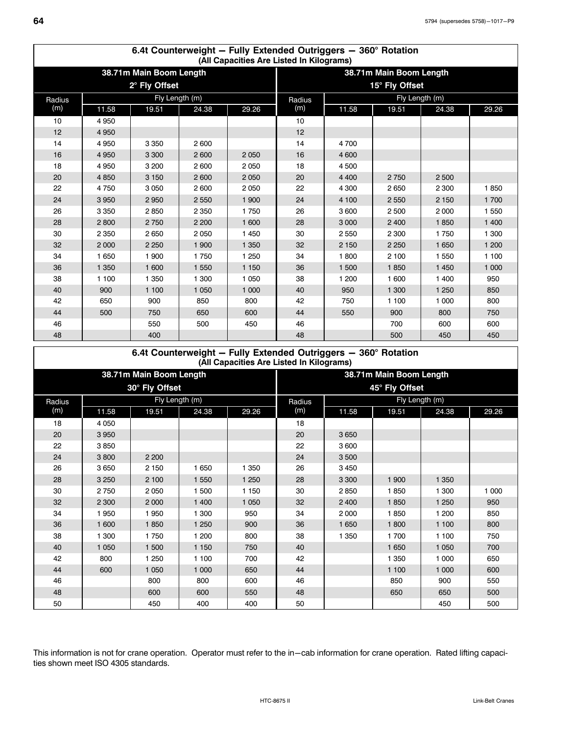## 6.4t Counterweight — Fully Extended Outriggers — 360° Rotation

(All Capacities Are Listed In Kilograms)

| 38.71m Main Boom Length | | | | | 38.71m Main Boom Length | | | | |
|---|---|---|---|---|---|---|---|---|---|
| 2° Fly Offset | | | | | 15° Fly Offset | | | | |
| Radius (m) | Fly Length (m) | | | | Radius (m) | Fly Length (m) | | | |
| | 11.58 | 19.51 | 24.38 | 29.26 | | 11.58 | 19.51 | 24.38 | 29.26 |
| 10 | 4 950 | | | | 10 | | | | |
| 12 | 4 950 | | | | 12 | | | | |
| 14 | 4 950 | 3 350 | 2 600 | | 14 | 4 700 | | | |
| 16 | 4 950 | 3 300 | 2 600 | 2 050 | 16 | 4 600 | | | |
| 18 | 4 950 | 3 200 | 2 600 | 2 050 | 18 | 4 500 | | | |
| 20 | 4 850 | 3 150 | 2 600 | 2 050 | 20 | 4 400 | 2 750 | 2 500 | |
| 22 | 4 750 | 3 050 | 2 600 | 2 050 | 22 | 4 300 | 2 650 | 2 300 | 1 850 |
| 24 | 3 950 | 2 950 | 2 550 | 1 900 | 24 | 4 100 | 2 550 | 2 150 | 1 700 |
| 26 | 3 350 | 2 850 | 2 350 | 1 750 | 26 | 3 600 | 2 500 | 2 000 | 1 550 |
| 28 | 2 800 | 2 750 | 2 200 | 1 600 | 28 | 3 000 | 2 400 | 1 850 | 1 400 |
| 30 | 2 350 | 2 650 | 2 050 | 1 450 | 30 | 2 550 | 2 300 | 1 750 | 1 300 |
| 32 | 2 000 | 2 250 | 1 900 | 1 350 | 32 | 2 150 | 2 250 | 1 650 | 1 200 |
| 34 | 1 650 | 1 900 | 1 750 | 1 250 | 34 | 1 800 | 2 100 | 1 550 | 1 100 |
| 36 | 1 350 | 1 600 | 1 550 | 1 150 | 36 | 1 500 | 1 850 | 1 450 | 1 000 |
| 38 | 1 100 | 1 350 | 1 300 | 1 050 | 38 | 1 200 | 1 600 | 1 400 | 950 |
| 40 | 900 | 1 100 | 1 050 | 1 000 | 40 | 950 | 1 300 | 1 250 | 850 |
| 42 | 650 | 900 | 850 | 800 | 42 | 750 | 1 100 | 1 000 | 800 |
| 44 | 500 | 750 | 650 | 600 | 44 | 550 | 900 | 800 | 750 |
| 46 | | 550 | 500 | 450 | 46 | | 700 | 600 | 600 |
| 48 | | 400 | | | 48 | | 500 | 450 | 450 |

## 6.4t Counterweight — Fully Extended Outriggers — 360° Rotation

(All Capacities Are Listed In Kilograms)

| 38.71m Main Boom Length | | | | | 38.71m Main Boom Length | | | | |
|---|---|---|---|---|---|---|---|---|---|
| 30° Fly Offset | | | | | 45° Fly Offset | | | | |
| Radius (m) | Fly Length (m) | | | | Radius (m) | Fly Length (m) | | | |
| | 11.58 | 19.51 | 24.38 | 29.26 | | 11.58 | 19.51 | 24.38 | 29.26 |
| 18 | 4 050 | | | | 18 | | | | |
| 20 | 3 950 | | | | 20 | 3 650 | | | |
| 22 | 3 850 | | | | 22 | 3 600 | | | |
| 24 | 3 800 | 2 200 | | | 24 | 3 500 | | | |
| 26 | 3 650 | 2 150 | 1 650 | 1 350 | 26 | 3 450 | | | |
| 28 | 3 250 | 2 100 | 1 550 | 1 250 | 28 | 3 300 | 1 900 | 1 350 | |
| 30 | 2 750 | 2 050 | 1 500 | 1 150 | 30 | 2 850 | 1 850 | 1 300 | 1 000 |
| 32 | 2 300 | 2 000 | 1 400 | 1 050 | 32 | 2 400 | 1 850 | 1 250 | 950 |
| 34 | 1 950 | 1 950 | 1 300 | 950 | 34 | 2 000 | 1 850 | 1 200 | 850 |
| 36 | 1 600 | 1 850 | 1 250 | 900 | 36 | 1 650 | 1 800 | 1 100 | 800 |
| 38 | 1 300 | 1 750 | 1 200 | 800 | 38 | 1 350 | 1 700 | 1 100 | 750 |
| 40 | 1 050 | 1 500 | 1 150 | 750 | 40 | | 1 650 | 1 050 | 700 |
| 42 | 800 | 1 250 | 1 100 | 700 | 42 | | 1 350 | 1 000 | 650 |
| 44 | 600 | 1 050 | 1 000 | 650 | 44 | | 1 100 | 1 000 | 600 |
| 46 | | 800 | 800 | 600 | 46 | | 850 | 900 | 550 |
| 48 | | 600 | 600 | 550 | 48 | | 650 | 650 | 500 |
| 50 | | 450 | 400 | 400 | 50 | | | 450 | 500 |

This information is not for crane operation. Operator must refer to the in—cab information for crane operation. Rated lifting capacities shown meet ISO 4305 standards.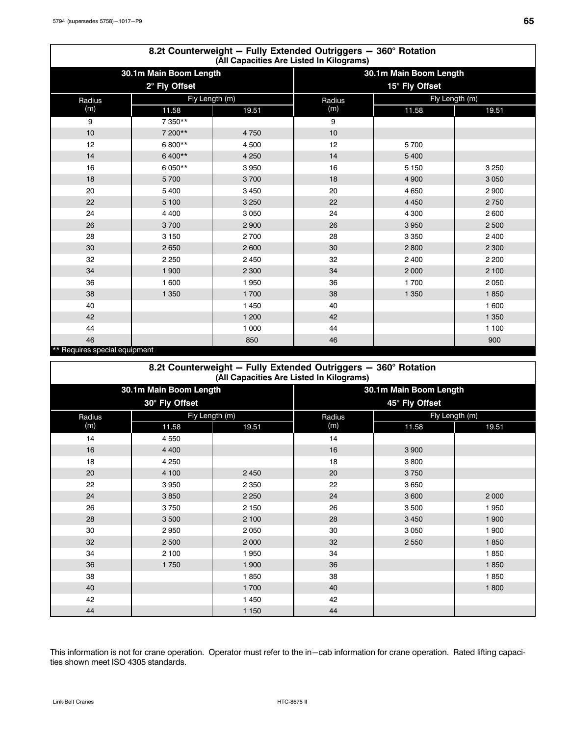## 8.2t Counterweight — Fully Extended Outriggers — 360° Rotation
**(All Capacities Are Listed In Kilograms)**

| 30.1m Main Boom Length 2° Fly Offset | | | 30.1m Main Boom Length 15° Fly Offset | | |
|---|---|---|---|---|---|
| Radius (m) | Fly Length (m) | | Radius (m) | Fly Length (m) | |
| | 11.58 | 19.51 | | 11.58 | 19.51 |
| 9 | 7 350** | | 9 | | |
| 10 | 7 200** | 4 750 | 10 | | |
| 12 | 6 800** | 4 500 | 12 | 5 700 | |
| 14 | 6 400** | 4 250 | 14 | 5 400 | |
| 16 | 6 050** | 3 950 | 16 | 5 150 | 3 250 |
| 18 | 5 700 | 3 700 | 18 | 4 900 | 3 050 |
| 20 | 5 400 | 3 450 | 20 | 4 650 | 2 900 |
| 22 | 5 100 | 3 250 | 22 | 4 450 | 2 750 |
| 24 | 4 400 | 3 050 | 24 | 4 300 | 2 600 |
| 26 | 3 700 | 2 900 | 26 | 3 950 | 2 500 |
| 28 | 3 150 | 2 700 | 28 | 3 350 | 2 400 |
| 30 | 2 650 | 2 600 | 30 | 2 800 | 2 300 |
| 32 | 2 250 | 2 450 | 32 | 2 400 | 2 200 |
| 34 | 1 900 | 2 300 | 34 | 2 000 | 2 100 |
| 36 | 1 600 | 1 950 | 36 | 1 700 | 2 050 |
| 38 | 1 350 | 1 700 | 38 | 1 350 | 1 850 |
| 40 | | 1 450 | 40 | | 1 600 |
| 42 | | 1 200 | 42 | | 1 350 |
| 44 | | 1 000 | 44 | | 1 100 |
| 46 | | 850 | 46 | | 900 |

** Requires special equipment

## 8.2t Counterweight — Fully Extended Outriggers — 360° Rotation
**(All Capacities Are Listed In Kilograms)**

| 30.1m Main Boom Length 30° Fly Offset | | | 30.1m Main Boom Length 45° Fly Offset | | |
|---|---|---|---|---|---|
| Radius (m) | Fly Length (m) | | Radius (m) | Fly Length (m) | |
| | 11.58 | 19.51 | | 11.58 | 19.51 |
| 14 | 4 550 | | 14 | | |
| 16 | 4 400 | | 16 | 3 900 | |
| 18 | 4 250 | | 18 | 3 800 | |
| 20 | 4 100 | 2 450 | 20 | 3 750 | |
| 22 | 3 950 | 2 350 | 22 | 3 650 | |
| 24 | 3 850 | 2 250 | 24 | 3 600 | 2 000 |
| 26 | 3 750 | 2 150 | 26 | 3 500 | 1 950 |
| 28 | 3 500 | 2 100 | 28 | 3 450 | 1 900 |
| 30 | 2 950 | 2 050 | 30 | 3 050 | 1 900 |
| 32 | 2 500 | 2 000 | 32 | 2 550 | 1 850 |
| 34 | 2 100 | 1 950 | 34 | | 1 850 |
| 36 | 1 750 | 1 900 | 36 | | 1 850 |
| 38 | | 1 850 | 38 | | 1 850 |
| 40 | | 1 700 | 40 | | 1 800 |
| 42 | | 1 450 | 42 | | |
| 44 | | 1 150 | 44 | | |

This information is not for crane operation. Operator must refer to the in−cab information for crane operation. Rated lifting capacities shown meet ISO 4305 standards.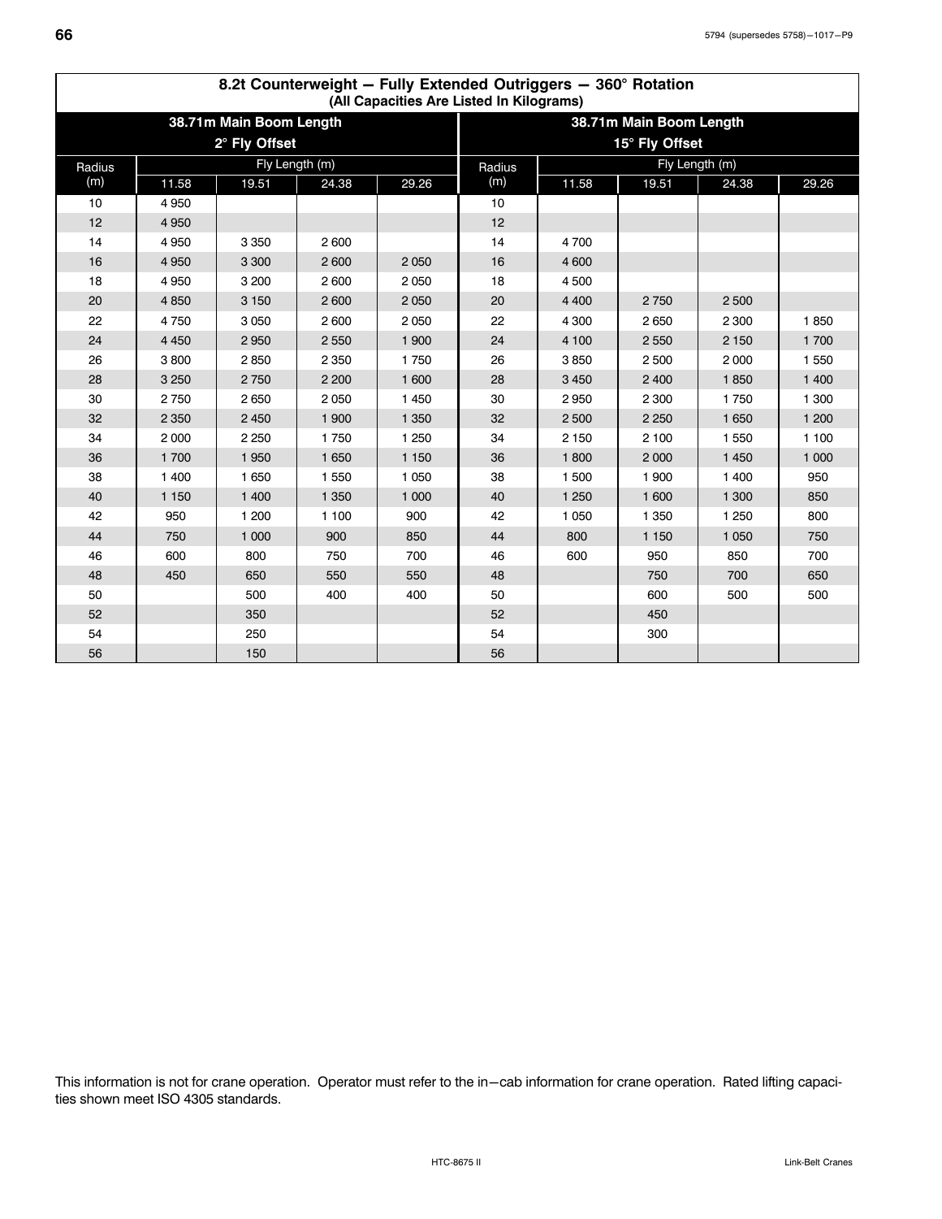## 8.2t Counterweight — Fully Extended Outriggers — 360° Rotation

**(All Capacities Are Listed In Kilograms)**

| 38.71m Main Boom Length 2° Fly Offset | | | | | 38.71m Main Boom Length 15° Fly Offset | | | | |
|---|---|---|---|---|---|---|---|---|---|
| Radius (m) | Fly Length (m) | | | | Radius (m) | Fly Length (m) | | | |
| | 11.58 | 19.51 | 24.38 | 29.26 | | 11.58 | 19.51 | 24.38 | 29.26 |
| 10 | 4 950 | | | | 10 | | | | |
| 12 | 4 950 | | | | 12 | | | | |
| 14 | 4 950 | 3 350 | 2 600 | | 14 | 4 700 | | | |
| 16 | 4 950 | 3 300 | 2 600 | 2 050 | 16 | 4 600 | | | |
| 18 | 4 950 | 3 200 | 2 600 | 2 050 | 18 | 4 500 | | | |
| 20 | 4 850 | 3 150 | 2 600 | 2 050 | 20 | 4 400 | 2 750 | 2 500 | |
| 22 | 4 750 | 3 050 | 2 600 | 2 050 | 22 | 4 300 | 2 650 | 2 300 | 1 850 |
| 24 | 4 450 | 2 950 | 2 550 | 1 900 | 24 | 4 100 | 2 550 | 2 150 | 1 700 |
| 26 | 3 800 | 2 850 | 2 350 | 1 750 | 26 | 3 850 | 2 500 | 2 000 | 1 550 |
| 28 | 3 250 | 2 750 | 2 200 | 1 600 | 28 | 3 450 | 2 400 | 1 850 | 1 400 |
| 30 | 2 750 | 2 650 | 2 050 | 1 450 | 30 | 2 950 | 2 300 | 1 750 | 1 300 |
| 32 | 2 350 | 2 450 | 1 900 | 1 350 | 32 | 2 500 | 2 250 | 1 650 | 1 200 |
| 34 | 2 000 | 2 250 | 1 750 | 1 250 | 34 | 2 150 | 2 100 | 1 550 | 1 100 |
| 36 | 1 700 | 1 950 | 1 650 | 1 150 | 36 | 1 800 | 2 000 | 1 450 | 1 000 |
| 38 | 1 400 | 1 650 | 1 550 | 1 050 | 38 | 1 500 | 1 900 | 1 400 | 950 |
| 40 | 1 150 | 1 400 | 1 350 | 1 000 | 40 | 1 250 | 1 600 | 1 300 | 850 |
| 42 | 950 | 1 200 | 1 100 | 900 | 42 | 1 050 | 1 350 | 1 250 | 800 |
| 44 | 750 | 1 000 | 900 | 850 | 44 | 800 | 1 150 | 1 050 | 750 |
| 46 | 600 | 800 | 750 | 700 | 46 | 600 | 950 | 850 | 700 |
| 48 | 450 | 650 | 550 | 550 | 48 | | 750 | 700 | 650 |
| 50 | | 500 | 400 | 400 | 50 | | 600 | 500 | 500 |
| 52 | | 350 | | | 52 | | 450 | | |
| 54 | | 250 | | | 54 | | 300 | | |
| 56 | | 150 | | | 56 | | | | |

This information is not for crane operation. Operator must refer to the in−cab information for crane operation. Rated lifting capacities shown meet ISO 4305 standards.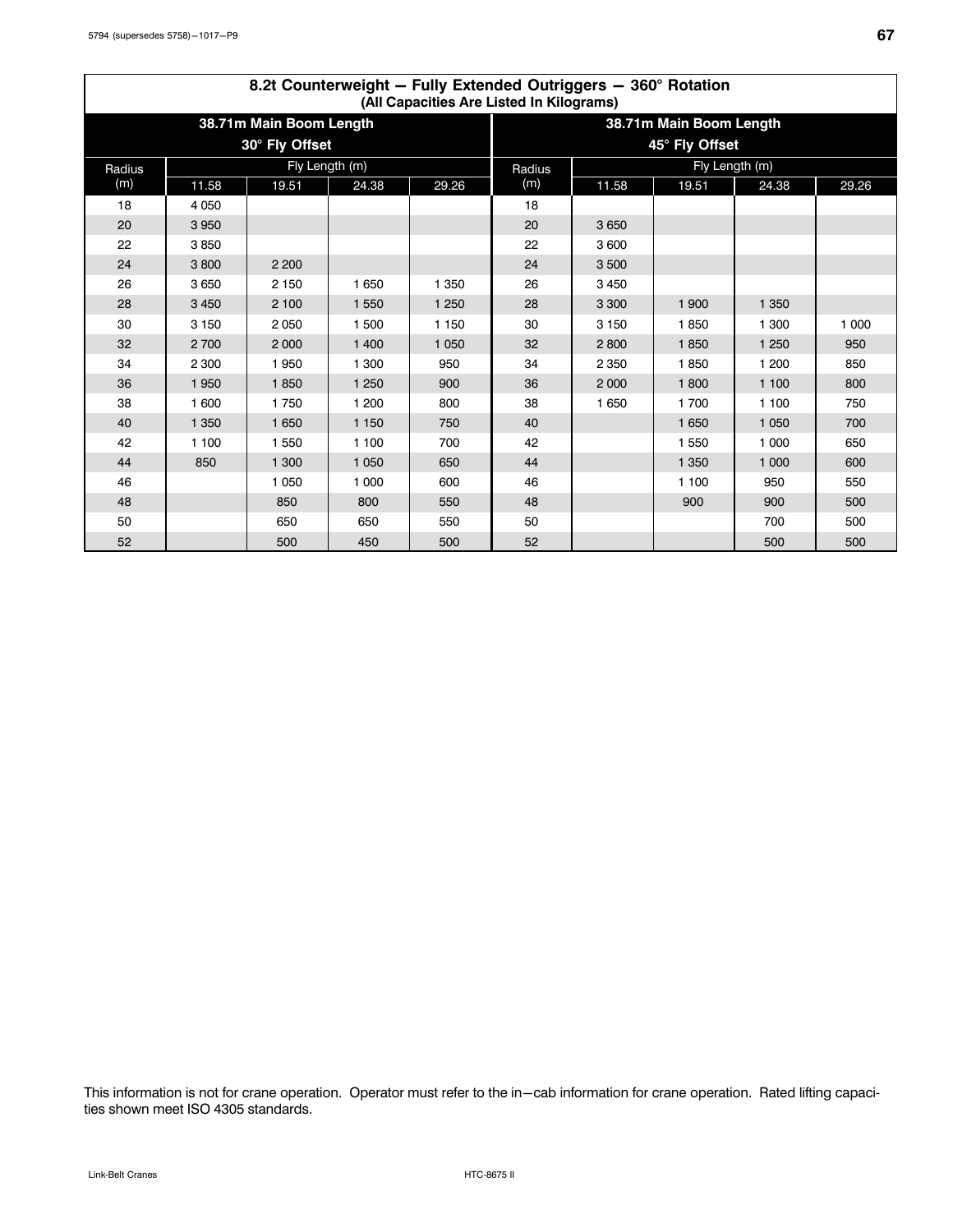## 8.2t Counterweight — Fully Extended Outriggers — 360° Rotation

(All Capacities Are Listed In Kilograms)

| 38.71m Main Boom Length 30° Fly Offset | | | | | 38.71m Main Boom Length 45° Fly Offset | | | | |
|---|---|---|---|---|---|---|---|---|---|
| Radius (m) | Fly Length (m) | | | | Radius (m) | Fly Length (m) | | | |
| | 11.58 | 19.51 | 24.38 | 29.26 | | 11.58 | 19.51 | 24.38 | 29.26 |
| 18 | 4 050 | | | | 18 | | | | |
| 20 | 3 950 | | | | 20 | 3 650 | | | |
| 22 | 3 850 | | | | 22 | 3 600 | | | |
| 24 | 3 800 | 2 200 | | | 24 | 3 500 | | | |
| 26 | 3 650 | 2 150 | 1 650 | 1 350 | 26 | 3 450 | | | |
| 28 | 3 450 | 2 100 | 1 550 | 1 250 | 28 | 3 300 | 1 900 | 1 350 | |
| 30 | 3 150 | 2 050 | 1 500 | 1 150 | 30 | 3 150 | 1 850 | 1 300 | 1 000 |
| 32 | 2 700 | 2 000 | 1 400 | 1 050 | 32 | 2 800 | 1 850 | 1 250 | 950 |
| 34 | 2 300 | 1 950 | 1 300 | 950 | 34 | 2 350 | 1 850 | 1 200 | 850 |
| 36 | 1 950 | 1 850 | 1 250 | 900 | 36 | 2 000 | 1 800 | 1 100 | 800 |
| 38 | 1 600 | 1 750 | 1 200 | 800 | 38 | 1 650 | 1 700 | 1 100 | 750 |
| 40 | 1 350 | 1 650 | 1 150 | 750 | 40 | | 1 650 | 1 050 | 700 |
| 42 | 1 100 | 1 550 | 1 100 | 700 | 42 | | 1 550 | 1 000 | 650 |
| 44 | 850 | 1 300 | 1 050 | 650 | 44 | | 1 350 | 1 000 | 600 |
| 46 | | 1 050 | 1 000 | 600 | 46 | | 1 100 | 950 | 550 |
| 48 | | 850 | 800 | 550 | 48 | | 900 | 900 | 500 |
| 50 | | 650 | 650 | 550 | 50 | | | 700 | 500 |
| 52 | | 500 | 450 | 500 | 52 | | | 500 | 500 |

This information is not for crane operation. Operator must refer to the in−cab information for crane operation. Rated lifting capacities shown meet ISO 4305 standards.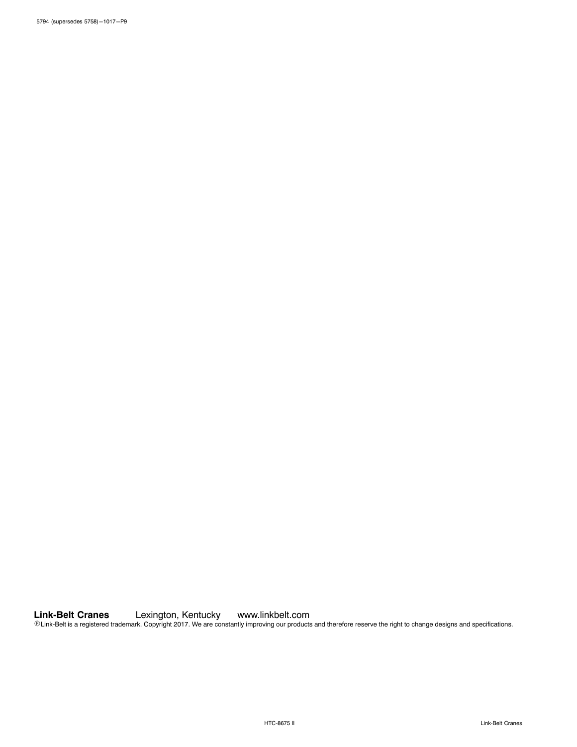5794 (supersedes 5758)—1017—P9

**Link-Belt Cranes** Lexington, Kentucky www.linkbelt.com

®Link-Belt is a registered trademark. Copyright 2017. We are constantly improving our products and therefore reserve the right to change designs and specifications.